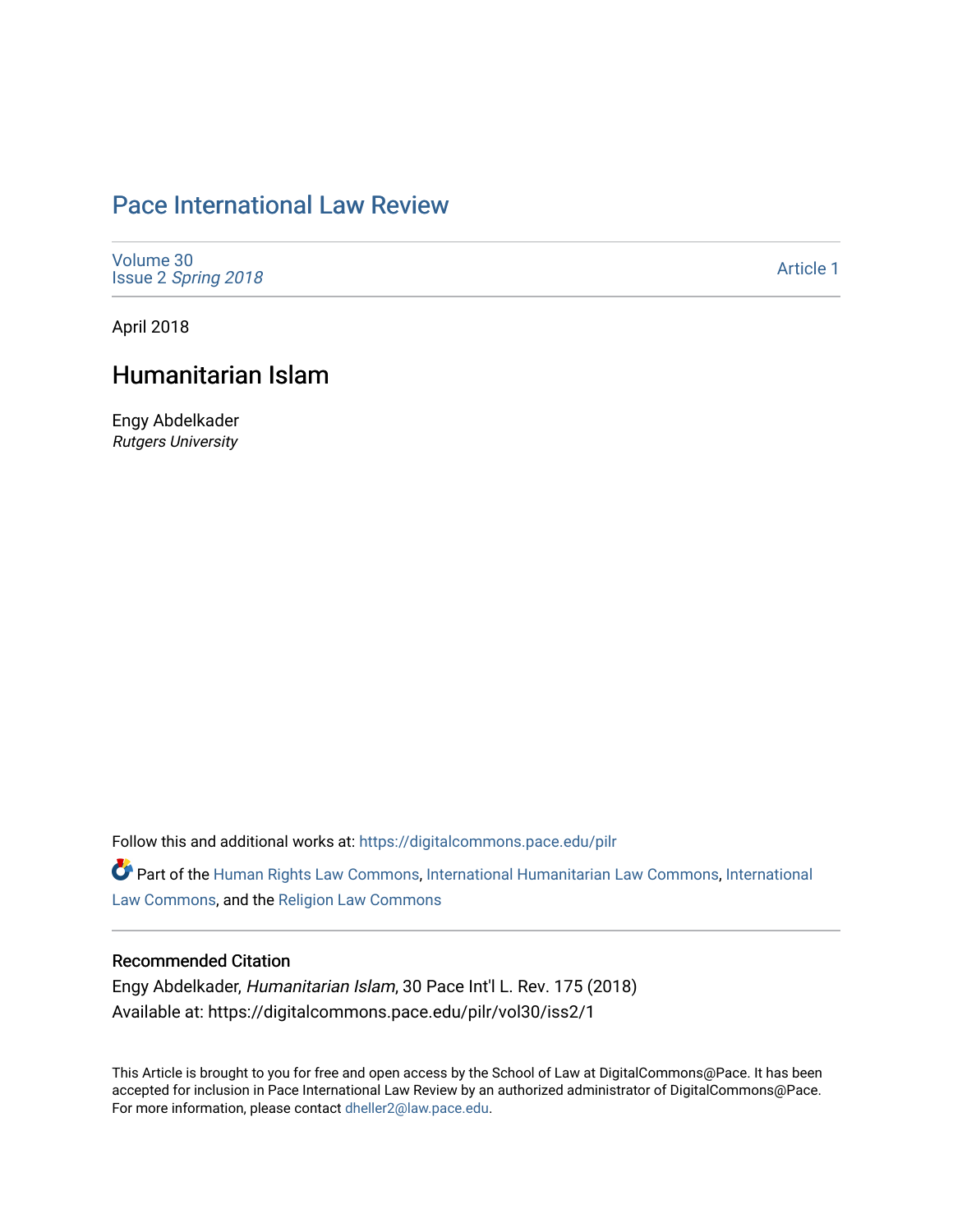# Pace International Law Review

Volume 30
Issue 2 *Spring 2018*

Article 1

April 2018

## Humanitarian Islam

Engy Abdelkader
*Rutgers University*

Follow this and additional works at: https://digitalcommons.pace.edu/pilr

Part of the Human Rights Law Commons, International Humanitarian Law Commons, International Law Commons, and the Religion Law Commons

### Recommended Citation

Engy Abdelkader, *Humanitarian Islam*, 30 Pace Int'l L. Rev. 175 (2018)
Available at: https://digitalcommons.pace.edu/pilr/vol30/iss2/1

This Article is brought to you for free and open access by the School of Law at DigitalCommons@Pace. It has been accepted for inclusion in Pace International Law Review by an authorized administrator of DigitalCommons@Pace. For more information, please contact dheller2@law.pace.edu.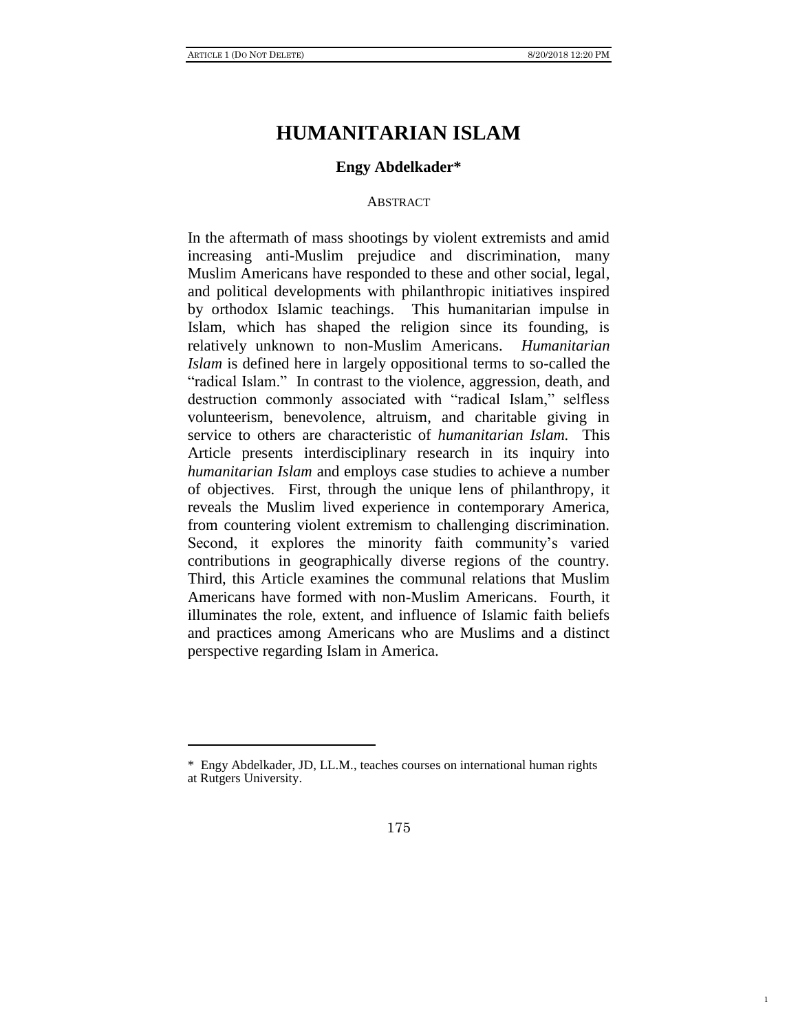# HUMANITARIAN ISLAM

**Engy Abdelkader***

ABSTRACT

In the aftermath of mass shootings by violent extremists and amid increasing anti-Muslim prejudice and discrimination, many Muslim Americans have responded to these and other social, legal, and political developments with philanthropic initiatives inspired by orthodox Islamic teachings. This humanitarian impulse in Islam, which has shaped the religion since its founding, is relatively unknown to non-Muslim Americans. *Humanitarian Islam* is defined here in largely oppositional terms to so-called the "radical Islam." In contrast to the violence, aggression, death, and destruction commonly associated with "radical Islam," selfless volunteerism, benevolence, altruism, and charitable giving in service to others are characteristic of *humanitarian Islam.* This Article presents interdisciplinary research in its inquiry into *humanitarian Islam* and employs case studies to achieve a number of objectives. First, through the unique lens of philanthropy, it reveals the Muslim lived experience in contemporary America, from countering violent extremism to challenging discrimination. Second, it explores the minority faith community's varied contributions in geographically diverse regions of the country. Third, this Article examines the communal relations that Muslim Americans have formed with non-Muslim Americans. Fourth, it illuminates the role, extent, and influence of Islamic faith beliefs and practices among Americans who are Muslims and a distinct perspective regarding Islam in America.

---

\* Engy Abdelkader, JD, LL.M., teaches courses on international human rights at Rutgers University.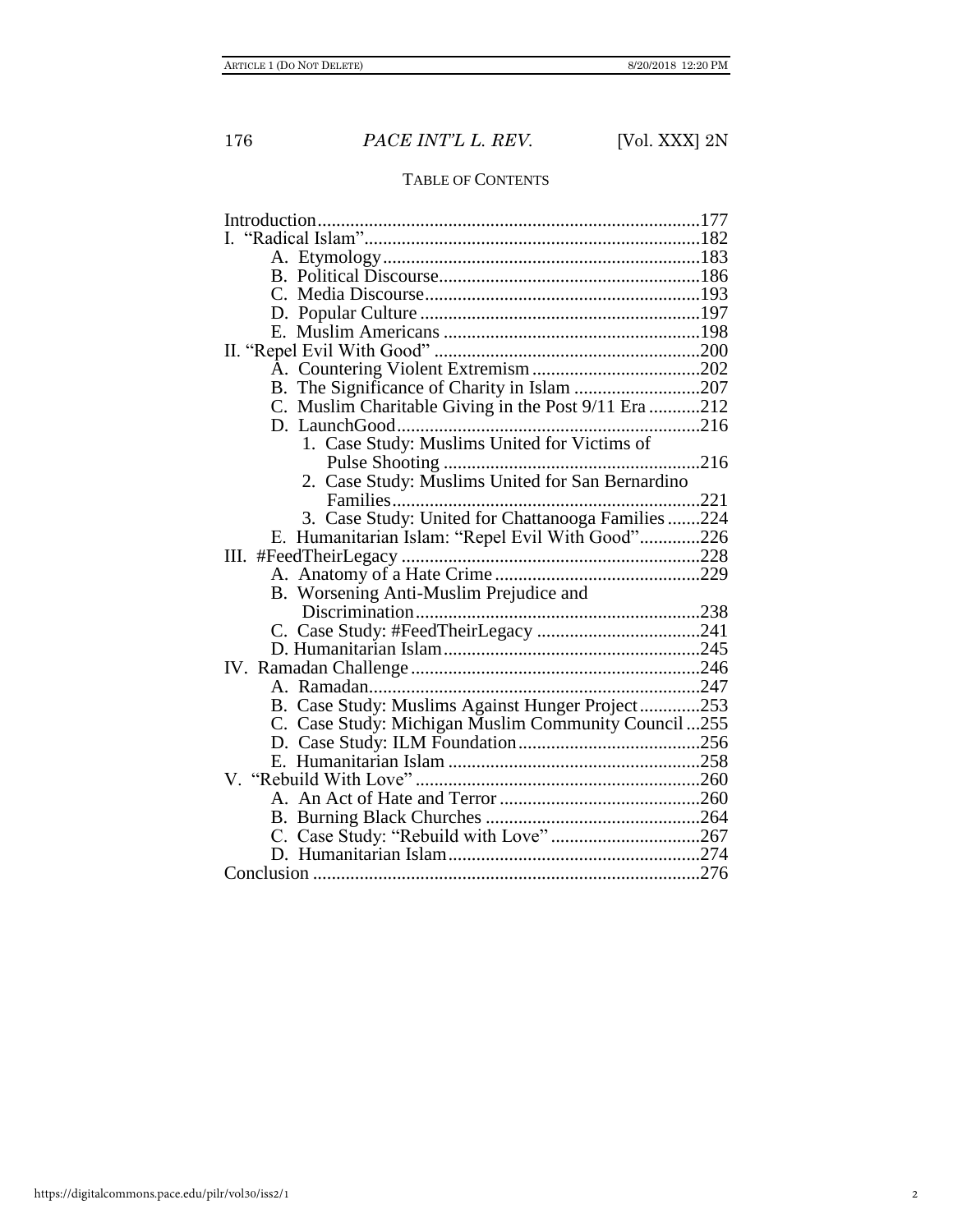TABLE OF CONTENTS

Introduction ........................................................................177
I. "Radical Islam" .................................................................182
    A. Etymology ...................................................................183
    B. Political Discourse .......................................................186
    C. Media Discourse ..........................................................193
    D. Popular Culture ...........................................................197
    E. Muslim Americans .......................................................198
II. "Repel Evil With Good" ...................................................200
    A. Countering Violent Extremism ....................................202
    B. The Significance of Charity in Islam ..........................207
    C. Muslim Charitable Giving in the Post 9/11 Era ..........212
    D. LaunchGood ................................................................216
        1. Case Study: Muslims United for Victims of Pulse Shooting ......................................................216
        2. Case Study: Muslims United for San Bernardino Families .................................................................221
        3. Case Study: United for Chattanooga Families .......224
    E. Humanitarian Islam: "Repel Evil With Good" .............226
III. #FeedTheirLegacy ...........................................................228
    A. Anatomy of a Hate Crime ...........................................229
    B. Worsening Anti-Muslim Prejudice and Discrimination ............................................................238
    C. Case Study: #FeedTheirLegacy ..................................241
    D. Humanitarian Islam ....................................................245
IV. Ramadan Challenge .........................................................246
    A. Ramadan ......................................................................247
    B. Case Study: Muslims Against Hunger Project .............253
    C. Case Study: Michigan Muslim Community Council ...255
    D. Case Study: ILM Foundation .......................................256
    E. Humanitarian Islam ....................................................258
V. "Rebuild With Love" ........................................................260
    A. An Act of Hate and Terror ..........................................260
    B. Burning Black Churches .............................................264
    C. Case Study: "Rebuild with Love" ................................267
    D. Humanitarian Islam ....................................................274
Conclusion ............................................................................276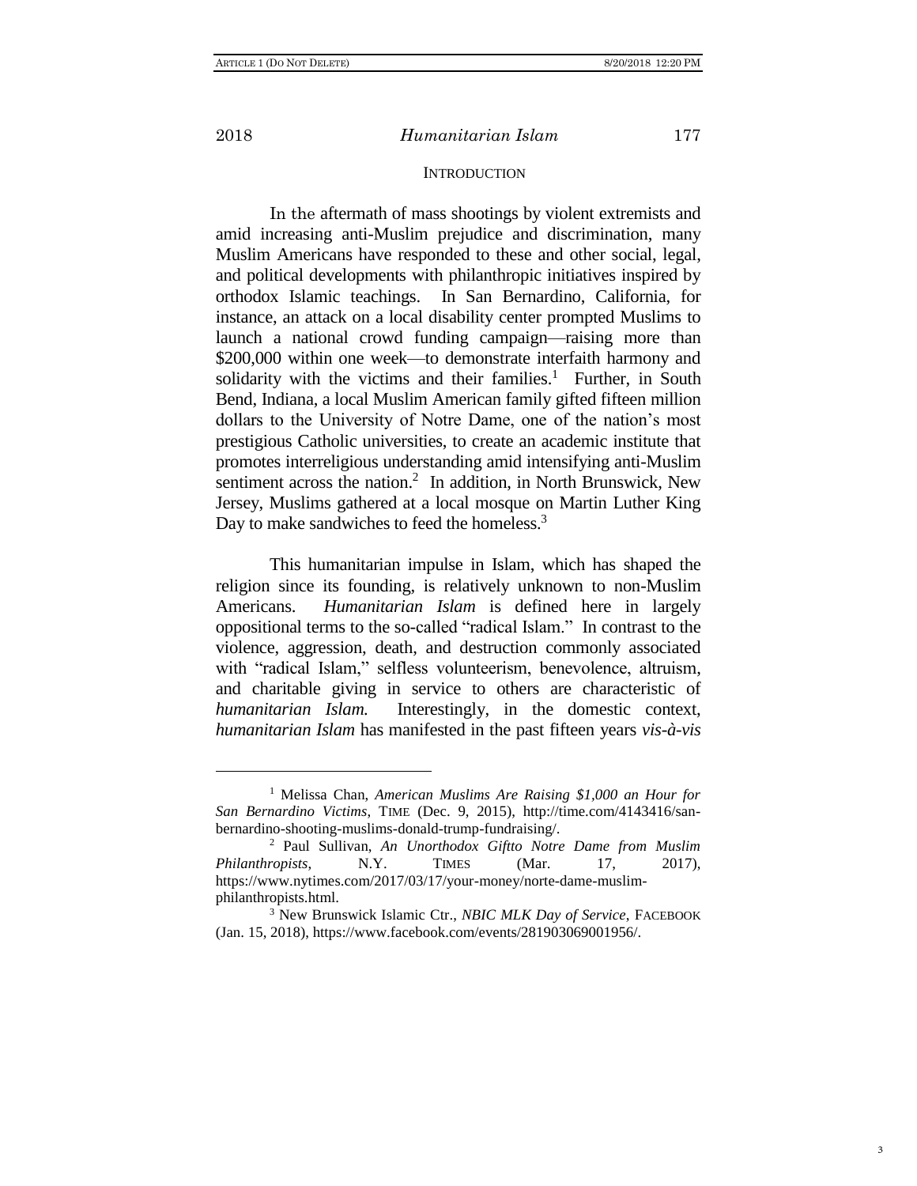## INTRODUCTION

In the aftermath of mass shootings by violent extremists and amid increasing anti-Muslim prejudice and discrimination, many Muslim Americans have responded to these and other social, legal, and political developments with philanthropic initiatives inspired by orthodox Islamic teachings. In San Bernardino, California, for instance, an attack on a local disability center prompted Muslims to launch a national crowd funding campaign—raising more than $200,000 within one week—to demonstrate interfaith harmony and solidarity with the victims and their families.[1] Further, in South Bend, Indiana, a local Muslim American family gifted fifteen million dollars to the University of Notre Dame, one of the nation's most prestigious Catholic universities, to create an academic institute that promotes interreligious understanding amid intensifying anti-Muslim sentiment across the nation.[2] In addition, in North Brunswick, New Jersey, Muslims gathered at a local mosque on Martin Luther King Day to make sandwiches to feed the homeless.[3]

This humanitarian impulse in Islam, which has shaped the religion since its founding, is relatively unknown to non-Muslim Americans. *Humanitarian Islam* is defined here in largely oppositional terms to the so-called "radical Islam." In contrast to the violence, aggression, death, and destruction commonly associated with "radical Islam," selfless volunteerism, benevolence, altruism, and charitable giving in service to others are characteristic of *humanitarian Islam.* Interestingly, in the domestic context, *humanitarian Islam* has manifested in the past fifteen years *vis-à-vis*

---

[1] Melissa Chan, *American Muslims Are Raising $1,000 an Hour for San Bernardino Victims*, TIME (Dec. 9, 2015), http://time.com/4143416/san-bernardino-shooting-muslims-donald-trump-fundraising/.

[2] Paul Sullivan, *An Unorthodox Giftto Notre Dame from Muslim Philanthropists*, N.Y. TIMES (Mar. 17, 2017), https://www.nytimes.com/2017/03/17/your-money/norte-dame-muslim-philanthropists.html.

[3] New Brunswick Islamic Ctr., *NBIC MLK Day of Service*, FACEBOOK (Jan. 15, 2018), https://www.facebook.com/events/281903069001956/.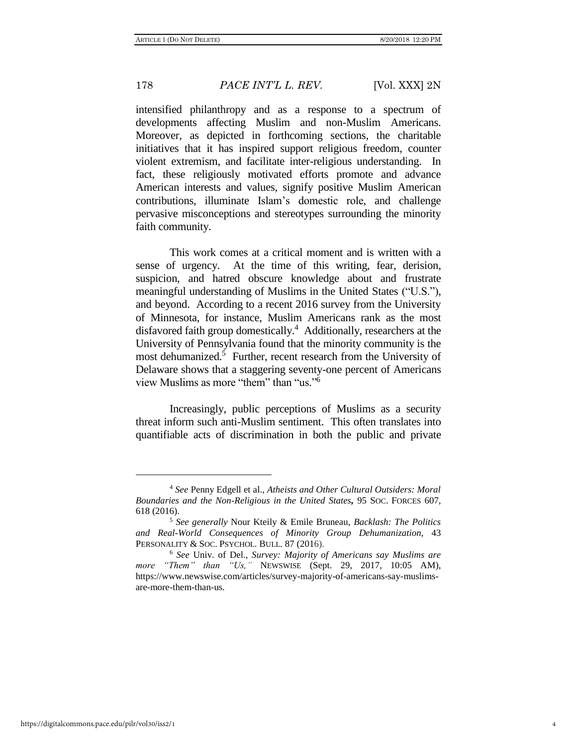intensified philanthropy and as a response to a spectrum of developments affecting Muslim and non-Muslim Americans. Moreover, as depicted in forthcoming sections, the charitable initiatives that it has inspired support religious freedom, counter violent extremism, and facilitate inter-religious understanding. In fact, these religiously motivated efforts promote and advance American interests and values, signify positive Muslim American contributions, illuminate Islam's domestic role, and challenge pervasive misconceptions and stereotypes surrounding the minority faith community.

This work comes at a critical moment and is written with a sense of urgency. At the time of this writing, fear, derision, suspicion, and hatred obscure knowledge about and frustrate meaningful understanding of Muslims in the United States ("U.S."), and beyond. According to a recent 2016 survey from the University of Minnesota, for instance, Muslim Americans rank as the most disfavored faith group domestically.[4] Additionally, researchers at the University of Pennsylvania found that the minority community is the most dehumanized.[5] Further, recent research from the University of Delaware shows that a staggering seventy-one percent of Americans view Muslims as more "them" than "us."[6]

Increasingly, public perceptions of Muslims as a security threat inform such anti-Muslim sentiment. This often translates into quantifiable acts of discrimination in both the public and private

---

[4] *See* Penny Edgell et al., *Atheists and Other Cultural Outsiders: Moral Boundaries and the Non-Religious in the United States***,** 95 SOC. FORCES 607, 618 (2016).

[5] *See generally* Nour Kteily & Emile Bruneau, *Backlash: The Politics and Real-World Consequences of Minority Group Dehumanization*, 43 PERSONALITY & SOC. PSYCHOL. BULL. 87 (2016).

[6] *See* Univ. of Del., *Survey: Majority of Americans say Muslims are more "Them" than "Us,"* NEWSWISE (Sept. 29, 2017, 10:05 AM), https://www.newswise.com/articles/survey-majority-of-americans-say-muslims-are-more-them-than-us.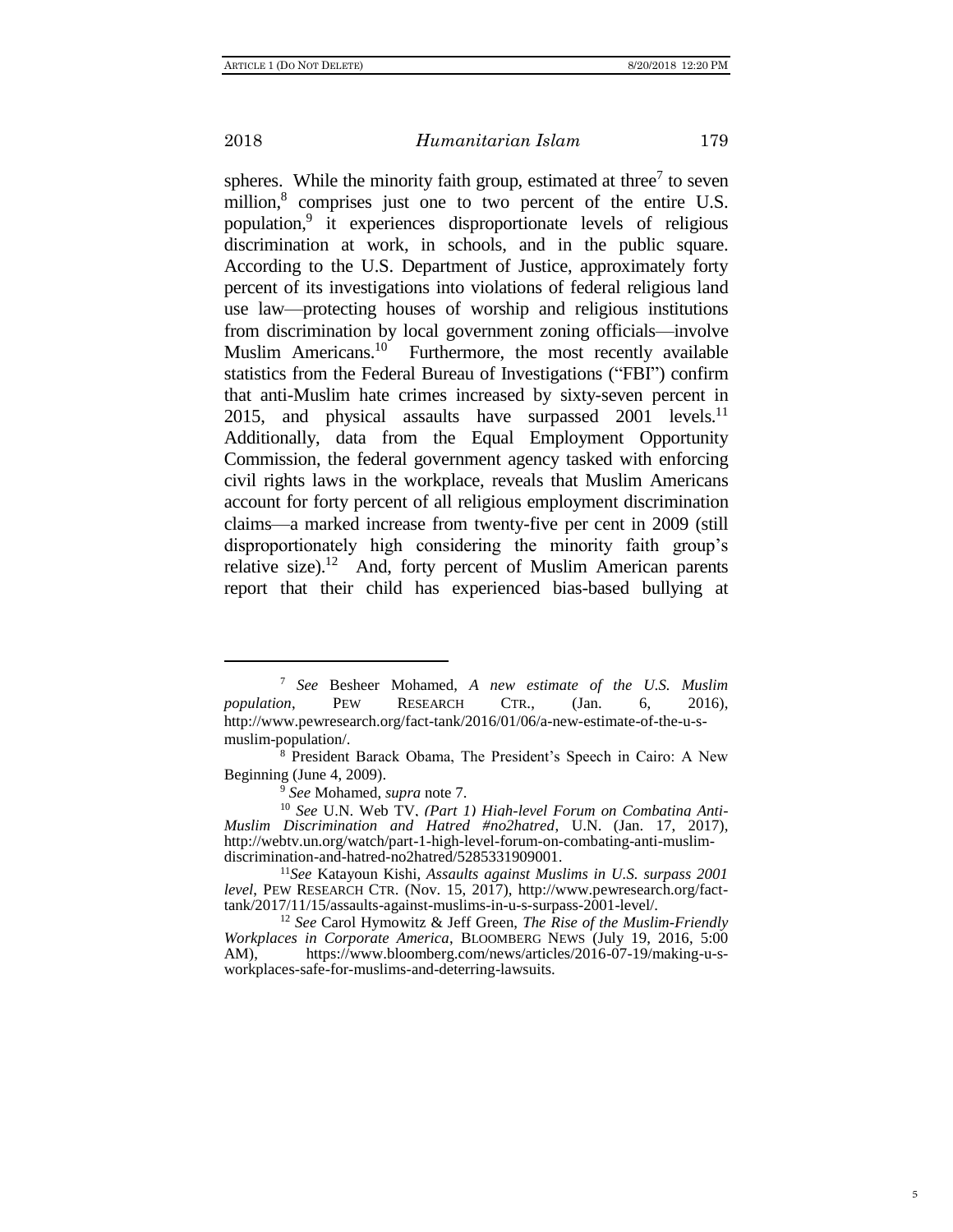spheres. While the minority faith group, estimated at three[7] to seven million,[8] comprises just one to two percent of the entire U.S. population,[9] it experiences disproportionate levels of religious discrimination at work, in schools, and in the public square. According to the U.S. Department of Justice, approximately forty percent of its investigations into violations of federal religious land use law—protecting houses of worship and religious institutions from discrimination by local government zoning officials—involve Muslim Americans.[10] Furthermore, the most recently available statistics from the Federal Bureau of Investigations ("FBI") confirm that anti-Muslim hate crimes increased by sixty-seven percent in 2015, and physical assaults have surpassed 2001 levels.[11] Additionally, data from the Equal Employment Opportunity Commission, the federal government agency tasked with enforcing civil rights laws in the workplace, reveals that Muslim Americans account for forty percent of all religious employment discrimination claims—a marked increase from twenty-five per cent in 2009 (still disproportionately high considering the minority faith group's relative size).[12] And, forty percent of Muslim American parents report that their child has experienced bias-based bullying at

---

[7] *See* Besheer Mohamed, *A new estimate of the U.S. Muslim population*, PEW RESEARCH CTR., (Jan. 6, 2016), http://www.pewresearch.org/fact-tank/2016/01/06/a-new-estimate-of-the-u-s-muslim-population/.

[8] President Barack Obama, The President's Speech in Cairo: A New Beginning (June 4, 2009).

[9] *See* Mohamed, *supra* note 7.

[10] *See* U.N. Web TV, *(Part 1) High-level Forum on Combating Anti-Muslim Discrimination and Hatred #no2hatred*, U.N. (Jan. 17, 2017), http://webtv.un.org/watch/part-1-high-level-forum-on-combating-anti-muslim-discrimination-and-hatred-no2hatred/5285331909001.

[11] *See* Katayoun Kishi, *Assaults against Muslims in U.S. surpass 2001 level*, PEW RESEARCH CTR. (Nov. 15, 2017), http://www.pewresearch.org/fact-tank/2017/11/15/assaults-against-muslims-in-u-s-surpass-2001-level/.

[12] *See* Carol Hymowitz & Jeff Green, *The Rise of the Muslim-Friendly Workplaces in Corporate America*, BLOOMBERG NEWS (July 19, 2016, 5:00 AM), https://www.bloomberg.com/news/articles/2016-07-19/making-u-s-workplaces-safe-for-muslims-and-deterring-lawsuits.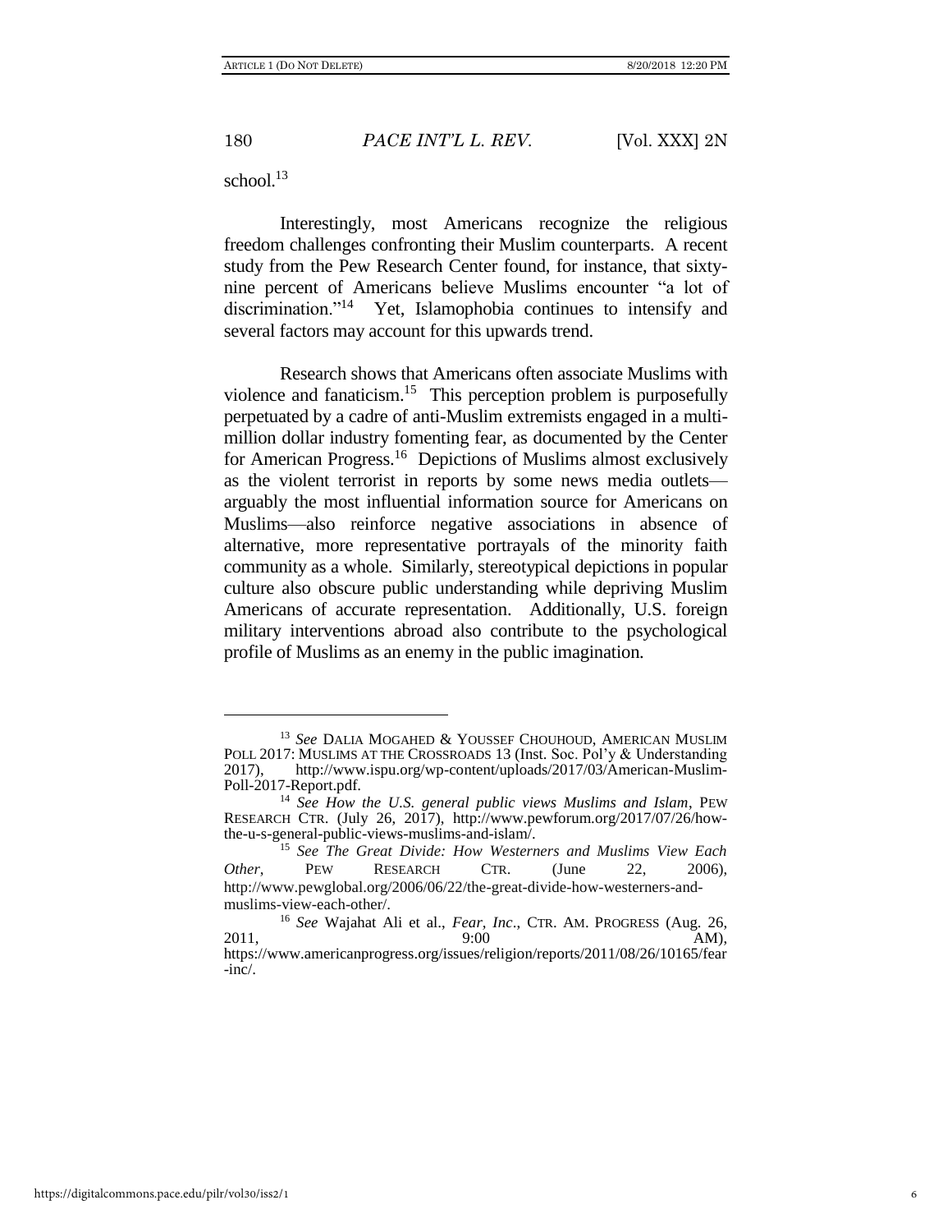school.[13]

Interestingly, most Americans recognize the religious freedom challenges confronting their Muslim counterparts. A recent study from the Pew Research Center found, for instance, that sixty-nine percent of Americans believe Muslims encounter "a lot of discrimination."[14] Yet, Islamophobia continues to intensify and several factors may account for this upwards trend.

Research shows that Americans often associate Muslims with violence and fanaticism.[15] This perception problem is purposefully perpetuated by a cadre of anti-Muslim extremists engaged in a multi-million dollar industry fomenting fear, as documented by the Center for American Progress.[16] Depictions of Muslims almost exclusively as the violent terrorist in reports by some news media outlets—arguably the most influential information source for Americans on Muslims—also reinforce negative associations in absence of alternative, more representative portrayals of the minority faith community as a whole. Similarly, stereotypical depictions in popular culture also obscure public understanding while depriving Muslim Americans of accurate representation. Additionally, U.S. foreign military interventions abroad also contribute to the psychological profile of Muslims as an enemy in the public imagination.

---

[13] *See* DALIA MOGAHED & YOUSSEF CHOUHOUD, AMERICAN MUSLIM POLL 2017: MUSLIMS AT THE CROSSROADS 13 (Inst. Soc. Pol'y & Understanding 2017), http://www.ispu.org/wp-content/uploads/2017/03/American-Muslim-Poll-2017-Report.pdf.

[14] *See How the U.S. general public views Muslims and Islam*, PEW RESEARCH CTR. (July 26, 2017), http://www.pewforum.org/2017/07/26/how-the-u-s-general-public-views-muslims-and-islam/.

[15] *See The Great Divide: How Westerners and Muslims View Each Other*, PEW RESEARCH CTR. (June 22, 2006), http://www.pewglobal.org/2006/06/22/the-great-divide-how-westerners-and-muslims-view-each-other/.

[16] *See* Wajahat Ali et al., *Fear, Inc*., CTR. AM. PROGRESS (Aug. 26, 2011, 9:00 AM), https://www.americanprogress.org/issues/religion/reports/2011/08/26/10165/fear-inc/.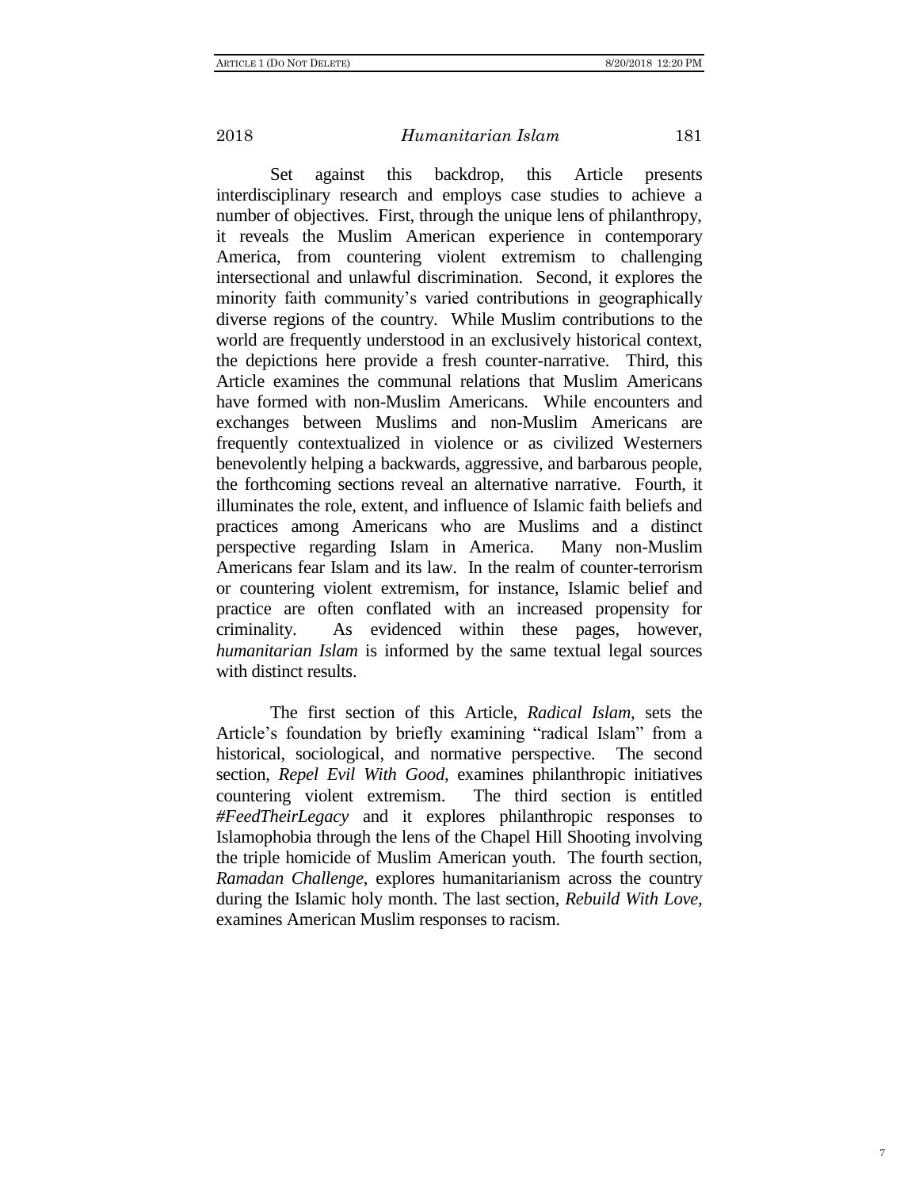Set against this backdrop, this Article presents interdisciplinary research and employs case studies to achieve a number of objectives. First, through the unique lens of philanthropy, it reveals the Muslim American experience in contemporary America, from countering violent extremism to challenging intersectional and unlawful discrimination. Second, it explores the minority faith community's varied contributions in geographically diverse regions of the country. While Muslim contributions to the world are frequently understood in an exclusively historical context, the depictions here provide a fresh counter-narrative. Third, this Article examines the communal relations that Muslim Americans have formed with non-Muslim Americans. While encounters and exchanges between Muslims and non-Muslim Americans are frequently contextualized in violence or as civilized Westerners benevolently helping a backwards, aggressive, and barbarous people, the forthcoming sections reveal an alternative narrative. Fourth, it illuminates the role, extent, and influence of Islamic faith beliefs and practices among Americans who are Muslims and a distinct perspective regarding Islam in America. Many non-Muslim Americans fear Islam and its law. In the realm of counter-terrorism or countering violent extremism, for instance, Islamic belief and practice are often conflated with an increased propensity for criminality. As evidenced within these pages, however, *humanitarian Islam* is informed by the same textual legal sources with distinct results.

The first section of this Article, *Radical Islam*, sets the Article's foundation by briefly examining "radical Islam" from a historical, sociological, and normative perspective. The second section, *Repel Evil With Good*, examines philanthropic initiatives countering violent extremism. The third section is entitled *#FeedTheirLegacy* and it explores philanthropic responses to Islamophobia through the lens of the Chapel Hill Shooting involving the triple homicide of Muslim American youth. The fourth section, *Ramadan Challenge*, explores humanitarianism across the country during the Islamic holy month. The last section, *Rebuild With Love*, examines American Muslim responses to racism.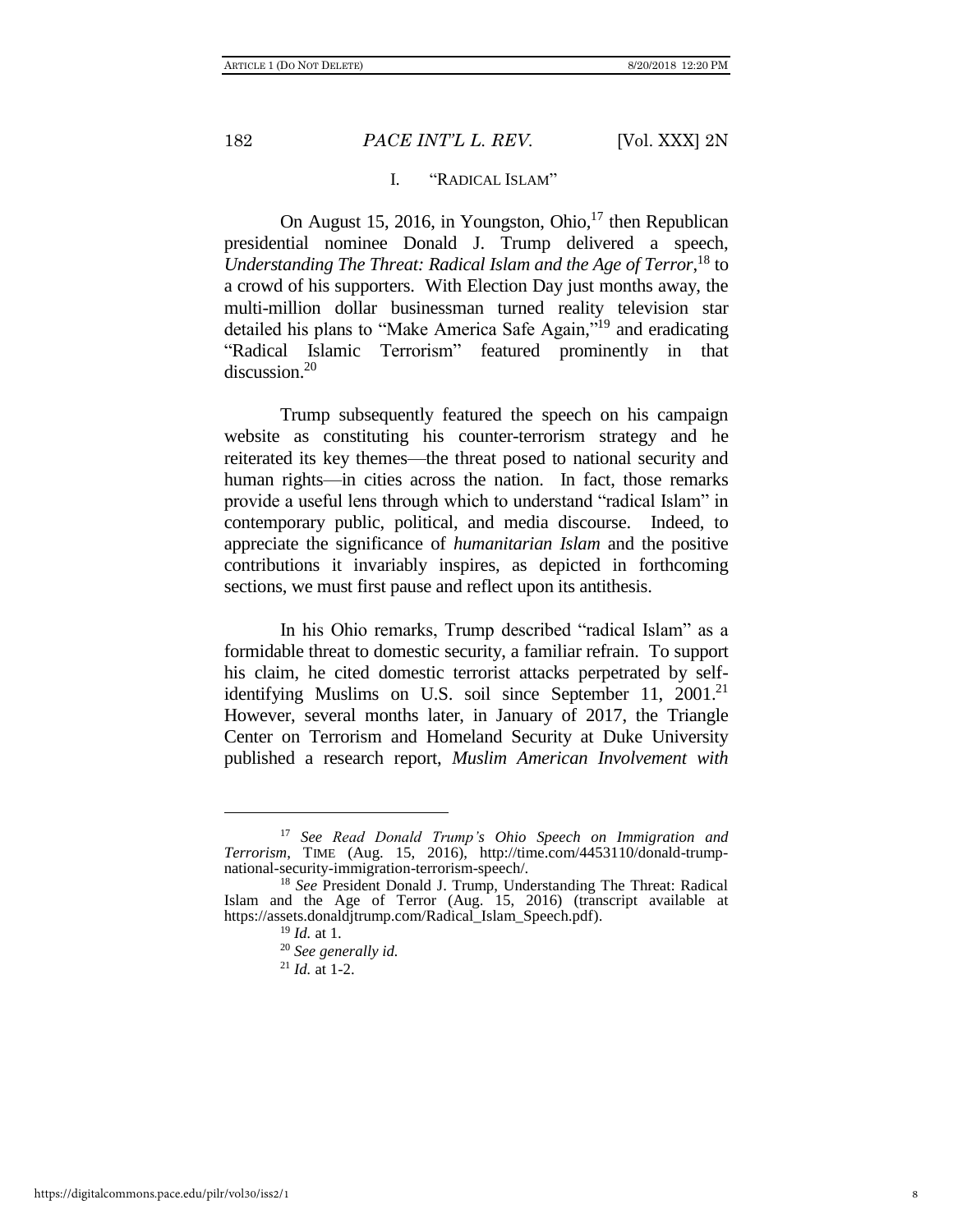## I. "RADICAL ISLAM"

On August 15, 2016, in Youngston, Ohio,[17] then Republican presidential nominee Donald J. Trump delivered a speech, *Understanding The Threat: Radical Islam and the Age of Terror*,[18] to a crowd of his supporters. With Election Day just months away, the multi-million dollar businessman turned reality television star detailed his plans to "Make America Safe Again,"[19] and eradicating "Radical Islamic Terrorism" featured prominently in that discussion.[20]

Trump subsequently featured the speech on his campaign website as constituting his counter-terrorism strategy and he reiterated its key themes—the threat posed to national security and human rights—in cities across the nation. In fact, those remarks provide a useful lens through which to understand "radical Islam" in contemporary public, political, and media discourse. Indeed, to appreciate the significance of *humanitarian Islam* and the positive contributions it invariably inspires, as depicted in forthcoming sections, we must first pause and reflect upon its antithesis.

In his Ohio remarks, Trump described "radical Islam" as a formidable threat to domestic security, a familiar refrain. To support his claim, he cited domestic terrorist attacks perpetrated by self-identifying Muslims on U.S. soil since September 11, 2001.[21] However, several months later, in January of 2017, the Triangle Center on Terrorism and Homeland Security at Duke University published a research report, *Muslim American Involvement with*

---

[17] *See Read Donald Trump's Ohio Speech on Immigration and Terrorism*, TIME (Aug. 15, 2016), http://time.com/4453110/donald-trump-national-security-immigration-terrorism-speech/.

[18] *See* President Donald J. Trump, Understanding The Threat: Radical Islam and the Age of Terror (Aug. 15, 2016) (transcript available at https://assets.donaldjtrump.com/Radical_Islam_Speech.pdf).

[19] *Id.* at 1.

[20] *See generally id.*

[21] *Id.* at 1-2.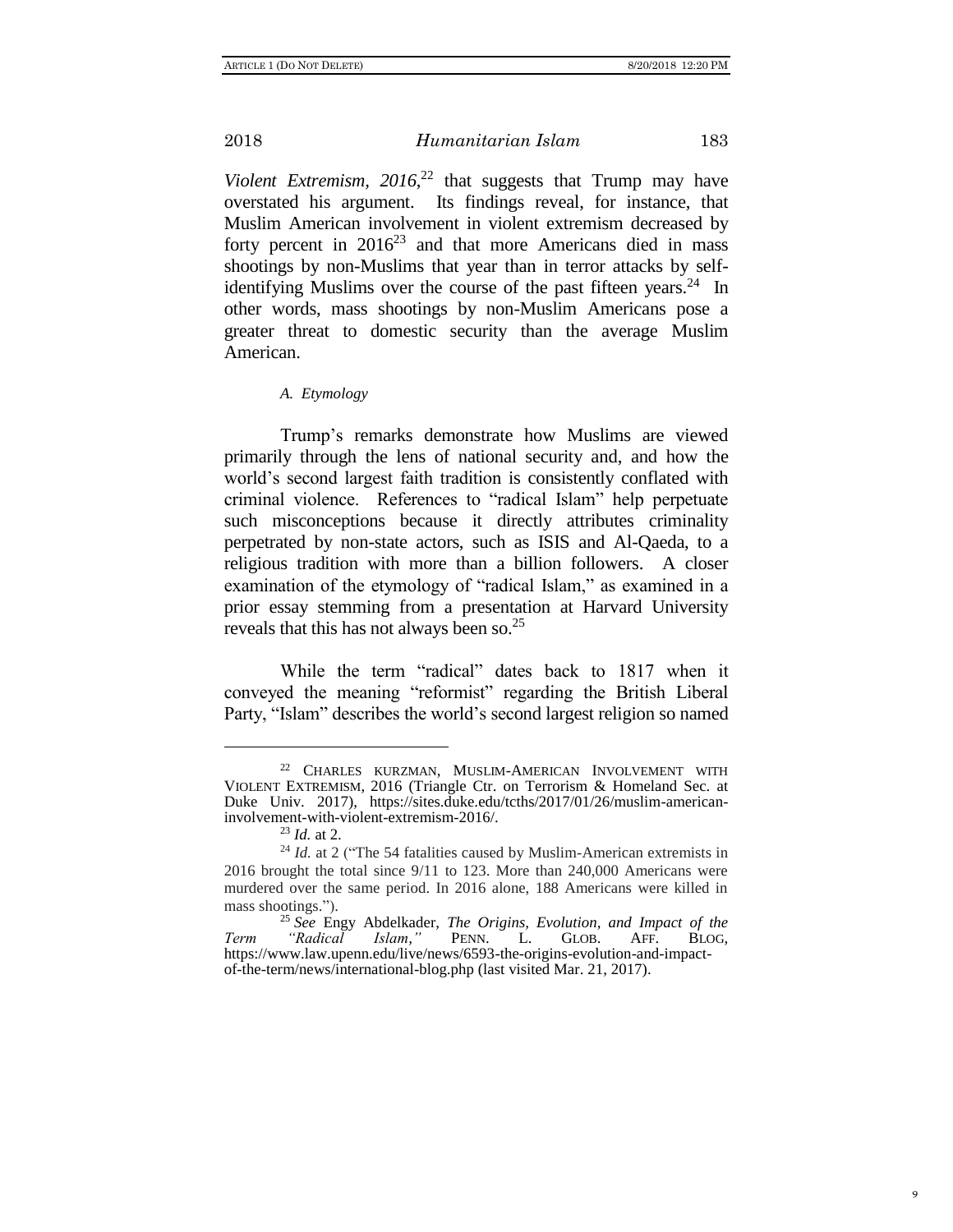*Violent Extremism, 2016*,[22] that suggests that Trump may have overstated his argument. Its findings reveal, for instance, that Muslim American involvement in violent extremism decreased by forty percent in 2016[23] and that more Americans died in mass shootings by non-Muslims that year than in terror attacks by self-identifying Muslims over the course of the past fifteen years.[24] In other words, mass shootings by non-Muslim Americans pose a greater threat to domestic security than the average Muslim American.

### *A. Etymology*

Trump's remarks demonstrate how Muslims are viewed primarily through the lens of national security and, and how the world's second largest faith tradition is consistently conflated with criminal violence. References to "radical Islam" help perpetuate such misconceptions because it directly attributes criminality perpetrated by non-state actors, such as ISIS and Al-Qaeda, to a religious tradition with more than a billion followers. A closer examination of the etymology of "radical Islam," as examined in a prior essay stemming from a presentation at Harvard University reveals that this has not always been so.[25]

While the term "radical" dates back to 1817 when it conveyed the meaning "reformist" regarding the British Liberal Party, "Islam" describes the world's second largest religion so named

---

[22] CHARLES KURZMAN, MUSLIM-AMERICAN INVOLVEMENT WITH VIOLENT EXTREMISM, 2016 (Triangle Ctr. on Terrorism & Homeland Sec. at Duke Univ. 2017), https://sites.duke.edu/tcths/2017/01/26/muslim-american-involvement-with-violent-extremism-2016/.

[23] *Id.* at 2.

[24] *Id.* at 2 ("The 54 fatalities caused by Muslim-American extremists in 2016 brought the total since 9/11 to 123. More than 240,000 Americans were murdered over the same period. In 2016 alone, 188 Americans were killed in mass shootings.").

[25] *See* Engy Abdelkader, *The Origins, Evolution, and Impact of the Term "Radical Islam,"* PENN. L. GLOB. AFF. BLOG, https://www.law.upenn.edu/live/news/6593-the-origins-evolution-and-impact-of-the-term/news/international-blog.php (last visited Mar. 21, 2017).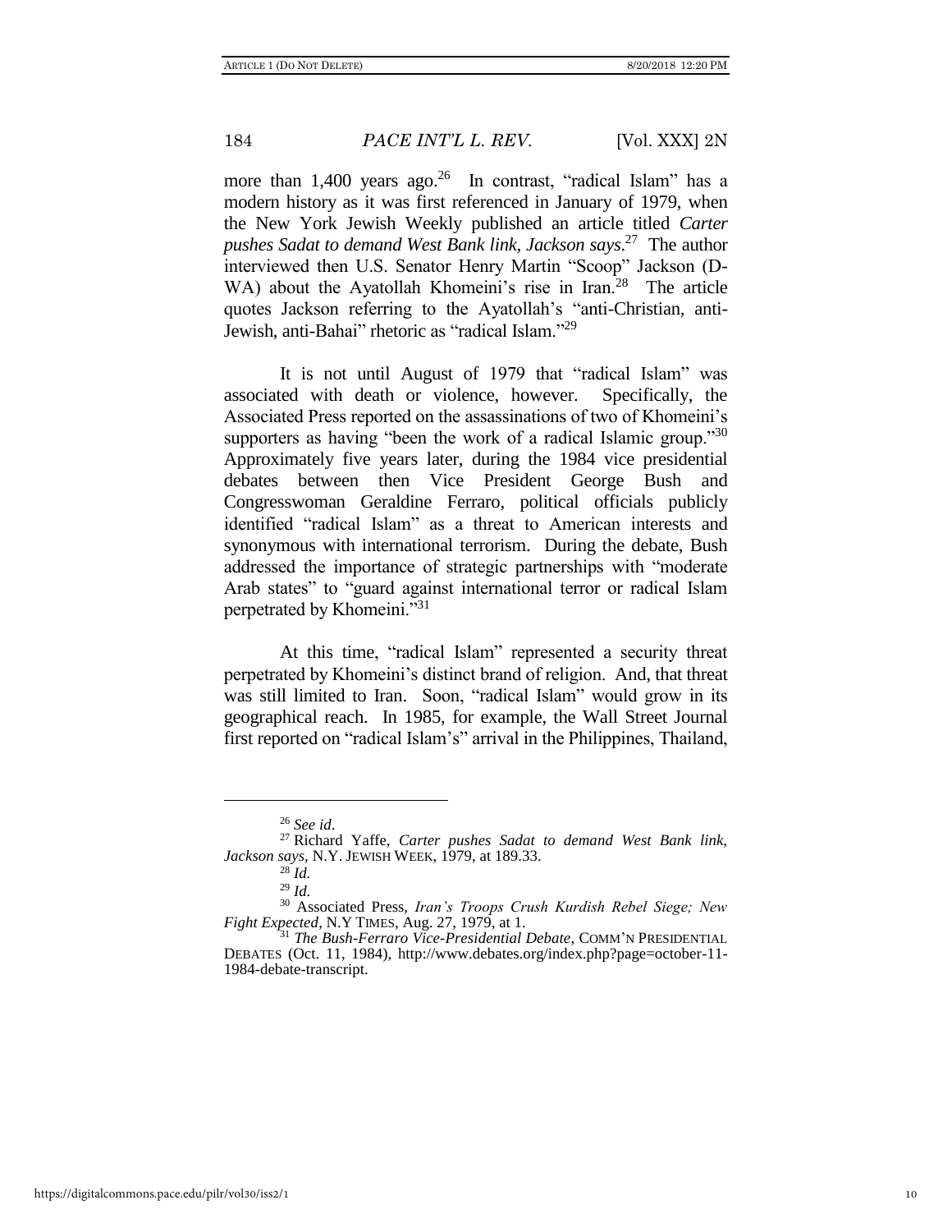more than 1,400 years ago.[26] In contrast, "radical Islam" has a modern history as it was first referenced in January of 1979, when the New York Jewish Weekly published an article titled *Carter pushes Sadat to demand West Bank link, Jackson says*.[27] The author interviewed then U.S. Senator Henry Martin "Scoop" Jackson (D-WA) about the Ayatollah Khomeini's rise in Iran.[28] The article quotes Jackson referring to the Ayatollah's "anti-Christian, anti-Jewish, anti-Bahai" rhetoric as "radical Islam."[29]

It is not until August of 1979 that "radical Islam" was associated with death or violence, however. Specifically, the Associated Press reported on the assassinations of two of Khomeini's supporters as having "been the work of a radical Islamic group."[30] Approximately five years later, during the 1984 vice presidential debates between then Vice President George Bush and Congresswoman Geraldine Ferraro, political officials publicly identified "radical Islam" as a threat to American interests and synonymous with international terrorism. During the debate, Bush addressed the importance of strategic partnerships with "moderate Arab states" to "guard against international terror or radical Islam perpetrated by Khomeini."[31]

At this time, "radical Islam" represented a security threat perpetrated by Khomeini's distinct brand of religion. And, that threat was still limited to Iran. Soon, "radical Islam" would grow in its geographical reach. In 1985, for example, the Wall Street Journal first reported on "radical Islam's" arrival in the Philippines, Thailand,

---

[26] *See id*.

[27] Richard Yaffe, *Carter pushes Sadat to demand West Bank link, Jackson says*, N.Y. JEWISH WEEK, 1979, at 189.33.

[28] *Id.*

[29] *Id.*

[30] Associated Press, *Iran's Troops Crush Kurdish Rebel Siege; New Fight Expected*, N.Y TIMES, Aug. 27, 1979, at 1.

[31] *The Bush-Ferraro Vice-Presidential Debate*, COMM'N PRESIDENTIAL DEBATES (Oct. 11, 1984), http://www.debates.org/index.php?page=october-11-1984-debate-transcript.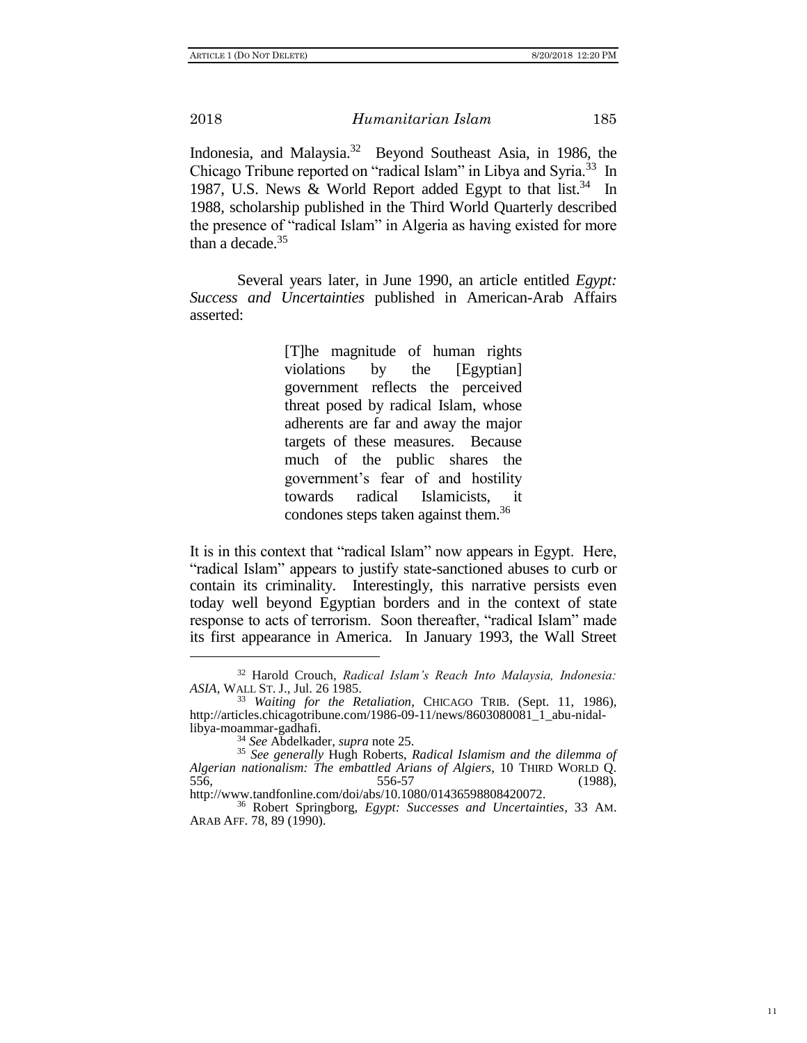Indonesia, and Malaysia.[32] Beyond Southeast Asia, in 1986, the Chicago Tribune reported on "radical Islam" in Libya and Syria.[33] In 1987, U.S. News & World Report added Egypt to that list.[34] In 1988, scholarship published in the Third World Quarterly described the presence of "radical Islam" in Algeria as having existed for more than a decade.[35]

Several years later, in June 1990, an article entitled *Egypt: Success and Uncertainties* published in American-Arab Affairs asserted:

> [T]he magnitude of human rights violations by the [Egyptian] government reflects the perceived threat posed by radical Islam, whose adherents are far and away the major targets of these measures. Because much of the public shares the government's fear of and hostility towards radical Islamicists, it condones steps taken against them.[36]

It is in this context that "radical Islam" now appears in Egypt. Here, "radical Islam" appears to justify state-sanctioned abuses to curb or contain its criminality. Interestingly, this narrative persists even today well beyond Egyptian borders and in the context of state response to acts of terrorism. Soon thereafter, "radical Islam" made its first appearance in America. In January 1993, the Wall Street

---

[32] Harold Crouch, *Radical Islam's Reach Into Malaysia, Indonesia: ASIA*, WALL ST. J., Jul. 26 1985.

[33] *Waiting for the Retaliation*, CHICAGO TRIB. (Sept. 11, 1986), http://articles.chicagotribune.com/1986-09-11/news/8603080081_1_abu-nidal-libya-moammar-gadhafi.

[34] *See* Abdelkader, *supra* note 25.

[35] *See generally* Hugh Roberts, *Radical Islamism and the dilemma of Algerian nationalism: The embattled Arians of Algiers*, 10 THIRD WORLD Q. 556, 556-57 (1988), http://www.tandfonline.com/doi/abs/10.1080/01436598808420072.

[36] Robert Springborg, *Egypt: Successes and Uncertainties*, 33 AM. ARAB AFF. 78, 89 (1990).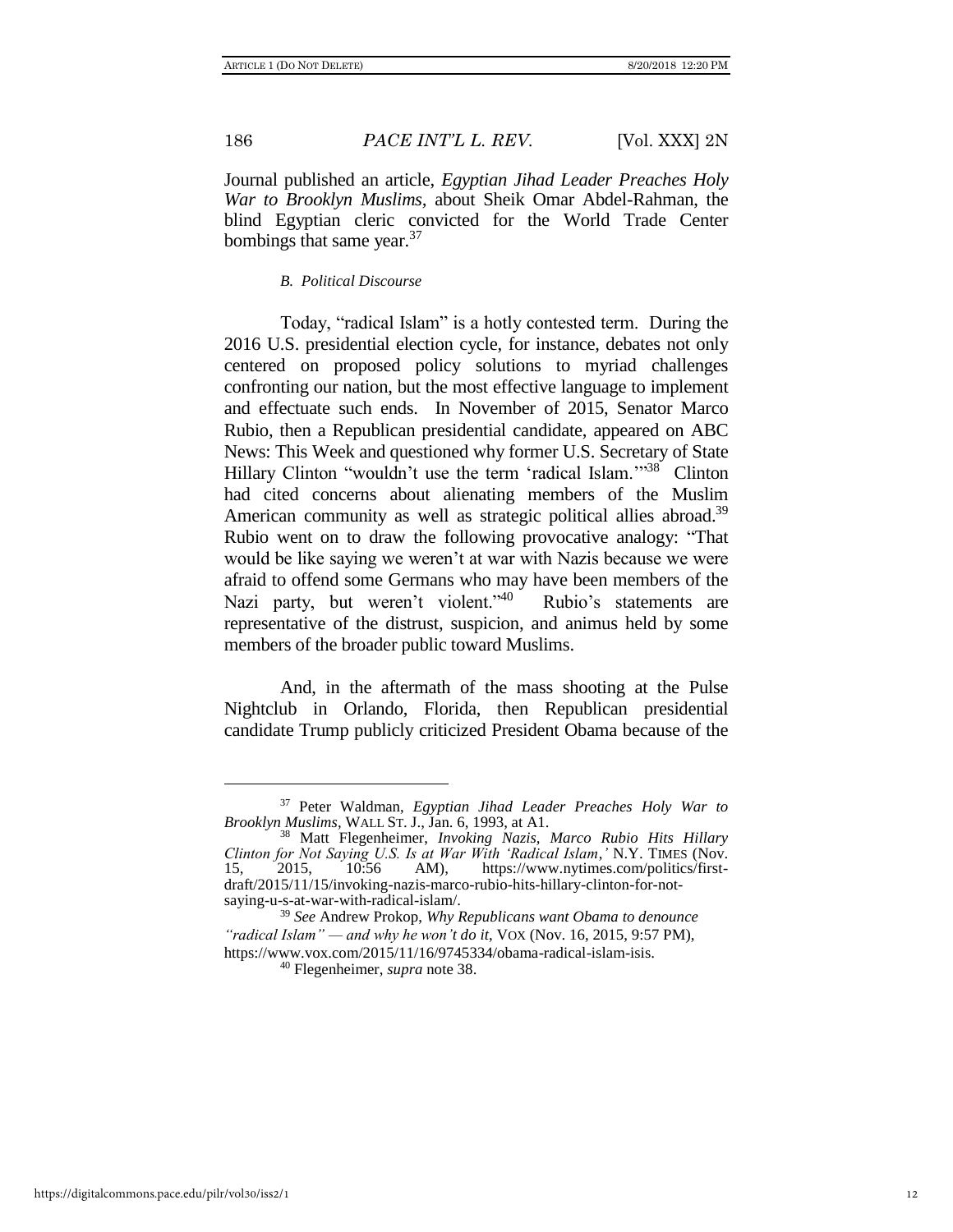Journal published an article, *Egyptian Jihad Leader Preaches Holy War to Brooklyn Muslims*, about Sheik Omar Abdel-Rahman, the blind Egyptian cleric convicted for the World Trade Center bombings that same year.[37]

### *B. Political Discourse*

Today, "radical Islam" is a hotly contested term. During the 2016 U.S. presidential election cycle, for instance, debates not only centered on proposed policy solutions to myriad challenges confronting our nation, but the most effective language to implement and effectuate such ends. In November of 2015, Senator Marco Rubio, then a Republican presidential candidate, appeared on ABC News: This Week and questioned why former U.S. Secretary of State Hillary Clinton "wouldn't use the term 'radical Islam.'"[38] Clinton had cited concerns about alienating members of the Muslim American community as well as strategic political allies abroad.[39] Rubio went on to draw the following provocative analogy: "That would be like saying we weren't at war with Nazis because we were afraid to offend some Germans who may have been members of the Nazi party, but weren't violent."[40] Rubio's statements are representative of the distrust, suspicion, and animus held by some members of the broader public toward Muslims.

And, in the aftermath of the mass shooting at the Pulse Nightclub in Orlando, Florida, then Republican presidential candidate Trump publicly criticized President Obama because of the

---

[37] Peter Waldman, *Egyptian Jihad Leader Preaches Holy War to Brooklyn Muslims*, WALL ST. J., Jan. 6, 1993, at A1.

[38] Matt Flegenheimer, *Invoking Nazis, Marco Rubio Hits Hillary Clinton for Not Saying U.S. Is at War With 'Radical Islam,'* N.Y. TIMES (Nov. 15, 2015, 10:56 AM), https://www.nytimes.com/politics/first-draft/2015/11/15/invoking-nazis-marco-rubio-hits-hillary-clinton-for-not-saying-u-s-at-war-with-radical-islam/.

[39] *See* Andrew Prokop, *Why Republicans want Obama to denounce "radical Islam" — and why he won't do it*, VOX (Nov. 16, 2015, 9:57 PM), https://www.vox.com/2015/11/16/9745334/obama-radical-islam-isis.

[40] Flegenheimer, *supra* note 38.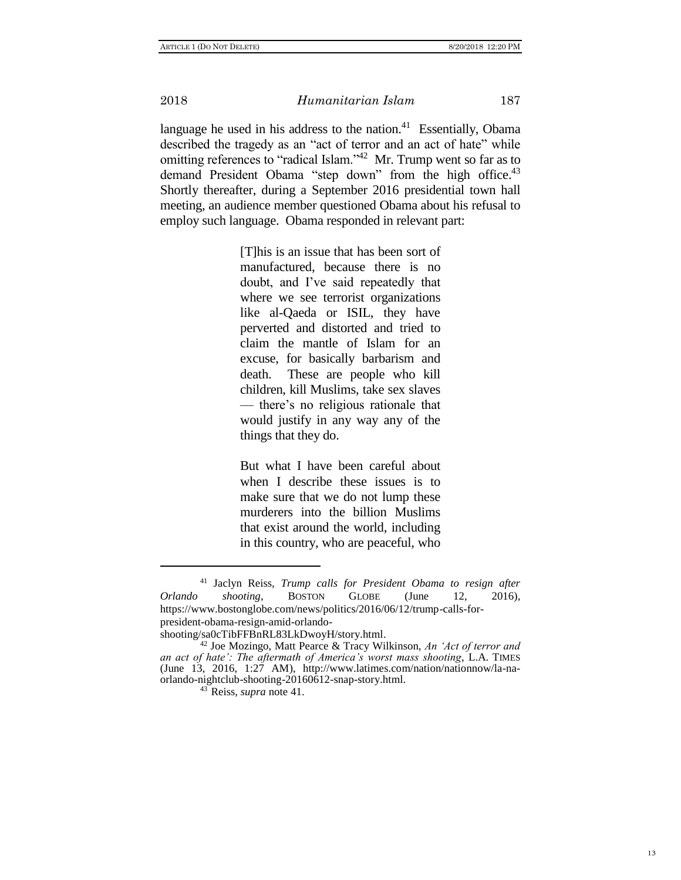language he used in his address to the nation.[41] Essentially, Obama described the tragedy as an "act of terror and an act of hate" while omitting references to "radical Islam."[42] Mr. Trump went so far as to demand President Obama "step down" from the high office.[43] Shortly thereafter, during a September 2016 presidential town hall meeting, an audience member questioned Obama about his refusal to employ such language. Obama responded in relevant part:

> [T]his is an issue that has been sort of manufactured, because there is no doubt, and I've said repeatedly that where we see terrorist organizations like al-Qaeda or ISIL, they have perverted and distorted and tried to claim the mantle of Islam for an excuse, for basically barbarism and death. These are people who kill children, kill Muslims, take sex slaves — there's no religious rationale that would justify in any way any of the things that they do.
>
> But what I have been careful about when I describe these issues is to make sure that we do not lump these murderers into the billion Muslims that exist around the world, including in this country, who are peaceful, who

---

[41] Jaclyn Reiss, *Trump calls for President Obama to resign after Orlando shooting*, BOSTON GLOBE (June 12, 2016), https://www.bostonglobe.com/news/politics/2016/06/12/trump-calls-for-president-obama-resign-amid-orlando-shooting/sa0cTibFFBnRL83LkDwoyH/story.html.

[42] Joe Mozingo, Matt Pearce & Tracy Wilkinson, *An 'Act of terror and an act of hate': The aftermath of America's worst mass shooting*, L.A. TIMES (June 13, 2016, 1:27 AM), http://www.latimes.com/nation/nationnow/la-na-orlando-nightclub-shooting-20160612-snap-story.html.

[43] Reiss, *supra* note 41.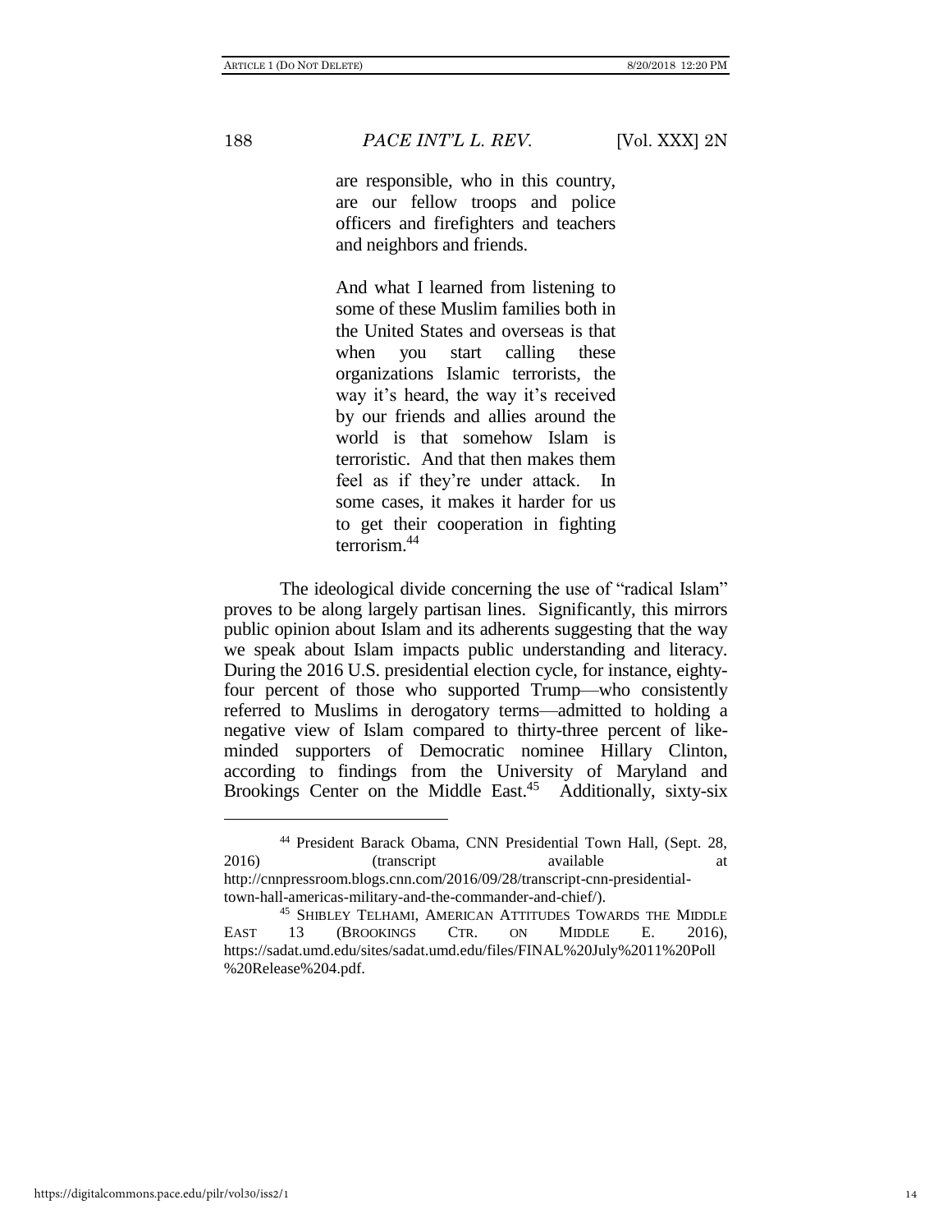> are responsible, who in this country, are our fellow troops and police officers and firefighters and teachers and neighbors and friends.
>
> And what I learned from listening to some of these Muslim families both in the United States and overseas is that when you start calling these organizations Islamic terrorists, the way it's heard, the way it's received by our friends and allies around the world is that somehow Islam is terroristic. And that then makes them feel as if they're under attack. In some cases, it makes it harder for us to get their cooperation in fighting terrorism.[44]

The ideological divide concerning the use of "radical Islam" proves to be along largely partisan lines. Significantly, this mirrors public opinion about Islam and its adherents suggesting that the way we speak about Islam impacts public understanding and literacy. During the 2016 U.S. presidential election cycle, for instance, eighty-four percent of those who supported Trump—who consistently referred to Muslims in derogatory terms—admitted to holding a negative view of Islam compared to thirty-three percent of like-minded supporters of Democratic nominee Hillary Clinton, according to findings from the University of Maryland and Brookings Center on the Middle East.[45] Additionally, sixty-six

---

[44] President Barack Obama, CNN Presidential Town Hall, (Sept. 28, 2016) (transcript available at http://cnnpressroom.blogs.cnn.com/2016/09/28/transcript-cnn-presidential-town-hall-americas-military-and-the-commander-and-chief/).

[45] SHIBLEY TELHAMI, AMERICAN ATTITUDES TOWARDS THE MIDDLE EAST 13 (BROOKINGS CTR. ON MIDDLE E. 2016), https://sadat.umd.edu/sites/sadat.umd.edu/files/FINAL%20July%2011%20Poll%20Release%204.pdf.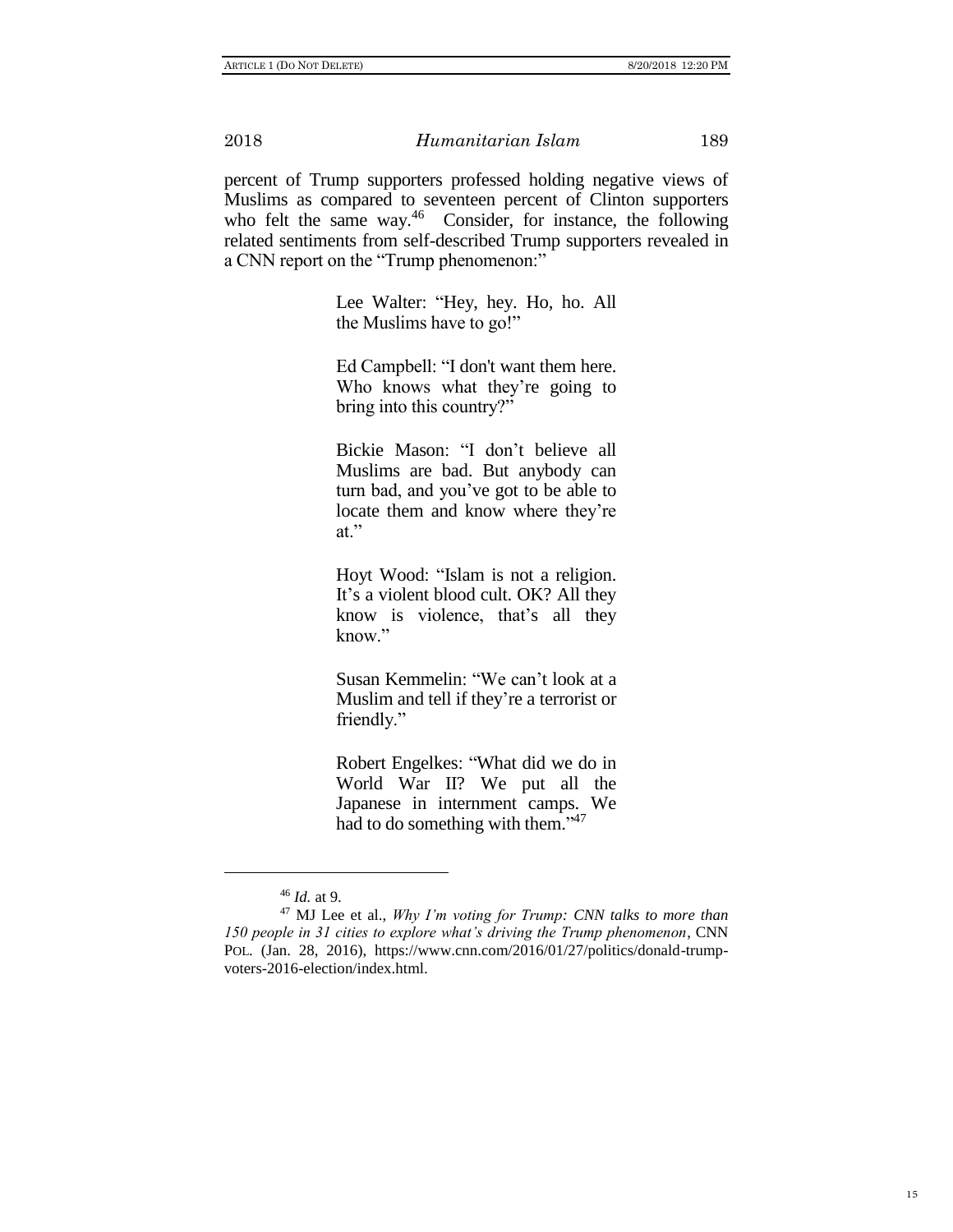percent of Trump supporters professed holding negative views of Muslims as compared to seventeen percent of Clinton supporters who felt the same way.[46] Consider, for instance, the following related sentiments from self-described Trump supporters revealed in a CNN report on the "Trump phenomenon:"

> Lee Walter: "Hey, hey. Ho, ho. All the Muslims have to go!"
>
> Ed Campbell: "I don't want them here. Who knows what they're going to bring into this country?"
>
> Bickie Mason: "I don't believe all Muslims are bad. But anybody can turn bad, and you've got to be able to locate them and know where they're at."
>
> Hoyt Wood: "Islam is not a religion. It's a violent blood cult. OK? All they know is violence, that's all they know."
>
> Susan Kemmelin: "We can't look at a Muslim and tell if they're a terrorist or friendly."
>
> Robert Engelkes: "What did we do in World War II? We put all the Japanese in internment camps. We had to do something with them."[47]

---

[46] *Id.* at 9.

[47] MJ Lee et al., *Why I'm voting for Trump: CNN talks to more than 150 people in 31 cities to explore what's driving the Trump phenomenon*, CNN POL. (Jan. 28, 2016), https://www.cnn.com/2016/01/27/politics/donald-trump-voters-2016-election/index.html.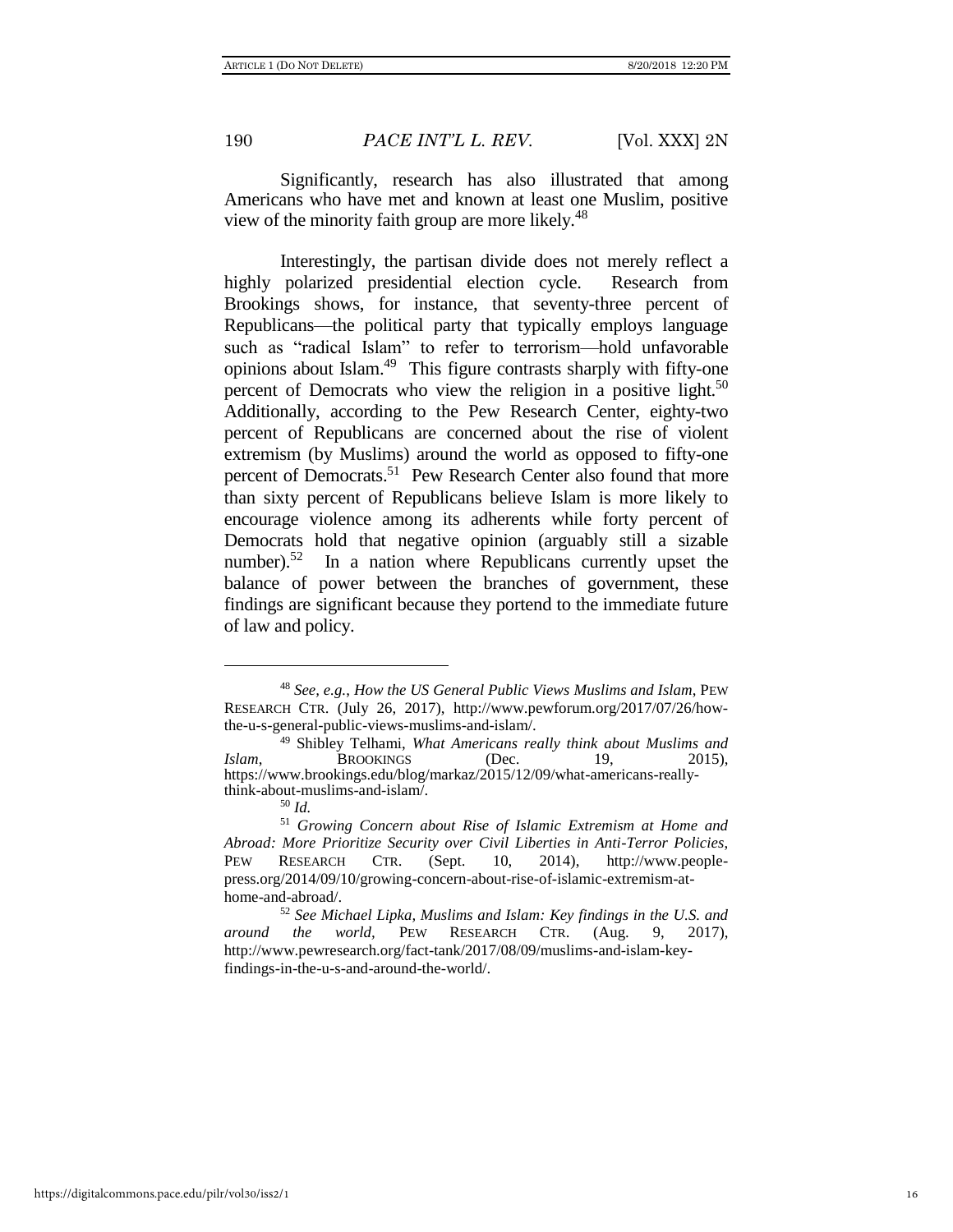Significantly, research has also illustrated that among Americans who have met and known at least one Muslim, positive view of the minority faith group are more likely.[48]

Interestingly, the partisan divide does not merely reflect a highly polarized presidential election cycle. Research from Brookings shows, for instance, that seventy-three percent of Republicans—the political party that typically employs language such as "radical Islam" to refer to terrorism—hold unfavorable opinions about Islam.[49] This figure contrasts sharply with fifty-one percent of Democrats who view the religion in a positive light.[50] Additionally, according to the Pew Research Center, eighty-two percent of Republicans are concerned about the rise of violent extremism (by Muslims) around the world as opposed to fifty-one percent of Democrats.[51] Pew Research Center also found that more than sixty percent of Republicans believe Islam is more likely to encourage violence among its adherents while forty percent of Democrats hold that negative opinion (arguably still a sizable number).[52] In a nation where Republicans currently upset the balance of power between the branches of government, these findings are significant because they portend to the immediate future of law and policy.

---

[48] *See, e.g.*, *How the US General Public Views Muslims and Islam*, PEW RESEARCH CTR. (July 26, 2017), http://www.pewforum.org/2017/07/26/how-the-u-s-general-public-views-muslims-and-islam/.

[49] Shibley Telhami, *What Americans really think about Muslims and Islam*, BROOKINGS (Dec. 19, 2015), https://www.brookings.edu/blog/markaz/2015/12/09/what-americans-really-think-about-muslims-and-islam/.

[50] *Id.*

[51] *Growing Concern about Rise of Islamic Extremism at Home and Abroad: More Prioritize Security over Civil Liberties in Anti-Terror Policies*, PEW RESEARCH CTR. (Sept. 10, 2014), http://www.people-press.org/2014/09/10/growing-concern-about-rise-of-islamic-extremism-at-home-and-abroad/.

[52] *See Michael Lipka, Muslims and Islam: Key findings in the U.S. and around the world*, PEW RESEARCH CTR. (Aug. 9, 2017), http://www.pewresearch.org/fact-tank/2017/08/09/muslims-and-islam-key-findings-in-the-u-s-and-around-the-world/.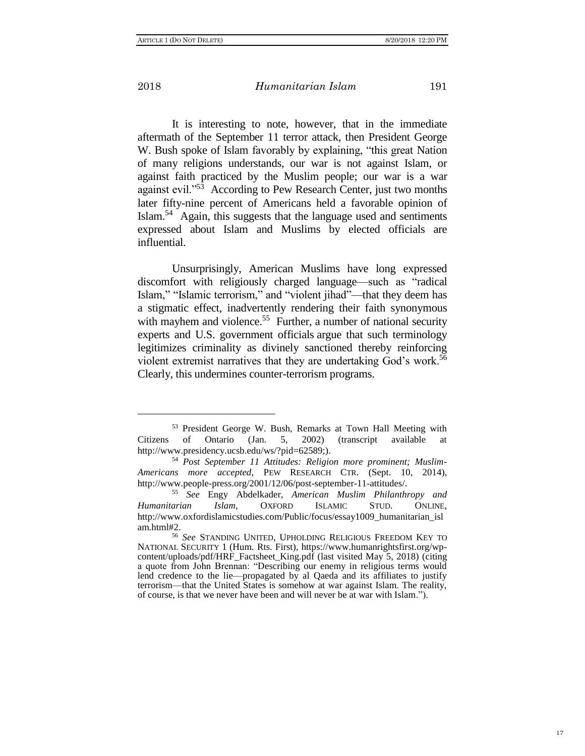It is interesting to note, however, that in the immediate aftermath of the September 11 terror attack, then President George W. Bush spoke of Islam favorably by explaining, "this great Nation of many religions understands, our war is not against Islam, or against faith practiced by the Muslim people; our war is a war against evil."[53] According to Pew Research Center, just two months later fifty-nine percent of Americans held a favorable opinion of Islam.[54] Again, this suggests that the language used and sentiments expressed about Islam and Muslims by elected officials are influential.

Unsurprisingly, American Muslims have long expressed discomfort with religiously charged language—such as "radical Islam," "Islamic terrorism," and "violent jihad"—that they deem has a stigmatic effect, inadvertently rendering their faith synonymous with mayhem and violence.[55] Further, a number of national security experts and U.S. government officials argue that such terminology legitimizes criminality as divinely sanctioned thereby reinforcing violent extremist narratives that they are undertaking God's work.[56] Clearly, this undermines counter-terrorism programs.

---

[53] President George W. Bush, Remarks at Town Hall Meeting with Citizens of Ontario (Jan. 5, 2002) (transcript available at http://www.presidency.ucsb.edu/ws/?pid=62589;).

[54] *Post September 11 Attitudes: Religion more prominent; Muslim-Americans more accepted*, PEW RESEARCH CTR. (Sept. 10, 2014), http://www.people-press.org/2001/12/06/post-september-11-attitudes/.

[55] *See* Engy Abdelkader, *American Muslim Philanthropy and Humanitarian Islam*, OXFORD ISLAMIC STUD. ONLINE, http://www.oxfordislamicstudies.com/Public/focus/essay1009_humanitarian_islam.html#2.

[56] *See* STANDING UNITED, UPHOLDING RELIGIOUS FREEDOM KEY TO NATIONAL SECURITY 1 (Hum. Rts. First), https://www.humanrightsfirst.org/wp-content/uploads/pdf/HRF_Factsheet_King.pdf (last visited May 5, 2018) (citing a quote from John Brennan: "Describing our enemy in religious terms would lend credence to the lie—propagated by al Qaeda and its affiliates to justify terrorism—that the United States is somehow at war against Islam. The reality, of course, is that we never have been and will never be at war with Islam.").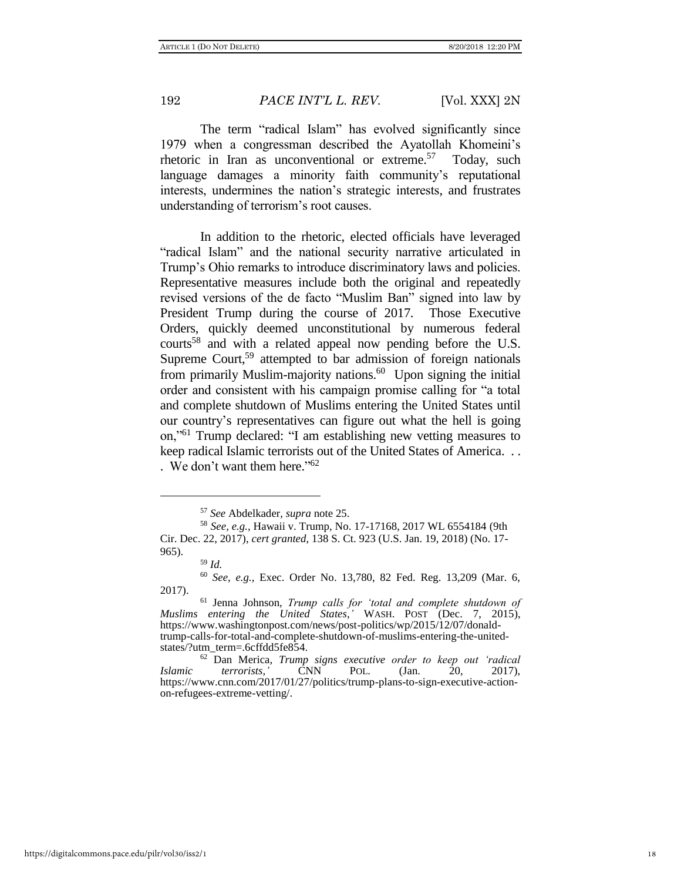The term "radical Islam" has evolved significantly since 1979 when a congressman described the Ayatollah Khomeini's rhetoric in Iran as unconventional or extreme.[57] Today, such language damages a minority faith community's reputational interests, undermines the nation's strategic interests, and frustrates understanding of terrorism's root causes.

In addition to the rhetoric, elected officials have leveraged "radical Islam" and the national security narrative articulated in Trump's Ohio remarks to introduce discriminatory laws and policies. Representative measures include both the original and repeatedly revised versions of the de facto "Muslim Ban" signed into law by President Trump during the course of 2017. Those Executive Orders, quickly deemed unconstitutional by numerous federal courts[58] and with a related appeal now pending before the U.S. Supreme Court,[59] attempted to bar admission of foreign nationals from primarily Muslim-majority nations.[60] Upon signing the initial order and consistent with his campaign promise calling for "a total and complete shutdown of Muslims entering the United States until our country's representatives can figure out what the hell is going on,"[61] Trump declared: "I am establishing new vetting measures to keep radical Islamic terrorists out of the United States of America. . . . We don't want them here."[62]

---

[57] *See* Abdelkader, *supra* note 25.

[58] *See, e.g.*, Hawaii v. Trump, No. 17-17168, 2017 WL 6554184 (9th Cir. Dec. 22, 2017), *cert granted*, 138 S. Ct. 923 (U.S. Jan. 19, 2018) (No. 17-965).

[59] *Id.*

[60] *See, e.g.*, Exec. Order No. 13,780, 82 Fed. Reg. 13,209 (Mar. 6, 2017).

[61] Jenna Johnson, *Trump calls for 'total and complete shutdown of Muslims entering the United States,'* WASH. POST (Dec. 7, 2015), https://www.washingtonpost.com/news/post-politics/wp/2015/12/07/donald-trump-calls-for-total-and-complete-shutdown-of-muslims-entering-the-united-states/?utm_term=.6cffdd5fe854.

[62] Dan Merica, *Trump signs executive order to keep out 'radical Islamic terrorists,'* CNN POL. (Jan. 20, 2017), https://www.cnn.com/2017/01/27/politics/trump-plans-to-sign-executive-action-on-refugees-extreme-vetting/.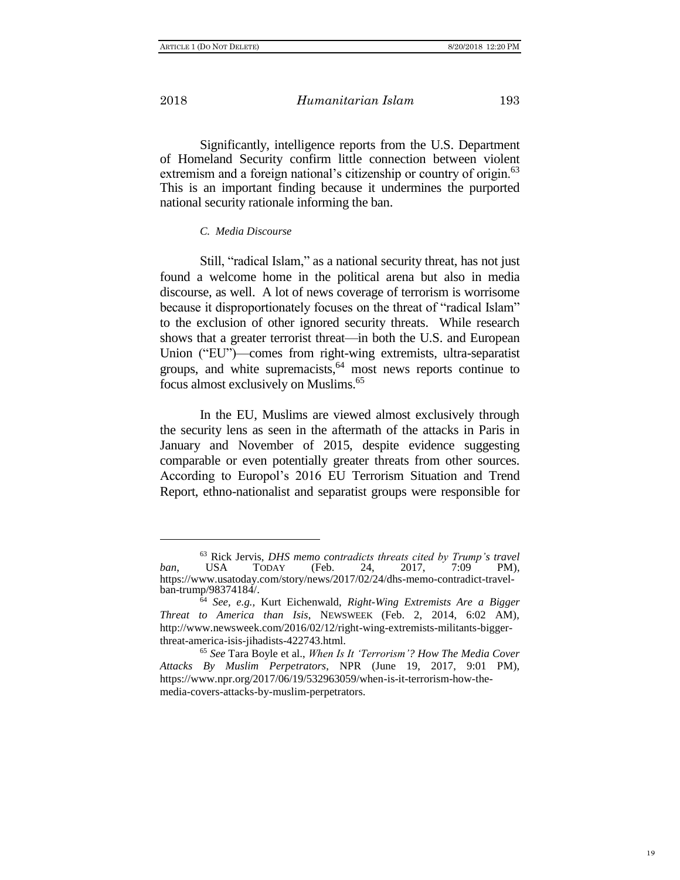Significantly, intelligence reports from the U.S. Department of Homeland Security confirm little connection between violent extremism and a foreign national's citizenship or country of origin.[63] This is an important finding because it undermines the purported national security rationale informing the ban.

### *C. Media Discourse*

Still, "radical Islam," as a national security threat, has not just found a welcome home in the political arena but also in media discourse, as well. A lot of news coverage of terrorism is worrisome because it disproportionately focuses on the threat of "radical Islam" to the exclusion of other ignored security threats. While research shows that a greater terrorist threat—in both the U.S. and European Union ("EU")—comes from right-wing extremists, ultra-separatist groups, and white supremacists,[64] most news reports continue to focus almost exclusively on Muslims.[65]

In the EU, Muslims are viewed almost exclusively through the security lens as seen in the aftermath of the attacks in Paris in January and November of 2015, despite evidence suggesting comparable or even potentially greater threats from other sources. According to Europol's 2016 EU Terrorism Situation and Trend Report, ethno-nationalist and separatist groups were responsible for

---

[63] Rick Jervis, *DHS memo contradicts threats cited by Trump's travel ban*, USA TODAY (Feb. 24, 2017, 7:09 PM), https://www.usatoday.com/story/news/2017/02/24/dhs-memo-contradict-travel-ban-trump/98374184/.

[64] *See, e.g.*, Kurt Eichenwald, *Right-Wing Extremists Are a Bigger Threat to America than Isis*, NEWSWEEK (Feb. 2, 2014, 6:02 AM), http://www.newsweek.com/2016/02/12/right-wing-extremists-militants-bigger-threat-america-isis-jihadists-422743.html.

[65] *See* Tara Boyle et al., *When Is It 'Terrorism'? How The Media Cover Attacks By Muslim Perpetrators*, NPR (June 19, 2017, 9:01 PM), https://www.npr.org/2017/06/19/532963059/when-is-it-terrorism-how-the-media-covers-attacks-by-muslim-perpetrators.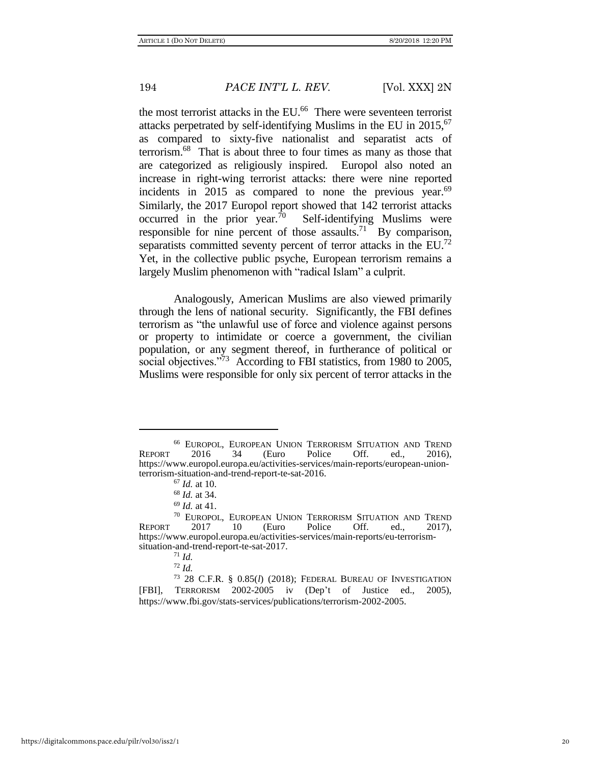the most terrorist attacks in the EU.[66] There were seventeen terrorist attacks perpetrated by self-identifying Muslims in the EU in 2015,[67] as compared to sixty-five nationalist and separatist acts of terrorism.[68] That is about three to four times as many as those that are categorized as religiously inspired. Europol also noted an increase in right-wing terrorist attacks: there were nine reported incidents in 2015 as compared to none the previous year.[69] Similarly, the 2017 Europol report showed that 142 terrorist attacks occurred in the prior year.[70] Self-identifying Muslims were responsible for nine percent of those assaults.[71] By comparison, separatists committed seventy percent of terror attacks in the EU.[72] Yet, in the collective public psyche, European terrorism remains a largely Muslim phenomenon with "radical Islam" a culprit.

Analogously, American Muslims are also viewed primarily through the lens of national security. Significantly, the FBI defines terrorism as "the unlawful use of force and violence against persons or property to intimidate or coerce a government, the civilian population, or any segment thereof, in furtherance of political or social objectives."[73] According to FBI statistics, from 1980 to 2005, Muslims were responsible for only six percent of terror attacks in the

---

[66] EUROPOL, EUROPEAN UNION TERRORISM SITUATION AND TREND REPORT 2016 34 (Euro Police Off. ed., 2016), https://www.europol.europa.eu/activities-services/main-reports/european-union-terrorism-situation-and-trend-report-te-sat-2016.

[67] *Id.* at 10.

[68] *Id.* at 34.

[69] *Id.* at 41.

[70] EUROPOL, EUROPEAN UNION TERRORISM SITUATION AND TREND REPORT 2017 10 (Euro Police Off. ed., 2017), https://www.europol.europa.eu/activities-services/main-reports/eu-terrorism-situation-and-trend-report-te-sat-2017.

[71] *Id.*

[72] *Id.*

[73] 28 C.F.R. § 0.85(*l*) (2018); FEDERAL BUREAU OF INVESTIGATION [FBI], TERRORISM 2002-2005 iv (Dep't of Justice ed., 2005), https://www.fbi.gov/stats-services/publications/terrorism-2002-2005.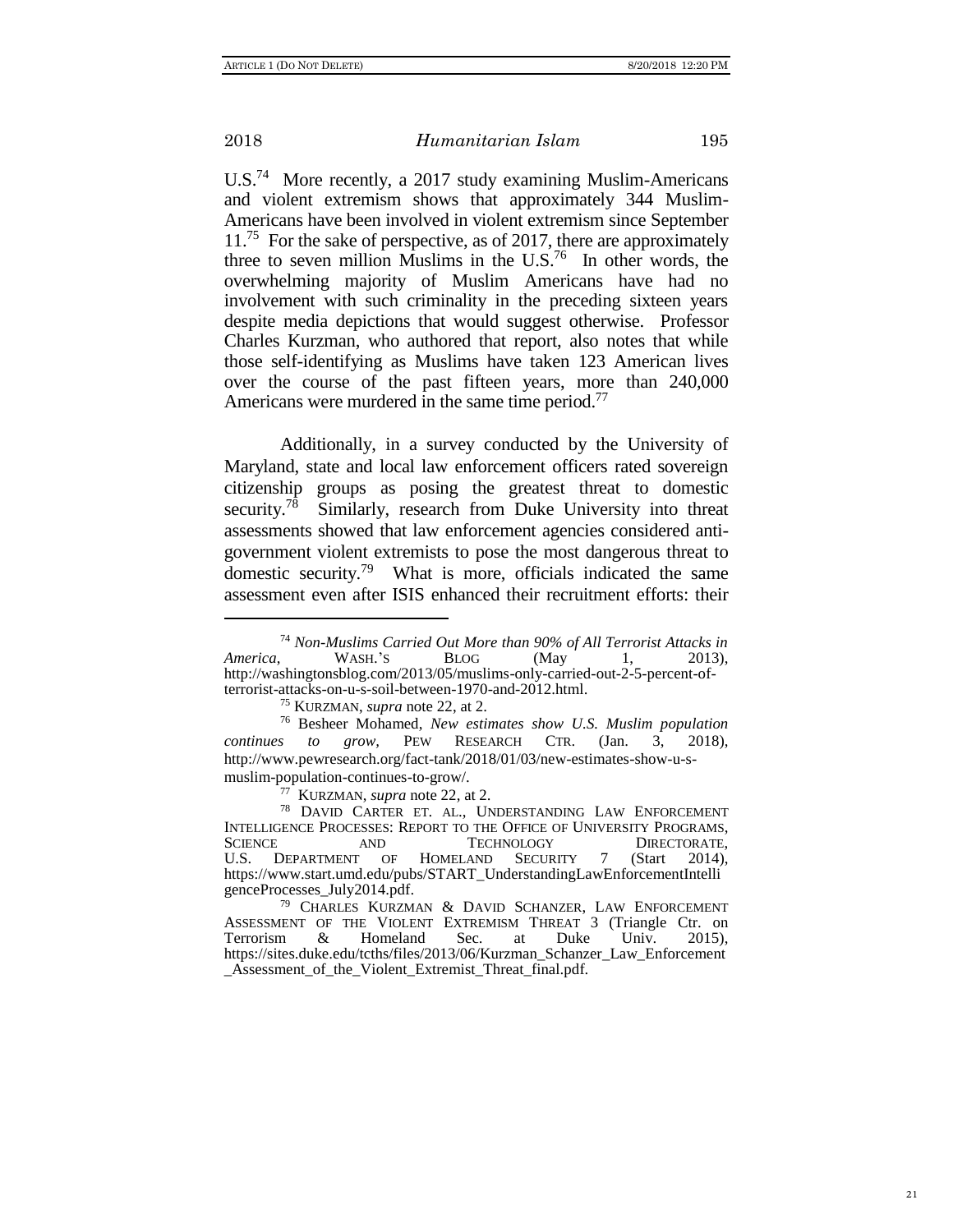U.S.[74] More recently, a 2017 study examining Muslim-Americans and violent extremism shows that approximately 344 Muslim-Americans have been involved in violent extremism since September 11.[75] For the sake of perspective, as of 2017, there are approximately three to seven million Muslims in the U.S.[76] In other words, the overwhelming majority of Muslim Americans have had no involvement with such criminality in the preceding sixteen years despite media depictions that would suggest otherwise. Professor Charles Kurzman, who authored that report, also notes that while those self-identifying as Muslims have taken 123 American lives over the course of the past fifteen years, more than 240,000 Americans were murdered in the same time period.[77]

Additionally, in a survey conducted by the University of Maryland, state and local law enforcement officers rated sovereign citizenship groups as posing the greatest threat to domestic security.[78] Similarly, research from Duke University into threat assessments showed that law enforcement agencies considered anti-government violent extremists to pose the most dangerous threat to domestic security.[79] What is more, officials indicated the same assessment even after ISIS enhanced their recruitment efforts: their

---

[74] *Non-Muslims Carried Out More than 90% of All Terrorist Attacks in America*, WASH.'S BLOG (May 1, 2013), http://washingtonsblog.com/2013/05/muslims-only-carried-out-2-5-percent-of-terrorist-attacks-on-u-s-soil-between-1970-and-2012.html.

[75] KURZMAN, *supra* note 22, at 2.

[76] Besheer Mohamed, *New estimates show U.S. Muslim population continues to grow*, PEW RESEARCH CTR. (Jan. 3, 2018), http://www.pewresearch.org/fact-tank/2018/01/03/new-estimates-show-u-s-muslim-population-continues-to-grow/.

[77] KURZMAN, *supra* note 22, at 2.

[78] DAVID CARTER ET. AL., UNDERSTANDING LAW ENFORCEMENT INTELLIGENCE PROCESSES: REPORT TO THE OFFICE OF UNIVERSITY PROGRAMS, SCIENCE AND TECHNOLOGY DIRECTORATE, U.S. DEPARTMENT OF HOMELAND SECURITY 7 (Start 2014), https://www.start.umd.edu/pubs/START_UnderstandingLawEnforcementIntelligenceProcesses_July2014.pdf.

[79] CHARLES KURZMAN & DAVID SCHANZER, LAW ENFORCEMENT ASSESSMENT OF THE VIOLENT EXTREMISM THREAT 3 (Triangle Ctr. on Terrorism & Homeland Sec. at Duke Univ. 2015), https://sites.duke.edu/tcths/files/2013/06/Kurzman_Schanzer_Law_Enforcement_Assessment_of_the_Violent_Extremist_Threat_final.pdf.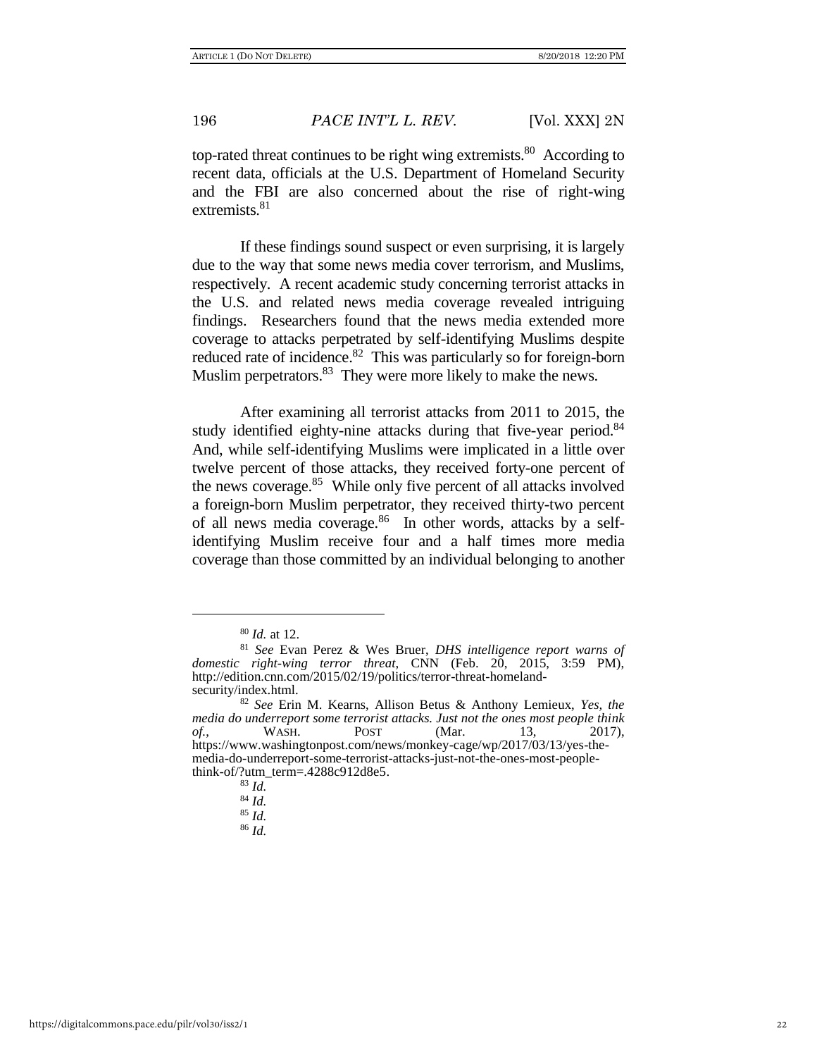top-rated threat continues to be right wing extremists.[80] According to recent data, officials at the U.S. Department of Homeland Security and the FBI are also concerned about the rise of right-wing extremists.[81]

If these findings sound suspect or even surprising, it is largely due to the way that some news media cover terrorism, and Muslims, respectively. A recent academic study concerning terrorist attacks in the U.S. and related news media coverage revealed intriguing findings. Researchers found that the news media extended more coverage to attacks perpetrated by self-identifying Muslims despite reduced rate of incidence.[82] This was particularly so for foreign-born Muslim perpetrators.[83] They were more likely to make the news.

After examining all terrorist attacks from 2011 to 2015, the study identified eighty-nine attacks during that five-year period.[84] And, while self-identifying Muslims were implicated in a little over twelve percent of those attacks, they received forty-one percent of the news coverage.[85] While only five percent of all attacks involved a foreign-born Muslim perpetrator, they received thirty-two percent of all news media coverage.[86] In other words, attacks by a self-identifying Muslim receive four and a half times more media coverage than those committed by an individual belonging to another

---

[80] *Id.* at 12.

[81] *See* Evan Perez & Wes Bruer, *DHS intelligence report warns of domestic right-wing terror threat*, CNN (Feb. 20, 2015, 3:59 PM), http://edition.cnn.com/2015/02/19/politics/terror-threat-homeland-security/index.html.

[82] *See* Erin M. Kearns, Allison Betus & Anthony Lemieux, *Yes, the media do underreport some terrorist attacks. Just not the ones most people think of.*, WASH. POST (Mar. 13, 2017), https://www.washingtonpost.com/news/monkey-cage/wp/2017/03/13/yes-the-media-do-underreport-some-terrorist-attacks-just-not-the-ones-most-people-think-of/?utm_term=.4288c912d8e5.

[83] *Id.*

[84] *Id.*

[85] *Id.*

[86] *Id.*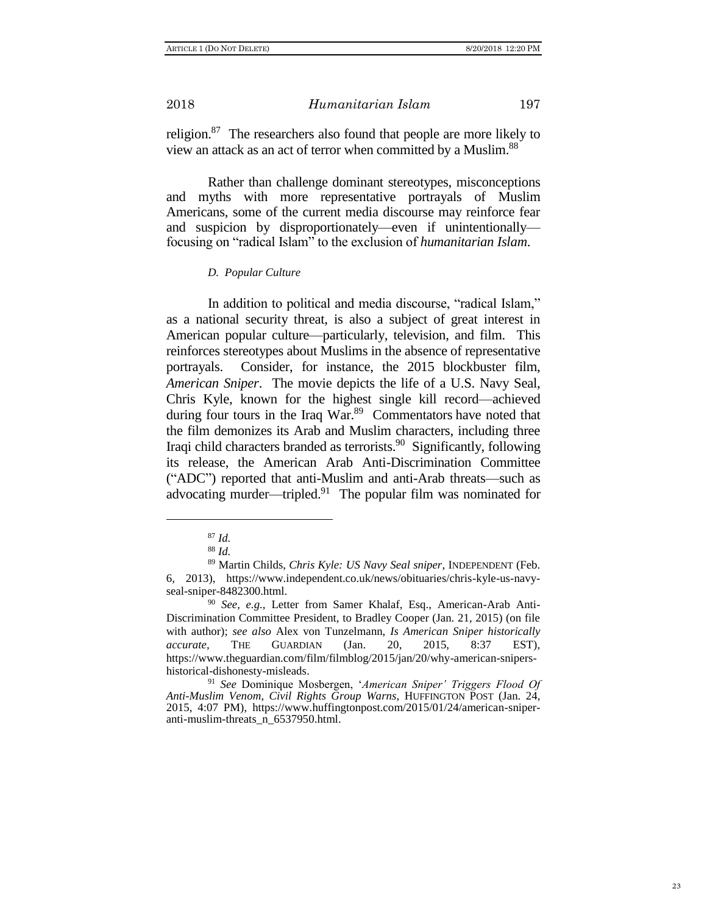religion.[87] The researchers also found that people are more likely to view an attack as an act of terror when committed by a Muslim.[88]

Rather than challenge dominant stereotypes, misconceptions and myths with more representative portrayals of Muslim Americans, some of the current media discourse may reinforce fear and suspicion by disproportionately—even if unintentionally—focusing on "radical Islam" to the exclusion of *humanitarian Islam*.

### *D. Popular Culture*

In addition to political and media discourse, "radical Islam," as a national security threat, is also a subject of great interest in American popular culture—particularly, television, and film. This reinforces stereotypes about Muslims in the absence of representative portrayals. Consider, for instance, the 2015 blockbuster film, *American Sniper*. The movie depicts the life of a U.S. Navy Seal, Chris Kyle, known for the highest single kill record—achieved during four tours in the Iraq War.[89] Commentators have noted that the film demonizes its Arab and Muslim characters, including three Iraqi child characters branded as terrorists.[90] Significantly, following its release, the American Arab Anti-Discrimination Committee ("ADC") reported that anti-Muslim and anti-Arab threats—such as advocating murder—tripled.[91] The popular film was nominated for

---

[87] *Id.*

[88] *Id.*

[89] Martin Childs, *Chris Kyle: US Navy Seal sniper*, INDEPENDENT (Feb. 6, 2013), https://www.independent.co.uk/news/obituaries/chris-kyle-us-navy-seal-sniper-8482300.html.

[90] *See, e.g.*, Letter from Samer Khalaf, Esq., American-Arab Anti-Discrimination Committee President, to Bradley Cooper (Jan. 21, 2015) (on file with author); *see also* Alex von Tunzelmann, *Is American Sniper historically accurate*, THE GUARDIAN (Jan. 20, 2015, 8:37 EST), https://www.theguardian.com/film/filmblog/2015/jan/20/why-american-snipers-historical-dishonesty-misleads.

[91] *See* Dominique Mosbergen, '*American Sniper' Triggers Flood Of Anti-Muslim Venom, Civil Rights Group Warns*, HUFFINGTON POST (Jan. 24, 2015, 4:07 PM), https://www.huffingtonpost.com/2015/01/24/american-sniper-anti-muslim-threats_n_6537950.html.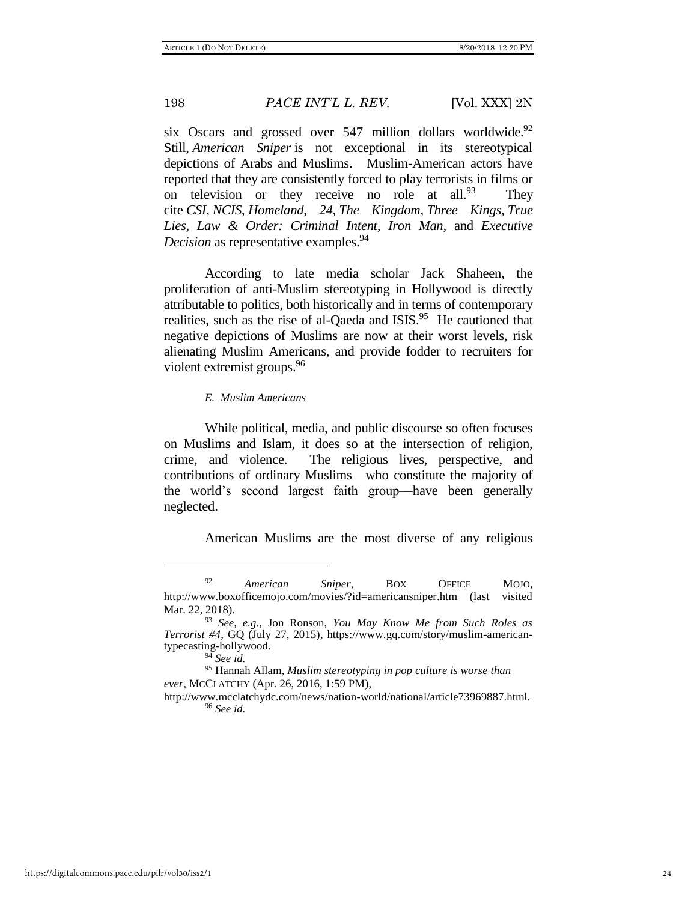six Oscars and grossed over 547 million dollars worldwide.[92] Still, *American Sniper* is not exceptional in its stereotypical depictions of Arabs and Muslims. Muslim-American actors have reported that they are consistently forced to play terrorists in films or on television or they receive no role at all.[93] They cite *CSI*, *NCIS*, *Homeland*, *24*, *The Kingdom*, *Three Kings*, *True Lies*, *Law & Order: Criminal Intent*, *Iron Man*, and *Executive Decision* as representative examples.[94]

According to late media scholar Jack Shaheen, the proliferation of anti-Muslim stereotyping in Hollywood is directly attributable to politics, both historically and in terms of contemporary realities, such as the rise of al-Qaeda and ISIS.[95] He cautioned that negative depictions of Muslims are now at their worst levels, risk alienating Muslim Americans, and provide fodder to recruiters for violent extremist groups.[96]

### *E. Muslim Americans*

While political, media, and public discourse so often focuses on Muslims and Islam, it does so at the intersection of religion, crime, and violence. The religious lives, perspective, and contributions of ordinary Muslims—who constitute the majority of the world's second largest faith group—have been generally neglected.

American Muslims are the most diverse of any religious

---

[92] *American Sniper*, BOX OFFICE MOJO, http://www.boxofficemojo.com/movies/?id=americansniper.htm (last visited Mar. 22, 2018).

[93] *See, e.g.*, Jon Ronson, *You May Know Me from Such Roles as Terrorist #4*, GQ (July 27, 2015), https://www.gq.com/story/muslim-american-typecasting-hollywood.

[94] *See id.*

[95] Hannah Allam, *Muslim stereotyping in pop culture is worse than ever*, MCCLATCHY (Apr. 26, 2016, 1:59 PM), http://www.mcclatchydc.com/news/nation-world/national/article73969887.html.

[96] *See id.*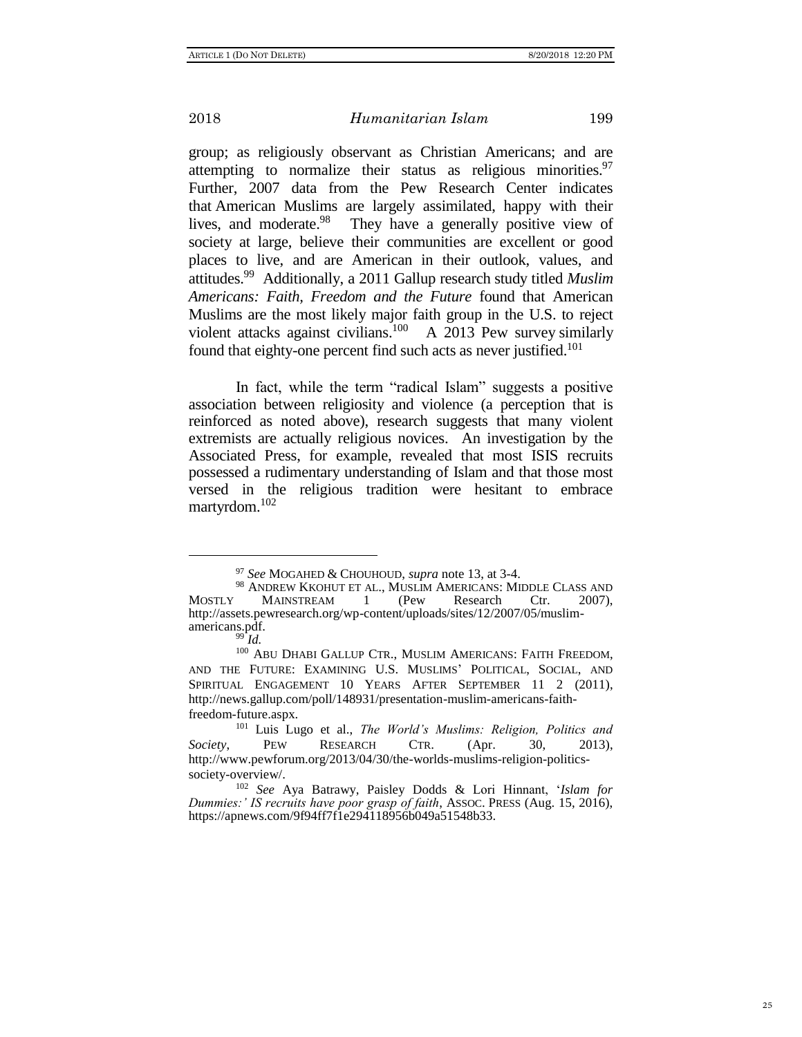group; as religiously observant as Christian Americans; and are attempting to normalize their status as religious minorities.[97] Further, 2007 data from the Pew Research Center indicates that American Muslims are largely assimilated, happy with their lives, and moderate.[98] They have a generally positive view of society at large, believe their communities are excellent or good places to live, and are American in their outlook, values, and attitudes.[99] Additionally, a 2011 Gallup research study titled *Muslim Americans: Faith, Freedom and the Future* found that American Muslims are the most likely major faith group in the U.S. to reject violent attacks against civilians.[100] A 2013 Pew survey similarly found that eighty-one percent find such acts as never justified.[101]

In fact, while the term "radical Islam" suggests a positive association between religiosity and violence (a perception that is reinforced as noted above), research suggests that many violent extremists are actually religious novices. An investigation by the Associated Press, for example, revealed that most ISIS recruits possessed a rudimentary understanding of Islam and that those most versed in the religious tradition were hesitant to embrace martyrdom.[102]

---

[97] *See* MOGAHED & CHOUHOUD, *supra* note 13, at 3-4.

[98] ANDREW KKOHUT ET AL., MUSLIM AMERICANS: MIDDLE CLASS AND MOSTLY MAINSTREAM 1 (Pew Research Ctr. 2007), http://assets.pewresearch.org/wp-content/uploads/sites/12/2007/05/muslim-americans.pdf.

[99] *Id.*

[100] ABU DHABI GALLUP CTR., MUSLIM AMERICANS: FAITH FREEDOM, AND THE FUTURE: EXAMINING U.S. MUSLIMS' POLITICAL, SOCIAL, AND SPIRITUAL ENGAGEMENT 10 YEARS AFTER SEPTEMBER 11 2 (2011), http://news.gallup.com/poll/148931/presentation-muslim-americans-faith-freedom-future.aspx.

[101] Luis Lugo et al., *The World's Muslims: Religion, Politics and Society*, PEW RESEARCH CTR. (Apr. 30, 2013), http://www.pewforum.org/2013/04/30/the-worlds-muslims-religion-politics-society-overview/.

[102] *See* Aya Batrawy, Paisley Dodds & Lori Hinnant, '*Islam for Dummies:' IS recruits have poor grasp of faith*, ASSOC. PRESS (Aug. 15, 2016), https://apnews.com/9f94ff7f1e294118956b049a51548b33.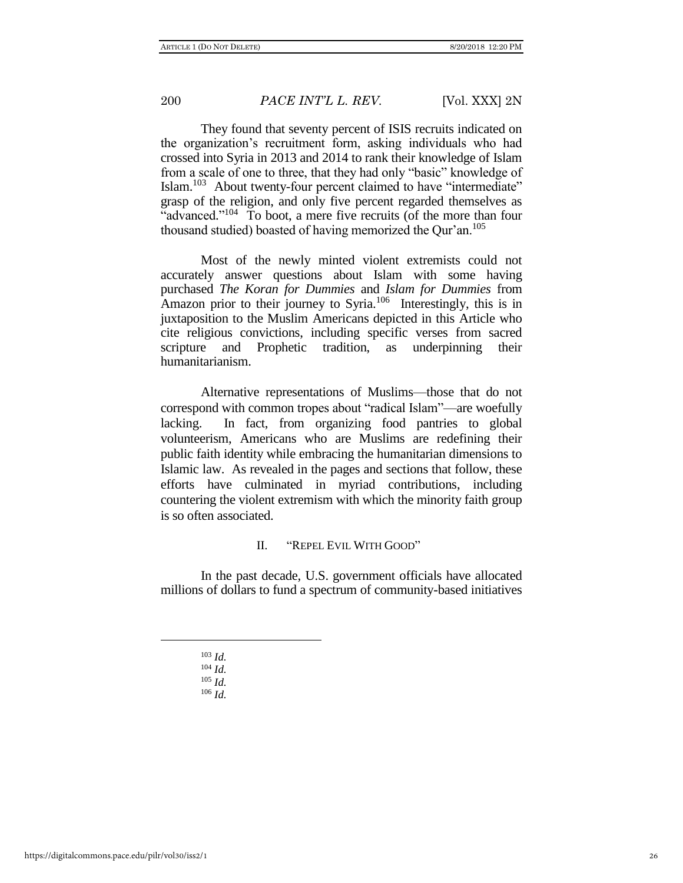They found that seventy percent of ISIS recruits indicated on the organization's recruitment form, asking individuals who had crossed into Syria in 2013 and 2014 to rank their knowledge of Islam from a scale of one to three, that they had only "basic" knowledge of Islam.[103] About twenty-four percent claimed to have "intermediate" grasp of the religion, and only five percent regarded themselves as "advanced."[104] To boot, a mere five recruits (of the more than four thousand studied) boasted of having memorized the Qur'an.[105]

Most of the newly minted violent extremists could not accurately answer questions about Islam with some having purchased *The Koran for Dummies* and *Islam for Dummies* from Amazon prior to their journey to Syria.[106] Interestingly, this is in juxtaposition to the Muslim Americans depicted in this Article who cite religious convictions, including specific verses from sacred scripture and Prophetic tradition, as underpinning their humanitarianism.

Alternative representations of Muslims—those that do not correspond with common tropes about "radical Islam"—are woefully lacking. In fact, from organizing food pantries to global volunteerism, Americans who are Muslims are redefining their public faith identity while embracing the humanitarian dimensions to Islamic law. As revealed in the pages and sections that follow, these efforts have culminated in myriad contributions, including countering the violent extremism with which the minority faith group is so often associated.

## II. "Repel Evil With Good"

In the past decade, U.S. government officials have allocated millions of dollars to fund a spectrum of community-based initiatives

---

[103] *Id.*
[104] *Id.*
[105] *Id.*
[106] *Id.*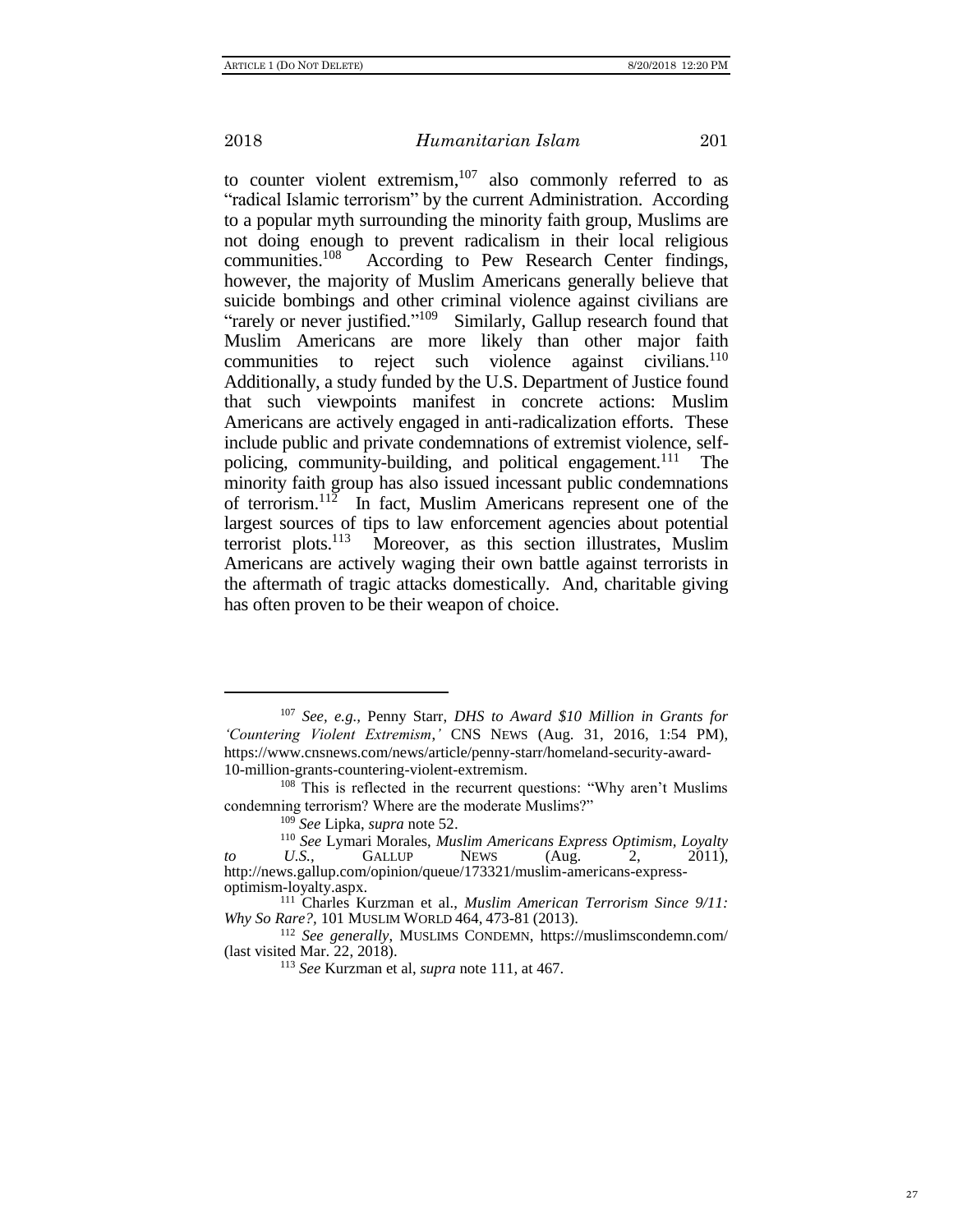to counter violent extremism,[107] also commonly referred to as "radical Islamic terrorism" by the current Administration. According to a popular myth surrounding the minority faith group, Muslims are not doing enough to prevent radicalism in their local religious communities.[108] According to Pew Research Center findings, however, the majority of Muslim Americans generally believe that suicide bombings and other criminal violence against civilians are "rarely or never justified."[109] Similarly, Gallup research found that Muslim Americans are more likely than other major faith communities to reject such violence against civilians.[110] Additionally, a study funded by the U.S. Department of Justice found that such viewpoints manifest in concrete actions: Muslim Americans are actively engaged in anti-radicalization efforts. These include public and private condemnations of extremist violence, self-policing, community-building, and political engagement.[111] The minority faith group has also issued incessant public condemnations of terrorism.[112] In fact, Muslim Americans represent one of the largest sources of tips to law enforcement agencies about potential terrorist plots.[113] Moreover, as this section illustrates, Muslim Americans are actively waging their own battle against terrorists in the aftermath of tragic attacks domestically. And, charitable giving has often proven to be their weapon of choice.

---

[107] *See, e.g.*, Penny Starr, *DHS to Award $10 Million in Grants for 'Countering Violent Extremism*,*'* CNS NEWS (Aug. 31, 2016, 1:54 PM), https://www.cnsnews.com/news/article/penny-starr/homeland-security-award-10-million-grants-countering-violent-extremism.

[108] This is reflected in the recurrent questions: "Why aren't Muslims condemning terrorism? Where are the moderate Muslims?"

[109] *See* Lipka, *supra* note 52.

[110] *See* Lymari Morales, *Muslim Americans Express Optimism, Loyalty to U.S.*, GALLUP NEWS (Aug. 2, 2011), http://news.gallup.com/opinion/queue/173321/muslim-americans-express-optimism-loyalty.aspx.

[111] Charles Kurzman et al., *Muslim American Terrorism Since 9/11: Why So Rare?*, 101 MUSLIM WORLD 464, 473-81 (2013).

[112] *See generally*, MUSLIMS CONDEMN, https://muslimscondemn.com/ (last visited Mar. 22, 2018).

[113] *See* Kurzman et al, *supra* note 111, at 467.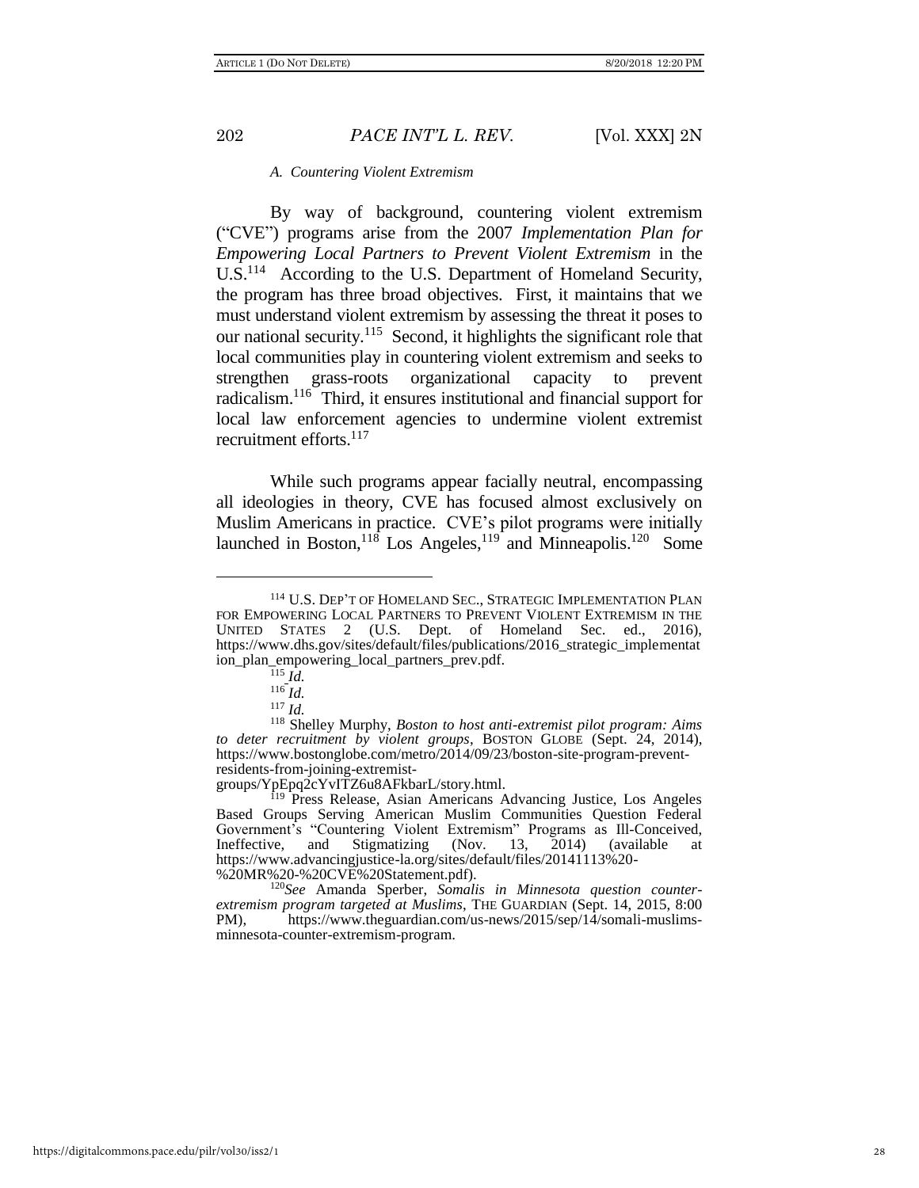### A. Countering Violent Extremism

By way of background, countering violent extremism ("CVE") programs arise from the 2007 *Implementation Plan for Empowering Local Partners to Prevent Violent Extremism* in the U.S.[114] According to the U.S. Department of Homeland Security, the program has three broad objectives. First, it maintains that we must understand violent extremism by assessing the threat it poses to our national security.[115] Second, it highlights the significant role that local communities play in countering violent extremism and seeks to strengthen grass-roots organizational capacity to prevent radicalism.[116] Third, it ensures institutional and financial support for local law enforcement agencies to undermine violent extremist recruitment efforts.[117]

While such programs appear facially neutral, encompassing all ideologies in theory, CVE has focused almost exclusively on Muslim Americans in practice. CVE's pilot programs were initially launched in Boston,[118] Los Angeles,[119] and Minneapolis.[120] Some

---

[114] U.S. DEP'T OF HOMELAND SEC., STRATEGIC IMPLEMENTATION PLAN FOR EMPOWERING LOCAL PARTNERS TO PREVENT VIOLENT EXTREMISM IN THE UNITED STATES 2 (U.S. Dept. of Homeland Sec. ed., 2016), https://www.dhs.gov/sites/default/files/publications/2016_strategic_implementation_plan_empowering_local_partners_prev.pdf.

[115] *Id.*

[116] *Id.*

[117] *Id.*

[118] Shelley Murphy, *Boston to host anti-extremist pilot program: Aims to deter recruitment by violent groups*, BOSTON GLOBE (Sept. 24, 2014), https://www.bostonglobe.com/metro/2014/09/23/boston-site-program-prevent-residents-from-joining-extremist-groups/YpEpq2cYvITZ6u8AFkbarL/story.html.

[119] Press Release, Asian Americans Advancing Justice, Los Angeles Based Groups Serving American Muslim Communities Question Federal Government's "Countering Violent Extremism" Programs as Ill-Conceived, Ineffective, and Stigmatizing (Nov. 13, 2014) (available at https://www.advancingjustice-la.org/sites/default/files/20141113%20-%20MR%20-%20CVE%20Statement.pdf).

[120] *See* Amanda Sperber, *Somalis in Minnesota question counter-extremism program targeted at Muslims*, THE GUARDIAN (Sept. 14, 2015, 8:00 PM), https://www.theguardian.com/us-news/2015/sep/14/somali-muslims-minnesota-counter-extremism-program.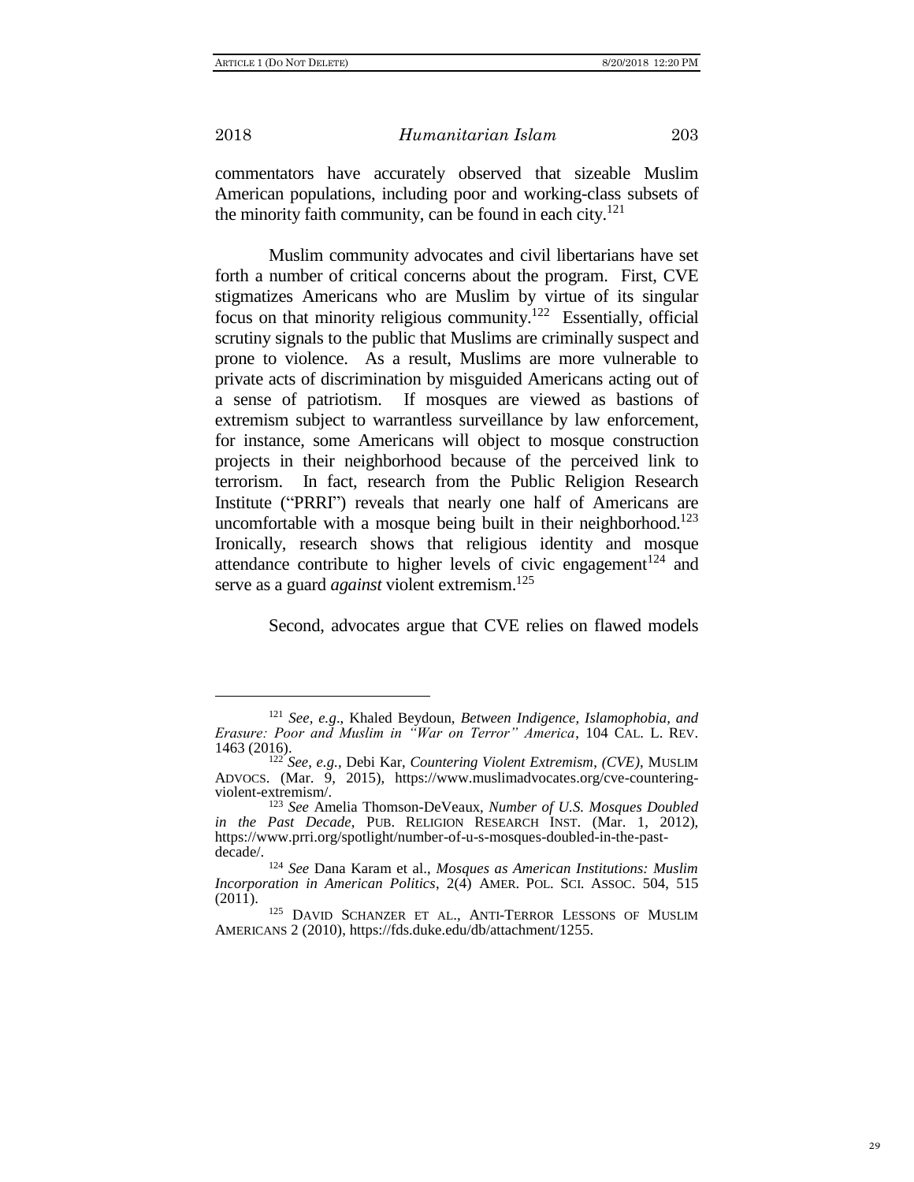commentators have accurately observed that sizeable Muslim American populations, including poor and working-class subsets of the minority faith community, can be found in each city.[121]

Muslim community advocates and civil libertarians have set forth a number of critical concerns about the program. First, CVE stigmatizes Americans who are Muslim by virtue of its singular focus on that minority religious community.[122] Essentially, official scrutiny signals to the public that Muslims are criminally suspect and prone to violence. As a result, Muslims are more vulnerable to private acts of discrimination by misguided Americans acting out of a sense of patriotism. If mosques are viewed as bastions of extremism subject to warrantless surveillance by law enforcement, for instance, some Americans will object to mosque construction projects in their neighborhood because of the perceived link to terrorism. In fact, research from the Public Religion Research Institute ("PRRI") reveals that nearly one half of Americans are uncomfortable with a mosque being built in their neighborhood.[123] Ironically, research shows that religious identity and mosque attendance contribute to higher levels of civic engagement[124] and serve as a guard *against* violent extremism.[125]

Second, advocates argue that CVE relies on flawed models

---

[121] *See, e.g.*, Khaled Beydoun, *Between Indigence, Islamophobia, and Erasure: Poor and Muslim in "War on Terror" America*, 104 CAL. L. REV. 1463 (2016).

[122] *See, e.g.*, Debi Kar, *Countering Violent Extremism, (CVE)*, MUSLIM ADVOCS. (Mar. 9, 2015), https://www.muslimadvocates.org/cve-countering-violent-extremism/.

[123] *See* Amelia Thomson-DeVeaux, *Number of U.S. Mosques Doubled in the Past Decade*, PUB. RELIGION RESEARCH INST. (Mar. 1, 2012), https://www.prri.org/spotlight/number-of-u-s-mosques-doubled-in-the-past-decade/.

[124] *See* Dana Karam et al., *Mosques as American Institutions: Muslim Incorporation in American Politics*, 2(4) AMER. POL. SCI. ASSOC. 504, 515 (2011).

[125] DAVID SCHANZER ET AL., ANTI-TERROR LESSONS OF MUSLIM AMERICANS 2 (2010), https://fds.duke.edu/db/attachment/1255.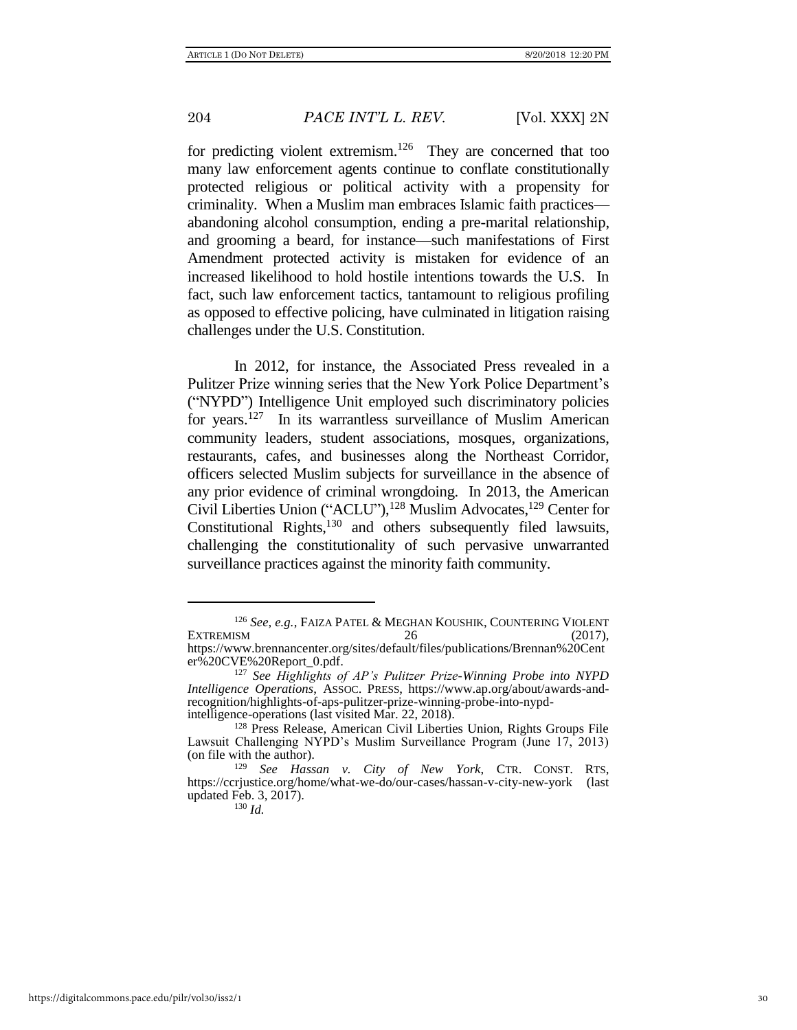for predicting violent extremism.[126] They are concerned that too many law enforcement agents continue to conflate constitutionally protected religious or political activity with a propensity for criminality. When a Muslim man embraces Islamic faith practices—abandoning alcohol consumption, ending a pre-marital relationship, and grooming a beard, for instance—such manifestations of First Amendment protected activity is mistaken for evidence of an increased likelihood to hold hostile intentions towards the U.S. In fact, such law enforcement tactics, tantamount to religious profiling as opposed to effective policing, have culminated in litigation raising challenges under the U.S. Constitution.

In 2012, for instance, the Associated Press revealed in a Pulitzer Prize winning series that the New York Police Department's ("NYPD") Intelligence Unit employed such discriminatory policies for years.[127] In its warrantless surveillance of Muslim American community leaders, student associations, mosques, organizations, restaurants, cafes, and businesses along the Northeast Corridor, officers selected Muslim subjects for surveillance in the absence of any prior evidence of criminal wrongdoing. In 2013, the American Civil Liberties Union ("ACLU"),[128] Muslim Advocates,[129] Center for Constitutional Rights,[130] and others subsequently filed lawsuits, challenging the constitutionality of such pervasive unwarranted surveillance practices against the minority faith community.

---

[126] *See, e.g.*, FAIZA PATEL & MEGHAN KOUSHIK, COUNTERING VIOLENT EXTREMISM 26 (2017), https://www.brennancenter.org/sites/default/files/publications/Brennan%20Center%20CVE%20Report_0.pdf.

[127] *See Highlights of AP's Pulitzer Prize-Winning Probe into NYPD Intelligence Operations*, ASSOC. PRESS, https://www.ap.org/about/awards-and-recognition/highlights-of-aps-pulitzer-prize-winning-probe-into-nypd-intelligence-operations (last visited Mar. 22, 2018).

[128] Press Release, American Civil Liberties Union, Rights Groups File Lawsuit Challenging NYPD's Muslim Surveillance Program (June 17, 2013) (on file with the author).

[129] *See Hassan v. City of New York*, CTR. CONST. RTS, https://ccrjustice.org/home/what-we-do/our-cases/hassan-v-city-new-york (last updated Feb. 3, 2017).

[130] *Id.*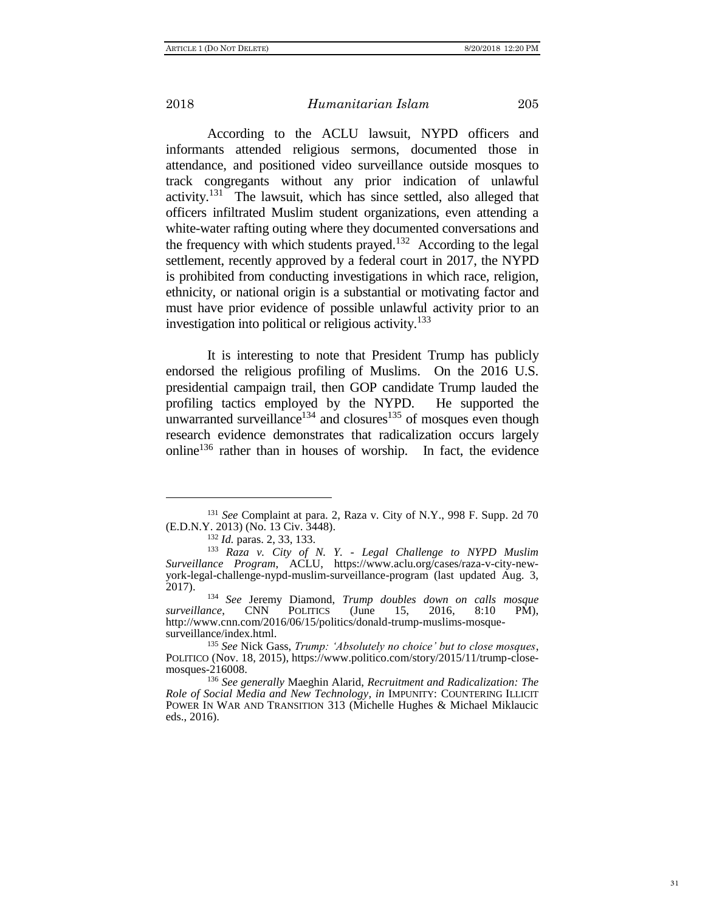According to the ACLU lawsuit, NYPD officers and informants attended religious sermons, documented those in attendance, and positioned video surveillance outside mosques to track congregants without any prior indication of unlawful activity.[131] The lawsuit, which has since settled, also alleged that officers infiltrated Muslim student organizations, even attending a white-water rafting outing where they documented conversations and the frequency with which students prayed.[132] According to the legal settlement, recently approved by a federal court in 2017, the NYPD is prohibited from conducting investigations in which race, religion, ethnicity, or national origin is a substantial or motivating factor and must have prior evidence of possible unlawful activity prior to an investigation into political or religious activity.[133]

It is interesting to note that President Trump has publicly endorsed the religious profiling of Muslims. On the 2016 U.S. presidential campaign trail, then GOP candidate Trump lauded the profiling tactics employed by the NYPD. He supported the unwarranted surveillance[134] and closures[135] of mosques even though research evidence demonstrates that radicalization occurs largely online[136] rather than in houses of worship. In fact, the evidence

---

[131] *See* Complaint at para. 2, Raza v. City of N.Y., 998 F. Supp. 2d 70 (E.D.N.Y. 2013) (No. 13 Civ. 3448).

[132] *Id.* paras. 2, 33, 133.

[133] *Raza v. City of N. Y. - Legal Challenge to NYPD Muslim Surveillance Program*, ACLU, https://www.aclu.org/cases/raza-v-city-new-york-legal-challenge-nypd-muslim-surveillance-program (last updated Aug. 3, 2017).

[134] *See* Jeremy Diamond, *Trump doubles down on calls mosque surveillance*, CNN POLITICS (June 15, 2016, 8:10 PM), http://www.cnn.com/2016/06/15/politics/donald-trump-muslims-mosque-surveillance/index.html.

[135] *See* Nick Gass, *Trump: 'Absolutely no choice' but to close mosques*, POLITICO (Nov. 18, 2015), https://www.politico.com/story/2015/11/trump-close-mosques-216008.

[136] *See generally* Maeghin Alarid, *Recruitment and Radicalization: The Role of Social Media and New Technology, in* IMPUNITY: COUNTERING ILLICIT POWER IN WAR AND TRANSITION 313 (Michelle Hughes & Michael Miklaucic eds., 2016).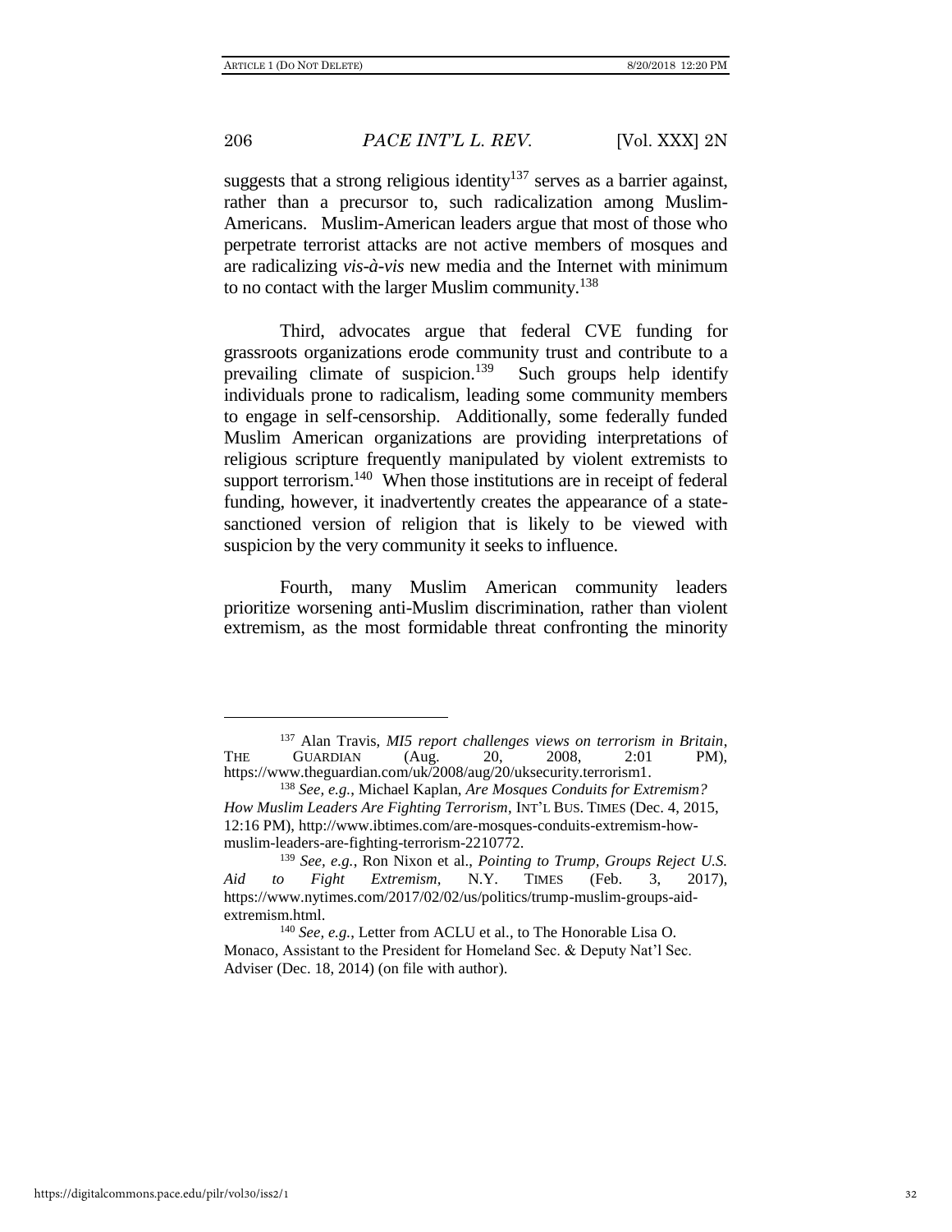suggests that a strong religious identity[137] serves as a barrier against, rather than a precursor to, such radicalization among Muslim-Americans. Muslim-American leaders argue that most of those who perpetrate terrorist attacks are not active members of mosques and are radicalizing *vis-à-vis* new media and the Internet with minimum to no contact with the larger Muslim community.[138]

Third, advocates argue that federal CVE funding for grassroots organizations erode community trust and contribute to a prevailing climate of suspicion.[139] Such groups help identify individuals prone to radicalism, leading some community members to engage in self-censorship. Additionally, some federally funded Muslim American organizations are providing interpretations of religious scripture frequently manipulated by violent extremists to support terrorism.[140] When those institutions are in receipt of federal funding, however, it inadvertently creates the appearance of a state-sanctioned version of religion that is likely to be viewed with suspicion by the very community it seeks to influence.

Fourth, many Muslim American community leaders prioritize worsening anti-Muslim discrimination, rather than violent extremism, as the most formidable threat confronting the minority

---

[137] Alan Travis, *MI5 report challenges views on terrorism in Britain*, THE GUARDIAN (Aug. 20, 2008, 2:01 PM), https://www.theguardian.com/uk/2008/aug/20/uksecurity.terrorism1.

[138] *See, e.g.*, Michael Kaplan, *Are Mosques Conduits for Extremism? How Muslim Leaders Are Fighting Terrorism*, INT'L BUS. TIMES (Dec. 4, 2015, 12:16 PM), http://www.ibtimes.com/are-mosques-conduits-extremism-how-muslim-leaders-are-fighting-terrorism-2210772.

[139] *See, e.g.*, Ron Nixon et al., *Pointing to Trump, Groups Reject U.S. Aid to Fight Extremism*, N.Y. TIMES (Feb. 3, 2017), https://www.nytimes.com/2017/02/02/us/politics/trump-muslim-groups-aid-extremism.html.

[140] *See, e.g.*, Letter from ACLU et al., to The Honorable Lisa O. Monaco, Assistant to the President for Homeland Sec. & Deputy Nat'l Sec. Adviser (Dec. 18, 2014) (on file with author).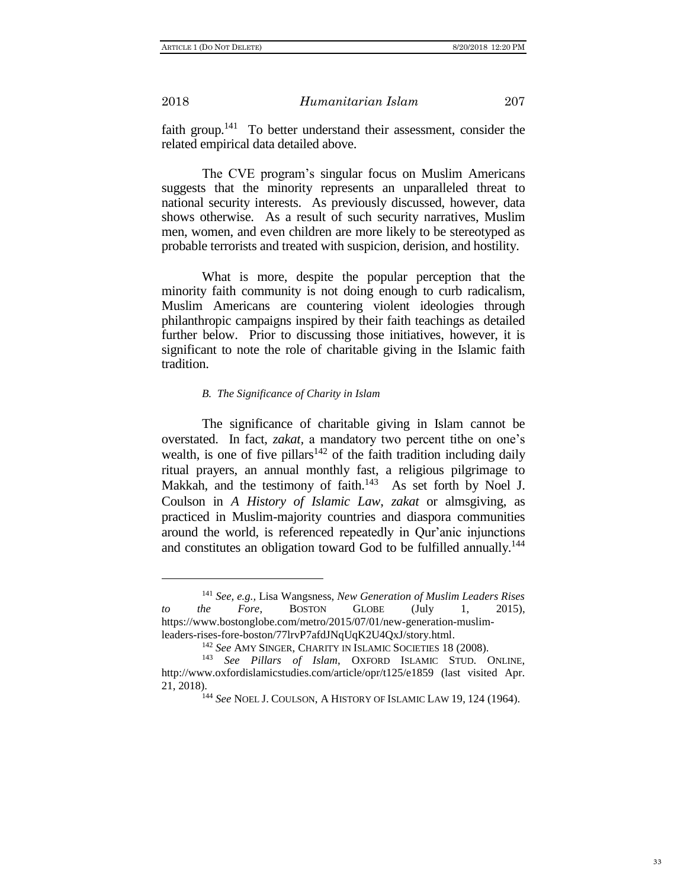faith group.[141] To better understand their assessment, consider the related empirical data detailed above.

The CVE program's singular focus on Muslim Americans suggests that the minority represents an unparalleled threat to national security interests. As previously discussed, however, data shows otherwise. As a result of such security narratives, Muslim men, women, and even children are more likely to be stereotyped as probable terrorists and treated with suspicion, derision, and hostility.

What is more, despite the popular perception that the minority faith community is not doing enough to curb radicalism, Muslim Americans are countering violent ideologies through philanthropic campaigns inspired by their faith teachings as detailed further below. Prior to discussing those initiatives, however, it is significant to note the role of charitable giving in the Islamic faith tradition.

### *B. The Significance of Charity in Islam*

The significance of charitable giving in Islam cannot be overstated. In fact, *zakat*, a mandatory two percent tithe on one's wealth, is one of five pillars[142] of the faith tradition including daily ritual prayers, an annual monthly fast, a religious pilgrimage to Makkah, and the testimony of faith.[143] As set forth by Noel J. Coulson in *A History of Islamic Law*, *zakat* or almsgiving, as practiced in Muslim-majority countries and diaspora communities around the world, is referenced repeatedly in Qur'anic injunctions and constitutes an obligation toward God to be fulfilled annually.[144]

---

[141] *See, e.g.*, Lisa Wangsness, *New Generation of Muslim Leaders Rises to the Fore*, BOSTON GLOBE (July 1, 2015), https://www.bostonglobe.com/metro/2015/07/01/new-generation-muslim-leaders-rises-fore-boston/77lrvP7afdJNqUqK2U4QxJ/story.html.

[142] *See* AMY SINGER, CHARITY IN ISLAMIC SOCIETIES 18 (2008).

[143] *See Pillars of Islam*, OXFORD ISLAMIC STUD. ONLINE, http://www.oxfordislamicstudies.com/article/opr/t125/e1859 (last visited Apr. 21, 2018).

[144] *See* NOEL J. COULSON, A HISTORY OF ISLAMIC LAW 19, 124 (1964).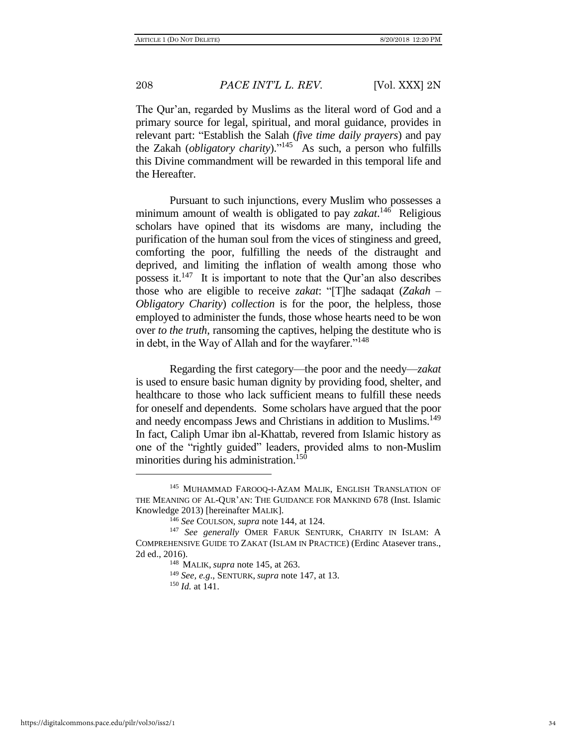The Qur'an, regarded by Muslims as the literal word of God and a primary source for legal, spiritual, and moral guidance, provides in relevant part: "Establish the Salah (*five time daily prayers*) and pay the Zakah (*obligatory charity*)."[145] As such, a person who fulfills this Divine commandment will be rewarded in this temporal life and the Hereafter.

Pursuant to such injunctions, every Muslim who possesses a minimum amount of wealth is obligated to pay *zakat*.[146] Religious scholars have opined that its wisdoms are many, including the purification of the human soul from the vices of stinginess and greed, comforting the poor, fulfilling the needs of the distraught and deprived, and limiting the inflation of wealth among those who possess it.[147] It is important to note that the Qur'an also describes those who are eligible to receive *zakat*: "[T]he sadaqat (*Zakah – Obligatory Charity*) *collection* is for the poor, the helpless, those employed to administer the funds, those whose hearts need to be won over *to the truth*, ransoming the captives, helping the destitute who is in debt, in the Way of Allah and for the wayfarer."[148]

Regarding the first category—the poor and the needy—*zakat* is used to ensure basic human dignity by providing food, shelter, and healthcare to those who lack sufficient means to fulfill these needs for oneself and dependents. Some scholars have argued that the poor and needy encompass Jews and Christians in addition to Muslims.[149] In fact, Caliph Umar ibn al-Khattab, revered from Islamic history as one of the "rightly guided" leaders, provided alms to non-Muslim minorities during his administration.[150]

---

[145] MUHAMMAD FAROOQ-I-AZAM MALIK, ENGLISH TRANSLATION OF THE MEANING OF AL-QUR'AN: THE GUIDANCE FOR MANKIND 678 (Inst. Islamic Knowledge 2013) [hereinafter MALIK].

[146] *See* COULSON, *supra* note 144, at 124.

[147] *See generally* OMER FARUK SENTURK, CHARITY IN ISLAM: A COMPREHENSIVE GUIDE TO ZAKAT (ISLAM IN PRACTICE) (Erdinc Atasever trans., 2d ed., 2016).

[148] MALIK, *supra* note 145, at 263.

[149] *See, e.g.*, SENTURK, *supra* note 147, at 13.

[150] *Id.* at 141.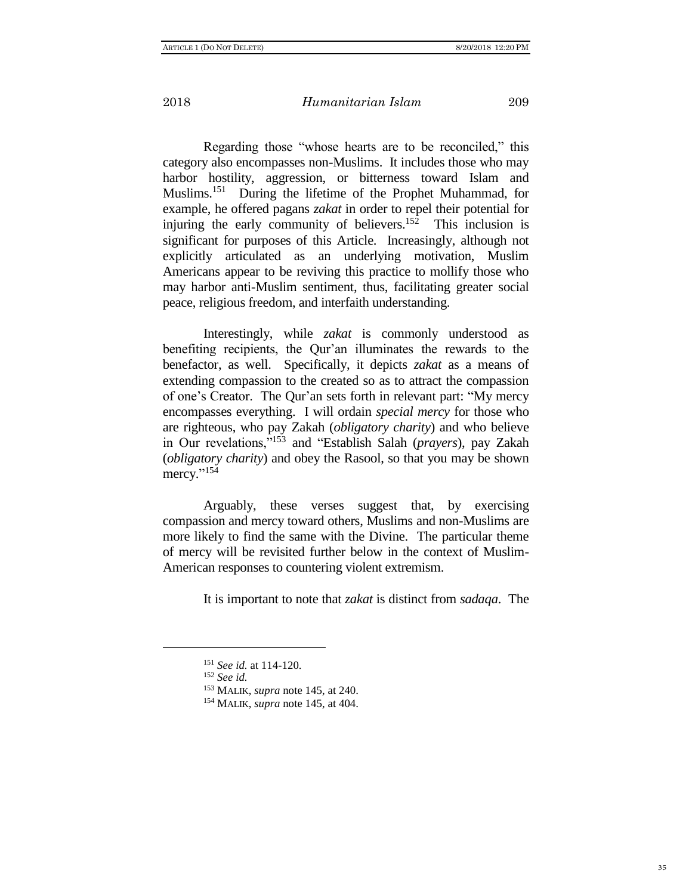Regarding those "whose hearts are to be reconciled," this category also encompasses non-Muslims. It includes those who may harbor hostility, aggression, or bitterness toward Islam and Muslims.[151] During the lifetime of the Prophet Muhammad, for example, he offered pagans *zakat* in order to repel their potential for injuring the early community of believers.[152] This inclusion is significant for purposes of this Article. Increasingly, although not explicitly articulated as an underlying motivation, Muslim Americans appear to be reviving this practice to mollify those who may harbor anti-Muslim sentiment, thus, facilitating greater social peace, religious freedom, and interfaith understanding.

Interestingly, while *zakat* is commonly understood as benefiting recipients, the Qur'an illuminates the rewards to the benefactor, as well. Specifically, it depicts *zakat* as a means of extending compassion to the created so as to attract the compassion of one's Creator. The Qur'an sets forth in relevant part: "My mercy encompasses everything. I will ordain *special mercy* for those who are righteous, who pay Zakah (*obligatory charity*) and who believe in Our revelations,"[153] and "Establish Salah (*prayers*), pay Zakah (*obligatory charity*) and obey the Rasool, so that you may be shown mercy."[154]

Arguably, these verses suggest that, by exercising compassion and mercy toward others, Muslims and non-Muslims are more likely to find the same with the Divine. The particular theme of mercy will be revisited further below in the context of Muslim-American responses to countering violent extremism.

It is important to note that *zakat* is distinct from *sadaqa*. The

---

[151] *See id.* at 114-120.

[152] *See id.*

[153] MALIK, *supra* note 145, at 240.

[154] MALIK, *supra* note 145, at 404.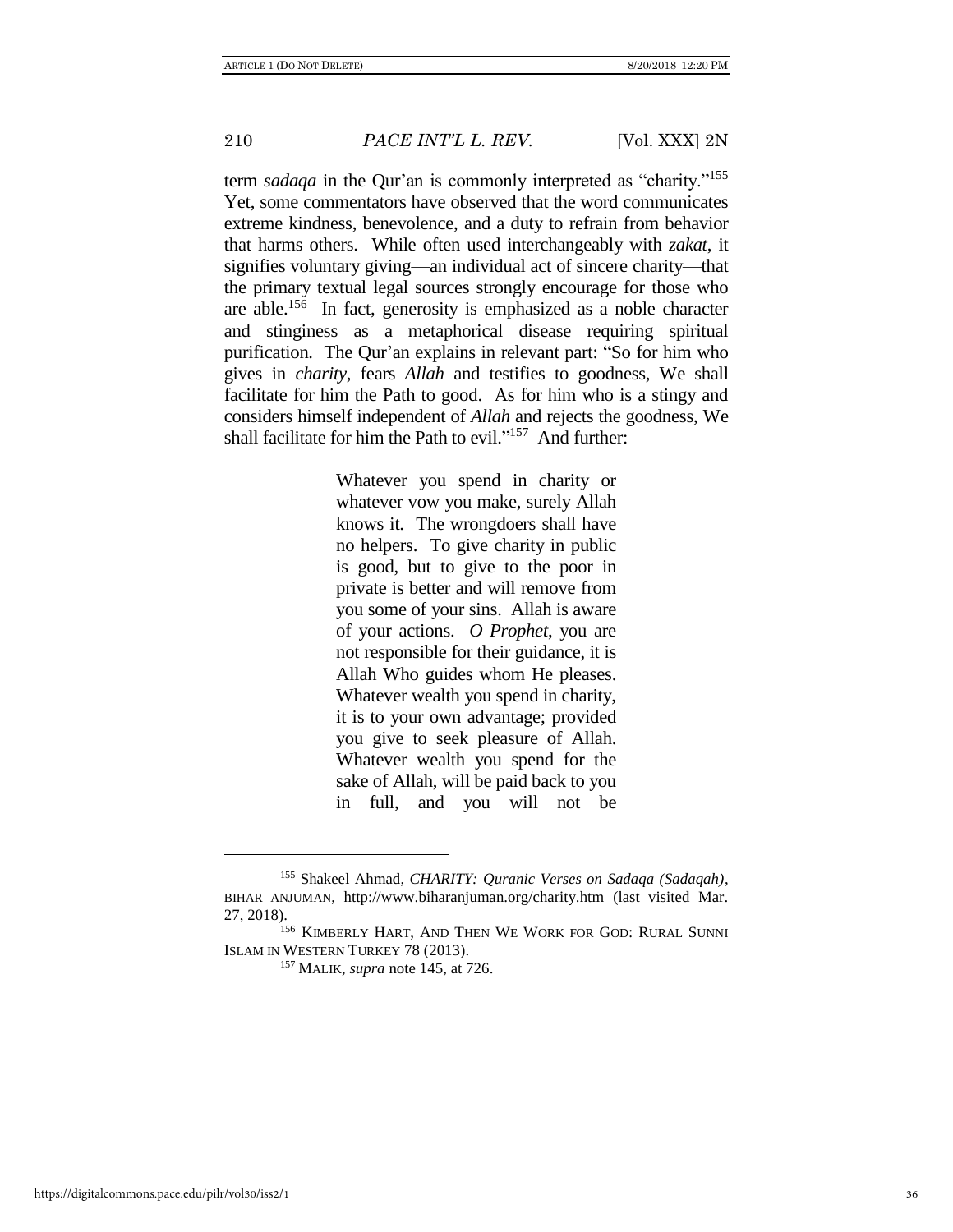term *sadaqa* in the Qur'an is commonly interpreted as "charity."[155] Yet, some commentators have observed that the word communicates extreme kindness, benevolence, and a duty to refrain from behavior that harms others. While often used interchangeably with *zakat*, it signifies voluntary giving—an individual act of sincere charity—that the primary textual legal sources strongly encourage for those who are able.[156] In fact, generosity is emphasized as a noble character and stinginess as a metaphorical disease requiring spiritual purification. The Qur'an explains in relevant part: "So for him who gives in *charity*, fears *Allah* and testifies to goodness, We shall facilitate for him the Path to good. As for him who is a stingy and considers himself independent of *Allah* and rejects the goodness, We shall facilitate for him the Path to evil."[157] And further:

> Whatever you spend in charity or whatever vow you make, surely Allah knows it. The wrongdoers shall have no helpers. To give charity in public is good, but to give to the poor in private is better and will remove from you some of your sins. Allah is aware of your actions. *O Prophet*, you are not responsible for their guidance, it is Allah Who guides whom He pleases. Whatever wealth you spend in charity, it is to your own advantage; provided you give to seek pleasure of Allah. Whatever wealth you spend for the sake of Allah, will be paid back to you in full, and you will not be

---

[155] Shakeel Ahmad, *CHARITY: Quranic Verses on Sadaqa (Sadaqah)*, BIHAR ANJUMAN, http://www.biharanjuman.org/charity.htm (last visited Mar. 27, 2018).

[156] KIMBERLY HART, AND THEN WE WORK FOR GOD: RURAL SUNNI ISLAM IN WESTERN TURKEY 78 (2013).

[157] MALIK, *supra* note 145, at 726.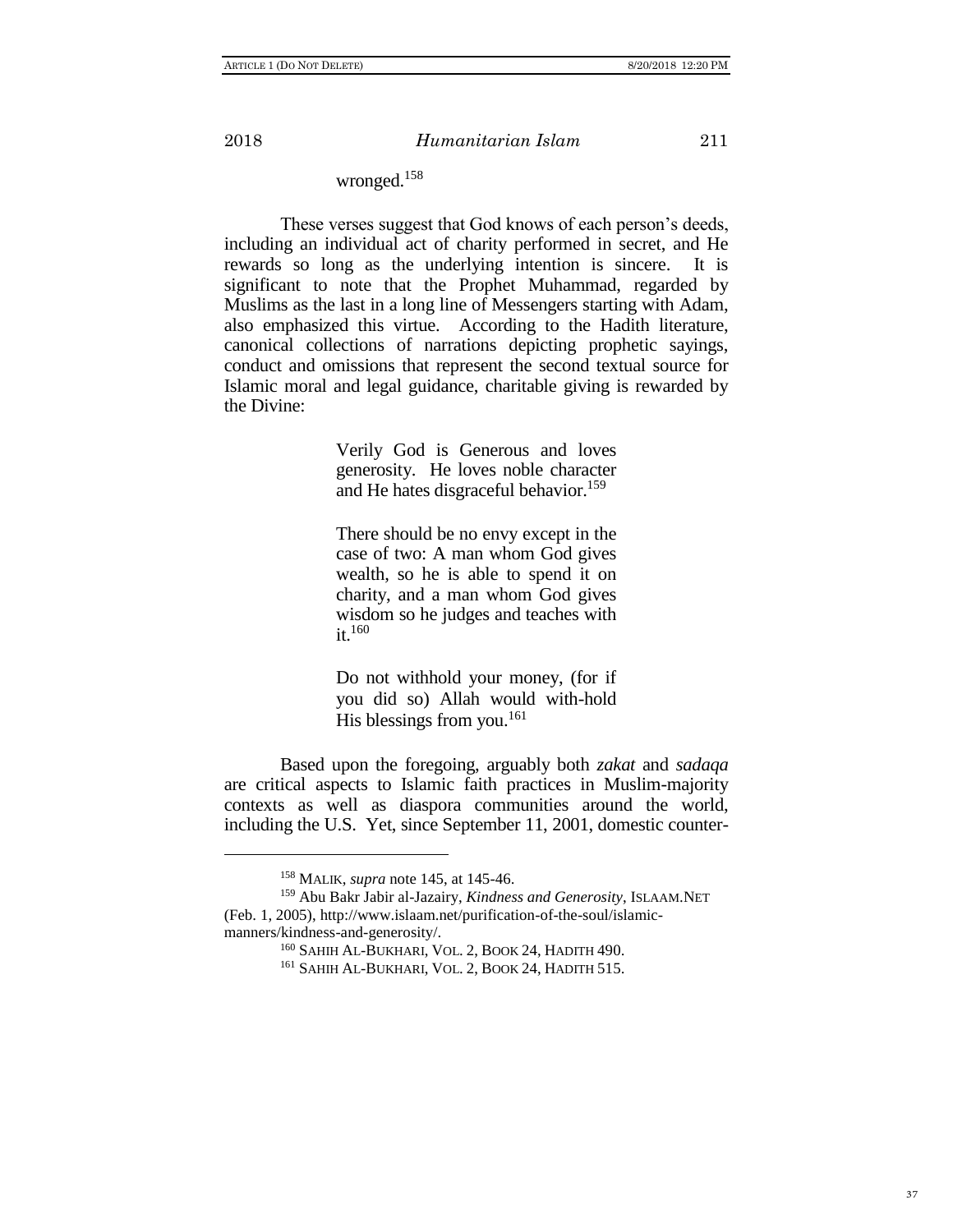wronged.[158]

These verses suggest that God knows of each person's deeds, including an individual act of charity performed in secret, and He rewards so long as the underlying intention is sincere. It is significant to note that the Prophet Muhammad, regarded by Muslims as the last in a long line of Messengers starting with Adam, also emphasized this virtue. According to the Hadith literature, canonical collections of narrations depicting prophetic sayings, conduct and omissions that represent the second textual source for Islamic moral and legal guidance, charitable giving is rewarded by the Divine:

> Verily God is Generous and loves generosity. He loves noble character and He hates disgraceful behavior.[159]
>
> There should be no envy except in the case of two: A man whom God gives wealth, so he is able to spend it on charity, and a man whom God gives wisdom so he judges and teaches with it.[160]
>
> Do not withhold your money, (for if you did so) Allah would with-hold His blessings from you.[161]

Based upon the foregoing, arguably both *zakat* and *sadaqa* are critical aspects to Islamic faith practices in Muslim-majority contexts as well as diaspora communities around the world, including the U.S. Yet, since September 11, 2001, domestic counter-

---

[158] MALIK, *supra* note 145, at 145-46.

[159] Abu Bakr Jabir al-Jazairy, *Kindness and Generosity*, ISLAAM.NET (Feb. 1, 2005), http://www.islaam.net/purification-of-the-soul/islamic-manners/kindness-and-generosity/.

[160] SAHIH AL-BUKHARI, VOL. 2, BOOK 24, HADITH 490.

[161] SAHIH AL-BUKHARI, VOL. 2, BOOK 24, HADITH 515.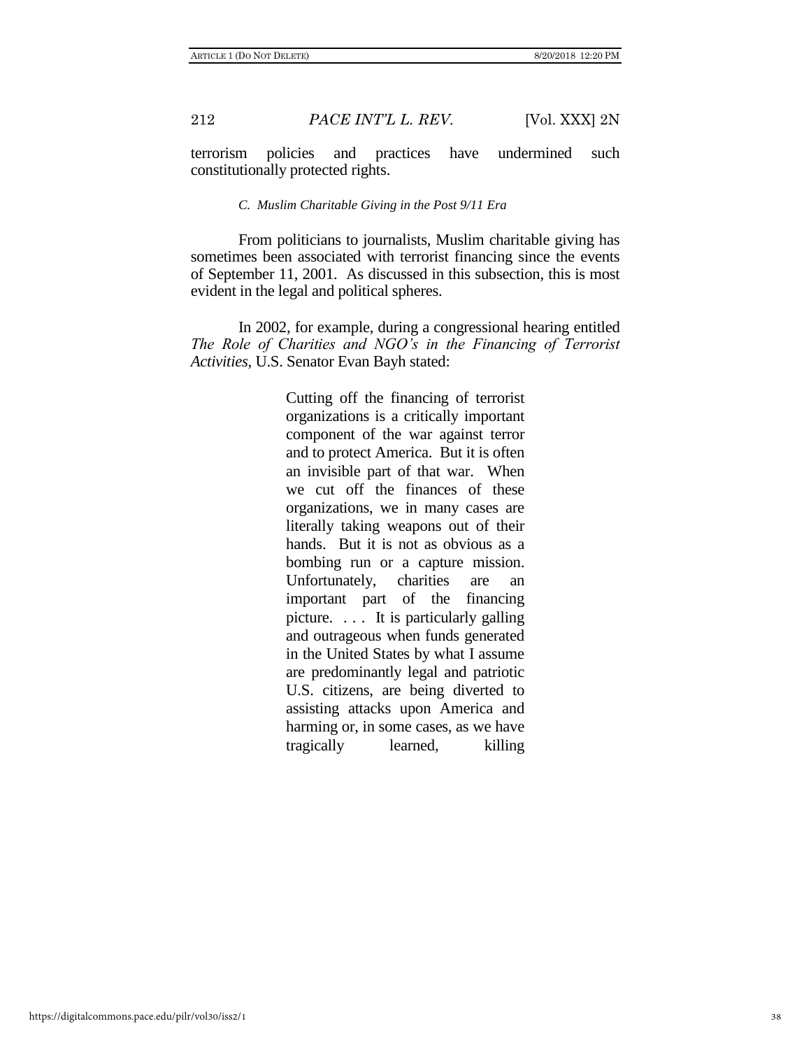terrorism policies and practices have undermined such constitutionally protected rights.

### *C. Muslim Charitable Giving in the Post 9/11 Era*

From politicians to journalists, Muslim charitable giving has sometimes been associated with terrorist financing since the events of September 11, 2001. As discussed in this subsection, this is most evident in the legal and political spheres.

In 2002, for example, during a congressional hearing entitled *The Role of Charities and NGO's in the Financing of Terrorist Activities*, U.S. Senator Evan Bayh stated:

> Cutting off the financing of terrorist organizations is a critically important component of the war against terror and to protect America. But it is often an invisible part of that war. When we cut off the finances of these organizations, we in many cases are literally taking weapons out of their hands. But it is not as obvious as a bombing run or a capture mission. Unfortunately, charities are an important part of the financing picture. . . . It is particularly galling and outrageous when funds generated in the United States by what I assume are predominantly legal and patriotic U.S. citizens, are being diverted to assisting attacks upon America and harming or, in some cases, as we have tragically learned, killing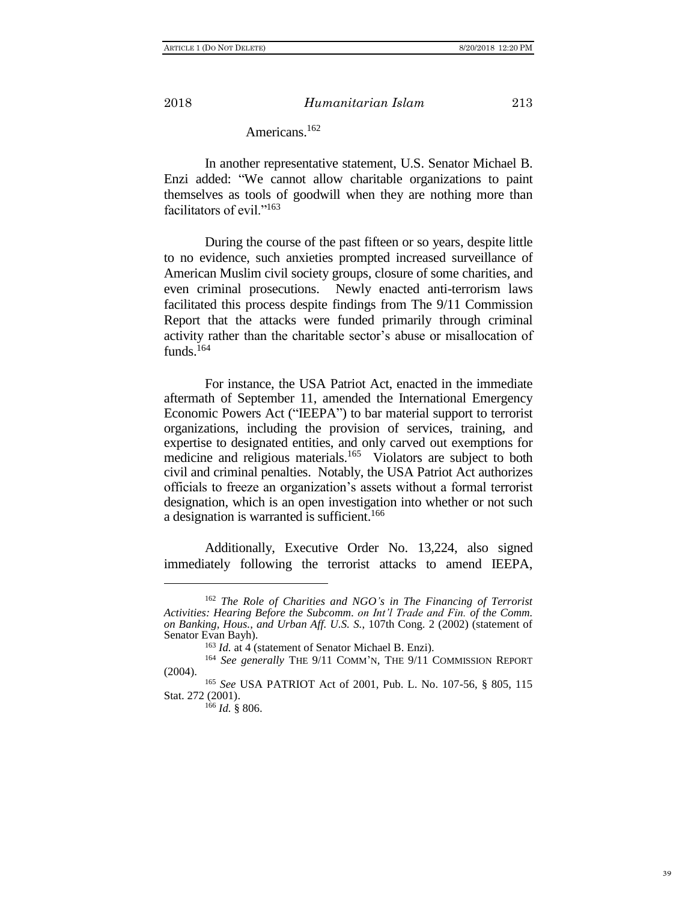Americans.[162]

In another representative statement, U.S. Senator Michael B. Enzi added: "We cannot allow charitable organizations to paint themselves as tools of goodwill when they are nothing more than facilitators of evil."[163]

During the course of the past fifteen or so years, despite little to no evidence, such anxieties prompted increased surveillance of American Muslim civil society groups, closure of some charities, and even criminal prosecutions. Newly enacted anti-terrorism laws facilitated this process despite findings from The 9/11 Commission Report that the attacks were funded primarily through criminal activity rather than the charitable sector's abuse or misallocation of funds.[164]

For instance, the USA Patriot Act, enacted in the immediate aftermath of September 11, amended the International Emergency Economic Powers Act ("IEEPA") to bar material support to terrorist organizations, including the provision of services, training, and expertise to designated entities, and only carved out exemptions for medicine and religious materials.[165] Violators are subject to both civil and criminal penalties. Notably, the USA Patriot Act authorizes officials to freeze an organization's assets without a formal terrorist designation, which is an open investigation into whether or not such a designation is warranted is sufficient.[166]

Additionally, Executive Order No. 13,224, also signed immediately following the terrorist attacks to amend IEEPA,

---

[162] *The Role of Charities and NGO's in The Financing of Terrorist Activities: Hearing Before the Subcomm. on Int'l Trade and Fin. of the Comm. on Banking, Hous., and Urban Aff. U.S. S.*, 107th Cong. 2 (2002) (statement of Senator Evan Bayh).

[163] *Id.* at 4 (statement of Senator Michael B. Enzi).

[164] *See generally* THE 9/11 COMM'N, THE 9/11 COMMISSION REPORT (2004).

[165] *See* USA PATRIOT Act of 2001, Pub. L. No. 107-56, § 805, 115 Stat. 272 (2001).

[166] *Id.* § 806.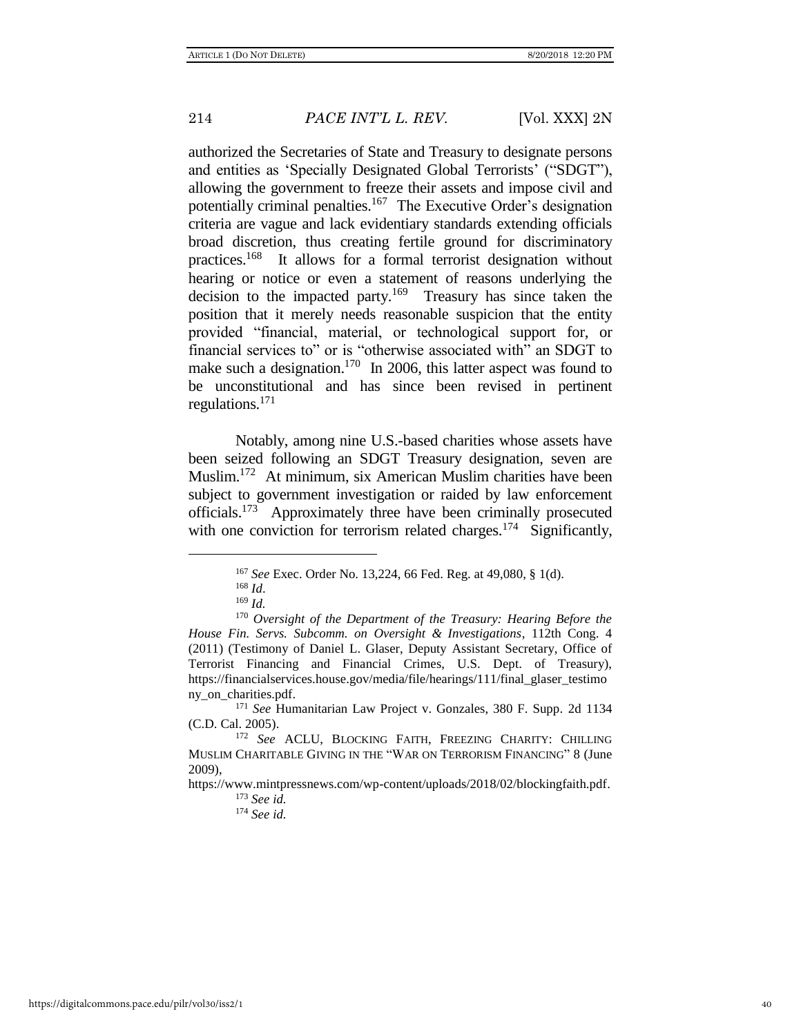authorized the Secretaries of State and Treasury to designate persons and entities as 'Specially Designated Global Terrorists' ("SDGT"), allowing the government to freeze their assets and impose civil and potentially criminal penalties.[167] The Executive Order's designation criteria are vague and lack evidentiary standards extending officials broad discretion, thus creating fertile ground for discriminatory practices.[168] It allows for a formal terrorist designation without hearing or notice or even a statement of reasons underlying the decision to the impacted party.[169] Treasury has since taken the position that it merely needs reasonable suspicion that the entity provided "financial, material, or technological support for, or financial services to" or is "otherwise associated with" an SDGT to make such a designation.[170] In 2006, this latter aspect was found to be unconstitutional and has since been revised in pertinent regulations.[171]

Notably, among nine U.S.-based charities whose assets have been seized following an SDGT Treasury designation, seven are Muslim.[172] At minimum, six American Muslim charities have been subject to government investigation or raided by law enforcement officials.[173] Approximately three have been criminally prosecuted with one conviction for terrorism related charges.[174] Significantly,

---

[167] *See* Exec. Order No. 13,224, 66 Fed. Reg. at 49,080, § 1(d).

[168] *Id*.

[169] *Id.*

[170] *Oversight of the Department of the Treasury: Hearing Before the House Fin. Servs. Subcomm. on Oversight & Investigations*, 112th Cong. 4 (2011) (Testimony of Daniel L. Glaser, Deputy Assistant Secretary, Office of Terrorist Financing and Financial Crimes, U.S. Dept. of Treasury), https://financialservices.house.gov/media/file/hearings/111/final_glaser_testimony_on_charities.pdf.

[171] *See* Humanitarian Law Project v. Gonzales, 380 F. Supp. 2d 1134 (C.D. Cal. 2005).

[172] *See* ACLU, BLOCKING FAITH, FREEZING CHARITY: CHILLING MUSLIM CHARITABLE GIVING IN THE "WAR ON TERRORISM FINANCING" 8 (June 2009), https://www.mintpressnews.com/wp-content/uploads/2018/02/blockingfaith.pdf.

[173] *See id.*

[174] *See id.*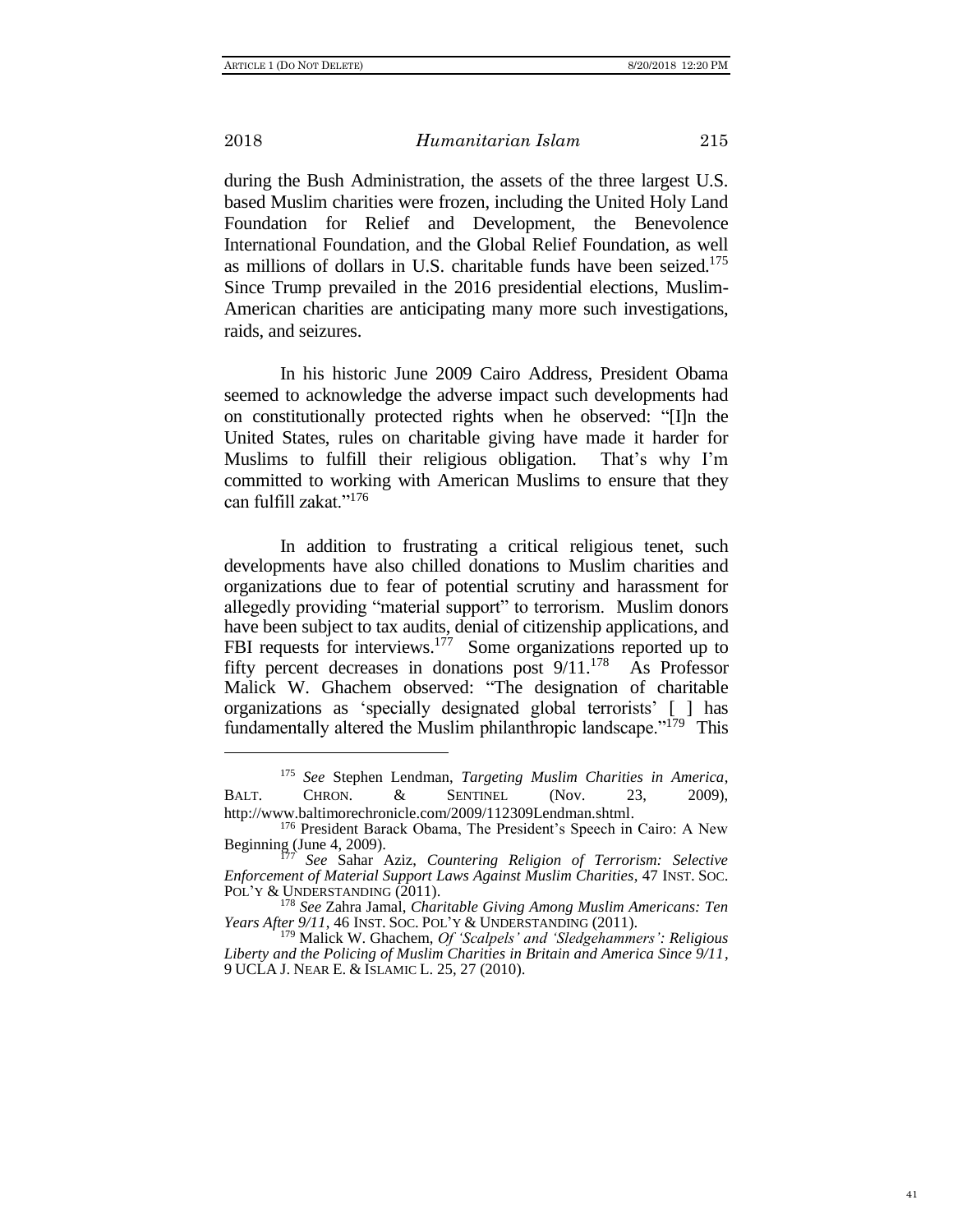during the Bush Administration, the assets of the three largest U.S. based Muslim charities were frozen, including the United Holy Land Foundation for Relief and Development, the Benevolence International Foundation, and the Global Relief Foundation, as well as millions of dollars in U.S. charitable funds have been seized.[175] Since Trump prevailed in the 2016 presidential elections, Muslim-American charities are anticipating many more such investigations, raids, and seizures.

In his historic June 2009 Cairo Address, President Obama seemed to acknowledge the adverse impact such developments had on constitutionally protected rights when he observed: "[I]n the United States, rules on charitable giving have made it harder for Muslims to fulfill their religious obligation. That's why I'm committed to working with American Muslims to ensure that they can fulfill zakat."[176]

In addition to frustrating a critical religious tenet, such developments have also chilled donations to Muslim charities and organizations due to fear of potential scrutiny and harassment for allegedly providing "material support" to terrorism. Muslim donors have been subject to tax audits, denial of citizenship applications, and FBI requests for interviews.[177] Some organizations reported up to fifty percent decreases in donations post 9/11.[178] As Professor Malick W. Ghachem observed: "The designation of charitable organizations as 'specially designated global terrorists' [ ] has fundamentally altered the Muslim philanthropic landscape."[179] This

---

[175] *See* Stephen Lendman, *Targeting Muslim Charities in America*, BALT. CHRON. & SENTINEL (Nov. 23, 2009), http://www.baltimorechronicle.com/2009/112309Lendman.shtml.

[176] President Barack Obama, The President's Speech in Cairo: A New Beginning (June 4, 2009).

[177] *See* Sahar Aziz, *Countering Religion of Terrorism: Selective Enforcement of Material Support Laws Against Muslim Charities*, 47 INST. SOC. POL'Y & UNDERSTANDING (2011).

[178] *See* Zahra Jamal, *Charitable Giving Among Muslim Americans: Ten Years After 9/11*, 46 INST. SOC. POL'Y & UNDERSTANDING (2011).

[179] Malick W. Ghachem, *Of 'Scalpels' and 'Sledgehammers': Religious Liberty and the Policing of Muslim Charities in Britain and America Since 9/11*, 9 UCLA J. NEAR E. & ISLAMIC L. 25, 27 (2010).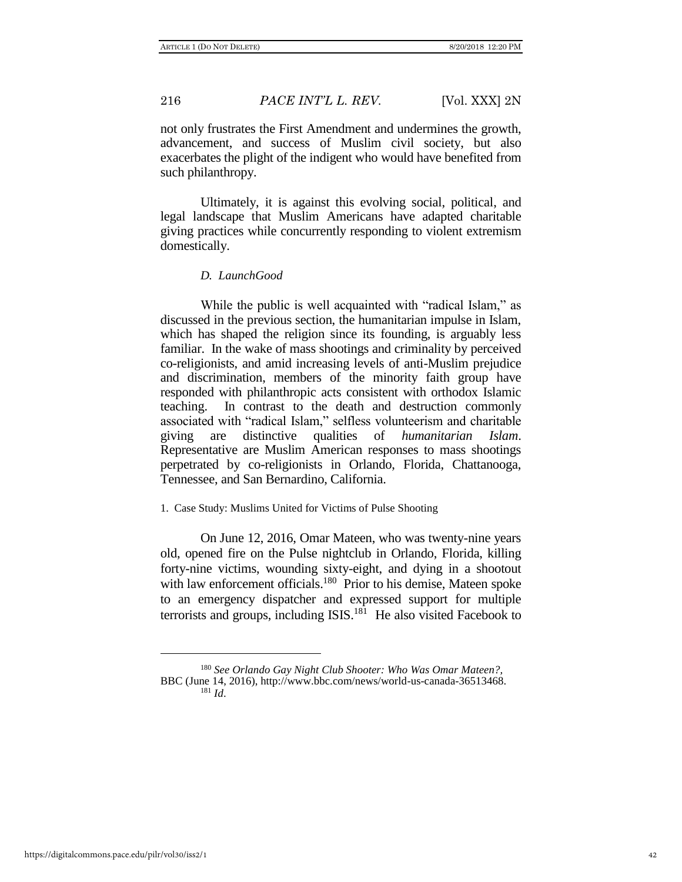not only frustrates the First Amendment and undermines the growth, advancement, and success of Muslim civil society, but also exacerbates the plight of the indigent who would have benefited from such philanthropy.

Ultimately, it is against this evolving social, political, and legal landscape that Muslim Americans have adapted charitable giving practices while concurrently responding to violent extremism domestically.

### *D. LaunchGood*

While the public is well acquainted with "radical Islam," as discussed in the previous section, the humanitarian impulse in Islam, which has shaped the religion since its founding, is arguably less familiar. In the wake of mass shootings and criminality by perceived co-religionists, and amid increasing levels of anti-Muslim prejudice and discrimination, members of the minority faith group have responded with philanthropic acts consistent with orthodox Islamic teaching. In contrast to the death and destruction commonly associated with "radical Islam," selfless volunteerism and charitable giving are distinctive qualities of *humanitarian Islam*. Representative are Muslim American responses to mass shootings perpetrated by co-religionists in Orlando, Florida, Chattanooga, Tennessee, and San Bernardino, California.

#### 1. Case Study: Muslims United for Victims of Pulse Shooting

On June 12, 2016, Omar Mateen, who was twenty-nine years old, opened fire on the Pulse nightclub in Orlando, Florida, killing forty-nine victims, wounding sixty-eight, and dying in a shootout with law enforcement officials.[180] Prior to his demise, Mateen spoke to an emergency dispatcher and expressed support for multiple terrorists and groups, including ISIS.[181] He also visited Facebook to

---

[180] *See Orlando Gay Night Club Shooter: Who Was Omar Mateen?*, BBC (June 14, 2016), http://www.bbc.com/news/world-us-canada-36513468.

[181] *Id.*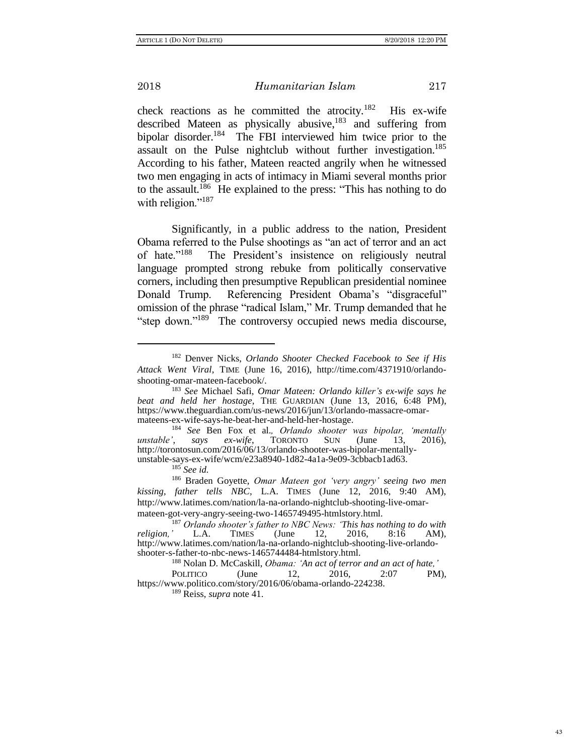check reactions as he committed the atrocity.[182] His ex-wife described Mateen as physically abusive,[183] and suffering from bipolar disorder.[184] The FBI interviewed him twice prior to the assault on the Pulse nightclub without further investigation.[185] According to his father, Mateen reacted angrily when he witnessed two men engaging in acts of intimacy in Miami several months prior to the assault.[186] He explained to the press: "This has nothing to do with religion."[187]

Significantly, in a public address to the nation, President Obama referred to the Pulse shootings as "an act of terror and an act of hate."[188] The President's insistence on religiously neutral language prompted strong rebuke from politically conservative corners, including then presumptive Republican presidential nominee Donald Trump. Referencing President Obama's "disgraceful" omission of the phrase "radical Islam," Mr. Trump demanded that he "step down."[189] The controversy occupied news media discourse,

---

[182] Denver Nicks, *Orlando Shooter Checked Facebook to See if His Attack Went Viral*, TIME (June 16, 2016), http://time.com/4371910/orlando-shooting-omar-mateen-facebook/.

[183] *See* Michael Safi, *Omar Mateen: Orlando killer's ex-wife says he beat and held her hostage*, THE GUARDIAN (June 13, 2016, 6:48 PM), https://www.theguardian.com/us-news/2016/jun/13/orlando-massacre-omar-mateens-ex-wife-says-he-beat-her-and-held-her-hostage.

[184] *See* Ben Fox et al., *Orlando shooter was bipolar, 'mentally unstable', says ex-wife*, TORONTO SUN (June 13, 2016), http://torontosun.com/2016/06/13/orlando-shooter-was-bipolar-mentally-unstable-says-ex-wife/wcm/e23a8940-1d82-4a1a-9e09-3cbbacb1ad63.

[185] *See id.*

[186] Braden Goyette, *Omar Mateen got 'very angry' seeing two men kissing, father tells NBC*, L.A. TIMES (June 12, 2016, 9:40 AM), http://www.latimes.com/nation/la-na-orlando-nightclub-shooting-live-omar-mateen-got-very-angry-seeing-two-1465749495-htmlstory.html.

[187] *Orlando shooter's father to NBC News: 'This has nothing to do with religion,'* L.A. TIMES (June 12, 2016, 8:16 AM), http://www.latimes.com/nation/la-na-orlando-nightclub-shooting-live-orlando-shooter-s-father-to-nbc-news-1465744484-htmlstory.html.

[188] Nolan D. McCaskill, *Obama: 'An act of terror and an act of hate,'* POLITICO (June 12, 2016, 2:07 PM), https://www.politico.com/story/2016/06/obama-orlando-224238.

[189] Reiss, *supra* note 41.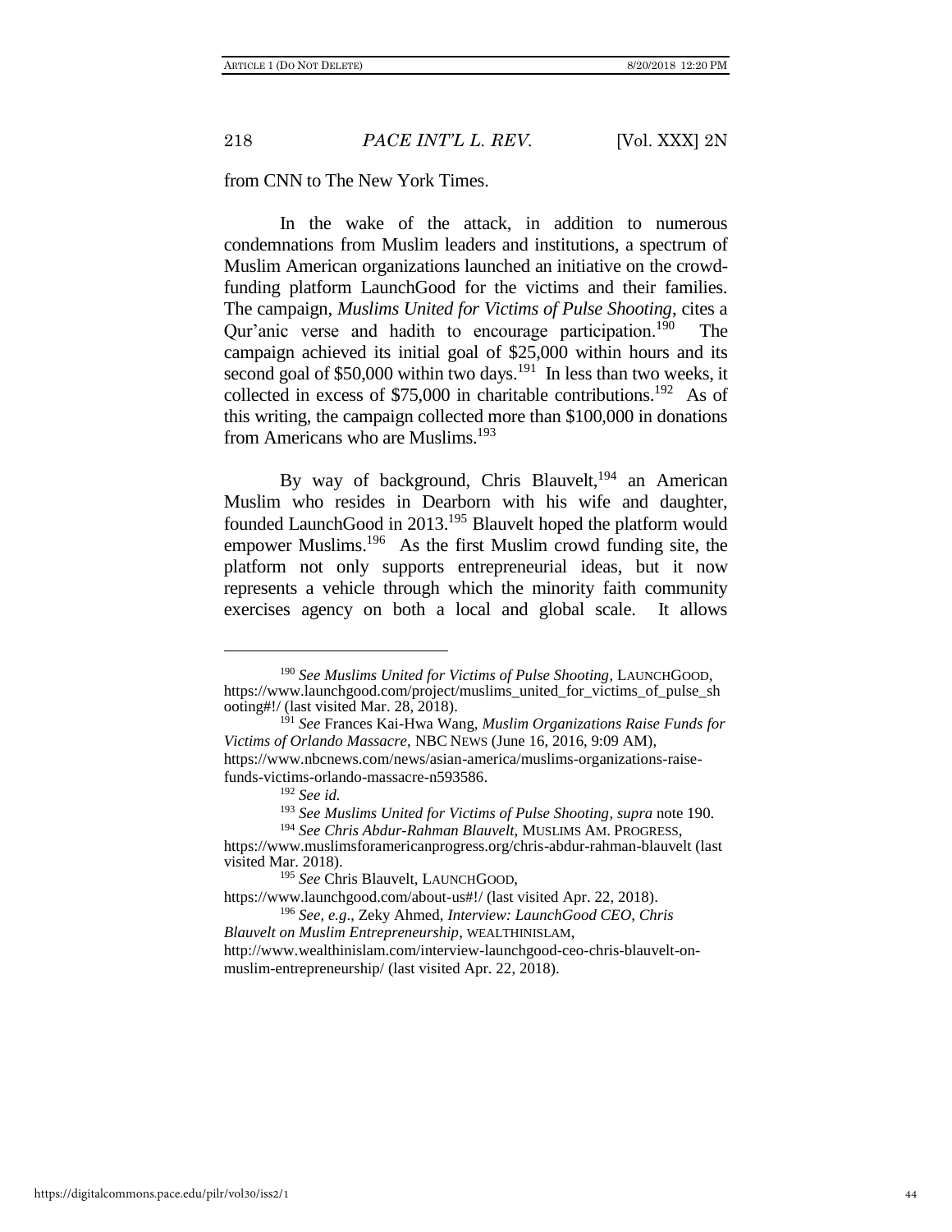from CNN to The New York Times.

In the wake of the attack, in addition to numerous condemnations from Muslim leaders and institutions, a spectrum of Muslim American organizations launched an initiative on the crowd-funding platform LaunchGood for the victims and their families. The campaign, *Muslims United for Victims of Pulse Shooting*, cites a Qur'anic verse and hadith to encourage participation.[190] The campaign achieved its initial goal of $25,000 within hours and its second goal of $50,000 within two days.[191] In less than two weeks, it collected in excess of $75,000 in charitable contributions.[192] As of this writing, the campaign collected more than $100,000 in donations from Americans who are Muslims.[193]

By way of background, Chris Blauvelt,[194] an American Muslim who resides in Dearborn with his wife and daughter, founded LaunchGood in 2013.[195] Blauvelt hoped the platform would empower Muslims.[196] As the first Muslim crowd funding site, the platform not only supports entrepreneurial ideas, but it now represents a vehicle through which the minority faith community exercises agency on both a local and global scale. It allows

---

[190] *See Muslims United for Victims of Pulse Shooting*, LAUNCHGOOD, https://www.launchgood.com/project/muslims_united_for_victims_of_pulse_shooting#!/ (last visited Mar. 28, 2018).

[191] *See* Frances Kai-Hwa Wang, *Muslim Organizations Raise Funds for Victims of Orlando Massacre*, NBC NEWS (June 16, 2016, 9:09 AM), https://www.nbcnews.com/news/asian-america/muslims-organizations-raise-funds-victims-orlando-massacre-n593586.

[192] *See id.*

[193] *See Muslims United for Victims of Pulse Shooting*, *supra* note 190.

[194] *See Chris Abdur-Rahman Blauvelt*, MUSLIMS AM. PROGRESS, https://www.muslimsforamericanprogress.org/chris-abdur-rahman-blauvelt (last visited Mar. 2018).

[195] *See* Chris Blauvelt, LAUNCHGOOD, https://www.launchgood.com/about-us#!/ (last visited Apr. 22, 2018).

[196] *See, e.g.*, Zeky Ahmed, *Interview: LaunchGood CEO, Chris Blauvelt on Muslim Entrepreneurship*, WEALTHINISLAM, http://www.wealthinislam.com/interview-launchgood-ceo-chris-blauvelt-on-muslim-entrepreneurship/ (last visited Apr. 22, 2018).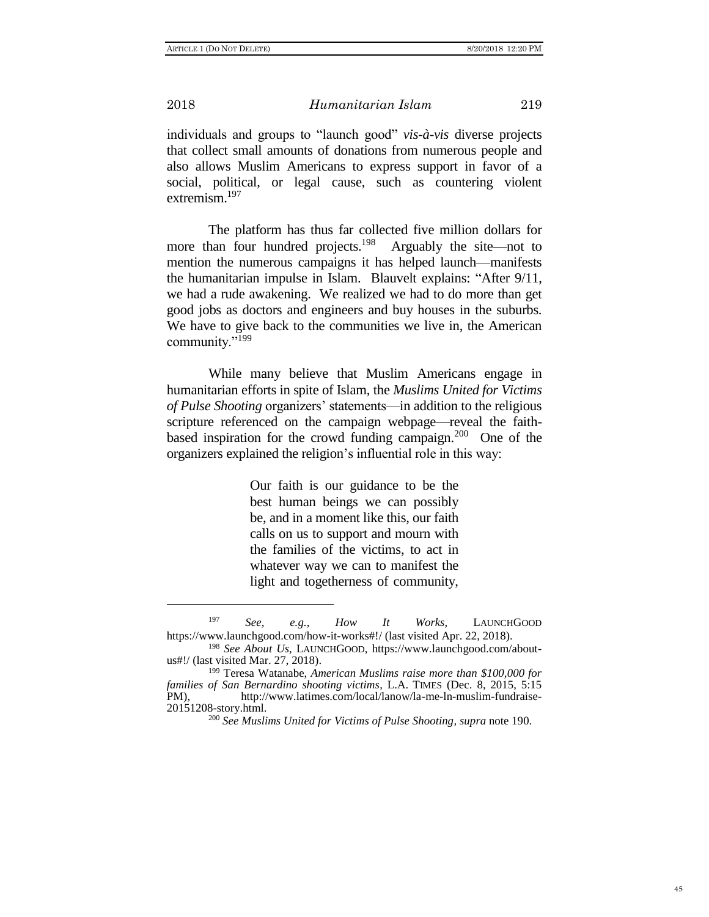individuals and groups to "launch good" *vis-à-vis* diverse projects that collect small amounts of donations from numerous people and also allows Muslim Americans to express support in favor of a social, political, or legal cause, such as countering violent extremism.[197]

The platform has thus far collected five million dollars for more than four hundred projects.[198] Arguably the site—not to mention the numerous campaigns it has helped launch—manifests the humanitarian impulse in Islam. Blauvelt explains: "After 9/11, we had a rude awakening. We realized we had to do more than get good jobs as doctors and engineers and buy houses in the suburbs. We have to give back to the communities we live in, the American community."[199]

While many believe that Muslim Americans engage in humanitarian efforts in spite of Islam, the *Muslims United for Victims of Pulse Shooting* organizers' statements—in addition to the religious scripture referenced on the campaign webpage—reveal the faith-based inspiration for the crowd funding campaign.[200] One of the organizers explained the religion's influential role in this way:

> Our faith is our guidance to be the best human beings we can possibly be, and in a moment like this, our faith calls on us to support and mourn with the families of the victims, to act in whatever way we can to manifest the light and togetherness of community,

---

[197] *See, e.g.*, *How It Works*, LAUNCHGOOD https://www.launchgood.com/how-it-works#!/ (last visited Apr. 22, 2018).

[198] *See About Us*, LAUNCHGOOD, https://www.launchgood.com/about-us#!/ (last visited Mar. 27, 2018).

[199] Teresa Watanabe, *American Muslims raise more than $100,000 for families of San Bernardino shooting victims*, L.A. TIMES (Dec. 8, 2015, 5:15 PM), http://www.latimes.com/local/lanow/la-me-ln-muslim-fundraise-20151208-story.html.

[200] *See Muslims United for Victims of Pulse Shooting*, *supra* note 190.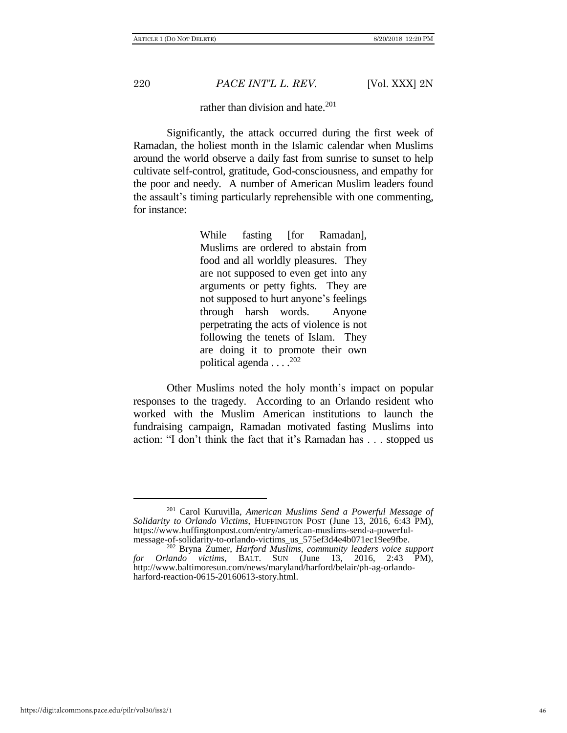rather than division and hate.[201]

Significantly, the attack occurred during the first week of Ramadan, the holiest month in the Islamic calendar when Muslims around the world observe a daily fast from sunrise to sunset to help cultivate self-control, gratitude, God-consciousness, and empathy for the poor and needy. A number of American Muslim leaders found the assault's timing particularly reprehensible with one commenting, for instance:

> While fasting [for Ramadan], Muslims are ordered to abstain from food and all worldly pleasures. They are not supposed to even get into any arguments or petty fights. They are not supposed to hurt anyone's feelings through harsh words. Anyone perpetrating the acts of violence is not following the tenets of Islam. They are doing it to promote their own political agenda . . . .[202]

Other Muslims noted the holy month's impact on popular responses to the tragedy. According to an Orlando resident who worked with the Muslim American institutions to launch the fundraising campaign, Ramadan motivated fasting Muslims into action: "I don't think the fact that it's Ramadan has . . . stopped us

---

[201] Carol Kuruvilla, *American Muslims Send a Powerful Message of Solidarity to Orlando Victims*, HUFFINGTON POST (June 13, 2016, 6:43 PM), https://www.huffingtonpost.com/entry/american-muslims-send-a-powerful-message-of-solidarity-to-orlando-victims_us_575ef3d4e4b071ec19ee9fbe.

[202] Bryna Zumer, *Harford Muslims, community leaders voice support for Orlando victims*, BALT. SUN (June 13, 2016, 2:43 PM), http://www.baltimoresun.com/news/maryland/harford/belair/ph-ag-orlando-harford-reaction-0615-20160613-story.html.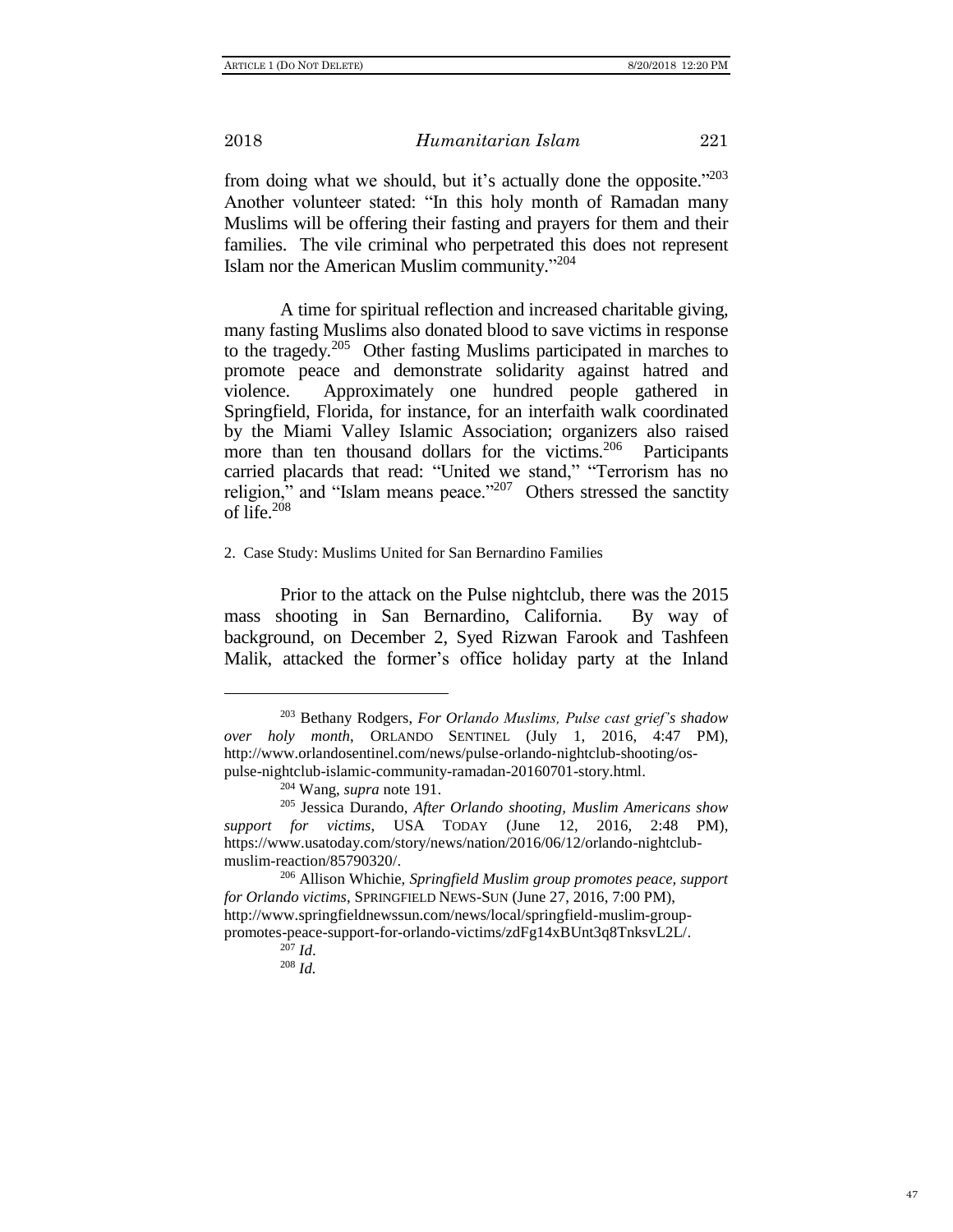from doing what we should, but it's actually done the opposite."[203] Another volunteer stated: "In this holy month of Ramadan many Muslims will be offering their fasting and prayers for them and their families. The vile criminal who perpetrated this does not represent Islam nor the American Muslim community."[204]

A time for spiritual reflection and increased charitable giving, many fasting Muslims also donated blood to save victims in response to the tragedy.[205] Other fasting Muslims participated in marches to promote peace and demonstrate solidarity against hatred and violence. Approximately one hundred people gathered in Springfield, Florida, for instance, for an interfaith walk coordinated by the Miami Valley Islamic Association; organizers also raised more than ten thousand dollars for the victims.[206] Participants carried placards that read: "United we stand," "Terrorism has no religion," and "Islam means peace."[207] Others stressed the sanctity of life.[208]

2. Case Study: Muslims United for San Bernardino Families

Prior to the attack on the Pulse nightclub, there was the 2015 mass shooting in San Bernardino, California. By way of background, on December 2, Syed Rizwan Farook and Tashfeen Malik, attacked the former's office holiday party at the Inland

---

[203] Bethany Rodgers, *For Orlando Muslims, Pulse cast grief's shadow over holy month*, ORLANDO SENTINEL (July 1, 2016, 4:47 PM), http://www.orlandosentinel.com/news/pulse-orlando-nightclub-shooting/os-pulse-nightclub-islamic-community-ramadan-20160701-story.html.

[204] Wang, *supra* note 191.

[205] Jessica Durando, *After Orlando shooting, Muslim Americans show support for victims*, USA TODAY (June 12, 2016, 2:48 PM), https://www.usatoday.com/story/news/nation/2016/06/12/orlando-nightclub-muslim-reaction/85790320/.

[206] Allison Whichie, *Springfield Muslim group promotes peace, support for Orlando victims*, SPRINGFIELD NEWS-SUN (June 27, 2016, 7:00 PM), http://www.springfieldnewssun.com/news/local/springfield-muslim-group-promotes-peace-support-for-orlando-victims/zdFg14xBUnt3q8TnksvL2L/.

[207] *Id*.

[208] *Id.*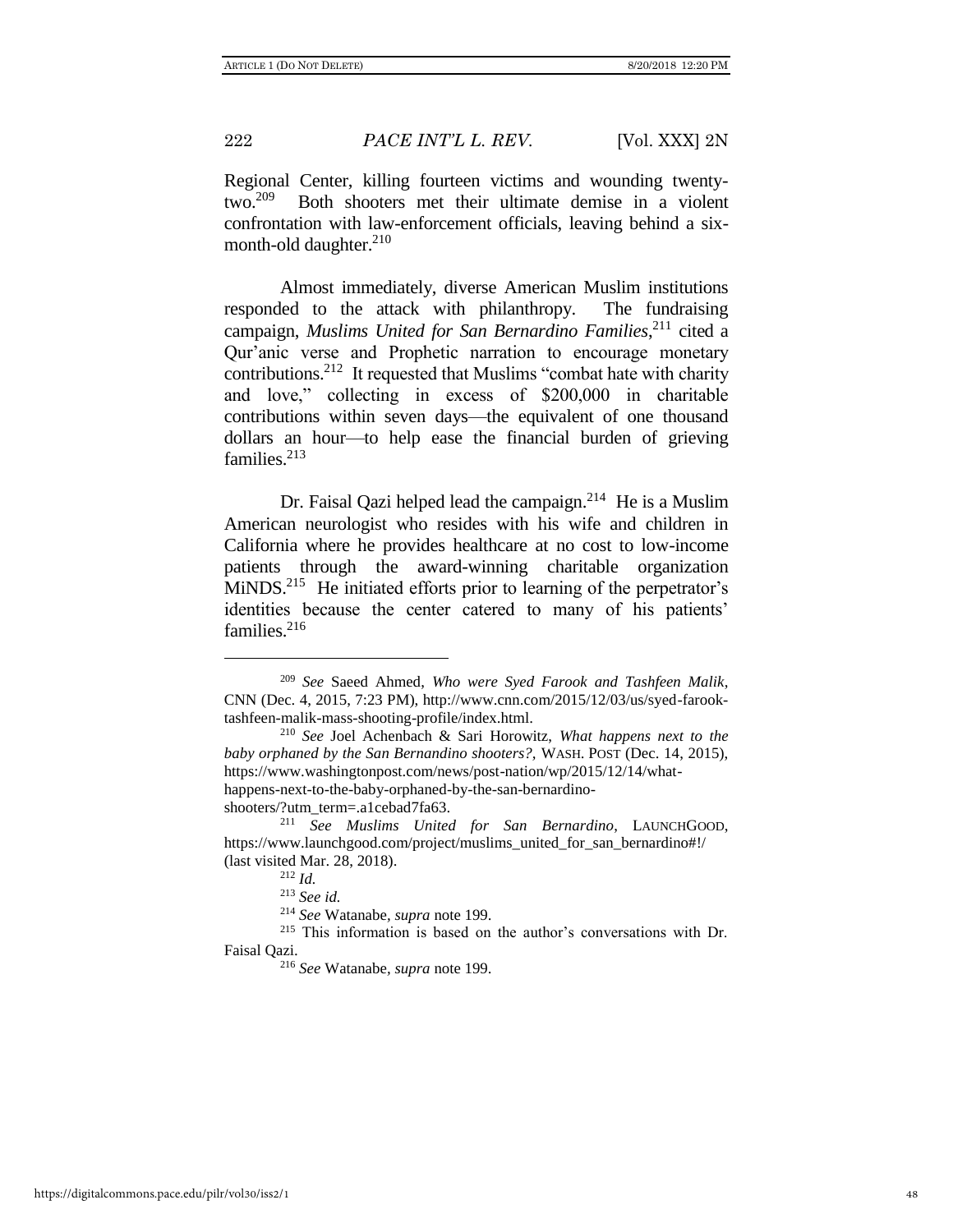Regional Center, killing fourteen victims and wounding twenty-two.[209] Both shooters met their ultimate demise in a violent confrontation with law-enforcement officials, leaving behind a six-month-old daughter.[210]

Almost immediately, diverse American Muslim institutions responded to the attack with philanthropy. The fundraising campaign, *Muslims United for San Bernardino Families*,[211] cited a Qur'anic verse and Prophetic narration to encourage monetary contributions.[212] It requested that Muslims "combat hate with charity and love," collecting in excess of $200,000 in charitable contributions within seven days—the equivalent of one thousand dollars an hour—to help ease the financial burden of grieving families.[213]

Dr. Faisal Qazi helped lead the campaign.[214] He is a Muslim American neurologist who resides with his wife and children in California where he provides healthcare at no cost to low-income patients through the award-winning charitable organization MiNDS.[215] He initiated efforts prior to learning of the perpetrator's identities because the center catered to many of his patients' families.[216]

---

[209] *See* Saeed Ahmed, *Who were Syed Farook and Tashfeen Malik*, CNN (Dec. 4, 2015, 7:23 PM), http://www.cnn.com/2015/12/03/us/syed-farook-tashfeen-malik-mass-shooting-profile/index.html.

[210] *See* Joel Achenbach & Sari Horowitz, *What happens next to the baby orphaned by the San Bernandino shooters?*, WASH. POST (Dec. 14, 2015), https://www.washingtonpost.com/news/post-nation/wp/2015/12/14/what-happens-next-to-the-baby-orphaned-by-the-san-bernardino-shooters/?utm_term=.a1cebad7fa63.

[211] *See Muslims United for San Bernardino*, LAUNCHGOOD, https://www.launchgood.com/project/muslims_united_for_san_bernardino#!/ (last visited Mar. 28, 2018).

[212] *Id.*

[213] *See id.*

[214] *See* Watanabe, *supra* note 199.

[215] This information is based on the author's conversations with Dr. Faisal Qazi.

[216] *See* Watanabe, *supra* note 199.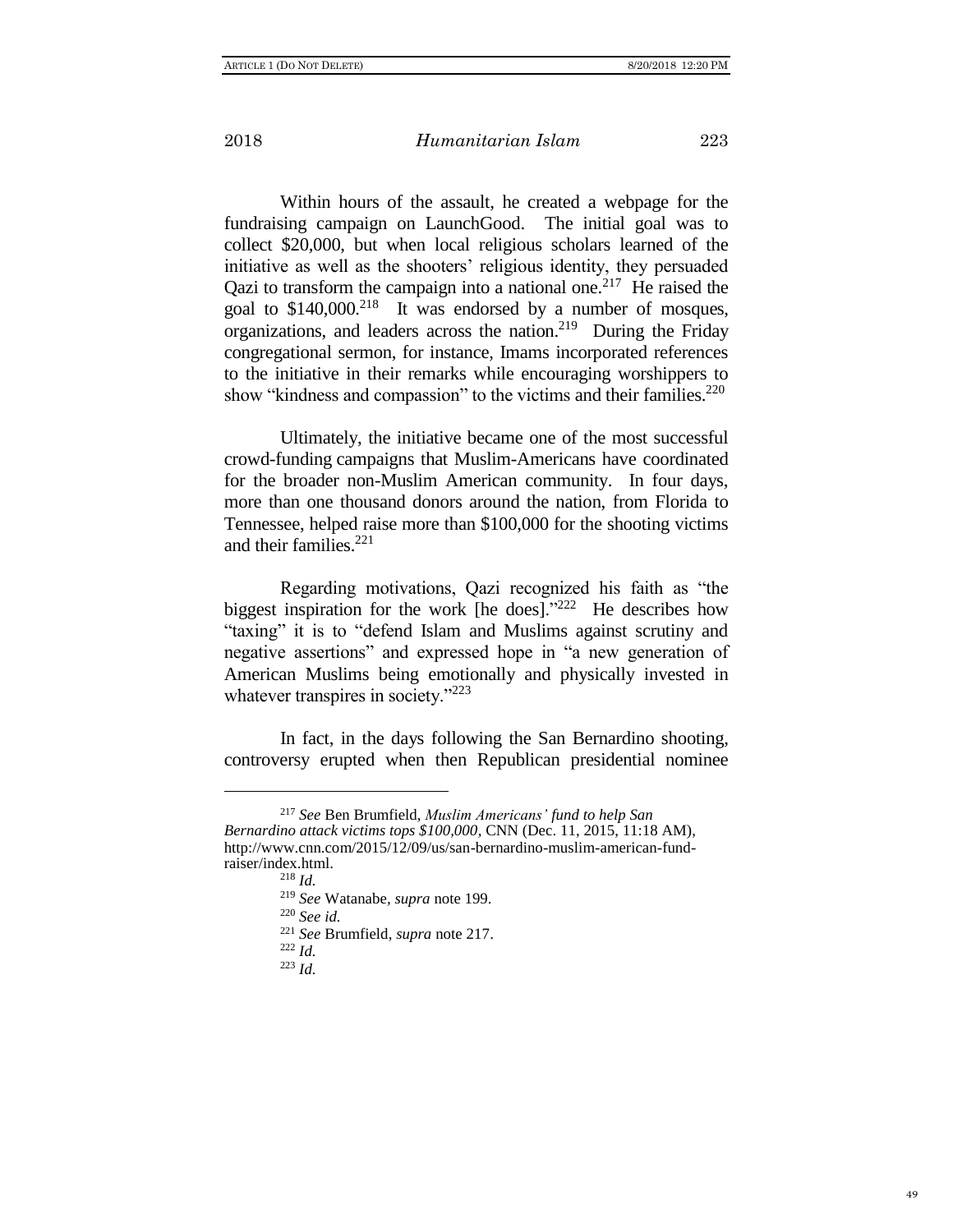Within hours of the assault, he created a webpage for the fundraising campaign on LaunchGood. The initial goal was to collect $20,000, but when local religious scholars learned of the initiative as well as the shooters' religious identity, they persuaded Qazi to transform the campaign into a national one.[217] He raised the goal to $140,000.[218] It was endorsed by a number of mosques, organizations, and leaders across the nation.[219] During the Friday congregational sermon, for instance, Imams incorporated references to the initiative in their remarks while encouraging worshippers to show "kindness and compassion" to the victims and their families.[220]

Ultimately, the initiative became one of the most successful crowd-funding campaigns that Muslim-Americans have coordinated for the broader non-Muslim American community. In four days, more than one thousand donors around the nation, from Florida to Tennessee, helped raise more than $100,000 for the shooting victims and their families.[221]

Regarding motivations, Qazi recognized his faith as "the biggest inspiration for the work [he does]."[222] He describes how "taxing" it is to "defend Islam and Muslims against scrutiny and negative assertions" and expressed hope in "a new generation of American Muslims being emotionally and physically invested in whatever transpires in society."[223]

In fact, in the days following the San Bernardino shooting, controversy erupted when then Republican presidential nominee

---

[217] *See* Ben Brumfield, *Muslim Americans' fund to help San Bernardino attack victims tops $100,000*, CNN (Dec. 11, 2015, 11:18 AM), http://www.cnn.com/2015/12/09/us/san-bernardino-muslim-american-fund-raiser/index.html.

[218] *Id.*

[219] *See* Watanabe, *supra* note 199.

[220] *See id.*

[221] *See* Brumfield, *supra* note 217.

[222] *Id.*

[223] *Id.*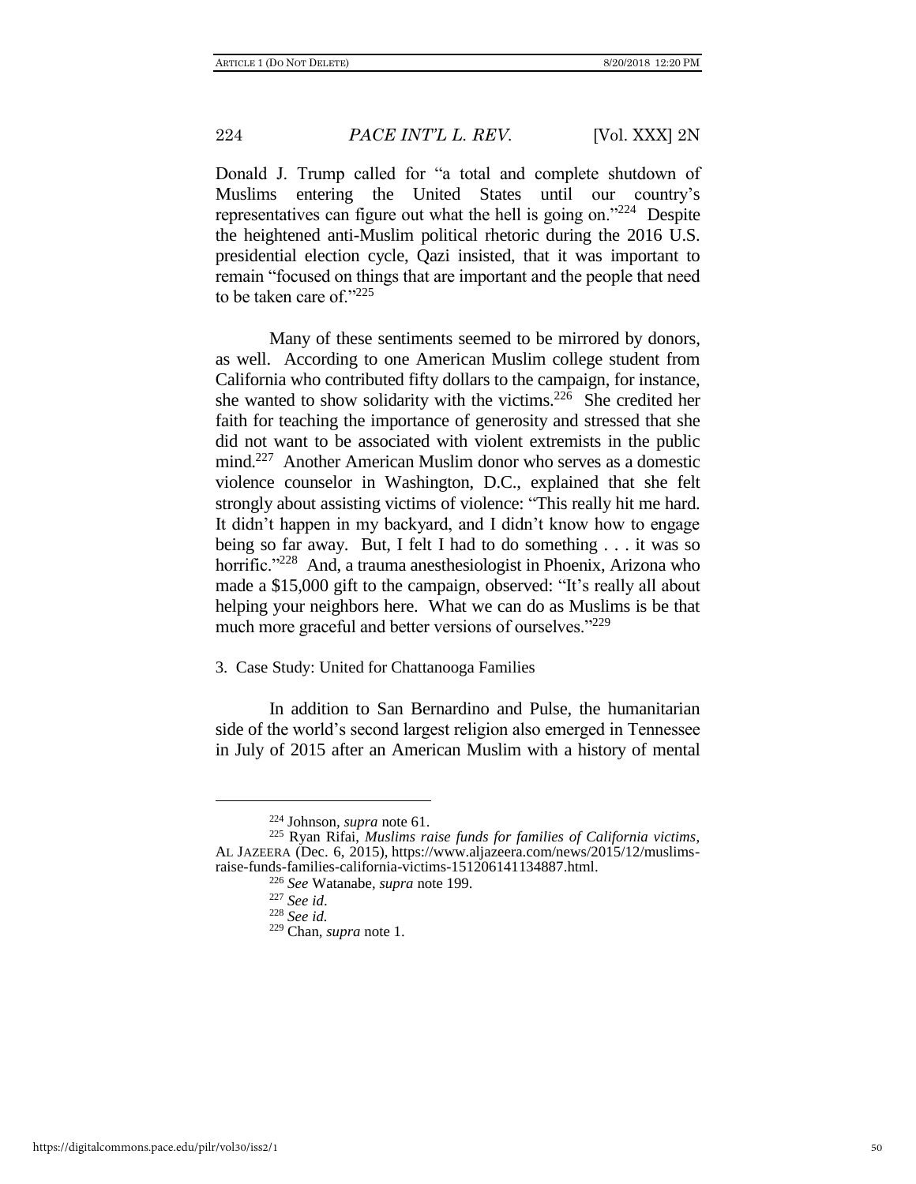Donald J. Trump called for "a total and complete shutdown of Muslims entering the United States until our country's representatives can figure out what the hell is going on."[224] Despite the heightened anti-Muslim political rhetoric during the 2016 U.S. presidential election cycle, Qazi insisted, that it was important to remain "focused on things that are important and the people that need to be taken care of."[225]

Many of these sentiments seemed to be mirrored by donors, as well. According to one American Muslim college student from California who contributed fifty dollars to the campaign, for instance, she wanted to show solidarity with the victims.[226] She credited her faith for teaching the importance of generosity and stressed that she did not want to be associated with violent extremists in the public mind.[227] Another American Muslim donor who serves as a domestic violence counselor in Washington, D.C., explained that she felt strongly about assisting victims of violence: "This really hit me hard. It didn't happen in my backyard, and I didn't know how to engage being so far away. But, I felt I had to do something . . . it was so horrific."[228] And, a trauma anesthesiologist in Phoenix, Arizona who made a $15,000 gift to the campaign, observed: "It's really all about helping your neighbors here. What we can do as Muslims is be that much more graceful and better versions of ourselves."[229]

3. Case Study: United for Chattanooga Families

In addition to San Bernardino and Pulse, the humanitarian side of the world's second largest religion also emerged in Tennessee in July of 2015 after an American Muslim with a history of mental

---

[224] Johnson, *supra* note 61.

[225] Ryan Rifai, *Muslims raise funds for families of California victims*, AL JAZEERA (Dec. 6, 2015), https://www.aljazeera.com/news/2015/12/muslims-raise-funds-families-california-victims-151206141134887.html.

[226] *See* Watanabe, *supra* note 199.

[227] *See id*.

[228] *See id.*

[229] Chan, *supra* note 1.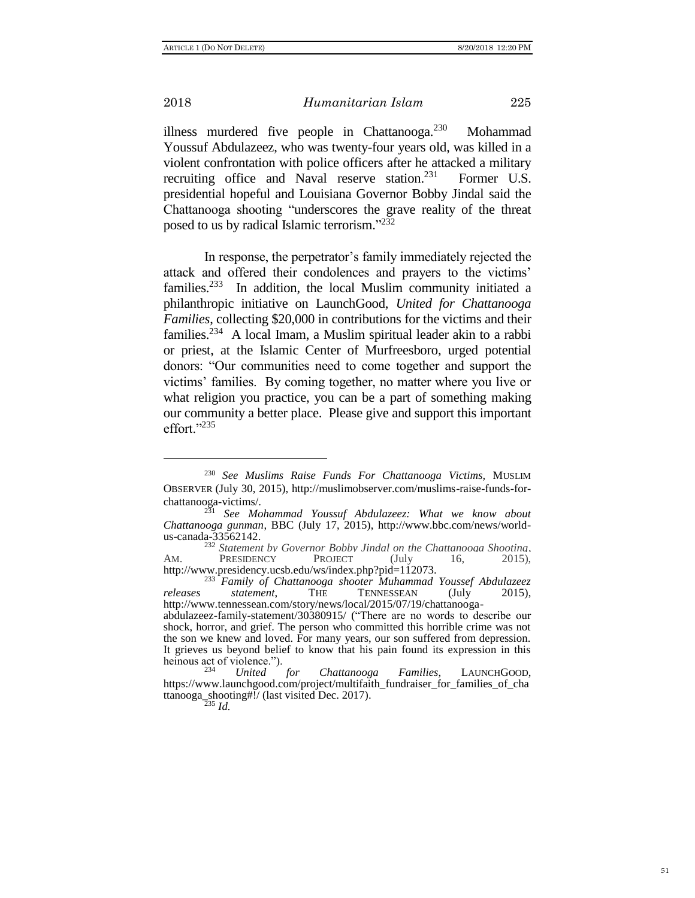illness murdered five people in Chattanooga.[230] Mohammad Youssuf Abdulazeez, who was twenty-four years old, was killed in a violent confrontation with police officers after he attacked a military recruiting office and Naval reserve station.[231] Former U.S. presidential hopeful and Louisiana Governor Bobby Jindal said the Chattanooga shooting "underscores the grave reality of the threat posed to us by radical Islamic terrorism."[232]

In response, the perpetrator's family immediately rejected the attack and offered their condolences and prayers to the victims' families.[233] In addition, the local Muslim community initiated a philanthropic initiative on LaunchGood, *United for Chattanooga Families*, collecting $20,000 in contributions for the victims and their families.[234] A local Imam, a Muslim spiritual leader akin to a rabbi or priest, at the Islamic Center of Murfreesboro, urged potential donors: "Our communities need to come together and support the victims' families. By coming together, no matter where you live or what religion you practice, you can be a part of something making our community a better place. Please give and support this important effort."[235]

---

[230] *See Muslims Raise Funds For Chattanooga Victims*, MUSLIM OBSERVER (July 30, 2015), http://muslimobserver.com/muslims-raise-funds-for-chattanooga-victims/.

[231] *See Mohammad Youssuf Abdulazeez: What we know about Chattanooga gunman*, BBC (July 17, 2015), http://www.bbc.com/news/world-us-canada-33562142.

[232] *Statement by Governor Bobby Jindal on the Chattanooga Shooting*, AM. PRESIDENCY PROJECT (July 16, 2015), http://www.presidency.ucsb.edu/ws/index.php?pid=112073.

[233] *Family of Chattanooga shooter Muhammad Youssef Abdulazeez releases statement*, THE TENNESSEAN (July 2015), http://www.tennessean.com/story/news/local/2015/07/19/chattanooga-abdulazeez-family-statement/30380915/ ("There are no words to describe our shock, horror, and grief. The person who committed this horrible crime was not the son we knew and loved. For many years, our son suffered from depression. It grieves us beyond belief to know that his pain found its expression in this heinous act of violence.").

[234] *United for Chattanooga Families*, LAUNCHGOOD, https://www.launchgood.com/project/multifaith_fundraiser_for_families_of_chattanooga_shooting#!/ (last visited Dec. 2017).

[235] *Id.*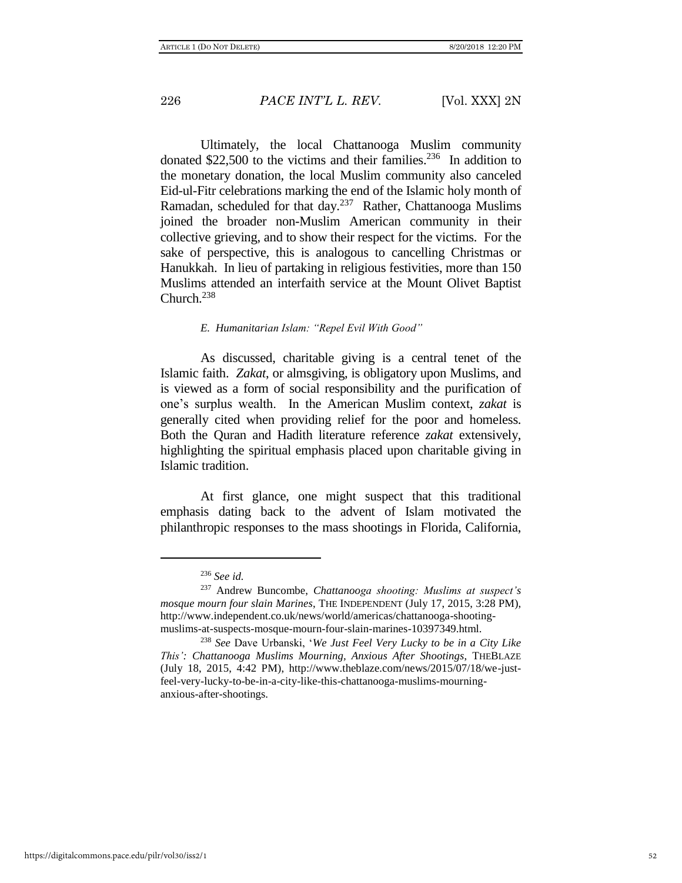Ultimately, the local Chattanooga Muslim community donated $22,500 to the victims and their families.[236] In addition to the monetary donation, the local Muslim community also canceled Eid-ul-Fitr celebrations marking the end of the Islamic holy month of Ramadan, scheduled for that day.[237] Rather, Chattanooga Muslims joined the broader non-Muslim American community in their collective grieving, and to show their respect for the victims. For the sake of perspective, this is analogous to cancelling Christmas or Hanukkah. In lieu of partaking in religious festivities, more than 150 Muslims attended an interfaith service at the Mount Olivet Baptist Church.[238]

### *E. Humanitarian Islam: "Repel Evil With Good"*

As discussed, charitable giving is a central tenet of the Islamic faith. *Zakat*, or almsgiving, is obligatory upon Muslims, and is viewed as a form of social responsibility and the purification of one's surplus wealth. In the American Muslim context, *zakat* is generally cited when providing relief for the poor and homeless. Both the Quran and Hadith literature reference *zakat* extensively, highlighting the spiritual emphasis placed upon charitable giving in Islamic tradition.

At first glance, one might suspect that this traditional emphasis dating back to the advent of Islam motivated the philanthropic responses to the mass shootings in Florida, California,

---

[236] *See id.*

[237] Andrew Buncombe, *Chattanooga shooting: Muslims at suspect's mosque mourn four slain Marines*, THE INDEPENDENT (July 17, 2015, 3:28 PM), http://www.independent.co.uk/news/world/americas/chattanooga-shooting-muslims-at-suspects-mosque-mourn-four-slain-marines-10397349.html.

[238] *See* Dave Urbanski, '*We Just Feel Very Lucky to be in a City Like This': Chattanooga Muslims Mourning, Anxious After Shootings*, THEBLAZE (July 18, 2015, 4:42 PM), http://www.theblaze.com/news/2015/07/18/we-just-feel-very-lucky-to-be-in-a-city-like-this-chattanooga-muslims-mourning-anxious-after-shootings.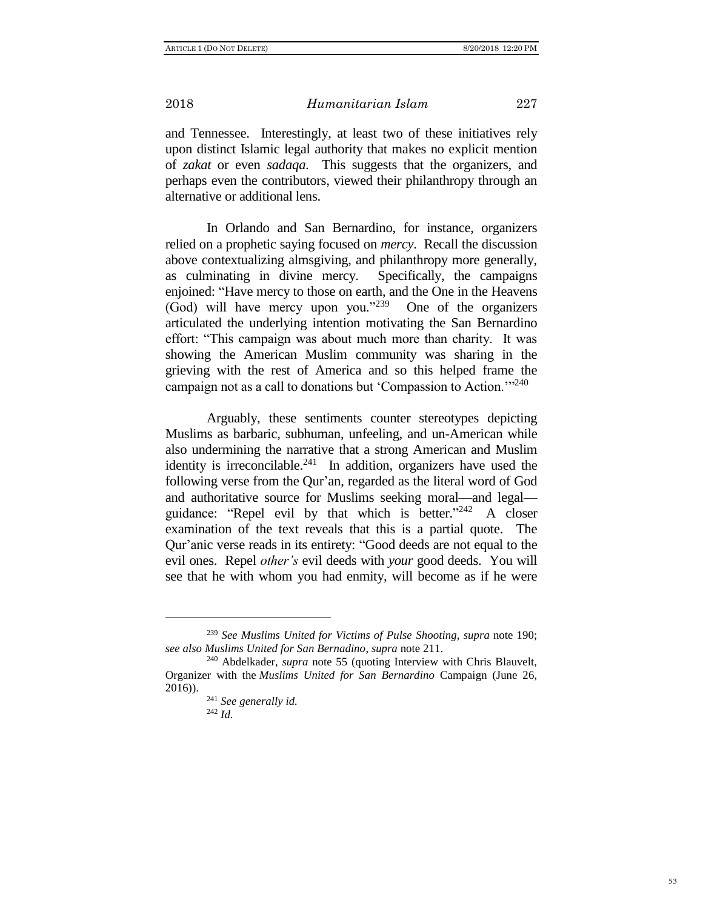and Tennessee. Interestingly, at least two of these initiatives rely upon distinct Islamic legal authority that makes no explicit mention of *zakat* or even *sadaqa.* This suggests that the organizers, and perhaps even the contributors, viewed their philanthropy through an alternative or additional lens.

In Orlando and San Bernardino, for instance, organizers relied on a prophetic saying focused on *mercy*. Recall the discussion above contextualizing almsgiving, and philanthropy more generally, as culminating in divine mercy. Specifically, the campaigns enjoined: "Have mercy to those on earth, and the One in the Heavens (God) will have mercy upon you."[239] One of the organizers articulated the underlying intention motivating the San Bernardino effort: "This campaign was about much more than charity. It was showing the American Muslim community was sharing in the grieving with the rest of America and so this helped frame the campaign not as a call to donations but 'Compassion to Action.'"[240]

Arguably, these sentiments counter stereotypes depicting Muslims as barbaric, subhuman, unfeeling, and un-American while also undermining the narrative that a strong American and Muslim identity is irreconcilable.[241] In addition, organizers have used the following verse from the Qur'an, regarded as the literal word of God and authoritative source for Muslims seeking moral—and legal—guidance: "Repel evil by that which is better."[242] A closer examination of the text reveals that this is a partial quote. The Qur'anic verse reads in its entirety: "Good deeds are not equal to the evil ones. Repel *other's* evil deeds with *your* good deeds. You will see that he with whom you had enmity, will become as if he were

---

[239] *See Muslims United for Victims of Pulse Shooting*, *supra* note 190; *see also Muslims United for San Bernadino*, *supra* note 211.

[240] Abdelkader, *supra* note 55 (quoting Interview with Chris Blauvelt, Organizer with the *Muslims United for San Bernardino* Campaign (June 26, 2016)).

[241] *See generally id.*

[242] *Id.*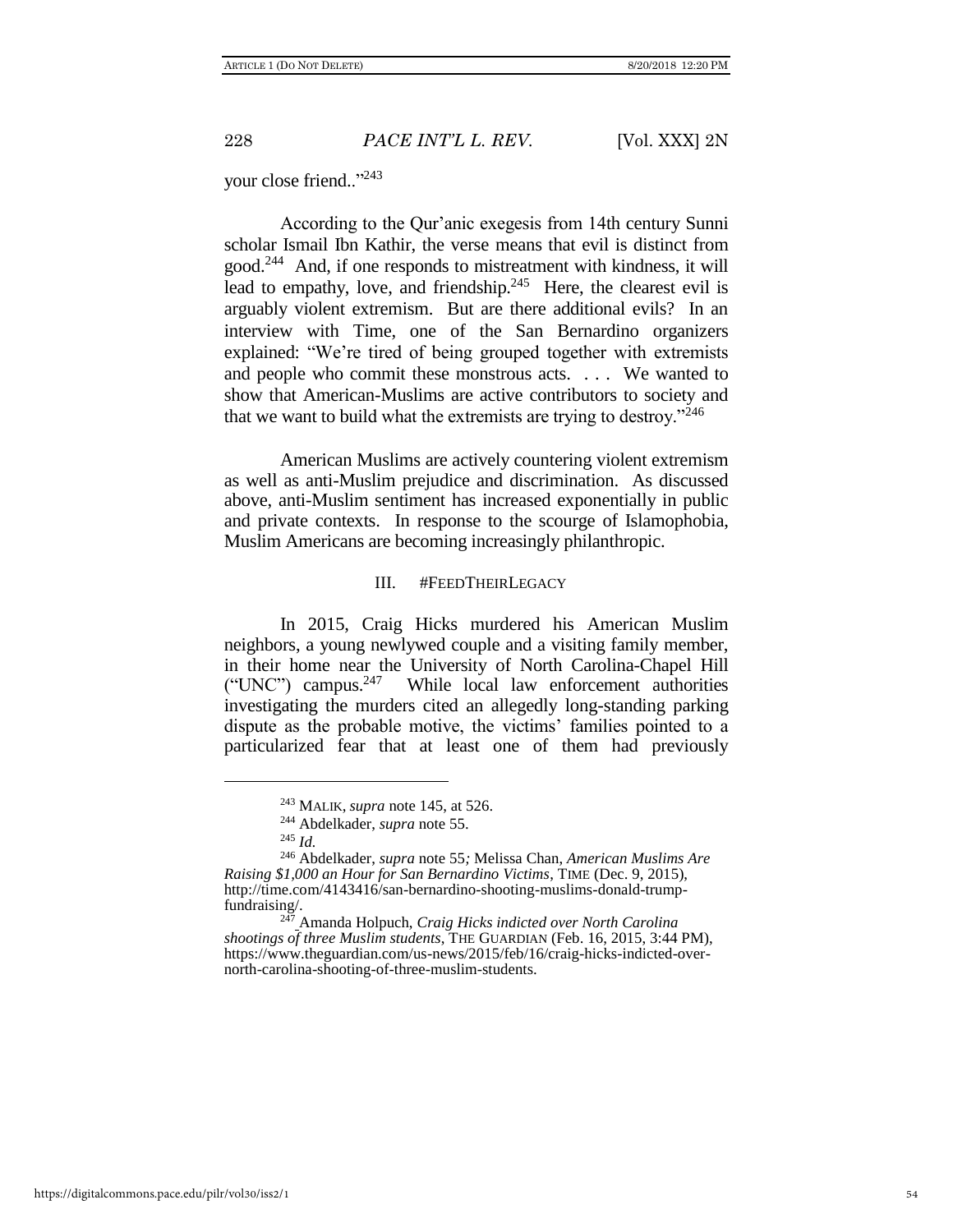your close friend..”[243]

According to the Qur’anic exegesis from 14th century Sunni scholar Ismail Ibn Kathir, the verse means that evil is distinct from good.[244] And, if one responds to mistreatment with kindness, it will lead to empathy, love, and friendship.[245] Here, the clearest evil is arguably violent extremism. But are there additional evils? In an interview with Time, one of the San Bernardino organizers explained: “We’re tired of being grouped together with extremists and people who commit these monstrous acts. . . . We wanted to show that American-Muslims are active contributors to society and that we want to build what the extremists are trying to destroy.”[246]

American Muslims are actively countering violent extremism as well as anti-Muslim prejudice and discrimination. As discussed above, anti-Muslim sentiment has increased exponentially in public and private contexts. In response to the scourge of Islamophobia, Muslim Americans are becoming increasingly philanthropic.

## III. #FEEDTHEIRLEGACY

In 2015, Craig Hicks murdered his American Muslim neighbors, a young newlywed couple and a visiting family member, in their home near the University of North Carolina-Chapel Hill (“UNC”) campus.[247] While local law enforcement authorities investigating the murders cited an allegedly long-standing parking dispute as the probable motive, the victims’ families pointed to a particularized fear that at least one of them had previously

---

[243] MALIK, *supra* note 145, at 526.

[244] Abdelkader, *supra* note 55.

[245] *Id.*

[246] Abdelkader, *supra* note 55*;* Melissa Chan, *American Muslims Are Raising $1,000 an Hour for San Bernardino Victims*, TIME (Dec. 9, 2015), http://time.com/4143416/san-bernardino-shooting-muslims-donald-trump-fundraising/.

[247] Amanda Holpuch, *Craig Hicks indicted over North Carolina shootings of three Muslim students*, THE GUARDIAN (Feb. 16, 2015, 3:44 PM), https://www.theguardian.com/us-news/2015/feb/16/craig-hicks-indicted-over-north-carolina-shooting-of-three-muslim-students.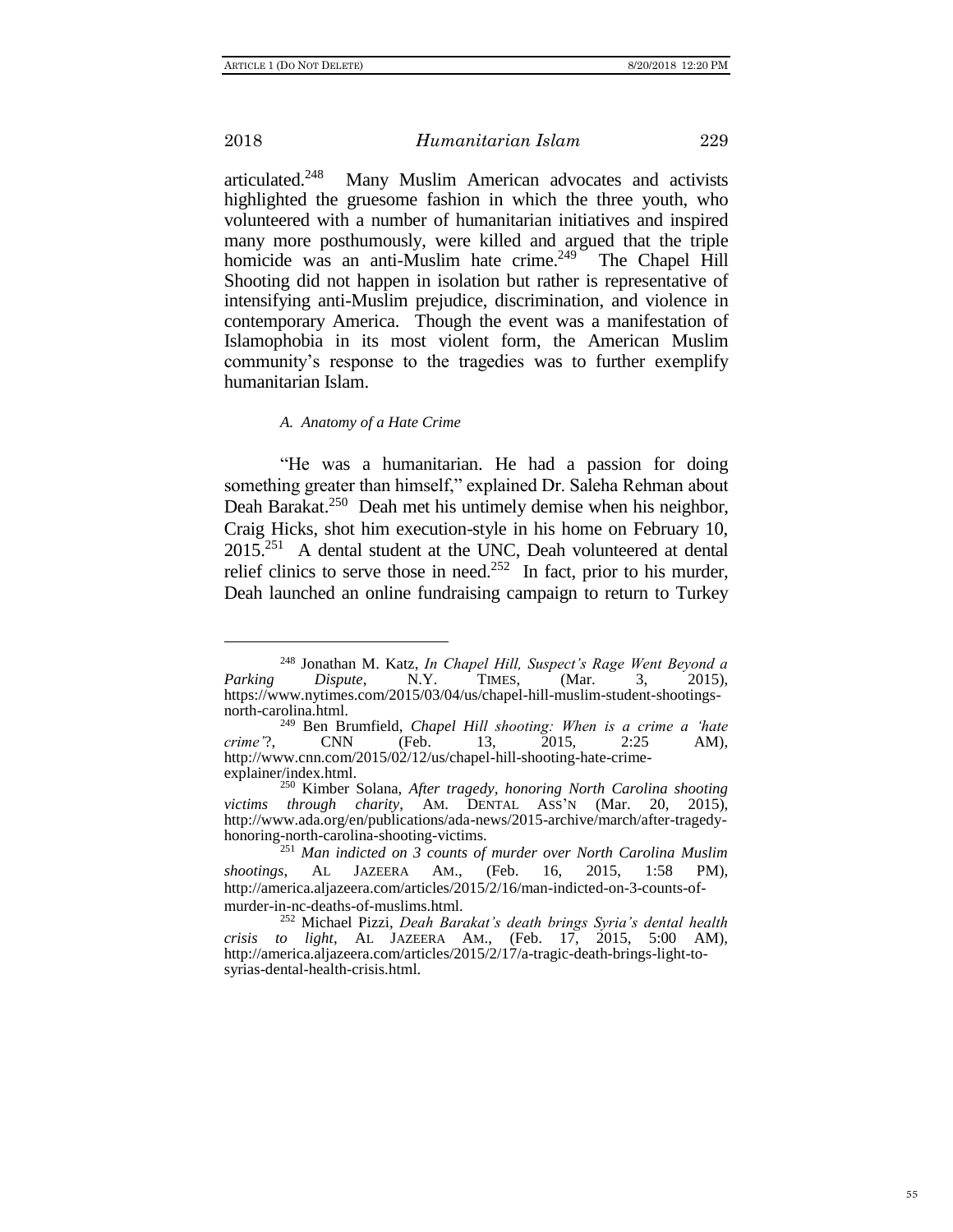articulated.[248] Many Muslim American advocates and activists highlighted the gruesome fashion in which the three youth, who volunteered with a number of humanitarian initiatives and inspired many more posthumously, were killed and argued that the triple homicide was an anti-Muslim hate crime.[249] The Chapel Hill Shooting did not happen in isolation but rather is representative of intensifying anti-Muslim prejudice, discrimination, and violence in contemporary America. Though the event was a manifestation of Islamophobia in its most violent form, the American Muslim community's response to the tragedies was to further exemplify humanitarian Islam.

### *A. Anatomy of a Hate Crime*

"He was a humanitarian. He had a passion for doing something greater than himself," explained Dr. Saleha Rehman about Deah Barakat.[250] Deah met his untimely demise when his neighbor, Craig Hicks, shot him execution-style in his home on February 10, 2015.[251] A dental student at the UNC, Deah volunteered at dental relief clinics to serve those in need.[252] In fact, prior to his murder, Deah launched an online fundraising campaign to return to Turkey

---

[248] Jonathan M. Katz, *In Chapel Hill, Suspect's Rage Went Beyond a Parking Dispute*, N.Y. TIMES, (Mar. 3, 2015), https://www.nytimes.com/2015/03/04/us/chapel-hill-muslim-student-shootings-north-carolina.html.

[249] Ben Brumfield, *Chapel Hill shooting: When is a crime a 'hate crime'?*, CNN (Feb. 13, 2015, 2:25 AM), http://www.cnn.com/2015/02/12/us/chapel-hill-shooting-hate-crime-explainer/index.html.

[250] Kimber Solana, *After tragedy, honoring North Carolina shooting victims through charity*, AM. DENTAL ASS'N (Mar. 20, 2015), http://www.ada.org/en/publications/ada-news/2015-archive/march/after-tragedy-honoring-north-carolina-shooting-victims.

[251] *Man indicted on 3 counts of murder over North Carolina Muslim shootings*, AL JAZEERA AM., (Feb. 16, 2015, 1:58 PM), http://america.aljazeera.com/articles/2015/2/16/man-indicted-on-3-counts-of-murder-in-nc-deaths-of-muslims.html.

[252] Michael Pizzi, *Deah Barakat's death brings Syria's dental health crisis to light*, AL JAZEERA AM., (Feb. 17, 2015, 5:00 AM), http://america.aljazeera.com/articles/2015/2/17/a-tragic-death-brings-light-to-syrias-dental-health-crisis.html.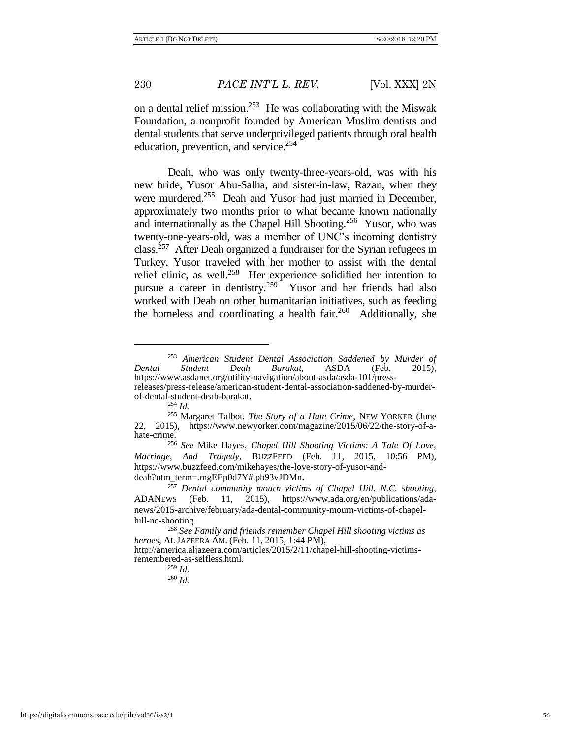on a dental relief mission.[253] He was collaborating with the Miswak Foundation, a nonprofit founded by American Muslim dentists and dental students that serve underprivileged patients through oral health education, prevention, and service.[254]

Deah, who was only twenty-three-years-old, was with his new bride, Yusor Abu-Salha, and sister-in-law, Razan, when they were murdered.[255] Deah and Yusor had just married in December, approximately two months prior to what became known nationally and internationally as the Chapel Hill Shooting.[256] Yusor, who was twenty-one-years-old, was a member of UNC's incoming dentistry class.[257] After Deah organized a fundraiser for the Syrian refugees in Turkey, Yusor traveled with her mother to assist with the dental relief clinic, as well.[258] Her experience solidified her intention to pursue a career in dentistry.[259] Yusor and her friends had also worked with Deah on other humanitarian initiatives, such as feeding the homeless and coordinating a health fair.[260] Additionally, she

---

[253] *American Student Dental Association Saddened by Murder of Dental Student Deah Barakat*, ASDA (Feb. 2015), https://www.asdanet.org/utility-navigation/about-asda/asda-101/press-releases/press-release/american-student-dental-association-saddened-by-murder-of-dental-student-deah-barakat.

[254] *Id.*

[255] Margaret Talbot, *The Story of a Hate Crime*, NEW YORKER (June 22, 2015), https://www.newyorker.com/magazine/2015/06/22/the-story-of-a-hate-crime.

[256] *See* Mike Hayes, *Chapel Hill Shooting Victims: A Tale Of Love, Marriage, And Tragedy*, BUZZFEED (Feb. 11, 2015, 10:56 PM), https://www.buzzfeed.com/mikehayes/the-love-story-of-yusor-and-deah?utm_term=.mgEEp0d7Y#.pb93vJDMn.

[257] *Dental community mourn victims of Chapel Hill, N.C. shooting*, ADANEWS (Feb. 11, 2015), https://www.ada.org/en/publications/ada-news/2015-archive/february/ada-dental-community-mourn-victims-of-chapel-hill-nc-shooting.

[258] *See Family and friends remember Chapel Hill shooting victims as heroes*, AL JAZEERA AM. (Feb. 11, 2015, 1:44 PM), http://america.aljazeera.com/articles/2015/2/11/chapel-hill-shooting-victims-remembered-as-selfless.html.

[259] *Id.*

[260] *Id.*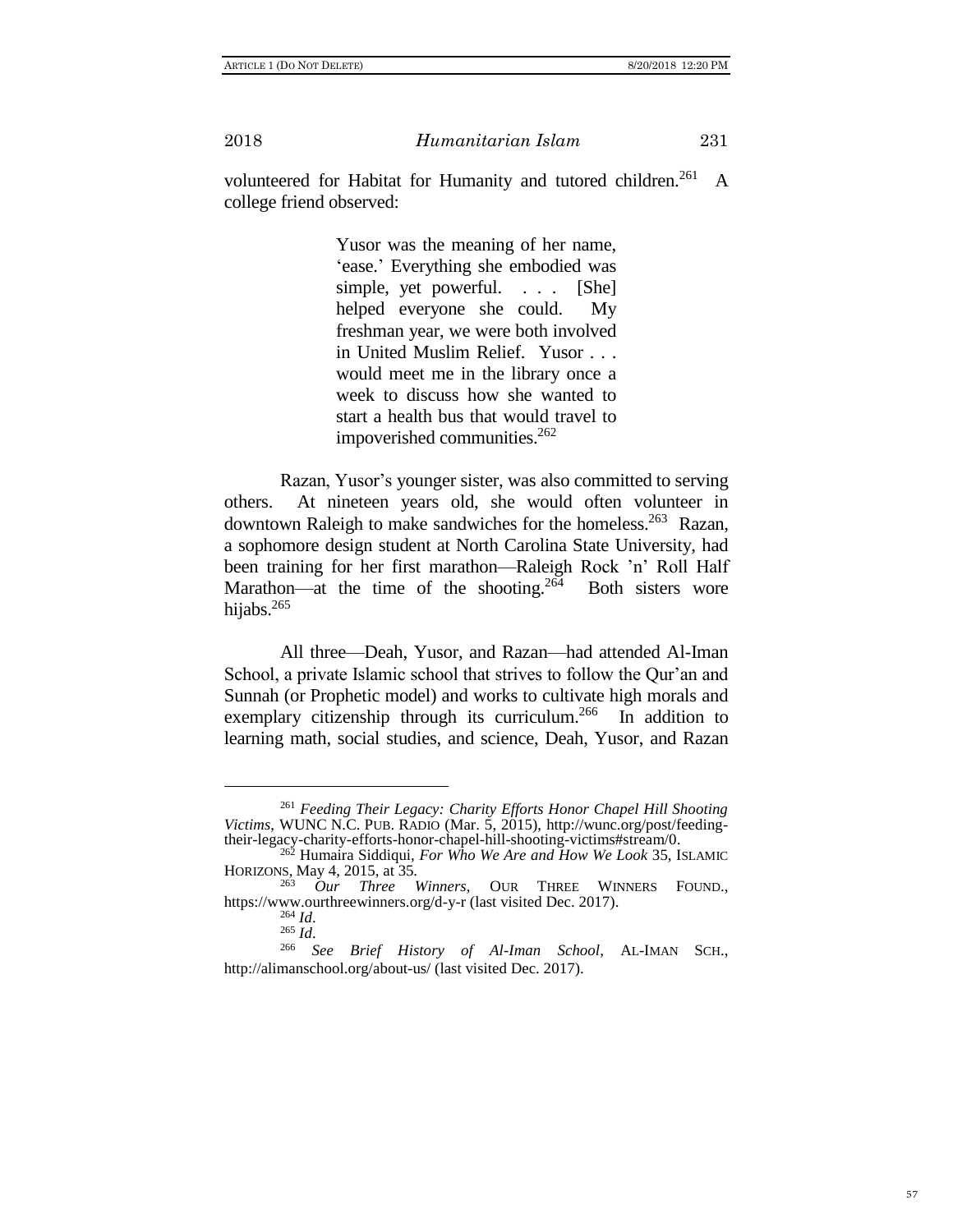volunteered for Habitat for Humanity and tutored children.[261] A college friend observed:

> Yusor was the meaning of her name, 'ease.' Everything she embodied was simple, yet powerful. . . . [She] helped everyone she could. My freshman year, we were both involved in United Muslim Relief. Yusor . . . would meet me in the library once a week to discuss how she wanted to start a health bus that would travel to impoverished communities.[262]

Razan, Yusor's younger sister, was also committed to serving others. At nineteen years old, she would often volunteer in downtown Raleigh to make sandwiches for the homeless.[263] Razan, a sophomore design student at North Carolina State University, had been training for her first marathon—Raleigh Rock 'n' Roll Half Marathon—at the time of the shooting.[264] Both sisters wore hijabs.[265]

All three—Deah, Yusor, and Razan—had attended Al-Iman School, a private Islamic school that strives to follow the Qur'an and Sunnah (or Prophetic model) and works to cultivate high morals and exemplary citizenship through its curriculum.[266] In addition to learning math, social studies, and science, Deah, Yusor, and Razan

---

[261] *Feeding Their Legacy: Charity Efforts Honor Chapel Hill Shooting Victims*, WUNC N.C. PUB. RADIO (Mar. 5, 2015), http://wunc.org/post/feeding-their-legacy-charity-efforts-honor-chapel-hill-shooting-victims#stream/0.

[262] Humaira Siddiqui, *For Who We Are and How We Look* 35, ISLAMIC HORIZONS, May 4, 2015, at 35.

[263] *Our Three Winners*, OUR THREE WINNERS FOUND., https://www.ourthreewinners.org/d-y-r (last visited Dec. 2017).

[264] *Id*.

[265] *Id*.

[266] *See Brief History of Al-Iman School*, AL-IMAN SCH., http://alimanschool.org/about-us/ (last visited Dec. 2017).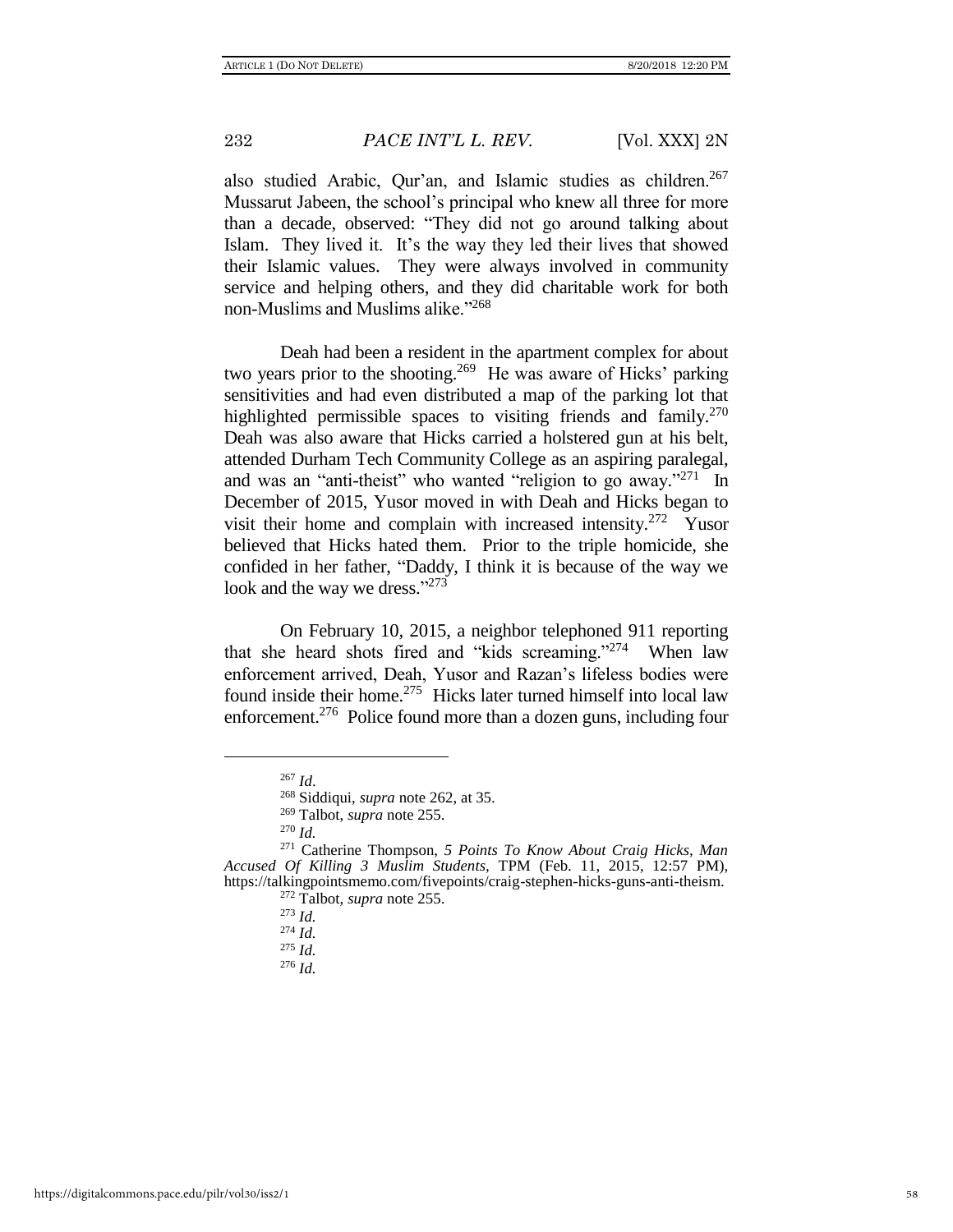also studied Arabic, Qur'an, and Islamic studies as children.[267] Mussarut Jabeen, the school's principal who knew all three for more than a decade, observed: "They did not go around talking about Islam. They lived it. It's the way they led their lives that showed their Islamic values. They were always involved in community service and helping others, and they did charitable work for both non-Muslims and Muslims alike."[268]

Deah had been a resident in the apartment complex for about two years prior to the shooting.[269] He was aware of Hicks' parking sensitivities and had even distributed a map of the parking lot that highlighted permissible spaces to visiting friends and family.[270] Deah was also aware that Hicks carried a holstered gun at his belt, attended Durham Tech Community College as an aspiring paralegal, and was an "anti-theist" who wanted "religion to go away."[271] In December of 2015, Yusor moved in with Deah and Hicks began to visit their home and complain with increased intensity.[272] Yusor believed that Hicks hated them. Prior to the triple homicide, she confided in her father, "Daddy, I think it is because of the way we look and the way we dress."[273]

On February 10, 2015, a neighbor telephoned 911 reporting that she heard shots fired and "kids screaming."[274] When law enforcement arrived, Deah, Yusor and Razan's lifeless bodies were found inside their home.[275] Hicks later turned himself into local law enforcement.[276] Police found more than a dozen guns, including four

---

[267] *Id*.

[268] Siddiqui, *supra* note 262, at 35.

[269] Talbot, *supra* note 255.

[270] *Id.*

[271] Catherine Thompson, *5 Points To Know About Craig Hicks, Man Accused Of Killing 3 Muslim Students,* TPM (Feb. 11, 2015, 12:57 PM), https://talkingpointsmemo.com/fivepoints/craig-stephen-hicks-guns-anti-theism.

[272] Talbot, *supra* note 255.

[273] *Id.*

[274] *Id.*

[275] *Id.*

[276] *Id.*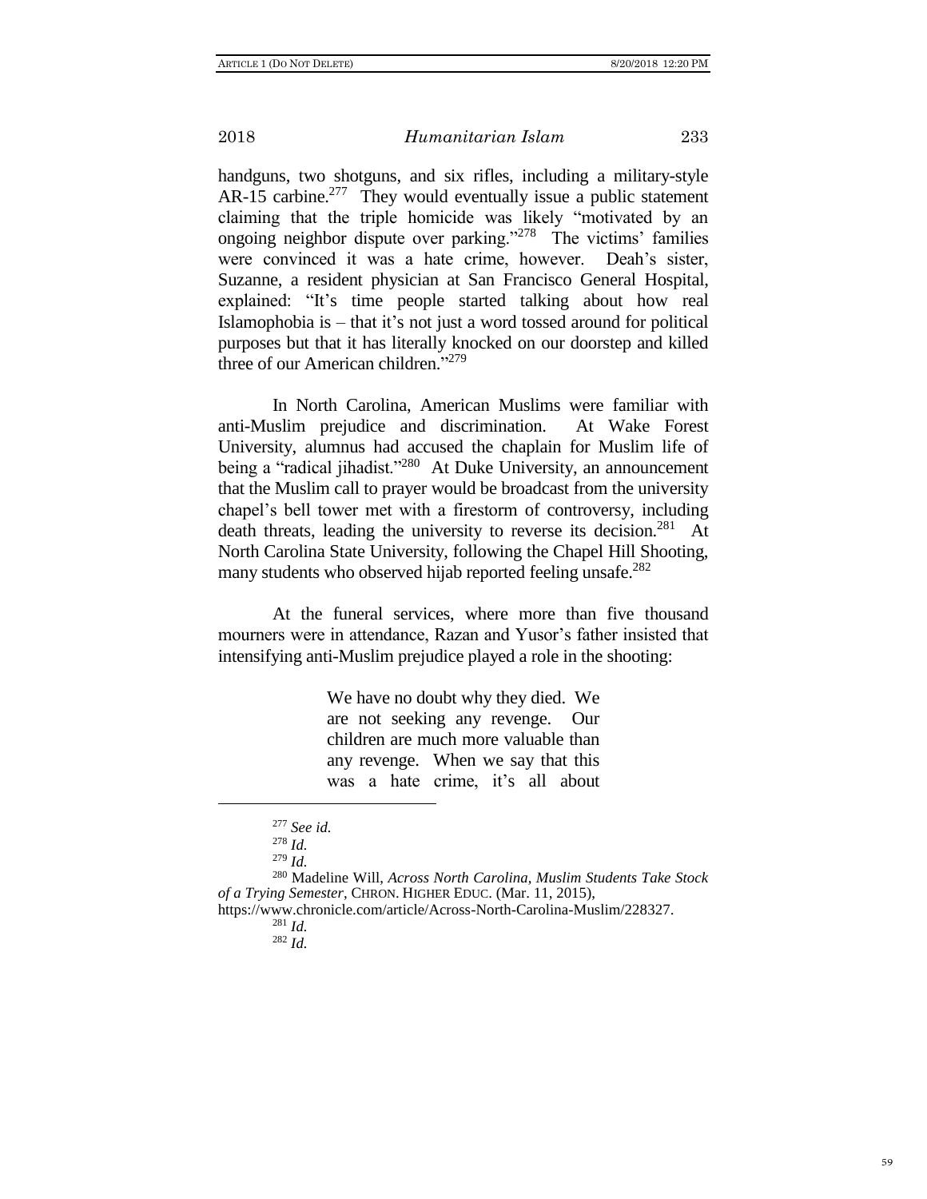handguns, two shotguns, and six rifles, including a military-style AR-15 carbine.[277] They would eventually issue a public statement claiming that the triple homicide was likely "motivated by an ongoing neighbor dispute over parking."[278] The victims' families were convinced it was a hate crime, however. Deah's sister, Suzanne, a resident physician at San Francisco General Hospital, explained: "It's time people started talking about how real Islamophobia is – that it's not just a word tossed around for political purposes but that it has literally knocked on our doorstep and killed three of our American children."[279]

In North Carolina, American Muslims were familiar with anti-Muslim prejudice and discrimination. At Wake Forest University, alumnus had accused the chaplain for Muslim life of being a "radical jihadist."[280] At Duke University, an announcement that the Muslim call to prayer would be broadcast from the university chapel's bell tower met with a firestorm of controversy, including death threats, leading the university to reverse its decision.[281] At North Carolina State University, following the Chapel Hill Shooting, many students who observed hijab reported feeling unsafe.[282]

At the funeral services, where more than five thousand mourners were in attendance, Razan and Yusor's father insisted that intensifying anti-Muslim prejudice played a role in the shooting:

> We have no doubt why they died. We are not seeking any revenge. Our children are much more valuable than any revenge. When we say that this was a hate crime, it's all about

---

[277] *See id.*

[278] *Id.*

[279] *Id.*

[280] Madeline Will, *Across North Carolina, Muslim Students Take Stock of a Trying Semester*, CHRON. HIGHER EDUC. (Mar. 11, 2015), https://www.chronicle.com/article/Across-North-Carolina-Muslim/228327.

[281] *Id.*

[282] *Id.*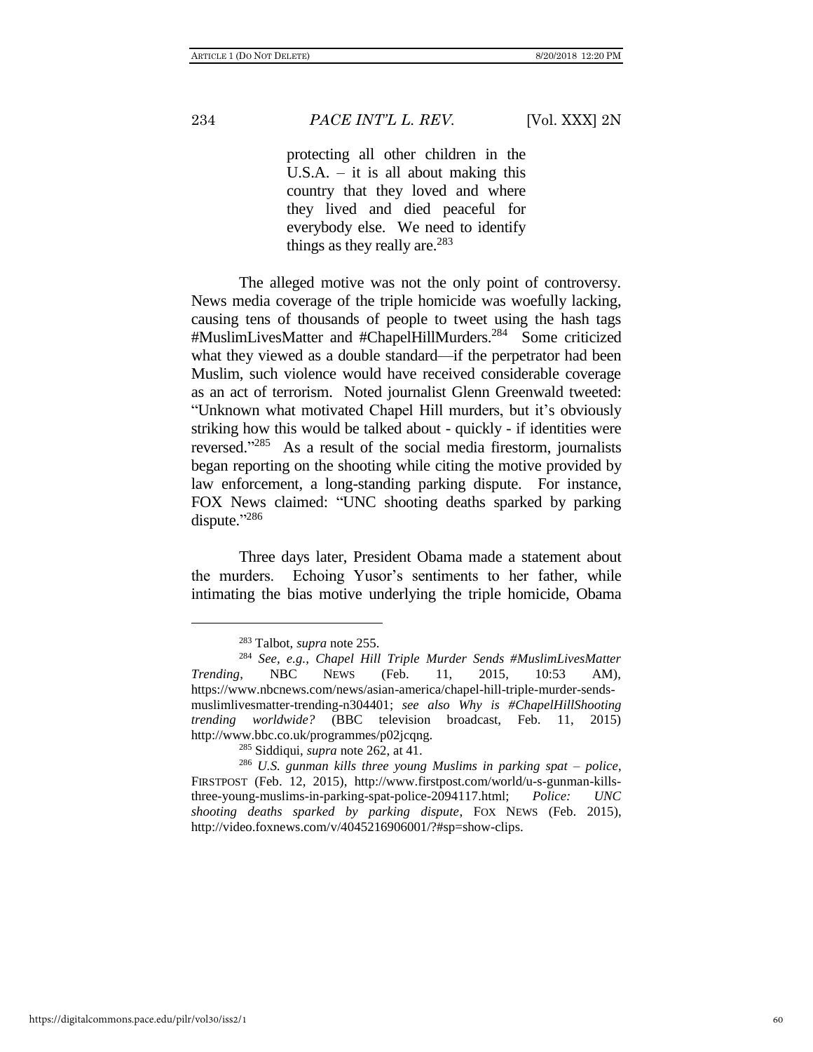> protecting all other children in the U.S.A. – it is all about making this country that they loved and where they lived and died peaceful for everybody else. We need to identify things as they really are.[283]

The alleged motive was not the only point of controversy. News media coverage of the triple homicide was woefully lacking, causing tens of thousands of people to tweet using the hash tags #MuslimLivesMatter and #ChapelHillMurders.[284] Some criticized what they viewed as a double standard—if the perpetrator had been Muslim, such violence would have received considerable coverage as an act of terrorism. Noted journalist Glenn Greenwald tweeted: "Unknown what motivated Chapel Hill murders, but it's obviously striking how this would be talked about - quickly - if identities were reversed."[285] As a result of the social media firestorm, journalists began reporting on the shooting while citing the motive provided by law enforcement, a long-standing parking dispute. For instance, FOX News claimed: "UNC shooting deaths sparked by parking dispute."[286]

Three days later, President Obama made a statement about the murders. Echoing Yusor's sentiments to her father, while intimating the bias motive underlying the triple homicide, Obama

---

[283] Talbot, *supra* note 255.

[284] *See, e.g., Chapel Hill Triple Murder Sends #MuslimLivesMatter Trending*, NBC NEWS (Feb. 11, 2015, 10:53 AM), https://www.nbcnews.com/news/asian-america/chapel-hill-triple-murder-sends-muslimlivesmatter-trending-n304401; *see also Why is #ChapelHillShooting trending worldwide?* (BBC television broadcast, Feb. 11, 2015) http://www.bbc.co.uk/programmes/p02jcqng.

[285] Siddiqui, *supra* note 262, at 41.

[286] *U.S. gunman kills three young Muslims in parking spat – police*, FIRSTPOST (Feb. 12, 2015), http://www.firstpost.com/world/u-s-gunman-kills-three-young-muslims-in-parking-spat-police-2094117.html; *Police: UNC shooting deaths sparked by parking dispute*, FOX NEWS (Feb. 2015), http://video.foxnews.com/v/4045216906001/?#sp=show-clips.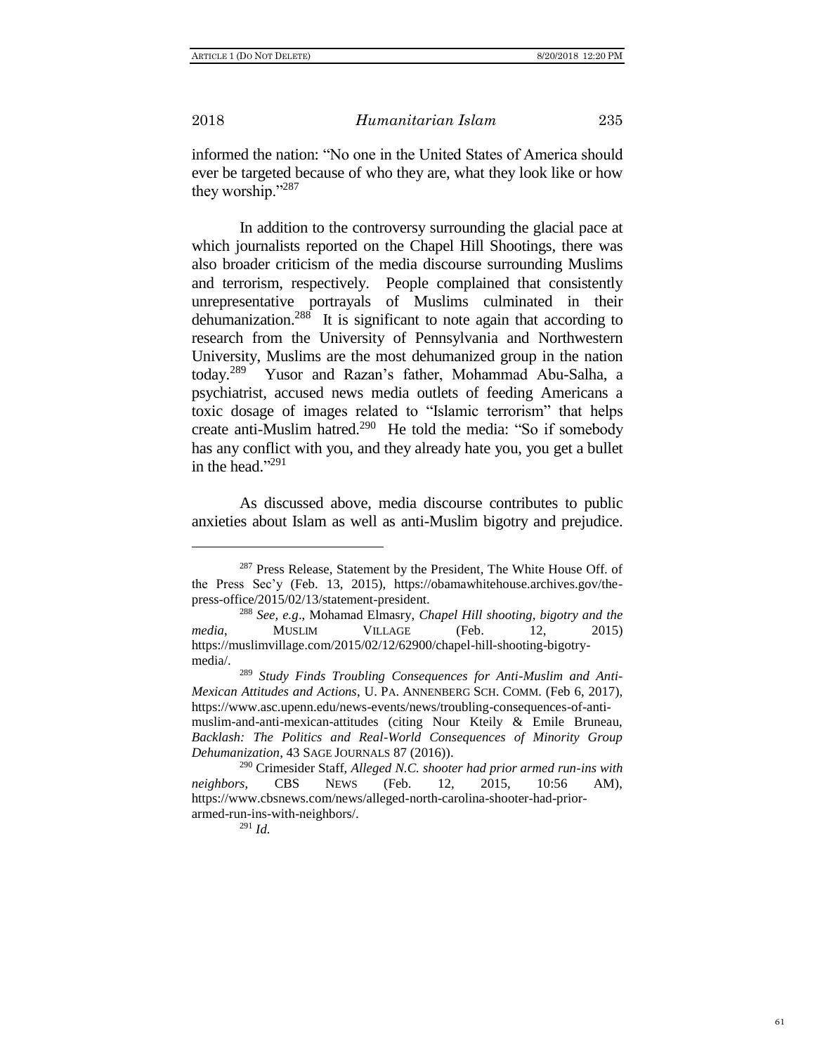informed the nation: "No one in the United States of America should ever be targeted because of who they are, what they look like or how they worship."[287]

In addition to the controversy surrounding the glacial pace at which journalists reported on the Chapel Hill Shootings, there was also broader criticism of the media discourse surrounding Muslims and terrorism, respectively. People complained that consistently unrepresentative portrayals of Muslims culminated in their dehumanization.[288] It is significant to note again that according to research from the University of Pennsylvania and Northwestern University, Muslims are the most dehumanized group in the nation today.[289] Yusor and Razan's father, Mohammad Abu-Salha, a psychiatrist, accused news media outlets of feeding Americans a toxic dosage of images related to "Islamic terrorism" that helps create anti-Muslim hatred.[290] He told the media: "So if somebody has any conflict with you, and they already hate you, you get a bullet in the head."[291]

As discussed above, media discourse contributes to public anxieties about Islam as well as anti-Muslim bigotry and prejudice.

---

[287] Press Release, Statement by the President, The White House Off. of the Press Sec'y (Feb. 13, 2015), https://obamawhitehouse.archives.gov/the-press-office/2015/02/13/statement-president.

[288] *See, e.g*., Mohamad Elmasry, *Chapel Hill shooting, bigotry and the media*, MUSLIM VILLAGE (Feb. 12, 2015) https://muslimvillage.com/2015/02/12/62900/chapel-hill-shooting-bigotry-media/.

[289] *Study Finds Troubling Consequences for Anti-Muslim and Anti-Mexican Attitudes and Actions*, U. PA. ANNENBERG SCH. COMM. (Feb 6, 2017), https://www.asc.upenn.edu/news-events/news/troubling-consequences-of-anti-muslim-and-anti-mexican-attitudes (citing Nour Kteily & Emile Bruneau, *Backlash: The Politics and Real-World Consequences of Minority Group Dehumanization*, 43 SAGE JOURNALS 87 (2016)).

[290] Crimesider Staff, *Alleged N.C. shooter had prior armed run-ins with neighbors*, CBS NEWS (Feb. 12, 2015, 10:56 AM), https://www.cbsnews.com/news/alleged-north-carolina-shooter-had-prior-armed-run-ins-with-neighbors/.

[291] *Id.*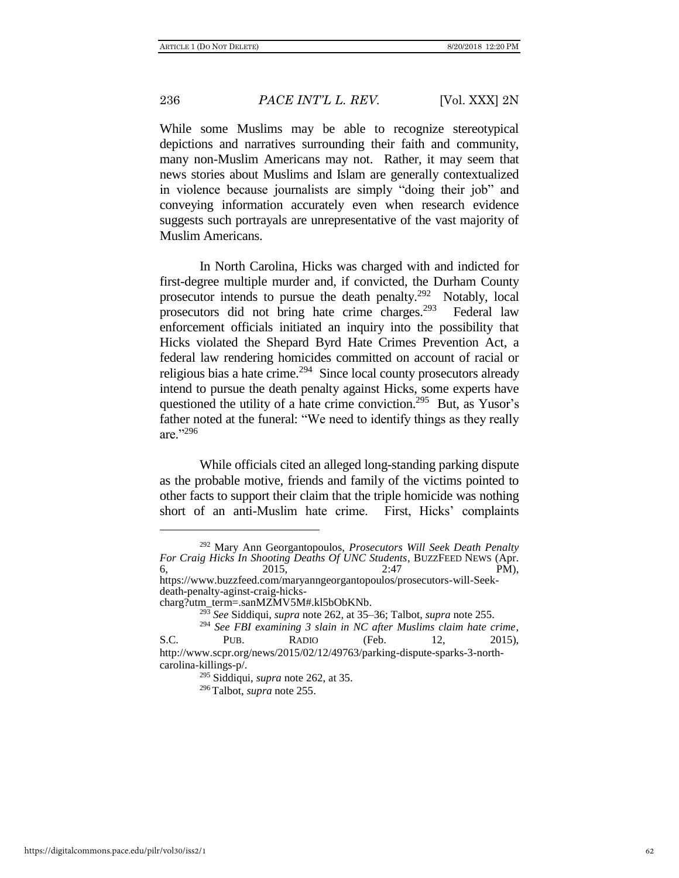While some Muslims may be able to recognize stereotypical depictions and narratives surrounding their faith and community, many non-Muslim Americans may not. Rather, it may seem that news stories about Muslims and Islam are generally contextualized in violence because journalists are simply "doing their job" and conveying information accurately even when research evidence suggests such portrayals are unrepresentative of the vast majority of Muslim Americans.

In North Carolina, Hicks was charged with and indicted for first-degree multiple murder and, if convicted, the Durham County prosecutor intends to pursue the death penalty.[292] Notably, local prosecutors did not bring hate crime charges.[293] Federal law enforcement officials initiated an inquiry into the possibility that Hicks violated the Shepard Byrd Hate Crimes Prevention Act, a federal law rendering homicides committed on account of racial or religious bias a hate crime.[294] Since local county prosecutors already intend to pursue the death penalty against Hicks, some experts have questioned the utility of a hate crime conviction.[295] But, as Yusor's father noted at the funeral: "We need to identify things as they really are."[296]

While officials cited an alleged long-standing parking dispute as the probable motive, friends and family of the victims pointed to other facts to support their claim that the triple homicide was nothing short of an anti-Muslim hate crime. First, Hicks' complaints

---

[292] Mary Ann Georgantopoulos, *Prosecutors Will Seek Death Penalty For Craig Hicks In Shooting Deaths Of UNC Students*, BUZZFEED NEWS (Apr. 6, 2015, 2:47 PM), https://www.buzzfeed.com/maryanngeorgantopoulos/prosecutors-will-Seek-death-penalty-aginst-craig-hicks-charg?utm_term=.sanMZMV5M#.kl5bObKNb.

[293] *See* Siddiqui, *supra* note 262, at 35–36; Talbot, *supra* note 255.

[294] *See FBI examining 3 slain in NC after Muslims claim hate crime*, S.C. PUB. RADIO (Feb. 12, 2015), http://www.scpr.org/news/2015/02/12/49763/parking-dispute-sparks-3-north-carolina-killings-p/.

[295] Siddiqui, *supra* note 262, at 35.

[296] Talbot, *supra* note 255.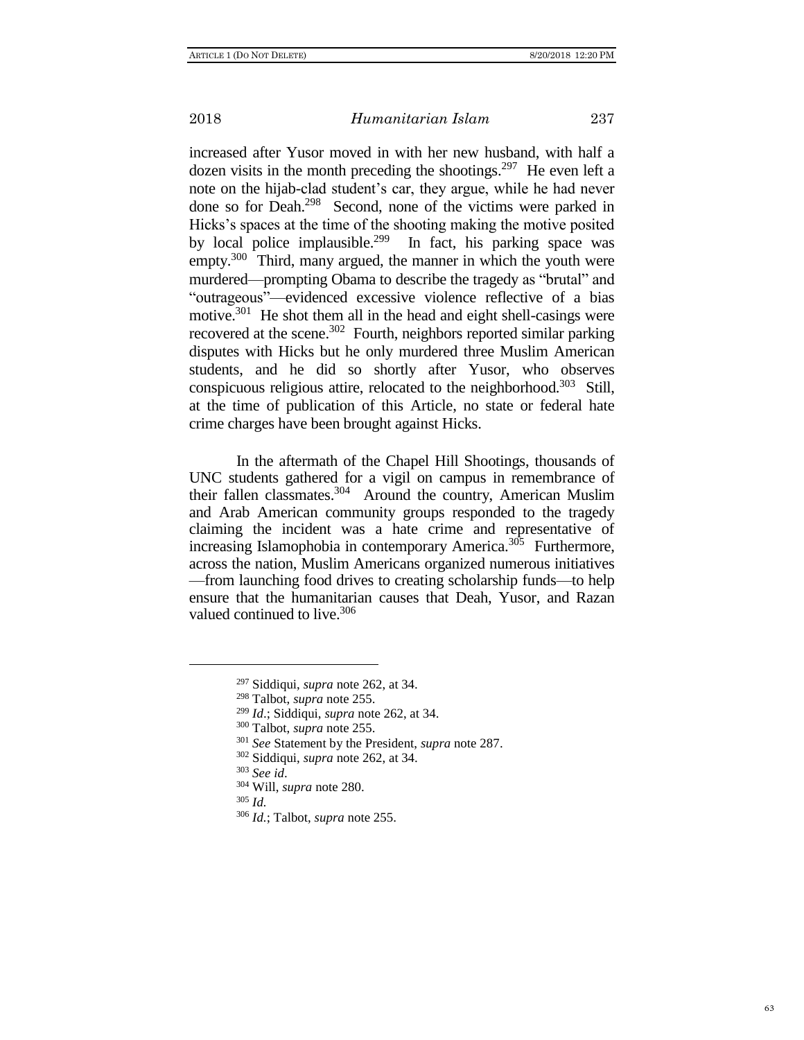increased after Yusor moved in with her new husband, with half a dozen visits in the month preceding the shootings.[297] He even left a note on the hijab-clad student's car, they argue, while he had never done so for Deah.[298] Second, none of the victims were parked in Hicks's spaces at the time of the shooting making the motive posited by local police implausible.[299] In fact, his parking space was empty.[300] Third, many argued, the manner in which the youth were murdered—prompting Obama to describe the tragedy as "brutal" and "outrageous"—evidenced excessive violence reflective of a bias motive.[301] He shot them all in the head and eight shell-casings were recovered at the scene.[302] Fourth, neighbors reported similar parking disputes with Hicks but he only murdered three Muslim American students, and he did so shortly after Yusor, who observes conspicuous religious attire, relocated to the neighborhood.[303] Still, at the time of publication of this Article, no state or federal hate crime charges have been brought against Hicks.

In the aftermath of the Chapel Hill Shootings, thousands of UNC students gathered for a vigil on campus in remembrance of their fallen classmates.[304] Around the country, American Muslim and Arab American community groups responded to the tragedy claiming the incident was a hate crime and representative of increasing Islamophobia in contemporary America.[305] Furthermore, across the nation, Muslim Americans organized numerous initiatives —from launching food drives to creating scholarship funds—to help ensure that the humanitarian causes that Deah, Yusor, and Razan valued continued to live.[306]

---

[297] Siddiqui, *supra* note 262, at 34.

[298] Talbot, *supra* note 255.

[299] *Id*.; Siddiqui, *supra* note 262, at 34.

[300] Talbot, *supra* note 255.

[301] *See* Statement by the President, *supra* note 287.

[302] Siddiqui, *supra* note 262, at 34.

[303] *See id*.

[304] Will, *supra* note 280.

[305] *Id.*

[306] *Id.*; Talbot, *supra* note 255.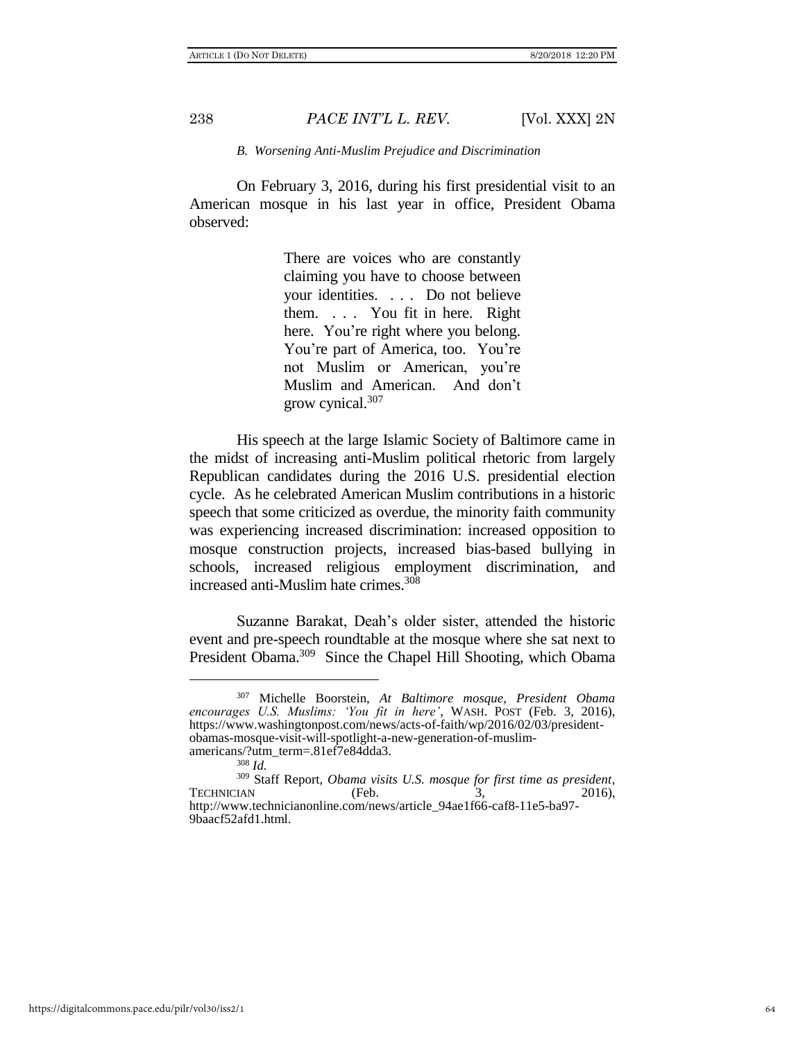### B. *Worsening Anti-Muslim Prejudice and Discrimination*

On February 3, 2016, during his first presidential visit to an American mosque in his last year in office, President Obama observed:

> There are voices who are constantly claiming you have to choose between your identities. . . . Do not believe them. . . . You fit in here. Right here. You're right where you belong. You're part of America, too. You're not Muslim or American, you're Muslim and American. And don't grow cynical.[307]

His speech at the large Islamic Society of Baltimore came in the midst of increasing anti-Muslim political rhetoric from largely Republican candidates during the 2016 U.S. presidential election cycle. As he celebrated American Muslim contributions in a historic speech that some criticized as overdue, the minority faith community was experiencing increased discrimination: increased opposition to mosque construction projects, increased bias-based bullying in schools, increased religious employment discrimination, and increased anti-Muslim hate crimes.[308]

Suzanne Barakat, Deah's older sister, attended the historic event and pre-speech roundtable at the mosque where she sat next to President Obama.[309] Since the Chapel Hill Shooting, which Obama

---

[307] Michelle Boorstein, *At Baltimore mosque, President Obama encourages U.S. Muslims: 'You fit in here'*, WASH. POST (Feb. 3, 2016), https://www.washingtonpost.com/news/acts-of-faith/wp/2016/02/03/president-obamas-mosque-visit-will-spotlight-a-new-generation-of-muslim-americans/?utm_term=.81ef7e84dda3.

[308] *Id.*

[309] Staff Report, *Obama visits U.S. mosque for first time as president*, TECHNICIAN (Feb. 3, 2016), http://www.technicianonline.com/news/article_94ae1f66-caf8-11e5-ba97-9baacf52afd1.html.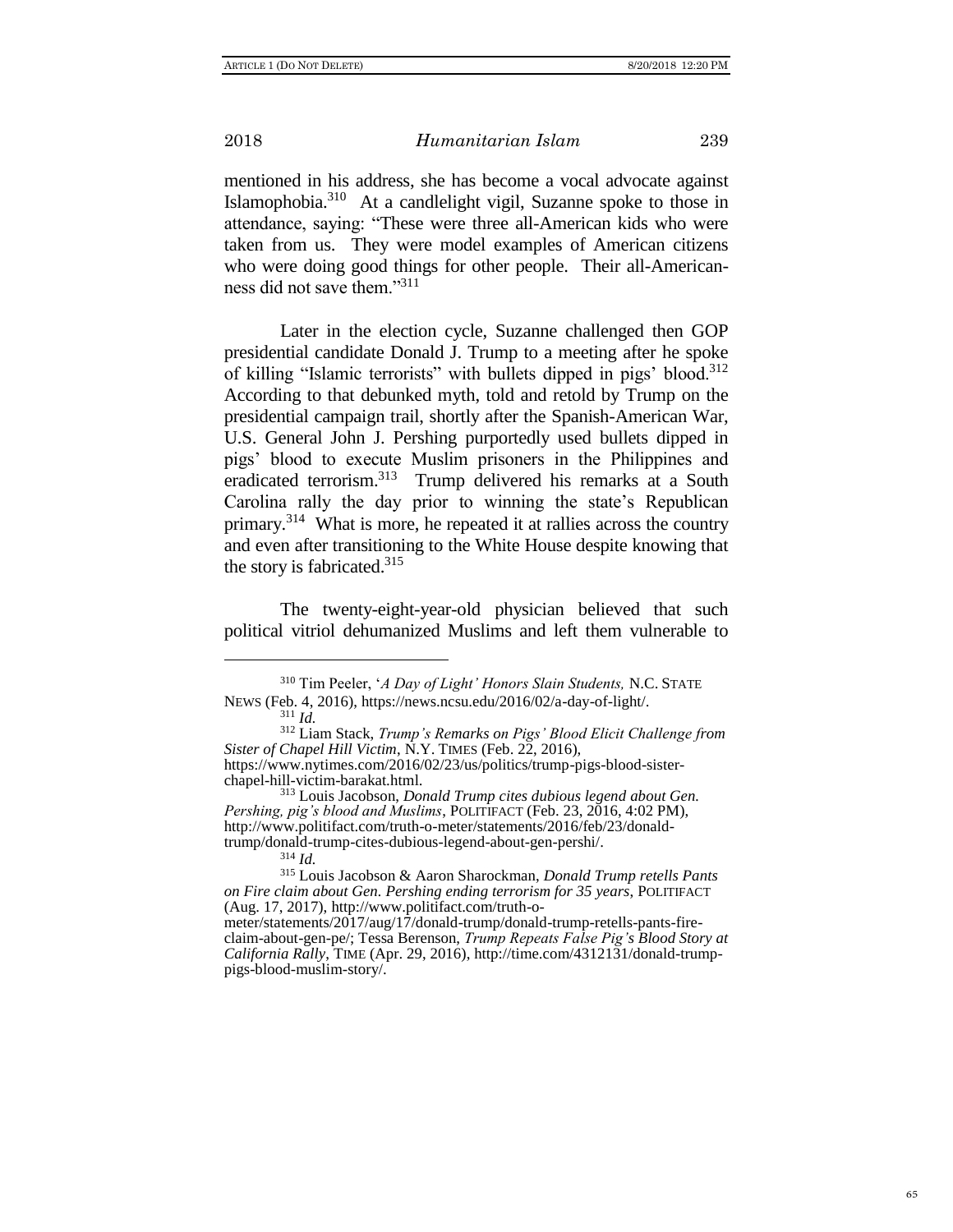mentioned in his address, she has become a vocal advocate against Islamophobia.[310] At a candlelight vigil, Suzanne spoke to those in attendance, saying: "These were three all-American kids who were taken from us. They were model examples of American citizens who were doing good things for other people. Their all-American-ness did not save them."[311]

Later in the election cycle, Suzanne challenged then GOP presidential candidate Donald J. Trump to a meeting after he spoke of killing "Islamic terrorists" with bullets dipped in pigs' blood.[312] According to that debunked myth, told and retold by Trump on the presidential campaign trail, shortly after the Spanish-American War, U.S. General John J. Pershing purportedly used bullets dipped in pigs' blood to execute Muslim prisoners in the Philippines and eradicated terrorism.[313] Trump delivered his remarks at a South Carolina rally the day prior to winning the state's Republican primary.[314] What is more, he repeated it at rallies across the country and even after transitioning to the White House despite knowing that the story is fabricated.[315]

The twenty-eight-year-old physician believed that such political vitriol dehumanized Muslims and left them vulnerable to

---

[310] Tim Peeler, '*A Day of Light' Honors Slain Students,* N.C. STATE NEWS (Feb. 4, 2016), https://news.ncsu.edu/2016/02/a-day-of-light/.

[311] *Id.*

[312] Liam Stack, *Trump's Remarks on Pigs' Blood Elicit Challenge from Sister of Chapel Hill Victim*, N.Y. TIMES (Feb. 22, 2016), https://www.nytimes.com/2016/02/23/us/politics/trump-pigs-blood-sister-chapel-hill-victim-barakat.html.

[313] Louis Jacobson, *Donald Trump cites dubious legend about Gen. Pershing, pig's blood and Muslims*, POLITIFACT (Feb. 23, 2016, 4:02 PM), http://www.politifact.com/truth-o-meter/statements/2016/feb/23/donald-trump/donald-trump-cites-dubious-legend-about-gen-pershi/.

[314] *Id.*

[315] Louis Jacobson & Aaron Sharockman, *Donald Trump retells Pants on Fire claim about Gen. Pershing ending terrorism for 35 years*, POLITIFACT (Aug. 17, 2017), http://www.politifact.com/truth-o-meter/statements/2017/aug/17/donald-trump/donald-trump-retells-pants-fire-claim-about-gen-pe/; Tessa Berenson, *Trump Repeats False Pig's Blood Story at California Rally*, TIME (Apr. 29, 2016), http://time.com/4312131/donald-trump-pigs-blood-muslim-story/.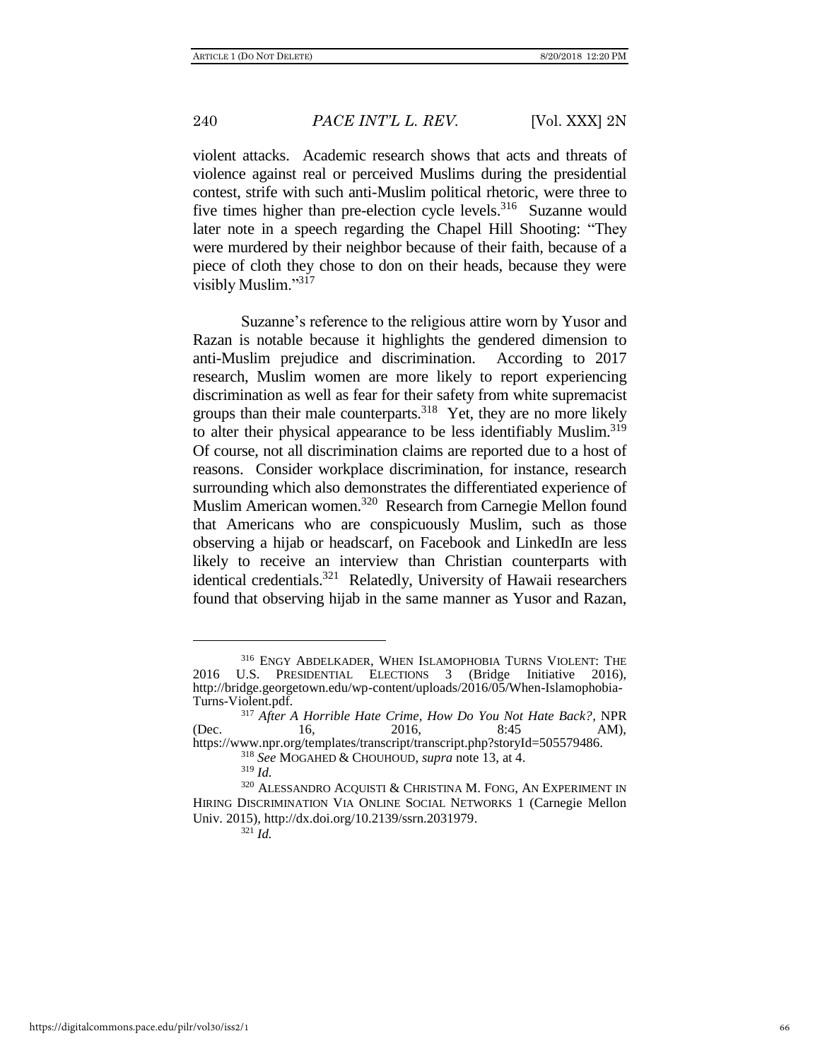violent attacks. Academic research shows that acts and threats of violence against real or perceived Muslims during the presidential contest, strife with such anti-Muslim political rhetoric, were three to five times higher than pre-election cycle levels.[316] Suzanne would later note in a speech regarding the Chapel Hill Shooting: "They were murdered by their neighbor because of their faith, because of a piece of cloth they chose to don on their heads, because they were visibly Muslim."[317]

Suzanne's reference to the religious attire worn by Yusor and Razan is notable because it highlights the gendered dimension to anti-Muslim prejudice and discrimination. According to 2017 research, Muslim women are more likely to report experiencing discrimination as well as fear for their safety from white supremacist groups than their male counterparts.[318] Yet, they are no more likely to alter their physical appearance to be less identifiably Muslim.[319] Of course, not all discrimination claims are reported due to a host of reasons. Consider workplace discrimination, for instance, research surrounding which also demonstrates the differentiated experience of Muslim American women.[320] Research from Carnegie Mellon found that Americans who are conspicuously Muslim, such as those observing a hijab or headscarf, on Facebook and LinkedIn are less likely to receive an interview than Christian counterparts with identical credentials.[321] Relatedly, University of Hawaii researchers found that observing hijab in the same manner as Yusor and Razan,

---

[316] ENGY ABDELKADER, WHEN ISLAMOPHOBIA TURNS VIOLENT: THE 2016 U.S. PRESIDENTIAL ELECTIONS 3 (Bridge Initiative 2016), http://bridge.georgetown.edu/wp-content/uploads/2016/05/When-Islamophobia-Turns-Violent.pdf.

[317] *After A Horrible Hate Crime, How Do You Not Hate Back?*, NPR (Dec. 16, 2016, 8:45 AM), https://www.npr.org/templates/transcript/transcript.php?storyId=505579486.

[318] *See* MOGAHED & CHOUHOUD, *supra* note 13, at 4.

[319] *Id.*

[320] ALESSANDRO ACQUISTI & CHRISTINA M. FONG, AN EXPERIMENT IN HIRING DISCRIMINATION VIA ONLINE SOCIAL NETWORKS 1 (Carnegie Mellon Univ. 2015), http://dx.doi.org/10.2139/ssrn.2031979.

[321] *Id.*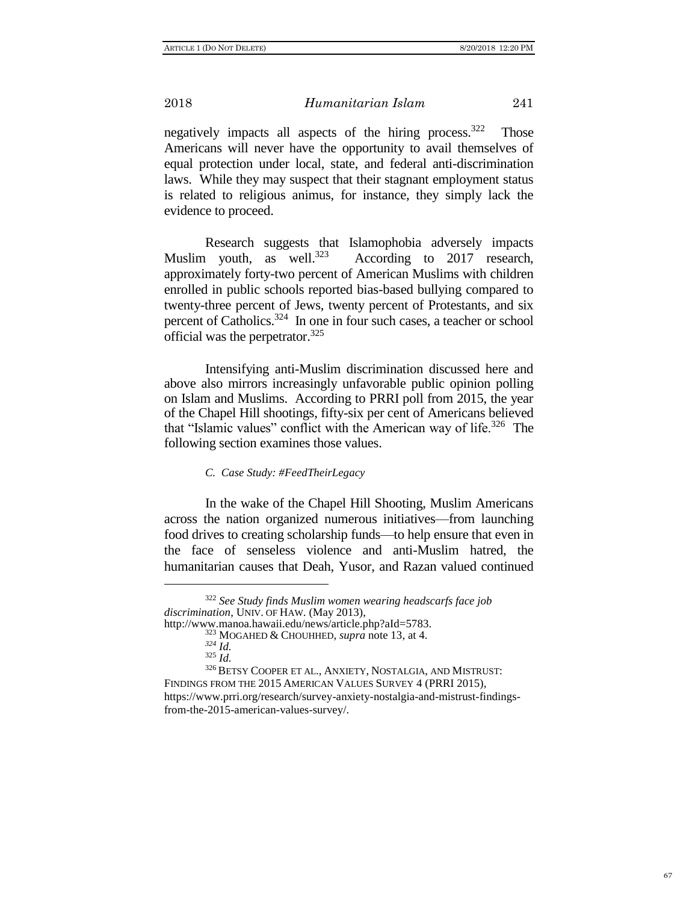negatively impacts all aspects of the hiring process.[322] Those Americans will never have the opportunity to avail themselves of equal protection under local, state, and federal anti-discrimination laws. While they may suspect that their stagnant employment status is related to religious animus, for instance, they simply lack the evidence to proceed.

Research suggests that Islamophobia adversely impacts Muslim youth, as well.[323] According to 2017 research, approximately forty-two percent of American Muslims with children enrolled in public schools reported bias-based bullying compared to twenty-three percent of Jews, twenty percent of Protestants, and six percent of Catholics.[324] In one in four such cases, a teacher or school official was the perpetrator.[325]

Intensifying anti-Muslim discrimination discussed here and above also mirrors increasingly unfavorable public opinion polling on Islam and Muslims. According to PRRI poll from 2015, the year of the Chapel Hill shootings, fifty-six per cent of Americans believed that "Islamic values" conflict with the American way of life.[326] The following section examines those values.

### *C. Case Study: #FeedTheirLegacy*

In the wake of the Chapel Hill Shooting, Muslim Americans across the nation organized numerous initiatives—from launching food drives to creating scholarship funds—to help ensure that even in the face of senseless violence and anti-Muslim hatred, the humanitarian causes that Deah, Yusor, and Razan valued continued

---

[322] *See Study finds Muslim women wearing headscarfs face job discrimination*, UNIV. OF HAW. (May 2013), http://www.manoa.hawaii.edu/news/article.php?aId=5783.

[323] MOGAHED & CHOUHHED, *supra* note 13, at 4.

[324] *Id.*

[325] *Id.*

[326] BETSY COOPER ET AL., ANXIETY, NOSTALGIA, AND MISTRUST: FINDINGS FROM THE 2015 AMERICAN VALUES SURVEY 4 (PRRI 2015), https://www.prri.org/research/survey-anxiety-nostalgia-and-mistrust-findings-from-the-2015-american-values-survey/.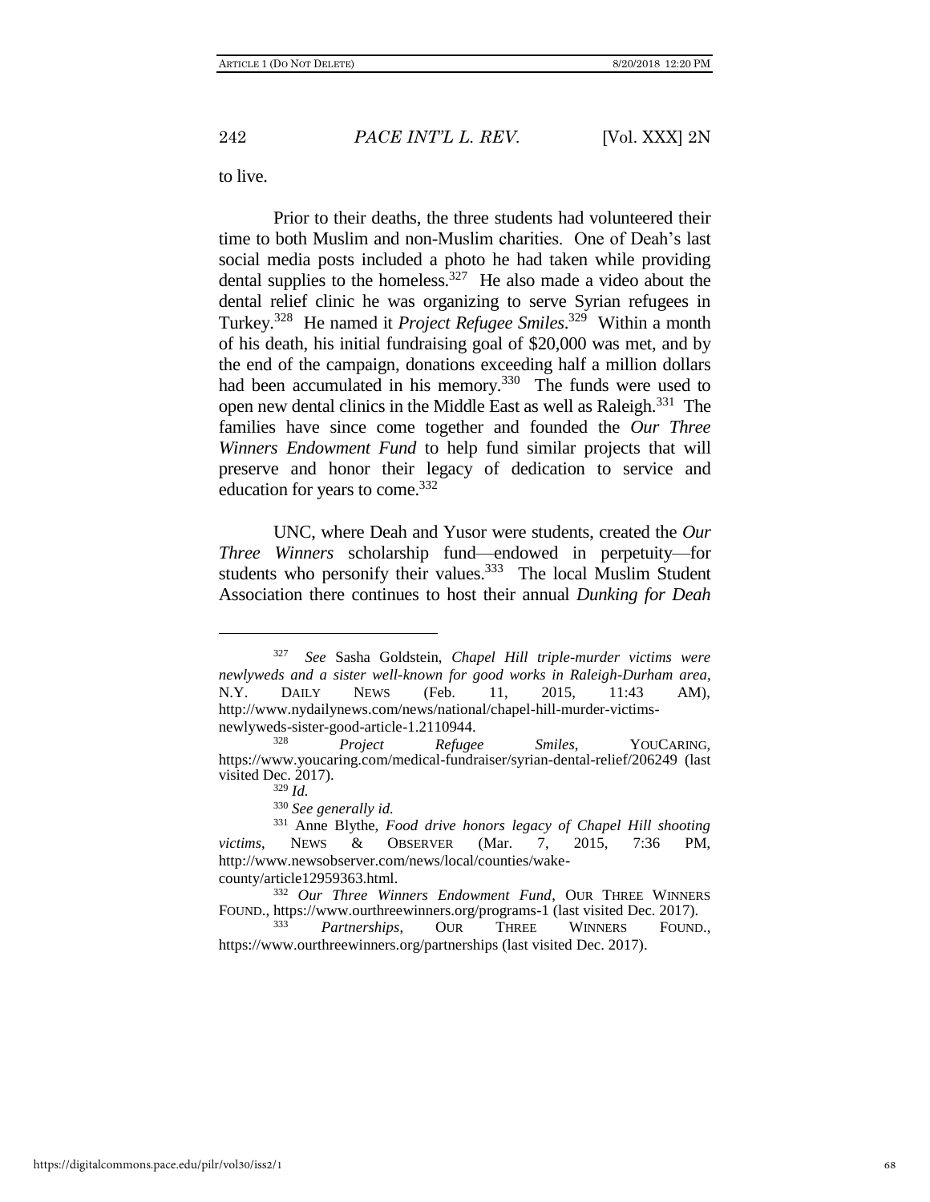to live.

Prior to their deaths, the three students had volunteered their time to both Muslim and non-Muslim charities. One of Deah's last social media posts included a photo he had taken while providing dental supplies to the homeless.[327] He also made a video about the dental relief clinic he was organizing to serve Syrian refugees in Turkey.[328] He named it *Project Refugee Smiles*.[329] Within a month of his death, his initial fundraising goal of $20,000 was met, and by the end of the campaign, donations exceeding half a million dollars had been accumulated in his memory.[330] The funds were used to open new dental clinics in the Middle East as well as Raleigh.[331] The families have since come together and founded the *Our Three Winners Endowment Fund* to help fund similar projects that will preserve and honor their legacy of dedication to service and education for years to come.[332]

UNC, where Deah and Yusor were students, created the *Our Three Winners* scholarship fund—endowed in perpetuity—for students who personify their values.[333] The local Muslim Student Association there continues to host their annual *Dunking for Deah*

---

[327] *See* Sasha Goldstein, *Chapel Hill triple-murder victims were newlyweds and a sister well-known for good works in Raleigh-Durham area*, N.Y. DAILY NEWS (Feb. 11, 2015, 11:43 AM), http://www.nydailynews.com/news/national/chapel-hill-murder-victims-newlyweds-sister-good-article-1.2110944.

[328] *Project Refugee Smiles*, YOUCARING, https://www.youcaring.com/medical-fundraiser/syrian-dental-relief/206249 (last visited Dec. 2017).

[329] *Id.*

[330] *See generally id.*

[331] Anne Blythe, *Food drive honors legacy of Chapel Hill shooting victims*, NEWS & OBSERVER (Mar. 7, 2015, 7:36 PM, http://www.newsobserver.com/news/local/counties/wake-county/article12959363.html.

[332] *Our Three Winners Endowment Fund*, OUR THREE WINNERS FOUND., https://www.ourthreewinners.org/programs-1 (last visited Dec. 2017).

[333] *Partnerships*, OUR THREE WINNERS FOUND., https://www.ourthreewinners.org/partnerships (last visited Dec. 2017).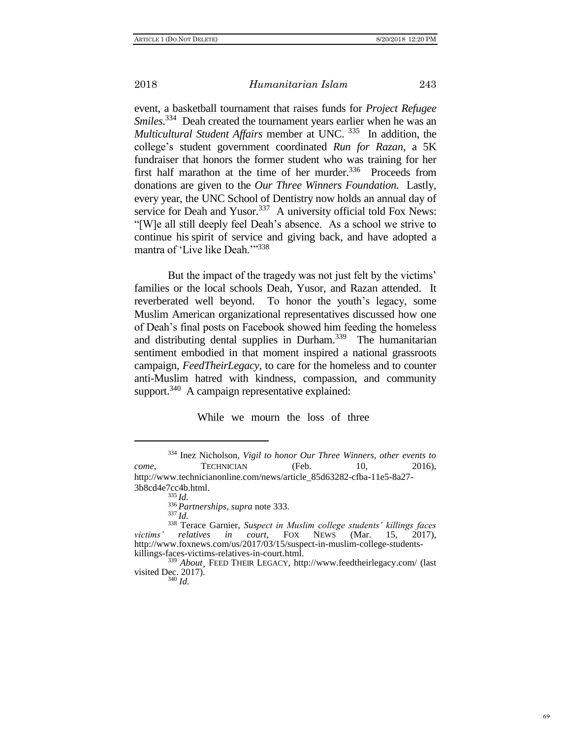event, a basketball tournament that raises funds for *Project Refugee Smiles*.[334] Deah created the tournament years earlier when he was an *Multicultural Student Affairs* member at UNC.[335] In addition, the college's student government coordinated *Run for Razan*, a 5K fundraiser that honors the former student who was training for her first half marathon at the time of her murder.[336] Proceeds from donations are given to the *Our Three Winners Foundation*. Lastly, every year, the UNC School of Dentistry now holds an annual day of service for Deah and Yusor.[337] A university official told Fox News: "[W]e all still deeply feel Deah's absence. As a school we strive to continue his spirit of service and giving back, and have adopted a mantra of 'Live like Deah.'"[338]

But the impact of the tragedy was not just felt by the victims' families or the local schools Deah, Yusor, and Razan attended. It reverberated well beyond. To honor the youth's legacy, some Muslim American organizational representatives discussed how one of Deah's final posts on Facebook showed him feeding the homeless and distributing dental supplies in Durham.[339] The humanitarian sentiment embodied in that moment inspired a national grassroots campaign, *FeedTheirLegacy*, to care for the homeless and to counter anti-Muslim hatred with kindness, compassion, and community support.[340] A campaign representative explained:

> While we mourn the loss of three

---

[334] Inez Nicholson, *Vigil to honor Our Three Winners, other events to come*, TECHNICIAN (Feb. 10, 2016), http://www.technicianonline.com/news/article_85d63282-cfba-11e5-8a27-3b8cd4e7cc4b.html.

[335] *Id.*

[336] *Partnerships*, *supra* note 333.

[337] *Id.*

[338] Terace Garnier, *Suspect in Muslim college students' killings faces victims' relatives in court*, FOX NEWS (Mar. 15, 2017), http://www.foxnews.com/us/2017/03/15/suspect-in-muslim-college-students-killings-faces-victims-relatives-in-court.html.

[339] *About*, FEED THEIR LEGACY, http://www.feedtheirlegacy.com/ (last visited Dec. 2017).

[340] *Id.*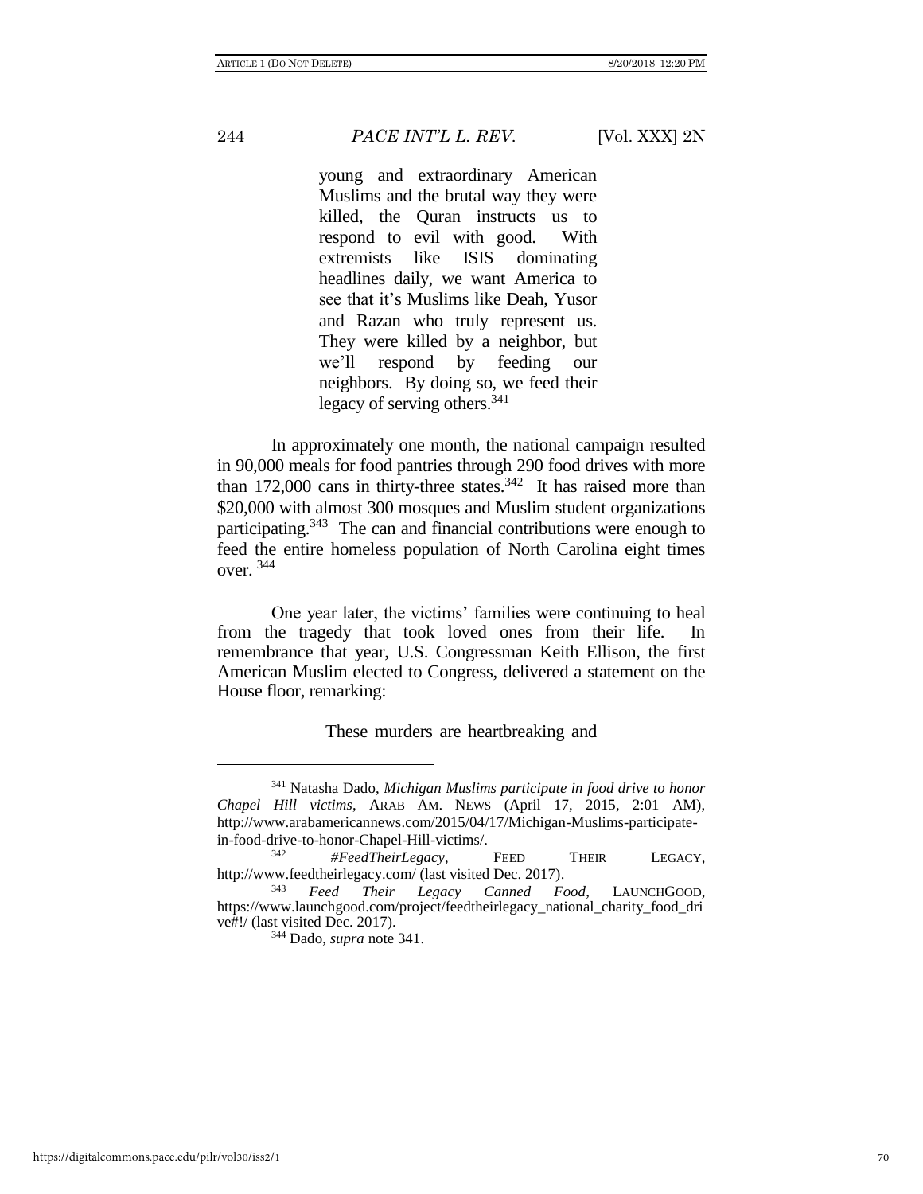> young and extraordinary American Muslims and the brutal way they were killed, the Quran instructs us to respond to evil with good. With extremists like ISIS dominating headlines daily, we want America to see that it's Muslims like Deah, Yusor and Razan who truly represent us. They were killed by a neighbor, but we'll respond by feeding our neighbors. By doing so, we feed their legacy of serving others.[341]

In approximately one month, the national campaign resulted in 90,000 meals for food pantries through 290 food drives with more than 172,000 cans in thirty-three states.[342] It has raised more than $20,000 with almost 300 mosques and Muslim student organizations participating.[343] The can and financial contributions were enough to feed the entire homeless population of North Carolina eight times over.[344]

One year later, the victims' families were continuing to heal from the tragedy that took loved ones from their life. In remembrance that year, U.S. Congressman Keith Ellison, the first American Muslim elected to Congress, delivered a statement on the House floor, remarking:

> These murders are heartbreaking and

---

[341] Natasha Dado, *Michigan Muslims participate in food drive to honor Chapel Hill victims*, ARAB AM. NEWS (April 17, 2015, 2:01 AM), http://www.arabamericannews.com/2015/04/17/Michigan-Muslims-participate-in-food-drive-to-honor-Chapel-Hill-victims/.

[342] *#FeedTheirLegacy*, FEED THEIR LEGACY, http://www.feedtheirlegacy.com/ (last visited Dec. 2017).

[343] *Feed Their Legacy Canned Food*, LAUNCHGOOD, https://www.launchgood.com/project/feedtheirlegacy_national_charity_food_drive#!/ (last visited Dec. 2017).

[344] Dado, *supra* note 341.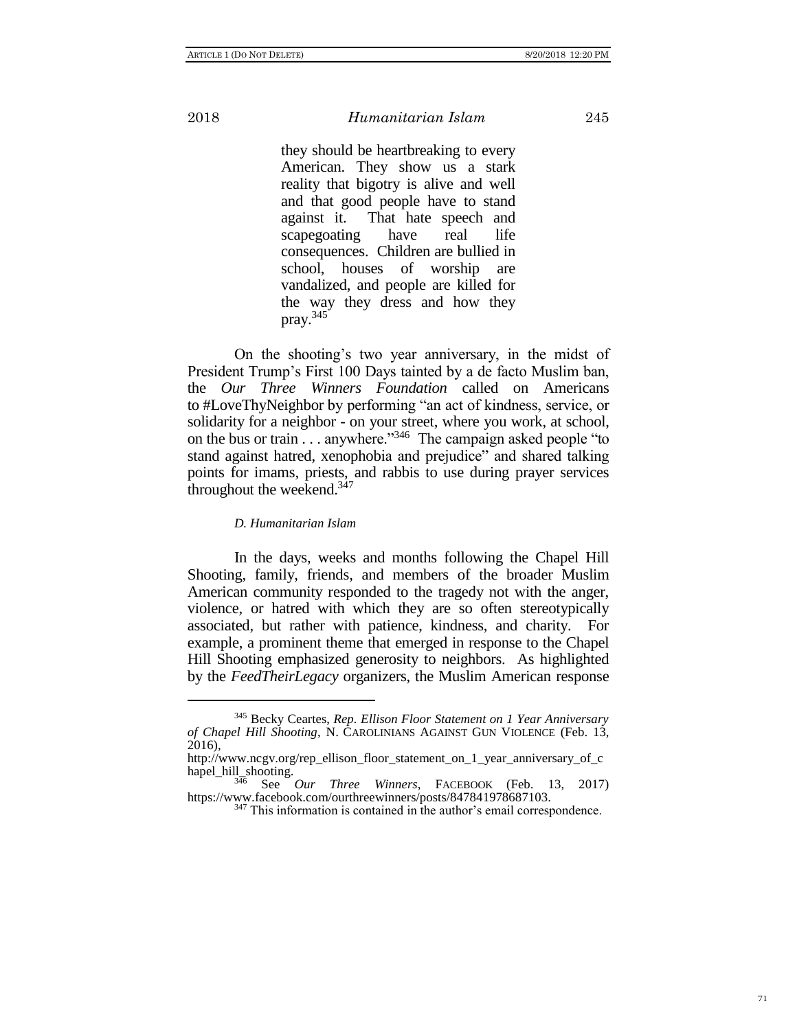> they should be heartbreaking to every American. They show us a stark reality that bigotry is alive and well and that good people have to stand against it. That hate speech and scapegoating have real life consequences. Children are bullied in school, houses of worship are vandalized, and people are killed for the way they dress and how they pray.[345]

On the shooting's two year anniversary, in the midst of President Trump's First 100 Days tainted by a de facto Muslim ban, the *Our Three Winners Foundation* called on Americans to #LoveThyNeighbor by performing "an act of kindness, service, or solidarity for a neighbor - on your street, where you work, at school, on the bus or train . . . anywhere."[346] The campaign asked people "to stand against hatred, xenophobia and prejudice" and shared talking points for imams, priests, and rabbis to use during prayer services throughout the weekend.[347]

### *D. Humanitarian Islam*

In the days, weeks and months following the Chapel Hill Shooting, family, friends, and members of the broader Muslim American community responded to the tragedy not with the anger, violence, or hatred with which they are so often stereotypically associated, but rather with patience, kindness, and charity. For example, a prominent theme that emerged in response to the Chapel Hill Shooting emphasized generosity to neighbors. As highlighted by the *FeedTheirLegacy* organizers, the Muslim American response

---

[345] Becky Ceartes, *Rep. Ellison Floor Statement on 1 Year Anniversary of Chapel Hill Shooting*, N. CAROLINIANS AGAINST GUN VIOLENCE (Feb. 13, 2016), http://www.ncgv.org/rep_ellison_floor_statement_on_1_year_anniversary_of_chapel_hill_shooting.

[346] See *Our Three Winners*, FACEBOOK (Feb. 13, 2017) https://www.facebook.com/ourthreewinners/posts/847841978687103.

[347] This information is contained in the author's email correspondence.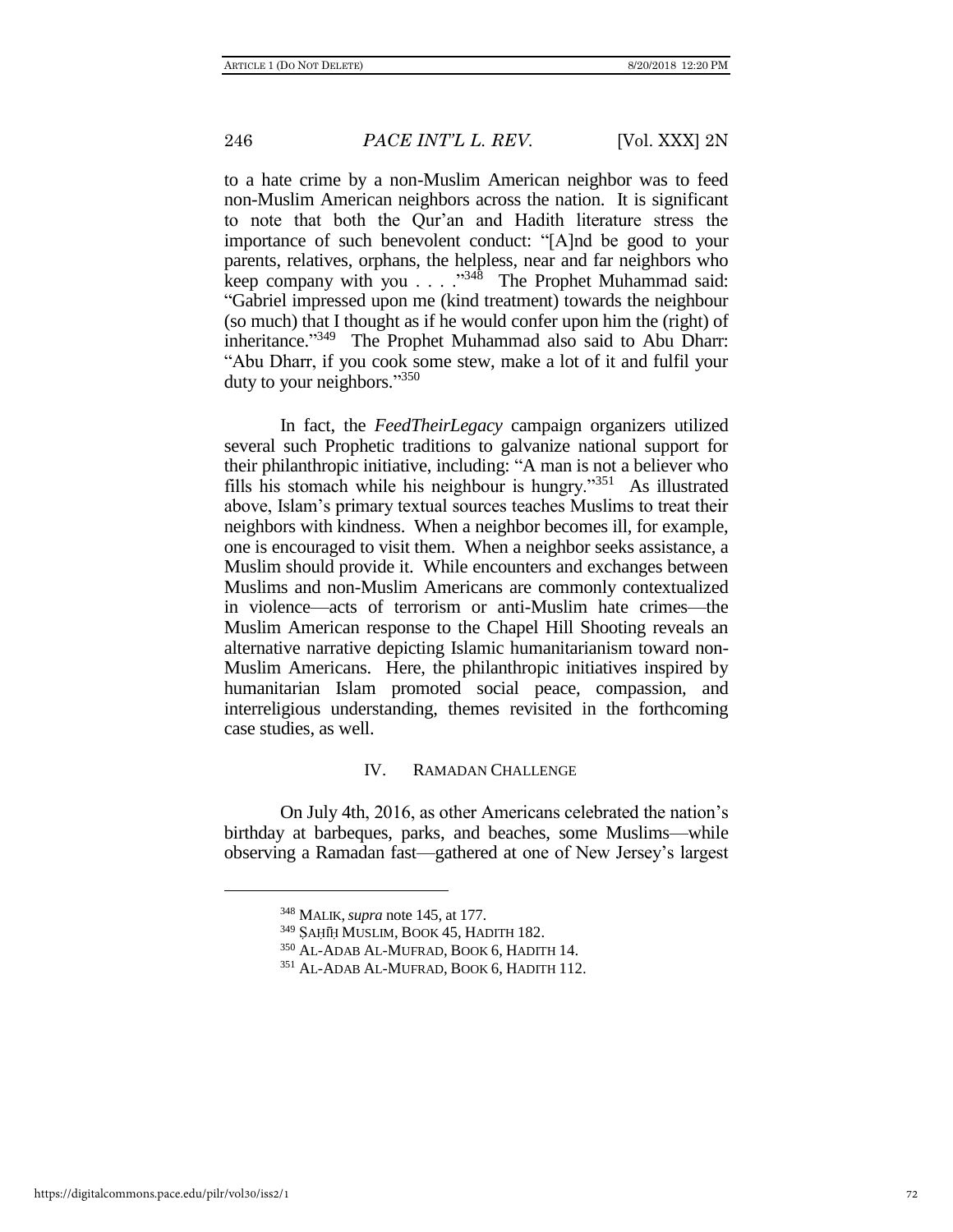to a hate crime by a non-Muslim American neighbor was to feed non-Muslim American neighbors across the nation. It is significant to note that both the Qur'an and Hadith literature stress the importance of such benevolent conduct: "[A]nd be good to your parents, relatives, orphans, the helpless, near and far neighbors who keep company with you . . . ."[348] The Prophet Muhammad said: "Gabriel impressed upon me (kind treatment) towards the neighbour (so much) that I thought as if he would confer upon him the (right) of inheritance."[349] The Prophet Muhammad also said to Abu Dharr: "Abu Dharr, if you cook some stew, make a lot of it and fulfil your duty to your neighbors."[350]

In fact, the *FeedTheirLegacy* campaign organizers utilized several such Prophetic traditions to galvanize national support for their philanthropic initiative, including: "A man is not a believer who fills his stomach while his neighbour is hungry."[351] As illustrated above, Islam's primary textual sources teaches Muslims to treat their neighbors with kindness. When a neighbor becomes ill, for example, one is encouraged to visit them. When a neighbor seeks assistance, a Muslim should provide it. While encounters and exchanges between Muslims and non-Muslim Americans are commonly contextualized in violence—acts of terrorism or anti-Muslim hate crimes—the Muslim American response to the Chapel Hill Shooting reveals an alternative narrative depicting Islamic humanitarianism toward non-Muslim Americans. Here, the philanthropic initiatives inspired by humanitarian Islam promoted social peace, compassion, and interreligious understanding, themes revisited in the forthcoming case studies, as well.

## IV. RAMADAN CHALLENGE

On July 4th, 2016, as other Americans celebrated the nation's birthday at barbeques, parks, and beaches, some Muslims—while observing a Ramadan fast—gathered at one of New Jersey's largest

---

[348] MALIK, *supra* note 145, at 177.

[349] ṢAḤĪḤ MUSLIM, BOOK 45, HADITH 182.

[350] AL-ADAB AL-MUFRAD, BOOK 6, HADITH 14.

[351] AL-ADAB AL-MUFRAD, BOOK 6, HADITH 112.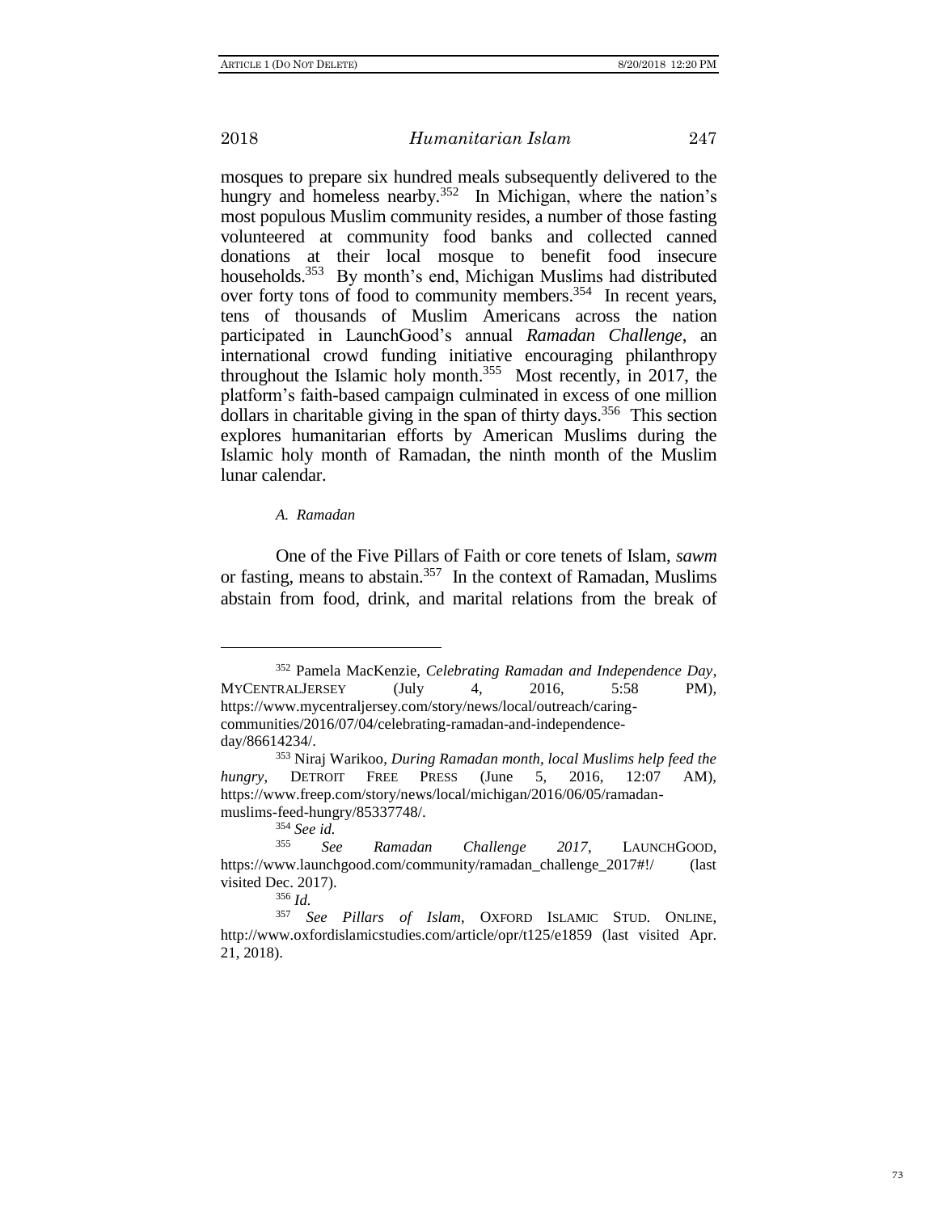mosques to prepare six hundred meals subsequently delivered to the hungry and homeless nearby.[352] In Michigan, where the nation's most populous Muslim community resides, a number of those fasting volunteered at community food banks and collected canned donations at their local mosque to benefit food insecure households.[353] By month's end, Michigan Muslims had distributed over forty tons of food to community members.[354] In recent years, tens of thousands of Muslim Americans across the nation participated in LaunchGood's annual *Ramadan Challenge*, an international crowd funding initiative encouraging philanthropy throughout the Islamic holy month.[355] Most recently, in 2017, the platform's faith-based campaign culminated in excess of one million dollars in charitable giving in the span of thirty days.[356] This section explores humanitarian efforts by American Muslims during the Islamic holy month of Ramadan, the ninth month of the Muslim lunar calendar.

### *A. Ramadan*

One of the Five Pillars of Faith or core tenets of Islam, *sawm* or fasting, means to abstain.[357] In the context of Ramadan, Muslims abstain from food, drink, and marital relations from the break of

---

[352] Pamela MacKenzie, *Celebrating Ramadan and Independence Day*, MYCENTRALJERSEY (July 4, 2016, 5:58 PM), https://www.mycentraljersey.com/story/news/local/outreach/caring-communities/2016/07/04/celebrating-ramadan-and-independence-day/86614234/.

[353] Niraj Warikoo, *During Ramadan month, local Muslims help feed the hungry*, DETROIT FREE PRESS (June 5, 2016, 12:07 AM), https://www.freep.com/story/news/local/michigan/2016/06/05/ramadan-muslims-feed-hungry/85337748/.

[354] *See id.*

[355] *See Ramadan Challenge 2017*, LAUNCHGOOD, https://www.launchgood.com/community/ramadan_challenge_2017#!/ (last visited Dec. 2017).

[356] *Id.*

[357] *See Pillars of Islam*, OXFORD ISLAMIC STUD. ONLINE, http://www.oxfordislamicstudies.com/article/opr/t125/e1859 (last visited Apr. 21, 2018).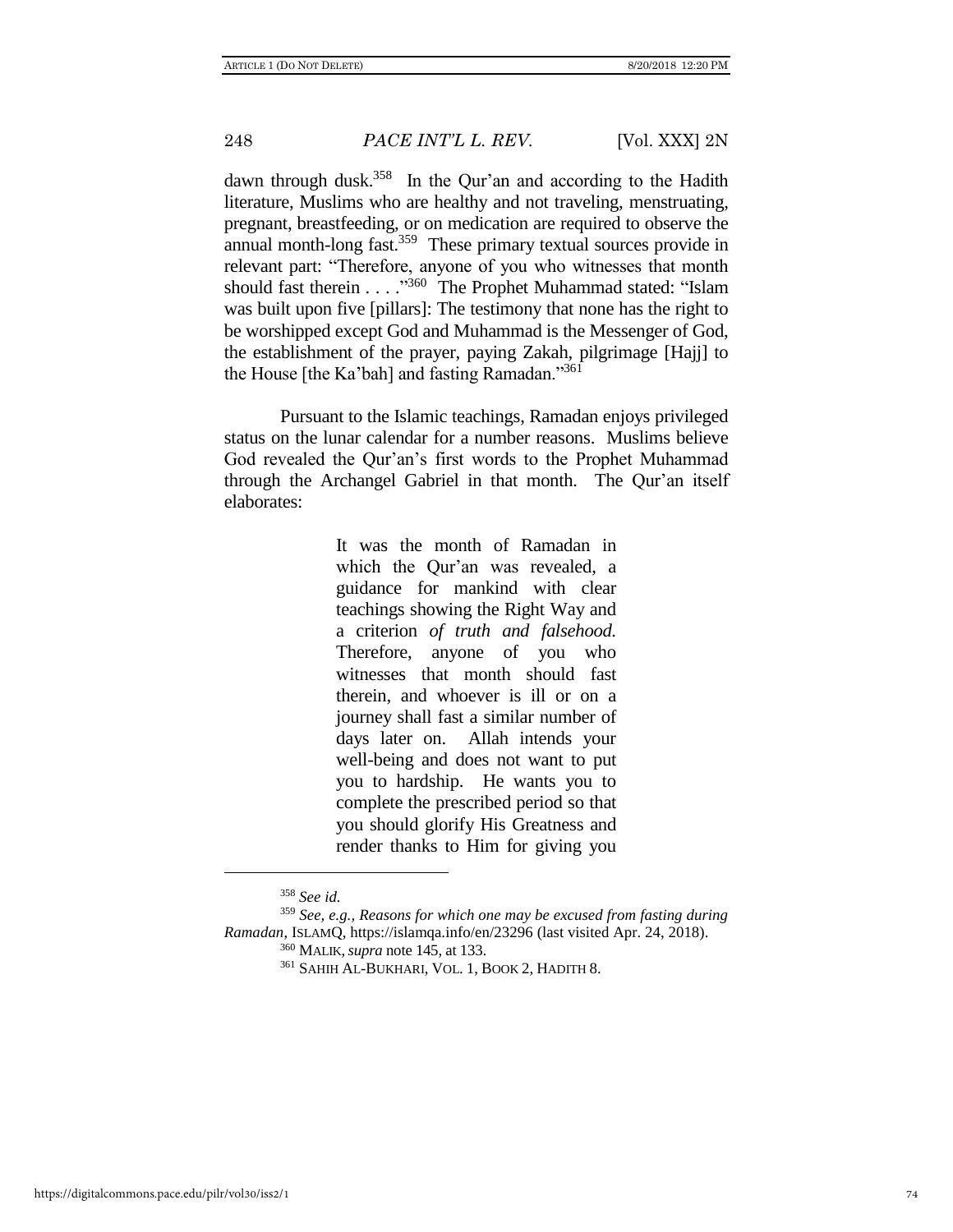dawn through dusk.[358] In the Qur'an and according to the Hadith literature, Muslims who are healthy and not traveling, menstruating, pregnant, breastfeeding, or on medication are required to observe the annual month-long fast.[359] These primary textual sources provide in relevant part: "Therefore, anyone of you who witnesses that month should fast therein . . . ."[360] The Prophet Muhammad stated: "Islam was built upon five [pillars]: The testimony that none has the right to be worshipped except God and Muhammad is the Messenger of God, the establishment of the prayer, paying Zakah, pilgrimage [Hajj] to the House [the Ka'bah] and fasting Ramadan."[361]

Pursuant to the Islamic teachings, Ramadan enjoys privileged status on the lunar calendar for a number reasons. Muslims believe God revealed the Qur'an's first words to the Prophet Muhammad through the Archangel Gabriel in that month. The Qur'an itself elaborates:

> It was the month of Ramadan in which the Qur'an was revealed, a guidance for mankind with clear teachings showing the Right Way and a criterion *of truth and falsehood.* Therefore, anyone of you who witnesses that month should fast therein, and whoever is ill or on a journey shall fast a similar number of days later on. Allah intends your well-being and does not want to put you to hardship. He wants you to complete the prescribed period so that you should glorify His Greatness and render thanks to Him for giving you

---

[358] *See id.*

[359] *See, e.g.*, *Reasons for which one may be excused from fasting during Ramadan*, ISLAMQ, https://islamqa.info/en/23296 (last visited Apr. 24, 2018).

[360] MALIK, *supra* note 145, at 133.

[361] SAHIH AL-BUKHARI, VOL. 1, BOOK 2, HADITH 8.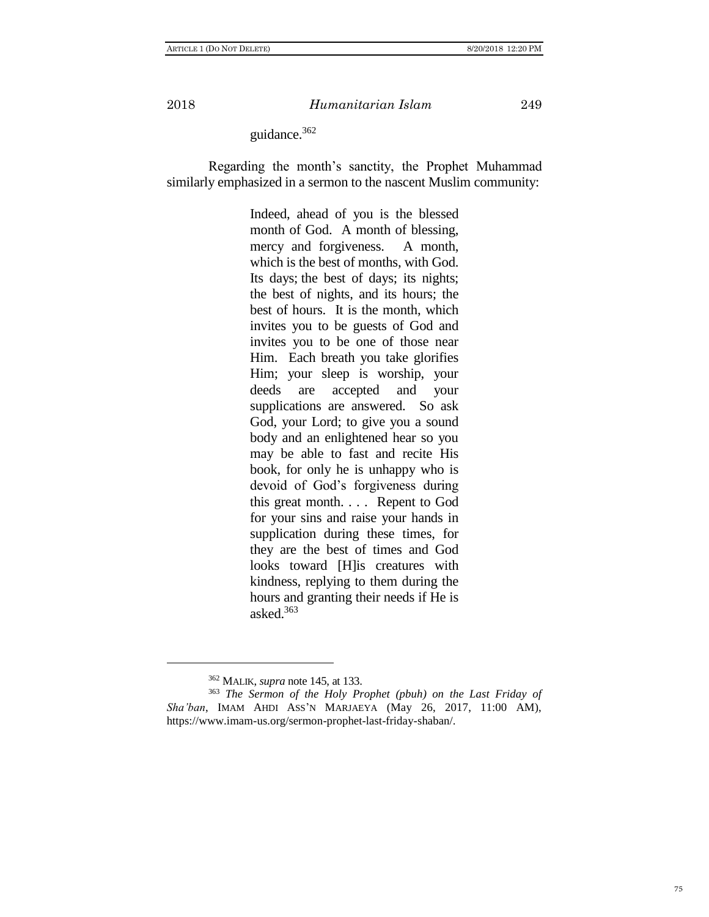guidance.[362]

Regarding the month's sanctity, the Prophet Muhammad similarly emphasized in a sermon to the nascent Muslim community:

> Indeed, ahead of you is the blessed month of God. A month of blessing, mercy and forgiveness. A month, which is the best of months, with God. Its days; the best of days; its nights; the best of nights, and its hours; the best of hours. It is the month, which invites you to be guests of God and invites you to be one of those near Him. Each breath you take glorifies Him; your sleep is worship, your deeds are accepted and your supplications are answered. So ask God, your Lord; to give you a sound body and an enlightened hear so you may be able to fast and recite His book, for only he is unhappy who is devoid of God's forgiveness during this great month. . . . Repent to God for your sins and raise your hands in supplication during these times, for they are the best of times and God looks toward [H]is creatures with kindness, replying to them during the hours and granting their needs if He is asked.[363]

---

[362] MALIK, *supra* note 145, at 133.

[363] *The Sermon of the Holy Prophet (pbuh) on the Last Friday of Sha'ban*, IMAM AHDI ASS'N MARJAEYA (May 26, 2017, 11:00 AM), https://www.imam-us.org/sermon-prophet-last-friday-shaban/.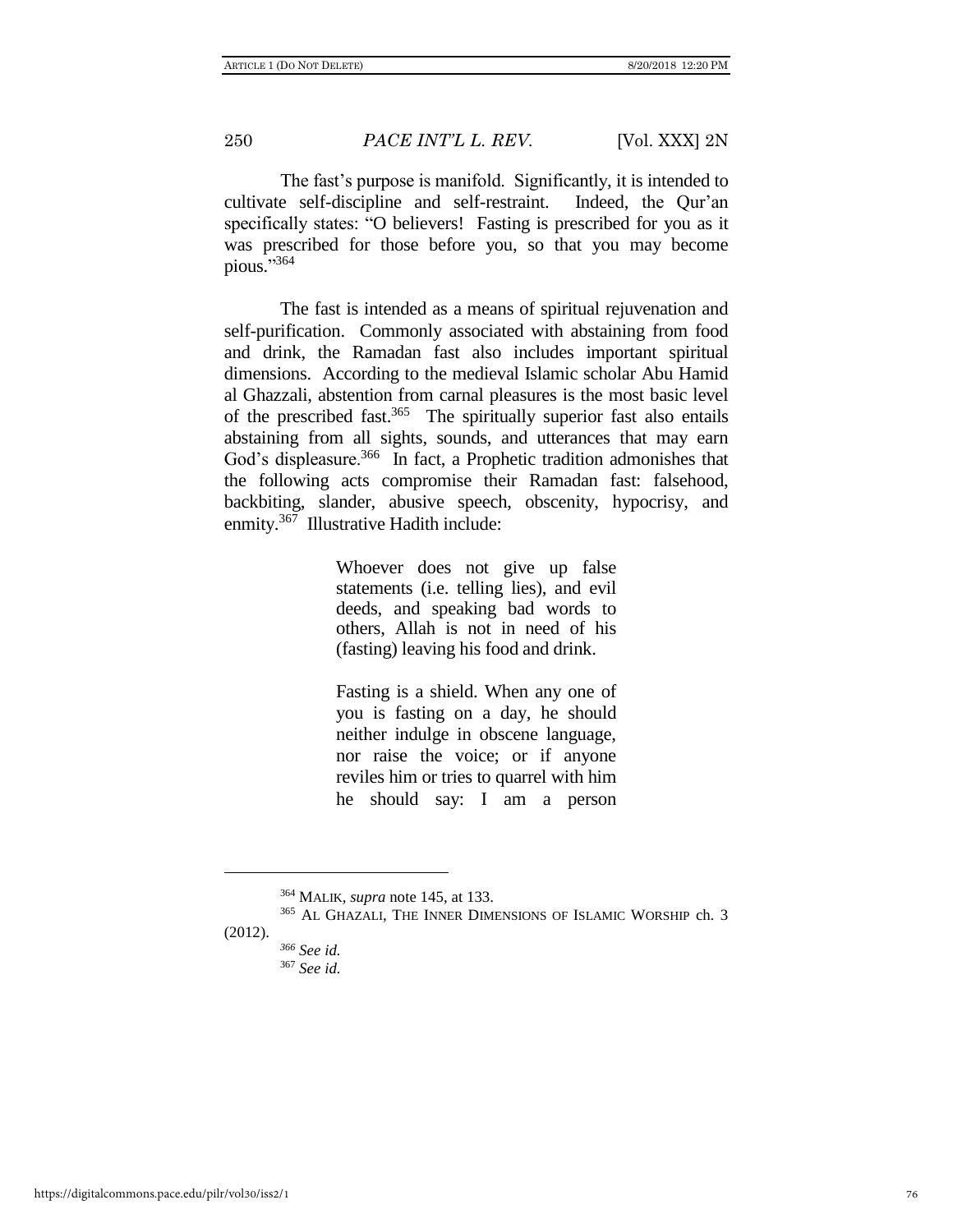The fast's purpose is manifold. Significantly, it is intended to cultivate self-discipline and self-restraint. Indeed, the Qur'an specifically states: "O believers! Fasting is prescribed for you as it was prescribed for those before you, so that you may become pious."[364]

The fast is intended as a means of spiritual rejuvenation and self-purification. Commonly associated with abstaining from food and drink, the Ramadan fast also includes important spiritual dimensions. According to the medieval Islamic scholar Abu Hamid al Ghazzali, abstention from carnal pleasures is the most basic level of the prescribed fast.[365] The spiritually superior fast also entails abstaining from all sights, sounds, and utterances that may earn God's displeasure.[366] In fact, a Prophetic tradition admonishes that the following acts compromise their Ramadan fast: falsehood, backbiting, slander, abusive speech, obscenity, hypocrisy, and enmity.[367] Illustrative Hadith include:

> Whoever does not give up false statements (i.e. telling lies), and evil deeds, and speaking bad words to others, Allah is not in need of his (fasting) leaving his food and drink.
>
> Fasting is a shield. When any one of you is fasting on a day, he should neither indulge in obscene language, nor raise the voice; or if anyone reviles him or tries to quarrel with him he should say: I am a person

---

[364] MALIK, *supra* note 145, at 133.

[365] AL GHAZALI, THE INNER DIMENSIONS OF ISLAMIC WORSHIP ch. 3 (2012).

[366] *See id.*

[367] *See id.*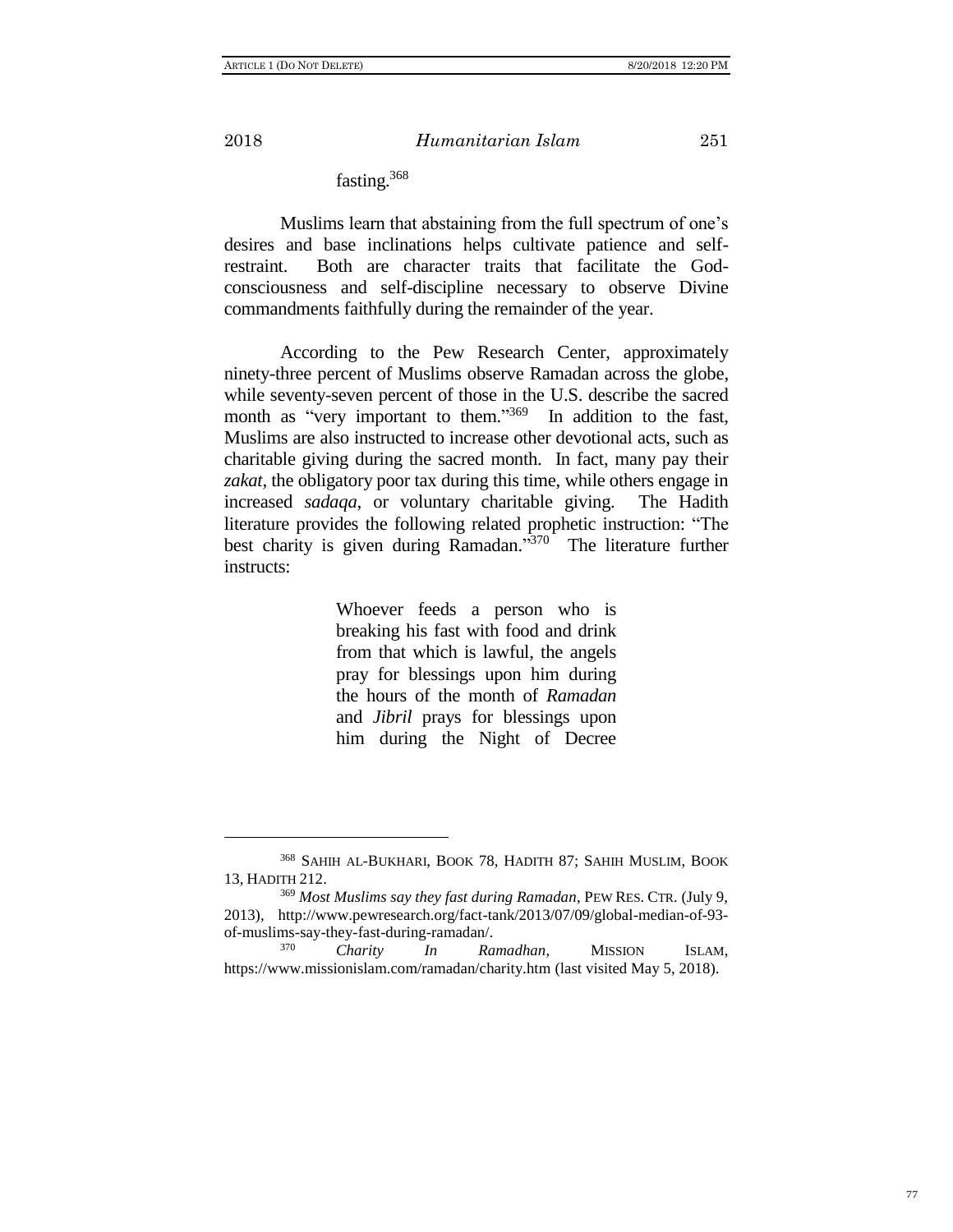fasting.[368]

Muslims learn that abstaining from the full spectrum of one's desires and base inclinations helps cultivate patience and self-restraint. Both are character traits that facilitate the God-consciousness and self-discipline necessary to observe Divine commandments faithfully during the remainder of the year.

According to the Pew Research Center, approximately ninety-three percent of Muslims observe Ramadan across the globe, while seventy-seven percent of those in the U.S. describe the sacred month as "very important to them."[369] In addition to the fast, Muslims are also instructed to increase other devotional acts, such as charitable giving during the sacred month. In fact, many pay their *zakat*, the obligatory poor tax during this time, while others engage in increased *sadaqa*, or voluntary charitable giving. The Hadith literature provides the following related prophetic instruction: "The best charity is given during Ramadan."[370] The literature further instructs:

> Whoever feeds a person who is breaking his fast with food and drink from that which is lawful, the angels pray for blessings upon him during the hours of the month of *Ramadan* and *Jibril* prays for blessings upon him during the Night of Decree

---

[368] SAHIH AL-BUKHARI, BOOK 78, HADITH 87; SAHIH MUSLIM, BOOK 13, HADITH 212.

[369] *Most Muslims say they fast during Ramadan*, PEW RES. CTR. (July 9, 2013), http://www.pewresearch.org/fact-tank/2013/07/09/global-median-of-93-of-muslims-say-they-fast-during-ramadan/.

[370] *Charity In Ramadhan*, MISSION ISLAM, https://www.missionislam.com/ramadan/charity.htm (last visited May 5, 2018).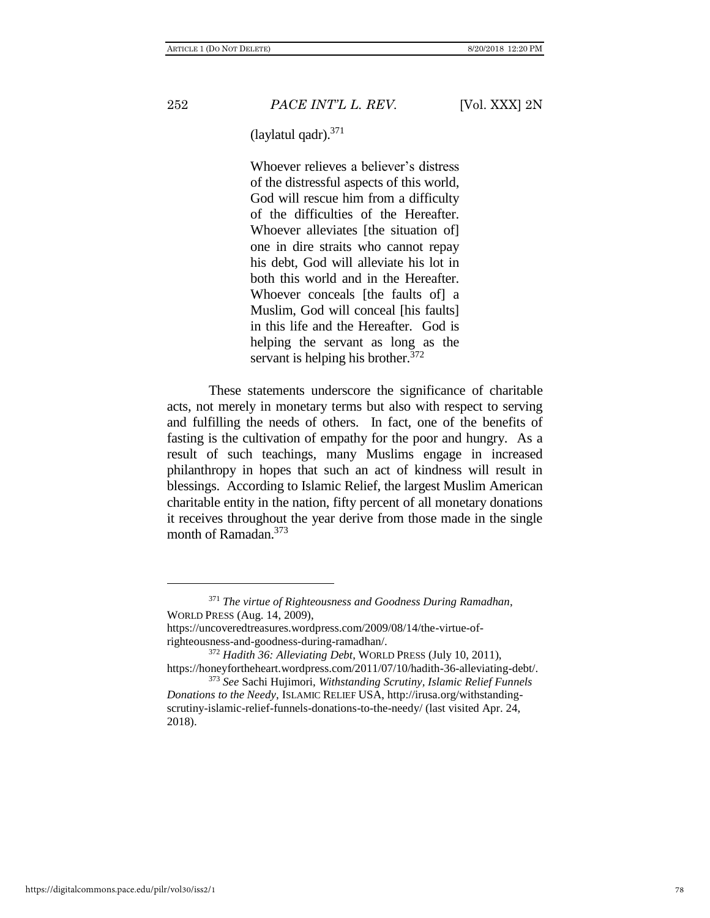(laylatul qadr).[371]

> Whoever relieves a believer's distress of the distressful aspects of this world, God will rescue him from a difficulty of the difficulties of the Hereafter. Whoever alleviates [the situation of] one in dire straits who cannot repay his debt, God will alleviate his lot in both this world and in the Hereafter. Whoever conceals [the faults of] a Muslim, God will conceal [his faults] in this life and the Hereafter. God is helping the servant as long as the servant is helping his brother.[372]

These statements underscore the significance of charitable acts, not merely in monetary terms but also with respect to serving and fulfilling the needs of others. In fact, one of the benefits of fasting is the cultivation of empathy for the poor and hungry. As a result of such teachings, many Muslims engage in increased philanthropy in hopes that such an act of kindness will result in blessings. According to Islamic Relief, the largest Muslim American charitable entity in the nation, fifty percent of all monetary donations it receives throughout the year derive from those made in the single month of Ramadan.[373]

---

[371] *The virtue of Righteousness and Goodness During Ramadhan*, WORLD PRESS (Aug. 14, 2009), https://uncoveredtreasures.wordpress.com/2009/08/14/the-virtue-of-righteousness-and-goodness-during-ramadhan/.

[372] *Hadith 36: Alleviating Debt*, WORLD PRESS (July 10, 2011), https://honeyfortheheart.wordpress.com/2011/07/10/hadith-36-alleviating-debt/.

[373] *See* Sachi Hujimori, *Withstanding Scrutiny, Islamic Relief Funnels Donations to the Needy*, ISLAMIC RELIEF USA, http://irusa.org/withstanding-scrutiny-islamic-relief-funnels-donations-to-the-needy/ (last visited Apr. 24, 2018).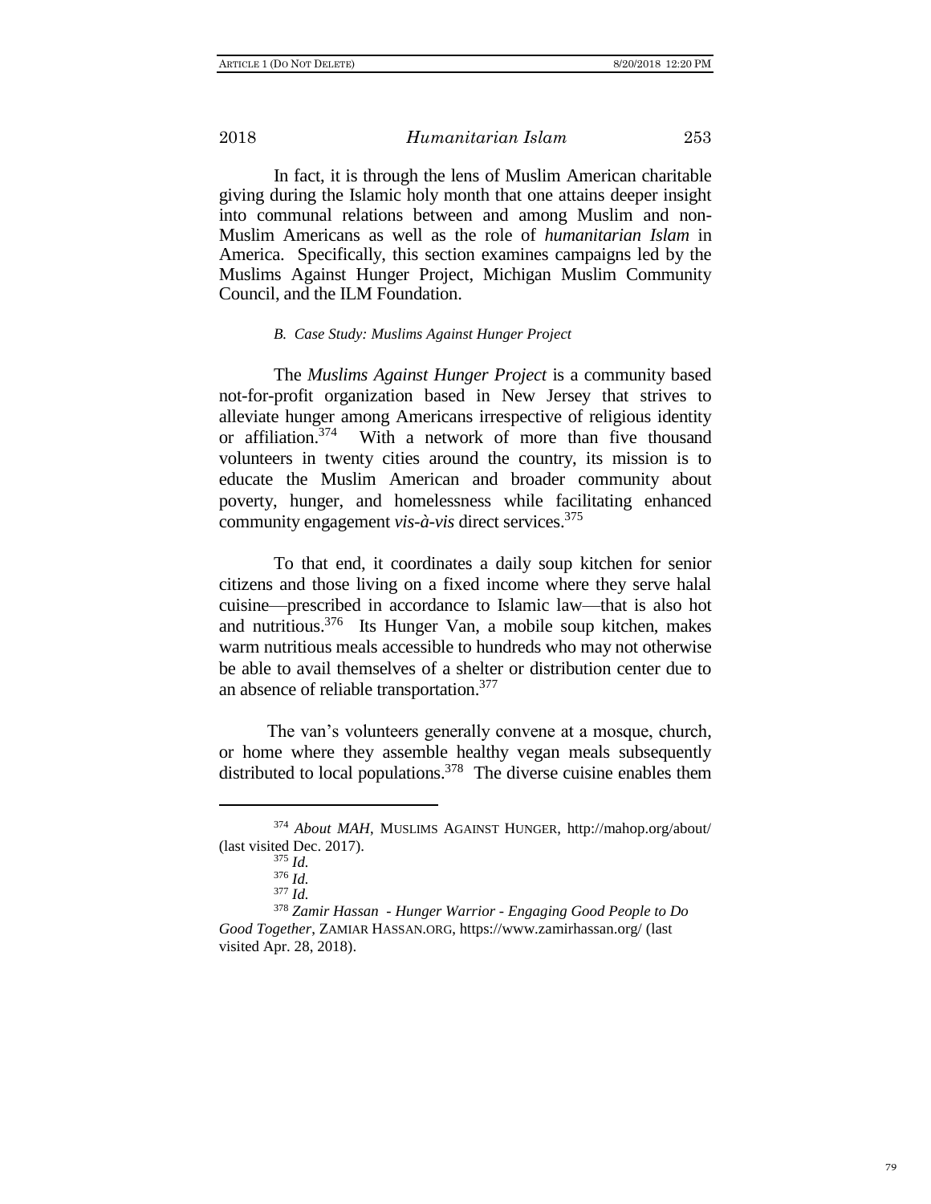In fact, it is through the lens of Muslim American charitable giving during the Islamic holy month that one attains deeper insight into communal relations between and among Muslim and non-Muslim Americans as well as the role of *humanitarian Islam* in America. Specifically, this section examines campaigns led by the Muslims Against Hunger Project, Michigan Muslim Community Council, and the ILM Foundation.

### *B. Case Study: Muslims Against Hunger Project*

The *Muslims Against Hunger Project* is a community based not-for-profit organization based in New Jersey that strives to alleviate hunger among Americans irrespective of religious identity or affiliation.[374] With a network of more than five thousand volunteers in twenty cities around the country, its mission is to educate the Muslim American and broader community about poverty, hunger, and homelessness while facilitating enhanced community engagement *vis-à-vis* direct services.[375]

To that end, it coordinates a daily soup kitchen for senior citizens and those living on a fixed income where they serve halal cuisine—prescribed in accordance to Islamic law—that is also hot and nutritious.[376] Its Hunger Van, a mobile soup kitchen, makes warm nutritious meals accessible to hundreds who may not otherwise be able to avail themselves of a shelter or distribution center due to an absence of reliable transportation.[377]

The van's volunteers generally convene at a mosque, church, or home where they assemble healthy vegan meals subsequently distributed to local populations.[378] The diverse cuisine enables them

---

[374] *About MAH*, MUSLIMS AGAINST HUNGER, http://mahop.org/about/ (last visited Dec. 2017).

[375] *Id.*

[376] *Id.*

[377] *Id.*

[378] *Zamir Hassan - Hunger Warrior - Engaging Good People to Do Good Together*, ZAMIAR HASSAN.ORG, https://www.zamirhassan.org/ (last visited Apr. 28, 2018).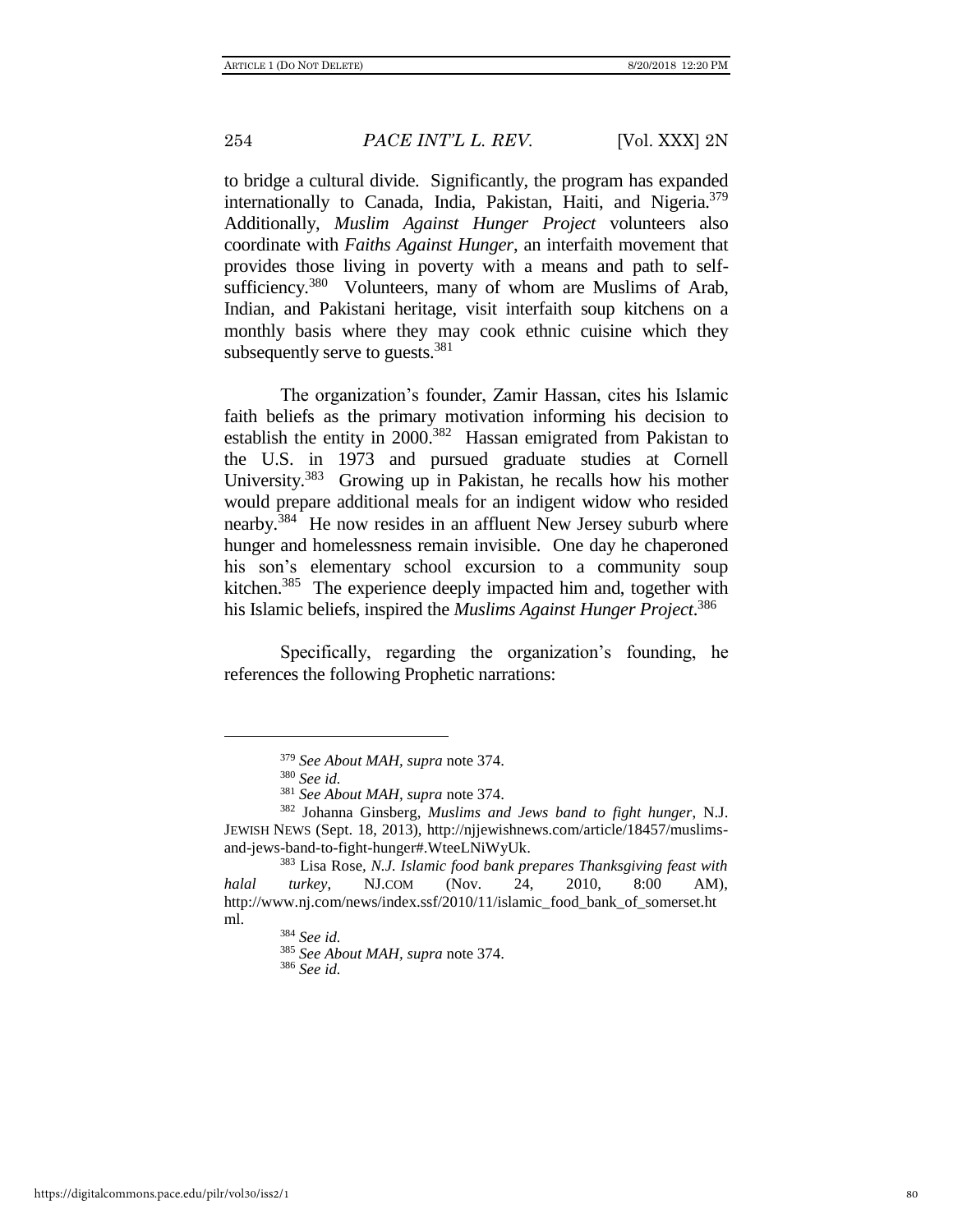to bridge a cultural divide. Significantly, the program has expanded internationally to Canada, India, Pakistan, Haiti, and Nigeria.[379] Additionally, *Muslim Against Hunger Project* volunteers also coordinate with *Faiths Against Hunger*, an interfaith movement that provides those living in poverty with a means and path to self-sufficiency.[380] Volunteers, many of whom are Muslims of Arab, Indian, and Pakistani heritage, visit interfaith soup kitchens on a monthly basis where they may cook ethnic cuisine which they subsequently serve to guests.[381]

The organization's founder, Zamir Hassan, cites his Islamic faith beliefs as the primary motivation informing his decision to establish the entity in 2000.[382] Hassan emigrated from Pakistan to the U.S. in 1973 and pursued graduate studies at Cornell University.[383] Growing up in Pakistan, he recalls how his mother would prepare additional meals for an indigent widow who resided nearby.[384] He now resides in an affluent New Jersey suburb where hunger and homelessness remain invisible. One day he chaperoned his son's elementary school excursion to a community soup kitchen.[385] The experience deeply impacted him and, together with his Islamic beliefs, inspired the *Muslims Against Hunger Project*.[386]

Specifically, regarding the organization's founding, he references the following Prophetic narrations:

---

[379] *See About MAH*, *supra* note 374.

[380] *See id.*

[381] *See About MAH*, *supra* note 374.

[382] Johanna Ginsberg, *Muslims and Jews band to fight hunger*, N.J. JEWISH NEWS (Sept. 18, 2013), http://njjewishnews.com/article/18457/muslims-and-jews-band-to-fight-hunger#.WteeLNiWyUk.

[383] Lisa Rose, *N.J. Islamic food bank prepares Thanksgiving feast with halal turkey*, NJ.COM (Nov. 24, 2010, 8:00 AM), http://www.nj.com/news/index.ssf/2010/11/islamic_food_bank_of_somerset.html.

[384] *See id.*

[385] *See About MAH*, *supra* note 374.

[386] *See id.*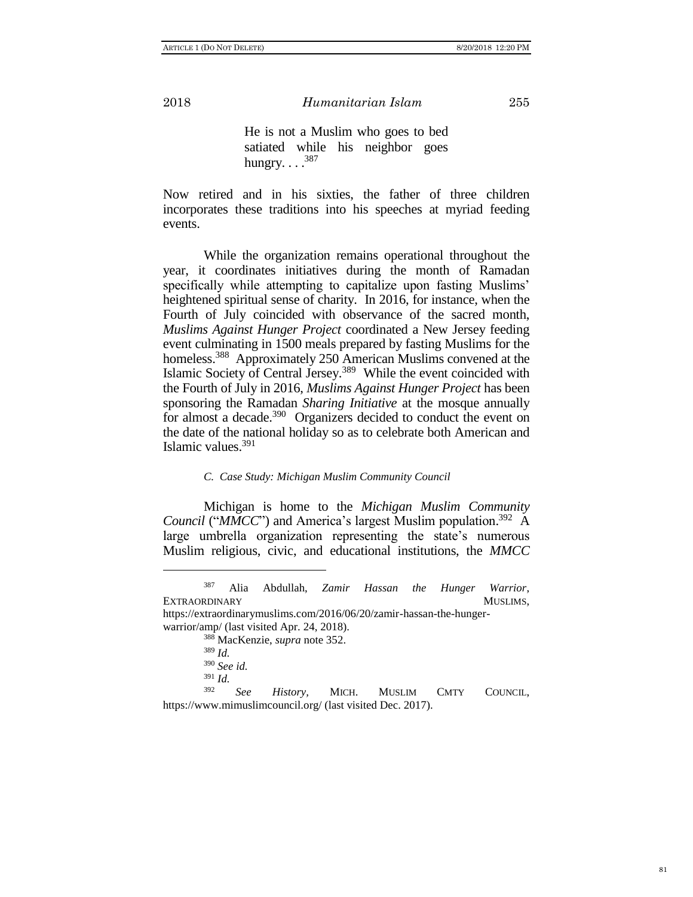> He is not a Muslim who goes to bed satiated while his neighbor goes hungry. . . .[387]

Now retired and in his sixties, the father of three children incorporates these traditions into his speeches at myriad feeding events.

While the organization remains operational throughout the year, it coordinates initiatives during the month of Ramadan specifically while attempting to capitalize upon fasting Muslims' heightened spiritual sense of charity. In 2016, for instance, when the Fourth of July coincided with observance of the sacred month, *Muslims Against Hunger Project* coordinated a New Jersey feeding event culminating in 1500 meals prepared by fasting Muslims for the homeless.[388] Approximately 250 American Muslims convened at the Islamic Society of Central Jersey.[389] While the event coincided with the Fourth of July in 2016, *Muslims Against Hunger Project* has been sponsoring the Ramadan *Sharing Initiative* at the mosque annually for almost a decade.[390] Organizers decided to conduct the event on the date of the national holiday so as to celebrate both American and Islamic values.[391]

### *C. Case Study: Michigan Muslim Community Council*

Michigan is home to the *Michigan Muslim Community Council* ("*MMCC*") and America's largest Muslim population.[392] A large umbrella organization representing the state's numerous Muslim religious, civic, and educational institutions, the *MMCC*

---

[387] Alia Abdullah, *Zamir Hassan the Hunger Warrior*, EXTRAORDINARY MUSLIMS, https://extraordinarymuslims.com/2016/06/20/zamir-hassan-the-hunger-warrior/amp/ (last visited Apr. 24, 2018).

[388] MacKenzie, *supra* note 352.

[389] *Id.*

[390] *See id.*

[391] *Id.*

[392] *See History*, MICH. MUSLIM CMTY COUNCIL, https://www.mimuslimcouncil.org/ (last visited Dec. 2017).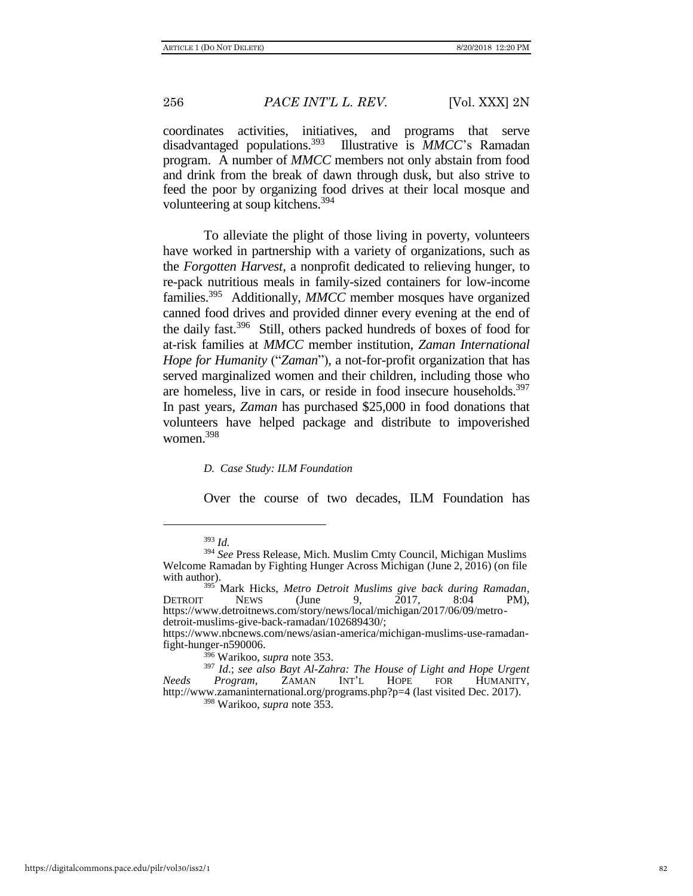coordinates activities, initiatives, and programs that serve disadvantaged populations.[393] Illustrative is *MMCC*'s Ramadan program. A number of *MMCC* members not only abstain from food and drink from the break of dawn through dusk, but also strive to feed the poor by organizing food drives at their local mosque and volunteering at soup kitchens.[394]

To alleviate the plight of those living in poverty, volunteers have worked in partnership with a variety of organizations, such as the *Forgotten Harvest*, a nonprofit dedicated to relieving hunger, to re-pack nutritious meals in family-sized containers for low-income families.[395] Additionally, *MMCC* member mosques have organized canned food drives and provided dinner every evening at the end of the daily fast.[396] Still, others packed hundreds of boxes of food for at-risk families at *MMCC* member institution, *Zaman International Hope for Humanity* ("*Zaman*"), a not-for-profit organization that has served marginalized women and their children, including those who are homeless, live in cars, or reside in food insecure households.[397] In past years, *Zaman* has purchased $25,000 in food donations that volunteers have helped package and distribute to impoverished women.[398]

### *D. Case Study: ILM Foundation*

Over the course of two decades, ILM Foundation has

---

[393] *Id.*

[394] *See* Press Release, Mich. Muslim Cmty Council, Michigan Muslims Welcome Ramadan by Fighting Hunger Across Michigan (June 2, 2016) (on file with author).

[395] Mark Hicks, *Metro Detroit Muslims give back during Ramadan*, DETROIT NEWS (June 9, 2017, 8:04 PM), https://www.detroitnews.com/story/news/local/michigan/2017/06/09/metro-detroit-muslims-give-back-ramadan/102689430/; https://www.nbcnews.com/news/asian-america/michigan-muslims-use-ramadan-fight-hunger-n590006.

[396] Warikoo, *supra* note 353.

[397] *Id.*; *see also Bayt Al-Zahra: The House of Light and Hope Urgent Needs Program*, ZAMAN INT'L HOPE FOR HUMANITY, http://www.zamaninternational.org/programs.php?p=4 (last visited Dec. 2017).

[398] Warikoo, *supra* note 353.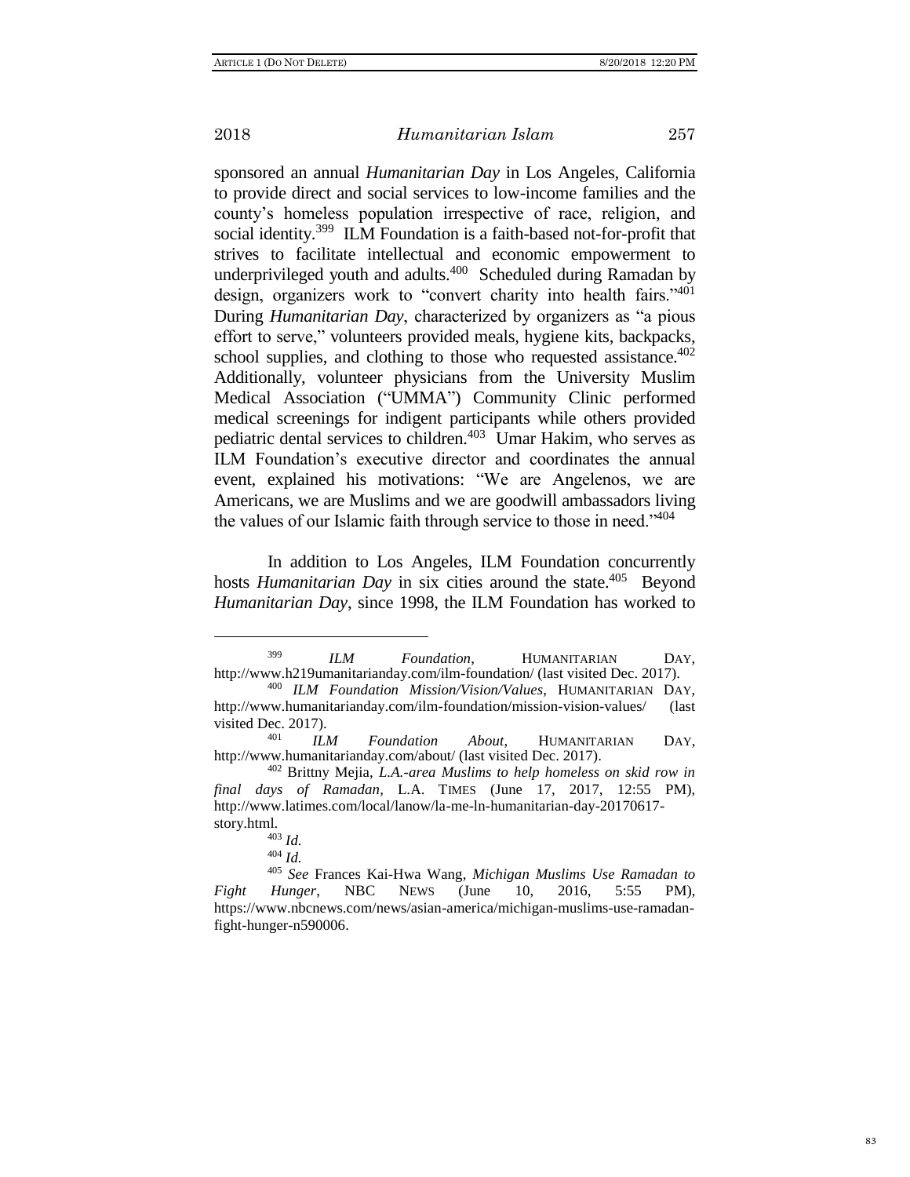sponsored an annual *Humanitarian Day* in Los Angeles, California to provide direct and social services to low-income families and the county's homeless population irrespective of race, religion, and social identity.[399] ILM Foundation is a faith-based not-for-profit that strives to facilitate intellectual and economic empowerment to underprivileged youth and adults.[400] Scheduled during Ramadan by design, organizers work to "convert charity into health fairs."[401] During *Humanitarian Day*, characterized by organizers as "a pious effort to serve," volunteers provided meals, hygiene kits, backpacks, school supplies, and clothing to those who requested assistance.[402] Additionally, volunteer physicians from the University Muslim Medical Association ("UMMA") Community Clinic performed medical screenings for indigent participants while others provided pediatric dental services to children.[403] Umar Hakim, who serves as ILM Foundation's executive director and coordinates the annual event, explained his motivations: "We are Angelenos, we are Americans, we are Muslims and we are goodwill ambassadors living the values of our Islamic faith through service to those in need."[404]

In addition to Los Angeles, ILM Foundation concurrently hosts *Humanitarian Day* in six cities around the state.[405] Beyond *Humanitarian Day*, since 1998, the ILM Foundation has worked to

---

[399] *ILM Foundation*, HUMANITARIAN DAY, http://www.h219umanitarianday.com/ilm-foundation/ (last visited Dec. 2017).

[400] *ILM Foundation Mission/Vision/Values*, HUMANITARIAN DAY, http://www.humanitarianday.com/ilm-foundation/mission-vision-values/ (last visited Dec. 2017).

[401] *ILM Foundation About*, HUMANITARIAN DAY, http://www.humanitarianday.com/about/ (last visited Dec. 2017).

[402] Brittny Mejia, *L.A.-area Muslims to help homeless on skid row in final days of Ramadan*, L.A. TIMES (June 17, 2017, 12:55 PM), http://www.latimes.com/local/lanow/la-me-ln-humanitarian-day-20170617-story.html.

[403] *Id.*

[404] *Id.*

[405] *See* Frances Kai-Hwa Wang, *Michigan Muslims Use Ramadan to Fight Hunger*, NBC NEWS (June 10, 2016, 5:55 PM), https://www.nbcnews.com/news/asian-america/michigan-muslims-use-ramadan-fight-hunger-n590006.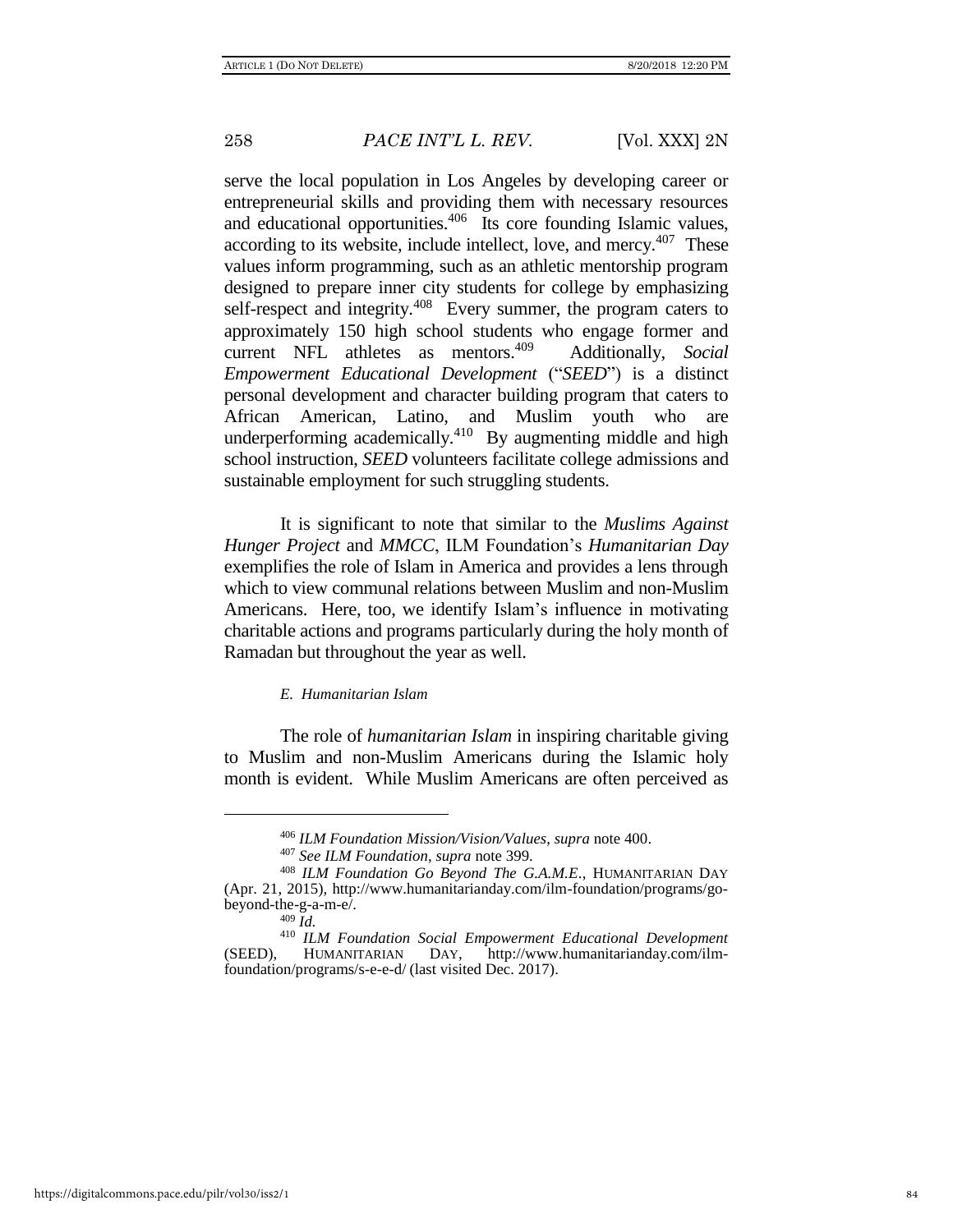serve the local population in Los Angeles by developing career or entrepreneurial skills and providing them with necessary resources and educational opportunities.[406] Its core founding Islamic values, according to its website, include intellect, love, and mercy.[407] These values inform programming, such as an athletic mentorship program designed to prepare inner city students for college by emphasizing self-respect and integrity.[408] Every summer, the program caters to approximately 150 high school students who engage former and current NFL athletes as mentors.[409] Additionally, *Social Empowerment Educational Development* ("*SEED*") is a distinct personal development and character building program that caters to African American, Latino, and Muslim youth who are underperforming academically.[410] By augmenting middle and high school instruction, *SEED* volunteers facilitate college admissions and sustainable employment for such struggling students.

It is significant to note that similar to the *Muslims Against Hunger Project* and *MMCC*, ILM Foundation's *Humanitarian Day* exemplifies the role of Islam in America and provides a lens through which to view communal relations between Muslim and non-Muslim Americans. Here, too, we identify Islam's influence in motivating charitable actions and programs particularly during the holy month of Ramadan but throughout the year as well.

### *E. Humanitarian Islam*

The role of *humanitarian Islam* in inspiring charitable giving to Muslim and non-Muslim Americans during the Islamic holy month is evident. While Muslim Americans are often perceived as

---

[406] *ILM Foundation Mission/Vision/Values*, *supra* note 400.

[407] *See ILM Foundation*, *supra* note 399.

[408] *ILM Foundation Go Beyond The G.A.M.E.*, HUMANITARIAN DAY (Apr. 21, 2015), http://www.humanitarianday.com/ilm-foundation/programs/go-beyond-the-g-a-m-e/.

[409] *Id.*

[410] *ILM Foundation Social Empowerment Educational Development* (SEED), HUMANITARIAN DAY, http://www.humanitarianday.com/ilm-foundation/programs/s-e-e-d/ (last visited Dec. 2017).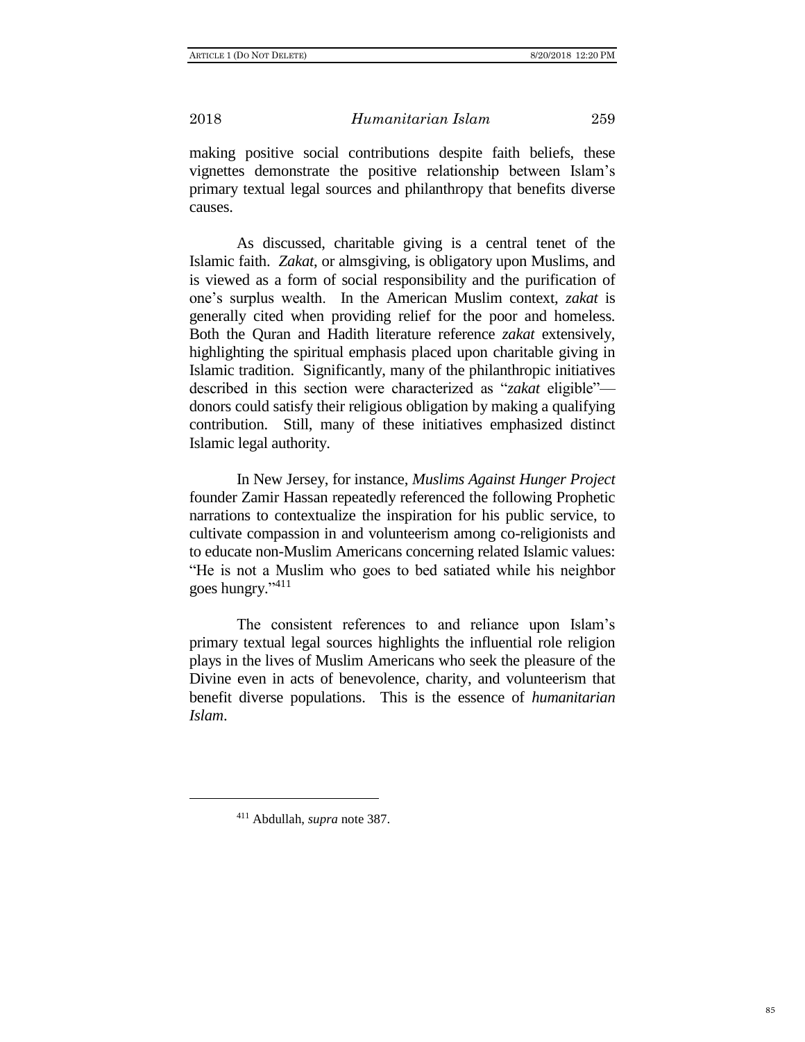making positive social contributions despite faith beliefs, these vignettes demonstrate the positive relationship between Islam's primary textual legal sources and philanthropy that benefits diverse causes.

As discussed, charitable giving is a central tenet of the Islamic faith. *Zakat*, or almsgiving, is obligatory upon Muslims, and is viewed as a form of social responsibility and the purification of one's surplus wealth. In the American Muslim context, *zakat* is generally cited when providing relief for the poor and homeless. Both the Quran and Hadith literature reference *zakat* extensively, highlighting the spiritual emphasis placed upon charitable giving in Islamic tradition. Significantly, many of the philanthropic initiatives described in this section were characterized as "*zakat* eligible"—donors could satisfy their religious obligation by making a qualifying contribution. Still, many of these initiatives emphasized distinct Islamic legal authority.

In New Jersey, for instance, *Muslims Against Hunger Project* founder Zamir Hassan repeatedly referenced the following Prophetic narrations to contextualize the inspiration for his public service, to cultivate compassion in and volunteerism among co-religionists and to educate non-Muslim Americans concerning related Islamic values: "He is not a Muslim who goes to bed satiated while his neighbor goes hungry."[411]

The consistent references to and reliance upon Islam's primary textual legal sources highlights the influential role religion plays in the lives of Muslim Americans who seek the pleasure of the Divine even in acts of benevolence, charity, and volunteerism that benefit diverse populations. This is the essence of *humanitarian Islam*.

---

[411] Abdullah, *supra* note 387.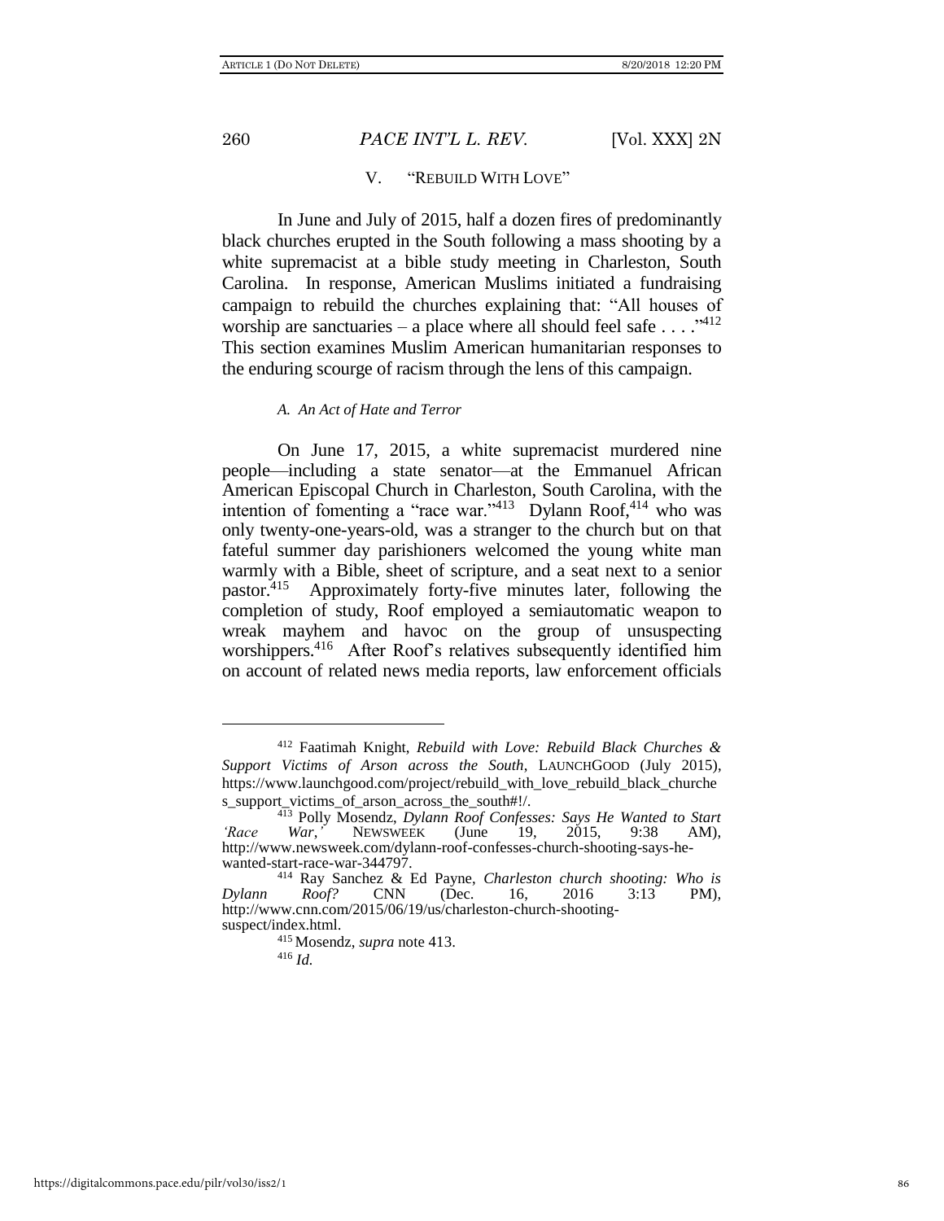## V. "REBUILD WITH LOVE"

In June and July of 2015, half a dozen fires of predominantly black churches erupted in the South following a mass shooting by a white supremacist at a bible study meeting in Charleston, South Carolina. In response, American Muslims initiated a fundraising campaign to rebuild the churches explaining that: "All houses of worship are sanctuaries – a place where all should feel safe . . . ."[412] This section examines Muslim American humanitarian responses to the enduring scourge of racism through the lens of this campaign.

### *A. An Act of Hate and Terror*

On June 17, 2015, a white supremacist murdered nine people—including a state senator—at the Emmanuel African American Episcopal Church in Charleston, South Carolina, with the intention of fomenting a "race war."[413] Dylann Roof,[414] who was only twenty-one-years-old, was a stranger to the church but on that fateful summer day parishioners welcomed the young white man warmly with a Bible, sheet of scripture, and a seat next to a senior pastor.[415] Approximately forty-five minutes later, following the completion of study, Roof employed a semiautomatic weapon to wreak mayhem and havoc on the group of unsuspecting worshippers.[416] After Roof's relatives subsequently identified him on account of related news media reports, law enforcement officials

---

[412] Faatimah Knight, *Rebuild with Love: Rebuild Black Churches & Support Victims of Arson across the South*, LAUNCHGOOD (July 2015), https://www.launchgood.com/project/rebuild_with_love_rebuild_black_churches_support_victims_of_arson_across_the_south#!/.

[413] Polly Mosendz, *Dylann Roof Confesses: Says He Wanted to Start 'Race War,'* NEWSWEEK (June 19, 2015, 9:38 AM), http://www.newsweek.com/dylann-roof-confesses-church-shooting-says-he-wanted-start-race-war-344797.

[414] Ray Sanchez & Ed Payne, *Charleston church shooting: Who is Dylann Roof?* CNN (Dec. 16, 2016 3:13 PM), http://www.cnn.com/2015/06/19/us/charleston-church-shooting-suspect/index.html.

[415] Mosendz, *supra* note 413.

[416] *Id.*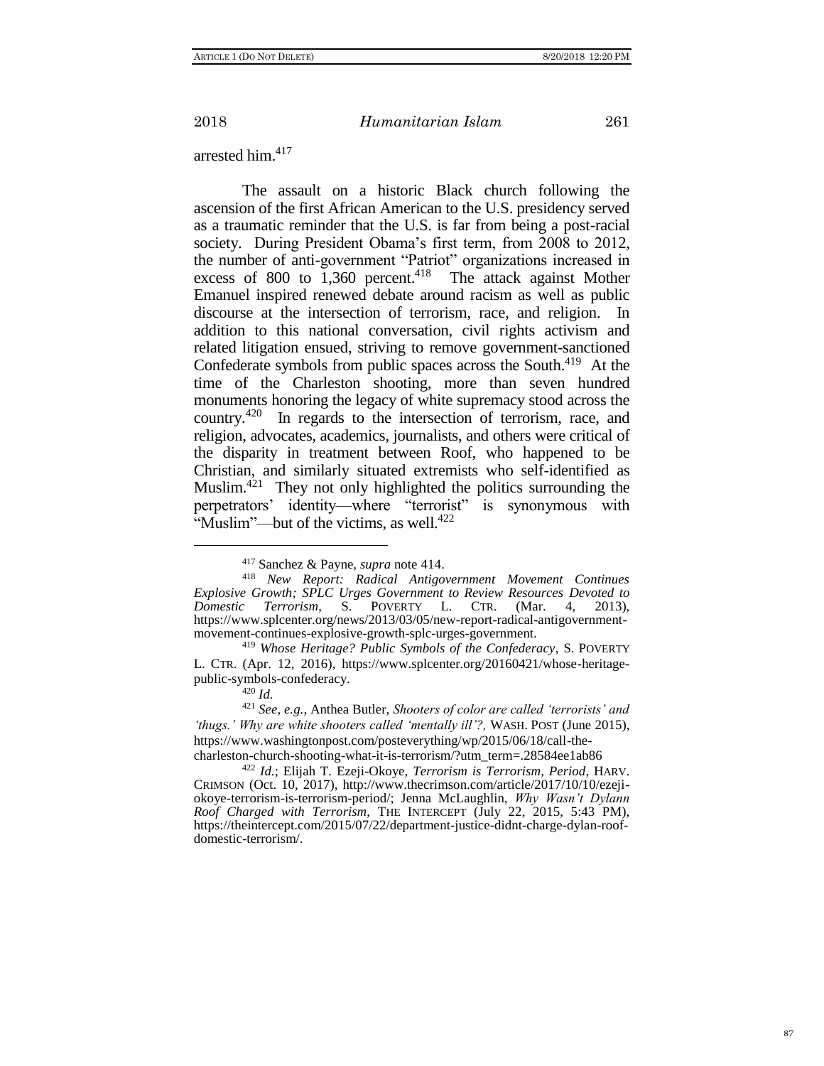arrested him.[417]

The assault on a historic Black church following the ascension of the first African American to the U.S. presidency served as a traumatic reminder that the U.S. is far from being a post-racial society. During President Obama's first term, from 2008 to 2012, the number of anti-government "Patriot" organizations increased in excess of 800 to 1,360 percent.[418] The attack against Mother Emanuel inspired renewed debate around racism as well as public discourse at the intersection of terrorism, race, and religion. In addition to this national conversation, civil rights activism and related litigation ensued, striving to remove government-sanctioned Confederate symbols from public spaces across the South.[419] At the time of the Charleston shooting, more than seven hundred monuments honoring the legacy of white supremacy stood across the country.[420] In regards to the intersection of terrorism, race, and religion, advocates, academics, journalists, and others were critical of the disparity in treatment between Roof, who happened to be Christian, and similarly situated extremists who self-identified as Muslim.[421] They not only highlighted the politics surrounding the perpetrators' identity—where "terrorist" is synonymous with "Muslim"—but of the victims, as well.[422]

---

[417] Sanchez & Payne, *supra* note 414.

[418] *New Report: Radical Antigovernment Movement Continues Explosive Growth; SPLC Urges Government to Review Resources Devoted to Domestic Terrorism*, S. POVERTY L. CTR. (Mar. 4, 2013), https://www.splcenter.org/news/2013/03/05/new-report-radical-antigovernment-movement-continues-explosive-growth-splc-urges-government.

[419] *Whose Heritage? Public Symbols of the Confederacy*, S. POVERTY L. CTR. (Apr. 12, 2016), https://www.splcenter.org/20160421/whose-heritage-public-symbols-confederacy.

[420] *Id.*

[421] *See, e.g.*, Anthea Butler, *Shooters of color are called 'terrorists' and 'thugs.' Why are white shooters called 'mentally ill'?,* WASH. POST (June 2015), https://www.washingtonpost.com/posteverything/wp/2015/06/18/call-the-charleston-church-shooting-what-it-is-terrorism/?utm_term=.28584ee1ab86

[422] *Id.*; Elijah T. Ezeji-Okoye, *Terrorism is Terrorism, Period*, HARV. CRIMSON (Oct. 10, 2017), http://www.thecrimson.com/article/2017/10/10/ezeji-okoye-terrorism-is-terrorism-period/; Jenna McLaughlin, *Why Wasn't Dylann Roof Charged with Terrorism*, THE INTERCEPT (July 22, 2015, 5:43 PM), https://theintercept.com/2015/07/22/department-justice-didnt-charge-dylan-roof-domestic-terrorism/.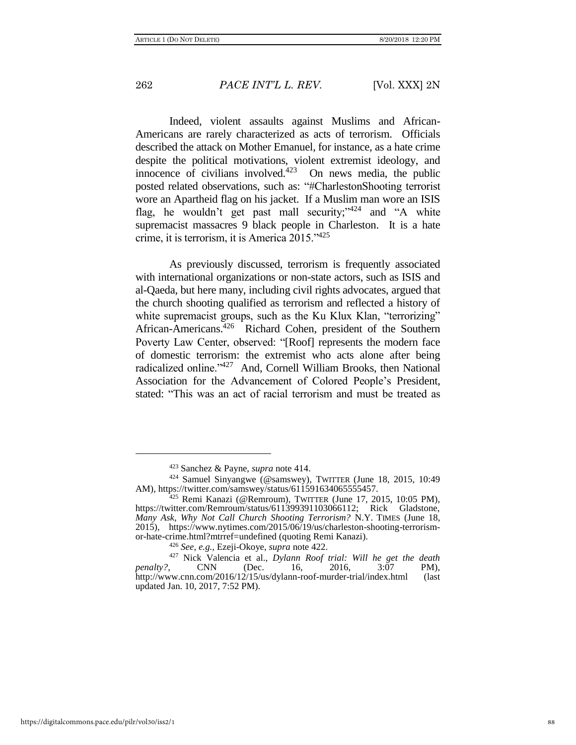Indeed, violent assaults against Muslims and African-Americans are rarely characterized as acts of terrorism. Officials described the attack on Mother Emanuel, for instance, as a hate crime despite the political motivations, violent extremist ideology, and innocence of civilians involved.[423] On news media, the public posted related observations, such as: "#CharlestonShooting terrorist wore an Apartheid flag on his jacket. If a Muslim man wore an ISIS flag, he wouldn't get past mall security;"[424] and "A white supremacist massacres 9 black people in Charleston. It is a hate crime, it is terrorism, it is America 2015."[425]

As previously discussed, terrorism is frequently associated with international organizations or non-state actors, such as ISIS and al-Qaeda, but here many, including civil rights advocates, argued that the church shooting qualified as terrorism and reflected a history of white supremacist groups, such as the Ku Klux Klan, "terrorizing" African-Americans.[426] Richard Cohen, president of the Southern Poverty Law Center, observed: "[Roof] represents the modern face of domestic terrorism: the extremist who acts alone after being radicalized online."[427] And, Cornell William Brooks, then National Association for the Advancement of Colored People's President, stated: "This was an act of racial terrorism and must be treated as

---

[423] Sanchez & Payne, *supra* note 414.

[424] Samuel Sinyangwe (@samswey), TWITTER (June 18, 2015, 10:49 AM), https://twitter.com/samswey/status/611591634065555457.

[425] Remi Kanazi (@Remroum), TWITTER (June 17, 2015, 10:05 PM), https://twitter.com/Remroum/status/611399391103066112; Rick Gladstone, *Many Ask, Why Not Call Church Shooting Terrorism?* N.Y. TIMES (June 18, 2015), https://www.nytimes.com/2015/06/19/us/charleston-shooting-terrorism-or-hate-crime.html?mtrref=undefined (quoting Remi Kanazi).

[426] *See, e.g.*, Ezeji-Okoye, *supra* note 422.

[427] Nick Valencia et al., *Dylann Roof trial: Will he get the death penalty?*, CNN (Dec. 16, 2016, 3:07 PM), http://www.cnn.com/2016/12/15/us/dylann-roof-murder-trial/index.html (last updated Jan. 10, 2017, 7:52 PM).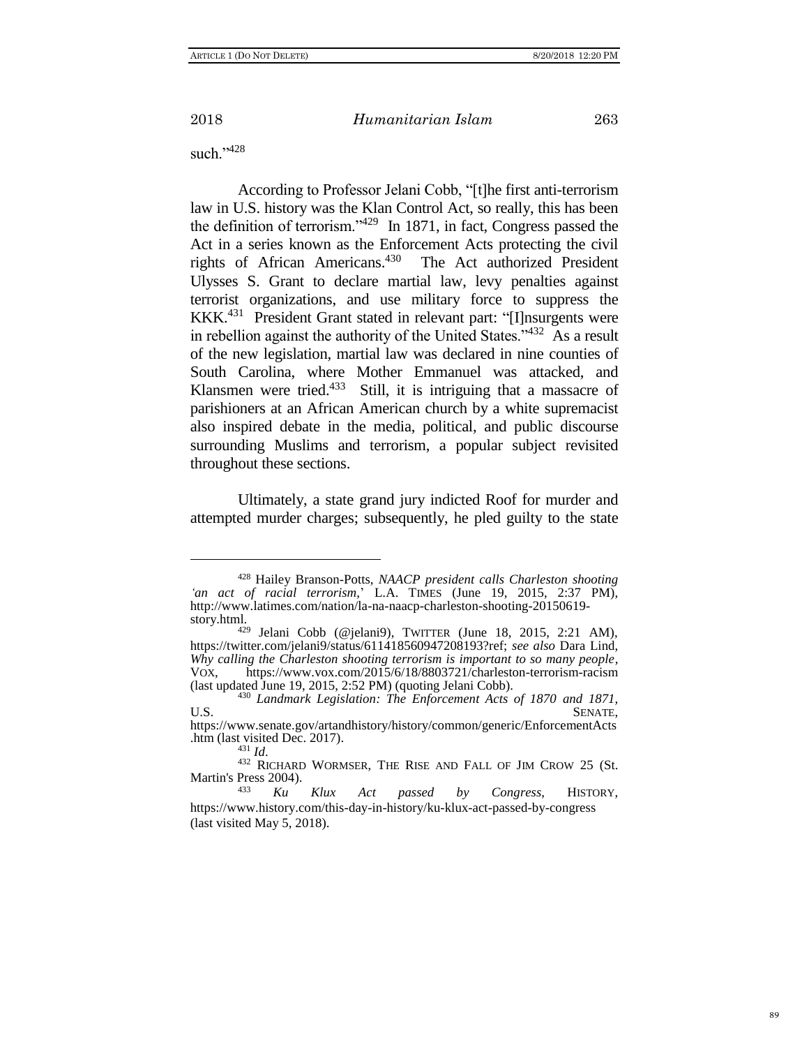such."[428]

According to Professor Jelani Cobb, "[t]he first anti-terrorism law in U.S. history was the Klan Control Act, so really, this has been the definition of terrorism."[429] In 1871, in fact, Congress passed the Act in a series known as the Enforcement Acts protecting the civil rights of African Americans.[430] The Act authorized President Ulysses S. Grant to declare martial law, levy penalties against terrorist organizations, and use military force to suppress the KKK.[431] President Grant stated in relevant part: "[I]nsurgents were in rebellion against the authority of the United States."[432] As a result of the new legislation, martial law was declared in nine counties of South Carolina, where Mother Emmanuel was attacked, and Klansmen were tried.[433] Still, it is intriguing that a massacre of parishioners at an African American church by a white supremacist also inspired debate in the media, political, and public discourse surrounding Muslims and terrorism, a popular subject revisited throughout these sections.

Ultimately, a state grand jury indicted Roof for murder and attempted murder charges; subsequently, he pled guilty to the state

---

[428] Hailey Branson-Potts, *NAACP president calls Charleston shooting 'an act of racial terrorism*,' L.A. TIMES (June 19, 2015, 2:37 PM), http://www.latimes.com/nation/la-na-naacp-charleston-shooting-20150619-story.html.

[429] Jelani Cobb (@jelani9), TWITTER (June 18, 2015, 2:21 AM), https://twitter.com/jelani9/status/611418560947208193?ref; *see also* Dara Lind, *Why calling the Charleston shooting terrorism is important to so many people*, VOX, https://www.vox.com/2015/6/18/8803721/charleston-terrorism-racism (last updated June 19, 2015, 2:52 PM) (quoting Jelani Cobb).

[430] *Landmark Legislation: The Enforcement Acts of 1870 and 1871*, U.S. SENATE, https://www.senate.gov/artandhistory/history/common/generic/EnforcementActs.htm (last visited Dec. 2017).

[431] *Id*.

[432] RICHARD WORMSER, THE RISE AND FALL OF JIM CROW 25 (St. Martin's Press 2004).

[433] *Ku Klux Act passed by Congress*, HISTORY, https://www.history.com/this-day-in-history/ku-klux-act-passed-by-congress (last visited May 5, 2018).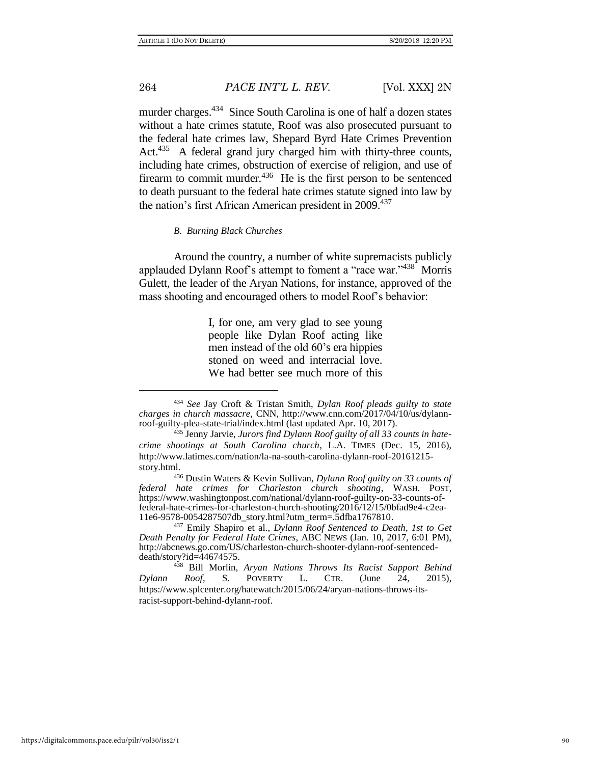murder charges.[434] Since South Carolina is one of half a dozen states without a hate crimes statute, Roof was also prosecuted pursuant to the federal hate crimes law, Shepard Byrd Hate Crimes Prevention Act.[435] A federal grand jury charged him with thirty-three counts, including hate crimes, obstruction of exercise of religion, and use of firearm to commit murder.[436] He is the first person to be sentenced to death pursuant to the federal hate crimes statute signed into law by the nation's first African American president in 2009.[437]

### *B. Burning Black Churches*

Around the country, a number of white supremacists publicly applauded Dylann Roof's attempt to foment a "race war."[438] Morris Gulett, the leader of the Aryan Nations, for instance, approved of the mass shooting and encouraged others to model Roof's behavior:

> I, for one, am very glad to see young people like Dylan Roof acting like men instead of the old 60's era hippies stoned on weed and interracial love. We had better see much more of this

---

[434] *See* Jay Croft & Tristan Smith, *Dylan Roof pleads guilty to state charges in church massacre*, CNN, http://www.cnn.com/2017/04/10/us/dylann-roof-guilty-plea-state-trial/index.html (last updated Apr. 10, 2017).

[435] Jenny Jarvie, *Jurors find Dylann Roof guilty of all 33 counts in hate-crime shootings at South Carolina church*, L.A. TIMES (Dec. 15, 2016), http://www.latimes.com/nation/la-na-south-carolina-dylann-roof-20161215-story.html.

[436] Dustin Waters & Kevin Sullivan, *Dylann Roof guilty on 33 counts of federal hate crimes for Charleston church shooting*, WASH. POST, https://www.washingtonpost.com/national/dylann-roof-guilty-on-33-counts-of-federal-hate-crimes-for-charleston-church-shooting/2016/12/15/0bfad9e4-c2ea-11e6-9578-0054287507db_story.html?utm_term=.5dfba1767810.

[437] Emily Shapiro et al., *Dylann Roof Sentenced to Death, 1st to Get Death Penalty for Federal Hate Crimes*, ABC NEWS (Jan. 10, 2017, 6:01 PM), http://abcnews.go.com/US/charleston-church-shooter-dylann-roof-sentenced-death/story?id=44674575.

[438] Bill Morlin, *Aryan Nations Throws Its Racist Support Behind Dylann Roof*, S. POVERTY L. CTR. (June 24, 2015), https://www.splcenter.org/hatewatch/2015/06/24/aryan-nations-throws-its-racist-support-behind-dylann-roof.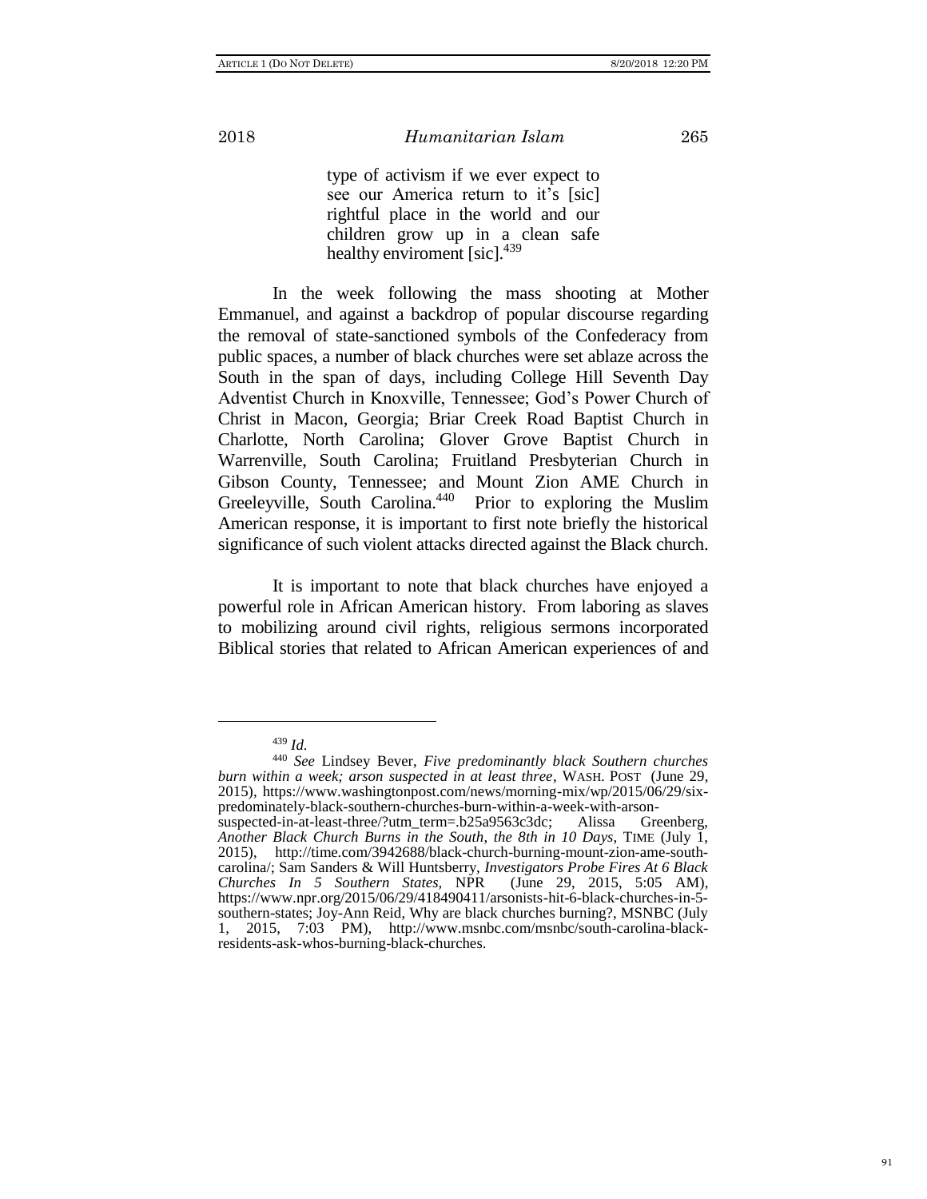> type of activism if we ever expect to see our America return to it's [sic] rightful place in the world and our children grow up in a clean safe healthy enviroment [sic].[439]

In the week following the mass shooting at Mother Emmanuel, and against a backdrop of popular discourse regarding the removal of state-sanctioned symbols of the Confederacy from public spaces, a number of black churches were set ablaze across the South in the span of days, including College Hill Seventh Day Adventist Church in Knoxville, Tennessee; God's Power Church of Christ in Macon, Georgia; Briar Creek Road Baptist Church in Charlotte, North Carolina; Glover Grove Baptist Church in Warrenville, South Carolina; Fruitland Presbyterian Church in Gibson County, Tennessee; and Mount Zion AME Church in Greeleyville, South Carolina.[440] Prior to exploring the Muslim American response, it is important to first note briefly the historical significance of such violent attacks directed against the Black church.

It is important to note that black churches have enjoyed a powerful role in African American history. From laboring as slaves to mobilizing around civil rights, religious sermons incorporated Biblical stories that related to African American experiences of and

---

[439] *Id.*

[440] *See* Lindsey Bever, *Five predominantly black Southern churches burn within a week; arson suspected in at least three*, WASH. POST (June 29, 2015), https://www.washingtonpost.com/news/morning-mix/wp/2015/06/29/six-predominately-black-southern-churches-burn-within-a-week-with-arson-suspected-in-at-least-three/?utm_term=.b25a9563c3dc; Alissa Greenberg, *Another Black Church Burns in the South, the 8th in 10 Days*, TIME (July 1, 2015), http://time.com/3942688/black-church-burning-mount-zion-ame-south-carolina/; Sam Sanders & Will Huntsberry, *Investigators Probe Fires At 6 Black Churches In 5 Southern States*, NPR (June 29, 2015, 5:05 AM), https://www.npr.org/2015/06/29/418490411/arsonists-hit-6-black-churches-in-5-southern-states; Joy-Ann Reid, Why are black churches burning?, MSNBC (July 1, 2015, 7:03 PM), http://www.msnbc.com/msnbc/south-carolina-black-residents-ask-whos-burning-black-churches.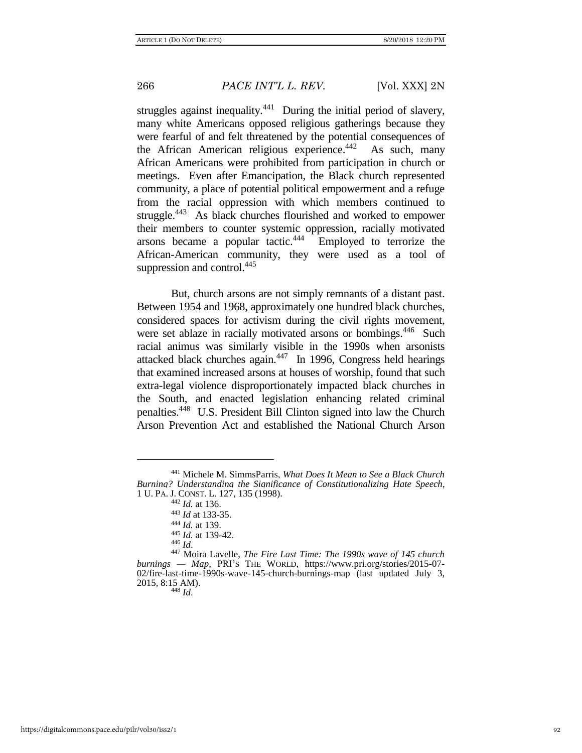struggles against inequality.[441] During the initial period of slavery, many white Americans opposed religious gatherings because they were fearful of and felt threatened by the potential consequences of the African American religious experience.[442] As such, many African Americans were prohibited from participation in church or meetings. Even after Emancipation, the Black church represented community, a place of potential political empowerment and a refuge from the racial oppression with which members continued to struggle.[443] As black churches flourished and worked to empower their members to counter systemic oppression, racially motivated arsons became a popular tactic.[444] Employed to terrorize the African-American community, they were used as a tool of suppression and control.[445]

But, church arsons are not simply remnants of a distant past. Between 1954 and 1968, approximately one hundred black churches, considered spaces for activism during the civil rights movement, were set ablaze in racially motivated arsons or bombings.[446] Such racial animus was similarly visible in the 1990s when arsonists attacked black churches again.[447] In 1996, Congress held hearings that examined increased arsons at houses of worship, found that such extra-legal violence disproportionately impacted black churches in the South, and enacted legislation enhancing related criminal penalties.[448] U.S. President Bill Clinton signed into law the Church Arson Prevention Act and established the National Church Arson

---

[441] Michele M. SimmsParris, *What Does It Mean to See a Black Church Burning? Understanding the Significance of Constitutionalizing Hate Speech*, 1 U. PA. J. CONST. L. 127, 135 (1998).

[442] *Id.* at 136.

[443] *Id* at 133-35.

[444] *Id.* at 139.

[445] *Id.* at 139-42.

[446] *Id.*

[447] Moira Lavelle, *The Fire Last Time: The 1990s wave of 145 church burnings — Map*, PRI'S THE WORLD, https://www.pri.org/stories/2015-07-02/fire-last-time-1990s-wave-145-church-burnings-map (last updated July 3, 2015, 8:15 AM).

[448] *Id.*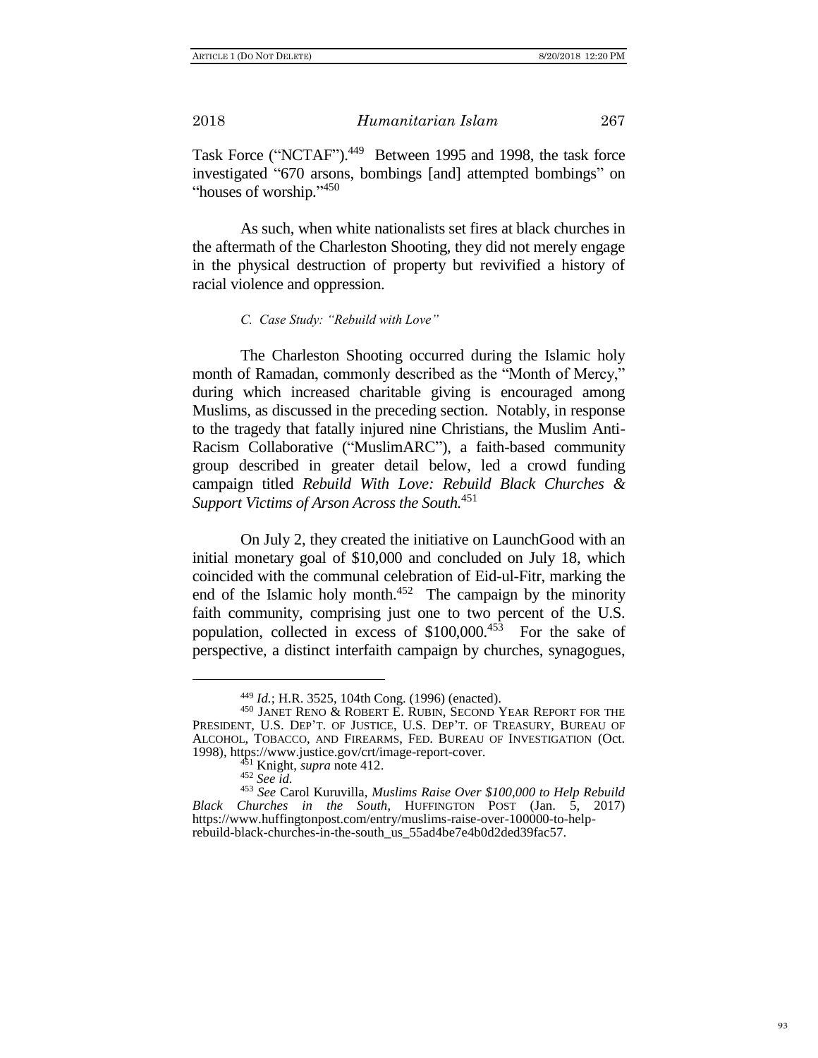Task Force ("NCTAF").[449] Between 1995 and 1998, the task force investigated "670 arsons, bombings [and] attempted bombings" on "houses of worship."[450]

As such, when white nationalists set fires at black churches in the aftermath of the Charleston Shooting, they did not merely engage in the physical destruction of property but revivified a history of racial violence and oppression.

### *C. Case Study: "Rebuild with Love"*

The Charleston Shooting occurred during the Islamic holy month of Ramadan, commonly described as the "Month of Mercy," during which increased charitable giving is encouraged among Muslims, as discussed in the preceding section. Notably, in response to the tragedy that fatally injured nine Christians, the Muslim Anti-Racism Collaborative ("MuslimARC"), a faith-based community group described in greater detail below, led a crowd funding campaign titled ***Rebuild With Love: Rebuild Black Churches & Support Victims of Arson Across the South.***[451]

On July 2, they created the initiative on LaunchGood with an initial monetary goal of $10,000 and concluded on July 18, which coincided with the communal celebration of Eid-ul-Fitr, marking the end of the Islamic holy month.[452] The campaign by the minority faith community, comprising just one to two percent of the U.S. population, collected in excess of $100,000.[453] For the sake of perspective, a distinct interfaith campaign by churches, synagogues,

---

[449] *Id.*; H.R. 3525, 104th Cong. (1996) (enacted).

[450] JANET RENO & ROBERT E. RUBIN, SECOND YEAR REPORT FOR THE PRESIDENT, U.S. DEP'T. OF JUSTICE, U.S. DEP'T. OF TREASURY, BUREAU OF ALCOHOL, TOBACCO, AND FIREARMS, FED. BUREAU OF INVESTIGATION (Oct. 1998), https://www.justice.gov/crt/image-report-cover.

[451] Knight, *supra* note 412.

[452] *See id.*

[453] *See* Carol Kuruvilla, *Muslims Raise Over $100,000 to Help Rebuild Black Churches in the South*, HUFFINGTON POST (Jan. 5, 2017) https://www.huffingtonpost.com/entry/muslims-raise-over-100000-to-help-rebuild-black-churches-in-the-south_us_55ad4be7e4b0d2ded39fac57.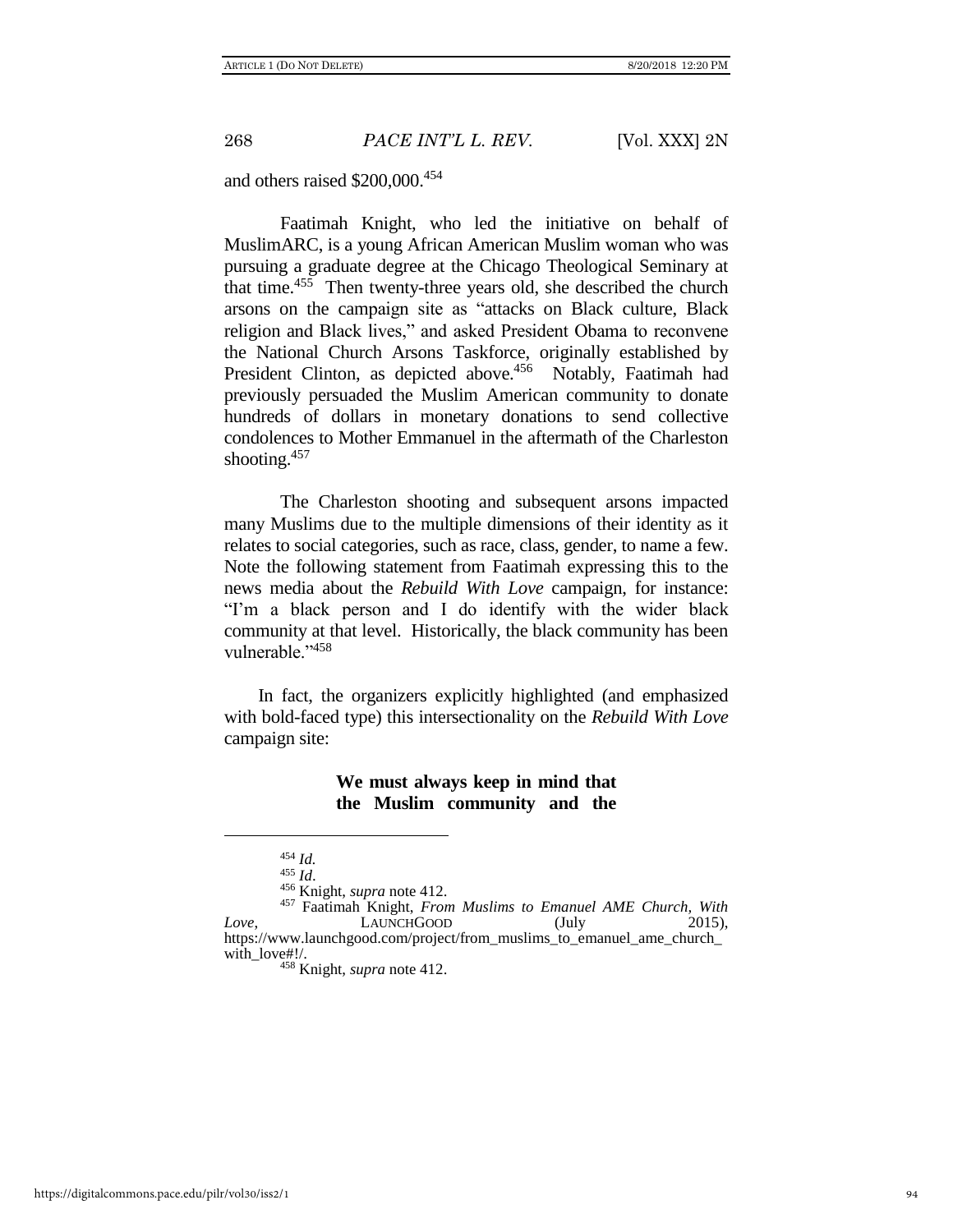and others raised $200,000.[454]

Faatimah Knight, who led the initiative on behalf of MuslimARC, is a young African American Muslim woman who was pursuing a graduate degree at the Chicago Theological Seminary at that time.[455] Then twenty-three years old, she described the church arsons on the campaign site as "attacks on Black culture, Black religion and Black lives," and asked President Obama to reconvene the National Church Arsons Taskforce, originally established by President Clinton, as depicted above.[456] Notably, Faatimah had previously persuaded the Muslim American community to donate hundreds of dollars in monetary donations to send collective condolences to Mother Emmanuel in the aftermath of the Charleston shooting.[457]

The Charleston shooting and subsequent arsons impacted many Muslims due to the multiple dimensions of their identity as it relates to social categories, such as race, class, gender, to name a few. Note the following statement from Faatimah expressing this to the news media about the *Rebuild With Love* campaign, for instance: "I'm a black person and I do identify with the wider black community at that level. Historically, the black community has been vulnerable."[458]

In fact, the organizers explicitly highlighted (and emphasized with bold-faced type) this intersectionality on the *Rebuild With Love* campaign site:

> **We must always keep in mind that the Muslim community and the**

---

[454] *Id.*

[455] *Id.*

[456] Knight, *supra* note 412.

[457] Faatimah Knight, *From Muslims to Emanuel AME Church, With Love*, LAUNCHGOOD (July 2015), https://www.launchgood.com/project/from_muslims_to_emanuel_ame_church_with_love#!/.

[458] Knight, *supra* note 412.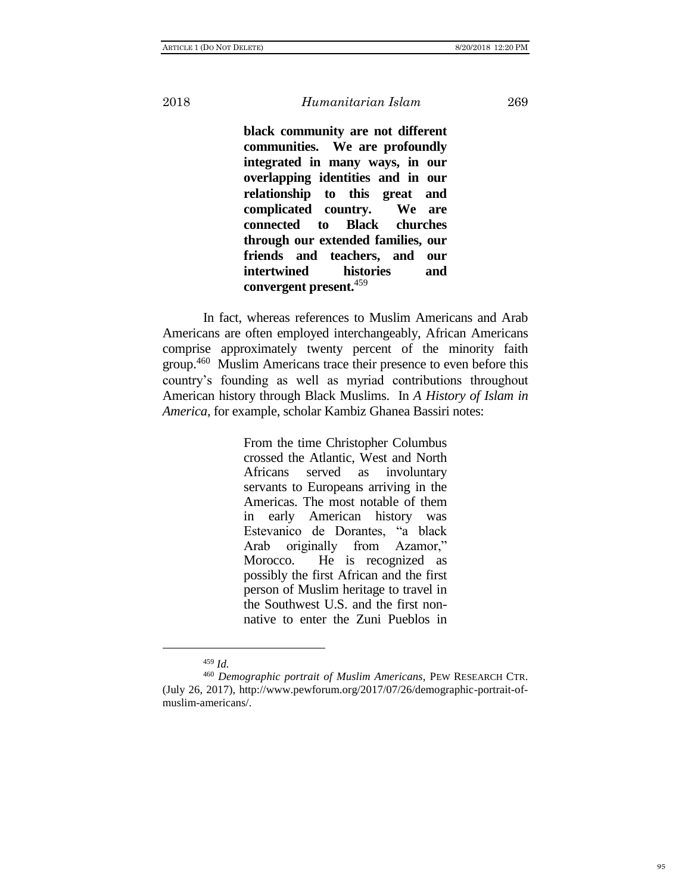> **black community are not different communities. We are profoundly integrated in many ways, in our overlapping identities and in our relationship to this great and complicated country. We are connected to Black churches through our extended families, our friends and teachers, and our intertwined histories and convergent present.**[459]

In fact, whereas references to Muslim Americans and Arab Americans are often employed interchangeably, African Americans comprise approximately twenty percent of the minority faith group.[460] Muslim Americans trace their presence to even before this country's founding as well as myriad contributions throughout American history through Black Muslims. In *A History of Islam in America*, for example, scholar Kambiz Ghanea Bassiri notes:

> From the time Christopher Columbus crossed the Atlantic, West and North Africans served as involuntary servants to Europeans arriving in the Americas. The most notable of them in early American history was Estevanico de Dorantes, "a black Arab originally from Azamor," Morocco. He is recognized as possibly the first African and the first person of Muslim heritage to travel in the Southwest U.S. and the first non-native to enter the Zuni Pueblos in

---

[459] *Id.*

[460] *Demographic portrait of Muslim Americans*, PEW RESEARCH CTR. (July 26, 2017), http://www.pewforum.org/2017/07/26/demographic-portrait-of-muslim-americans/.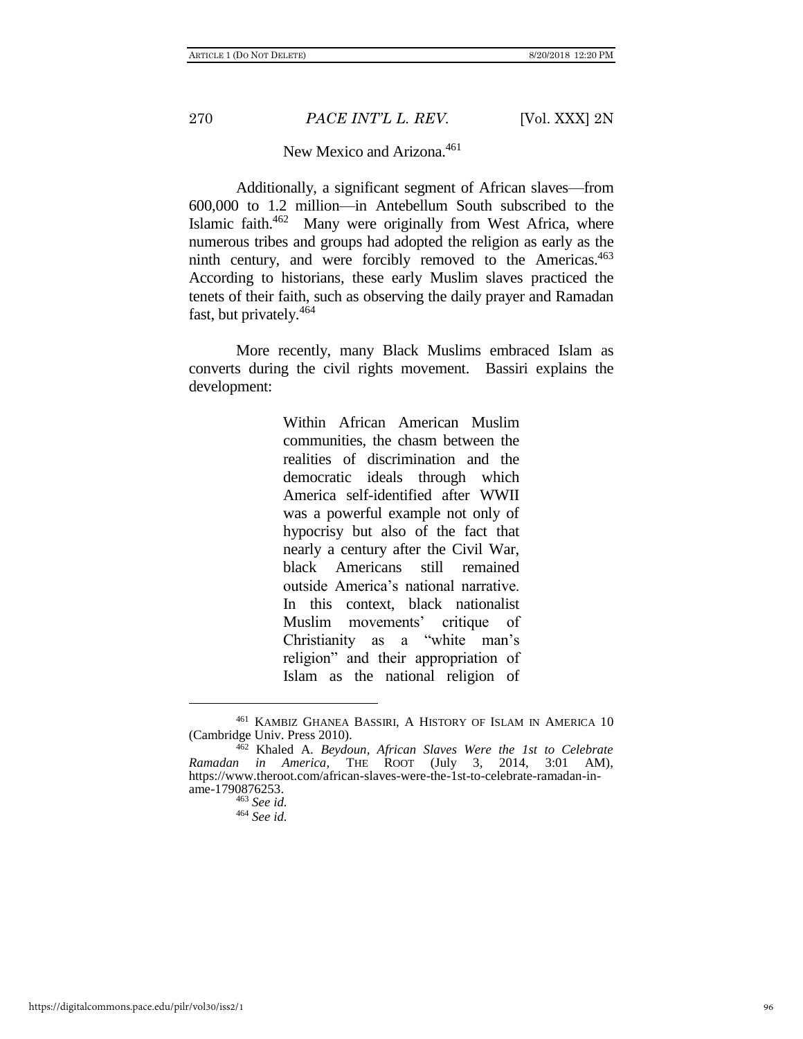New Mexico and Arizona.[461]

Additionally, a significant segment of African slaves—from 600,000 to 1.2 million—in Antebellum South subscribed to the Islamic faith.[462] Many were originally from West Africa, where numerous tribes and groups had adopted the religion as early as the ninth century, and were forcibly removed to the Americas.[463] According to historians, these early Muslim slaves practiced the tenets of their faith, such as observing the daily prayer and Ramadan fast, but privately.[464]

More recently, many Black Muslims embraced Islam as converts during the civil rights movement. Bassiri explains the development:

> Within African American Muslim communities, the chasm between the realities of discrimination and the democratic ideals through which America self-identified after WWII was a powerful example not only of hypocrisy but also of the fact that nearly a century after the Civil War, black Americans still remained outside America's national narrative. In this context, black nationalist Muslim movements' critique of Christianity as a "white man's religion" and their appropriation of Islam as the national religion of

---

[461] KAMBIZ GHANEA BASSIRI, A HISTORY OF ISLAM IN AMERICA 10 (Cambridge Univ. Press 2010).

[462] Khaled A. *Beydoun, African Slaves Were the 1st to Celebrate Ramadan in America*, THE ROOT (July 3, 2014, 3:01 AM), https://www.theroot.com/african-slaves-were-the-1st-to-celebrate-ramadan-in-ame-1790876253.

[463] *See id.*

[464] *See id.*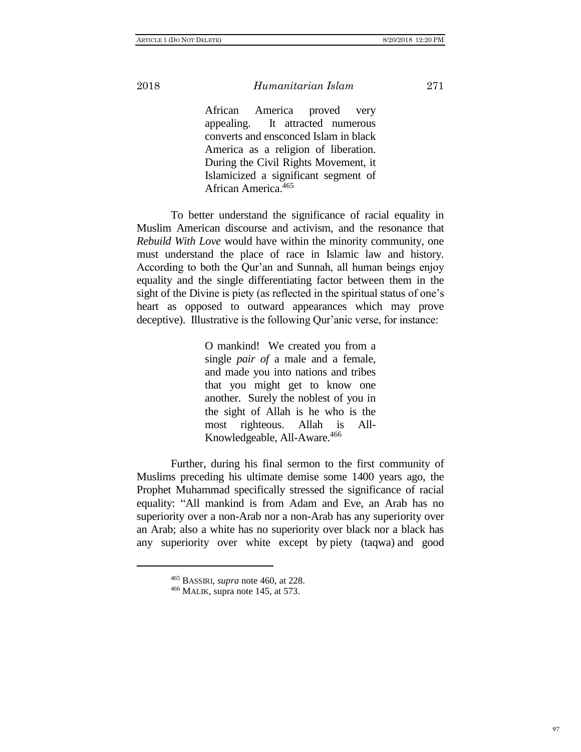> African America proved very appealing. It attracted numerous converts and ensconced Islam in black America as a religion of liberation. During the Civil Rights Movement, it Islamicized a significant segment of African America.[465]

To better understand the significance of racial equality in Muslim American discourse and activism, and the resonance that *Rebuild With Love* would have within the minority community, one must understand the place of race in Islamic law and history. According to both the Qur'an and Sunnah, all human beings enjoy equality and the single differentiating factor between them in the sight of the Divine is piety (as reflected in the spiritual status of one's heart as opposed to outward appearances which may prove deceptive). Illustrative is the following Qur'anic verse, for instance:

> O mankind! We created you from a single *pair of* a male and a female, and made you into nations and tribes that you might get to know one another. Surely the noblest of you in the sight of Allah is he who is the most righteous. Allah is All-Knowledgeable, All-Aware.[466]

Further, during his final sermon to the first community of Muslims preceding his ultimate demise some 1400 years ago, the Prophet Muhammad specifically stressed the significance of racial equality: "All mankind is from Adam and Eve, an Arab has no superiority over a non-Arab nor a non-Arab has any superiority over an Arab; also a white has no superiority over black nor a black has any superiority over white except by piety (taqwa) and good

---

[465] BASSIRI, *supra* note 460, at 228.

[466] MALIK, supra note 145, at 573.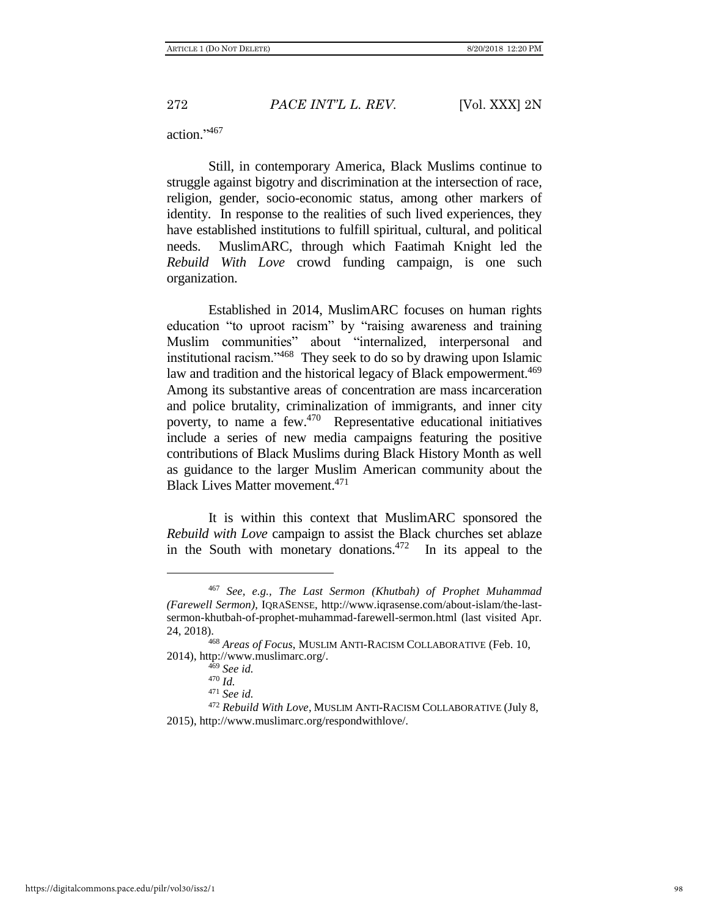action."[467]

Still, in contemporary America, Black Muslims continue to struggle against bigotry and discrimination at the intersection of race, religion, gender, socio-economic status, among other markers of identity. In response to the realities of such lived experiences, they have established institutions to fulfill spiritual, cultural, and political needs. MuslimARC, through which Faatimah Knight led the *Rebuild With Love* crowd funding campaign, is one such organization.

Established in 2014, MuslimARC focuses on human rights education "to uproot racism" by "raising awareness and training Muslim communities" about "internalized, interpersonal and institutional racism."[468] They seek to do so by drawing upon Islamic law and tradition and the historical legacy of Black empowerment.[469] Among its substantive areas of concentration are mass incarceration and police brutality, criminalization of immigrants, and inner city poverty, to name a few.[470] Representative educational initiatives include a series of new media campaigns featuring the positive contributions of Black Muslims during Black History Month as well as guidance to the larger Muslim American community about the Black Lives Matter movement.[471]

It is within this context that MuslimARC sponsored the *Rebuild with Love* campaign to assist the Black churches set ablaze in the South with monetary donations.[472] In its appeal to the

---

[467] *See, e.g., The Last Sermon (Khutbah) of Prophet Muhammad (Farewell Sermon)*, IQRASENSE, http://www.iqrasense.com/about-islam/the-last-sermon-khutbah-of-prophet-muhammad-farewell-sermon.html (last visited Apr. 24, 2018).

[468] *Areas of Focus*, MUSLIM ANTI-RACISM COLLABORATIVE (Feb. 10, 2014), http://www.muslimarc.org/.

[469] *See id.*

[470] *Id.*

[471] *See id.*

[472] *Rebuild With Love*, MUSLIM ANTI-RACISM COLLABORATIVE (July 8, 2015), http://www.muslimarc.org/respondwithlove/.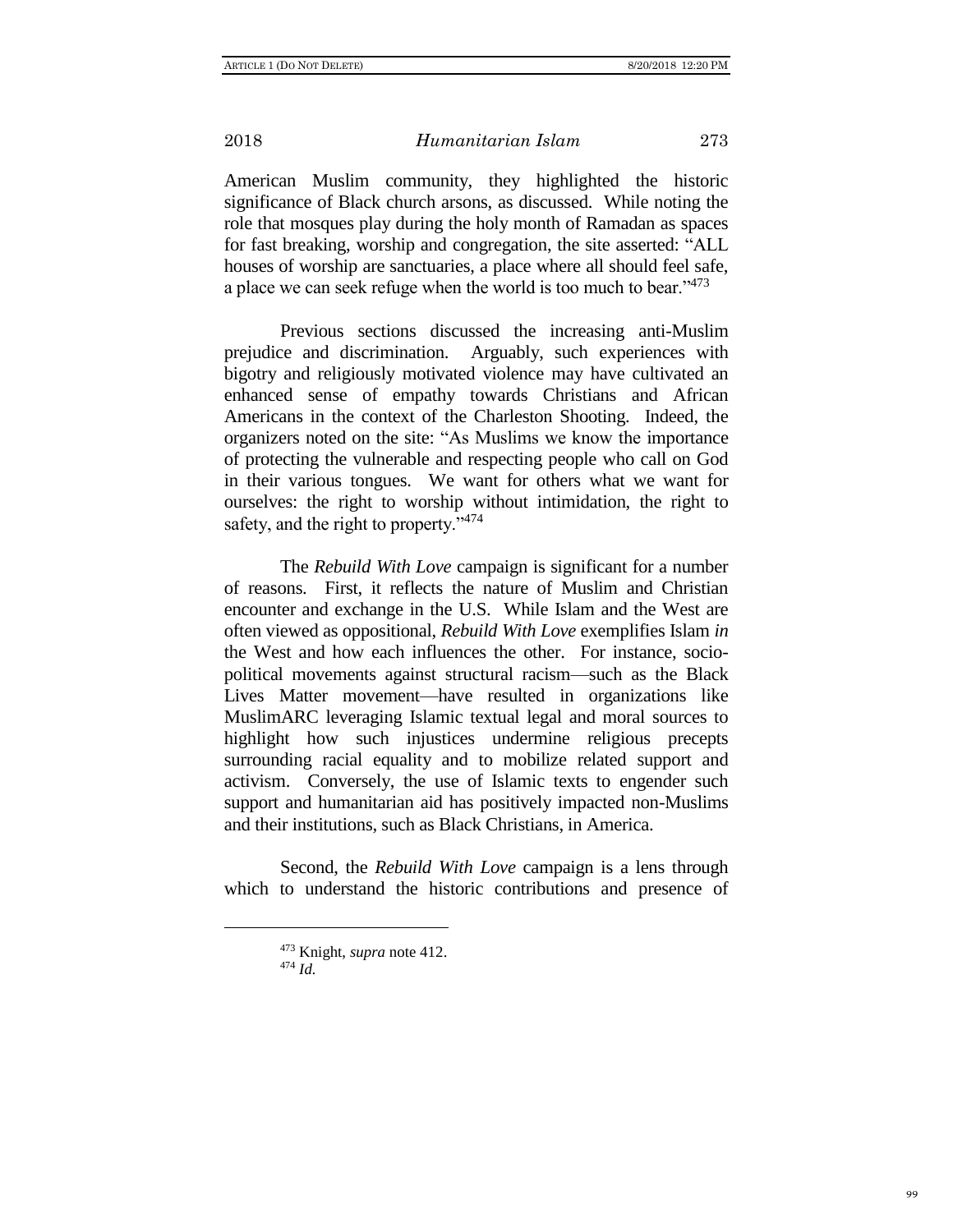American Muslim community, they highlighted the historic significance of Black church arsons, as discussed. While noting the role that mosques play during the holy month of Ramadan as spaces for fast breaking, worship and congregation, the site asserted: "ALL houses of worship are sanctuaries, a place where all should feel safe, a place we can seek refuge when the world is too much to bear."[473]

Previous sections discussed the increasing anti-Muslim prejudice and discrimination. Arguably, such experiences with bigotry and religiously motivated violence may have cultivated an enhanced sense of empathy towards Christians and African Americans in the context of the Charleston Shooting. Indeed, the organizers noted on the site: "As Muslims we know the importance of protecting the vulnerable and respecting people who call on God in their various tongues. We want for others what we want for ourselves: the right to worship without intimidation, the right to safety, and the right to property."[474]

The *Rebuild With Love* campaign is significant for a number of reasons. First, it reflects the nature of Muslim and Christian encounter and exchange in the U.S. While Islam and the West are often viewed as oppositional, *Rebuild With Love* exemplifies Islam *in* the West and how each influences the other. For instance, socio-political movements against structural racism—such as the Black Lives Matter movement—have resulted in organizations like MuslimARC leveraging Islamic textual legal and moral sources to highlight how such injustices undermine religious precepts surrounding racial equality and to mobilize related support and activism. Conversely, the use of Islamic texts to engender such support and humanitarian aid has positively impacted non-Muslims and their institutions, such as Black Christians, in America.

Second, the *Rebuild With Love* campaign is a lens through which to understand the historic contributions and presence of

[473] Knight, *supra* note 412.
[474] *Id.*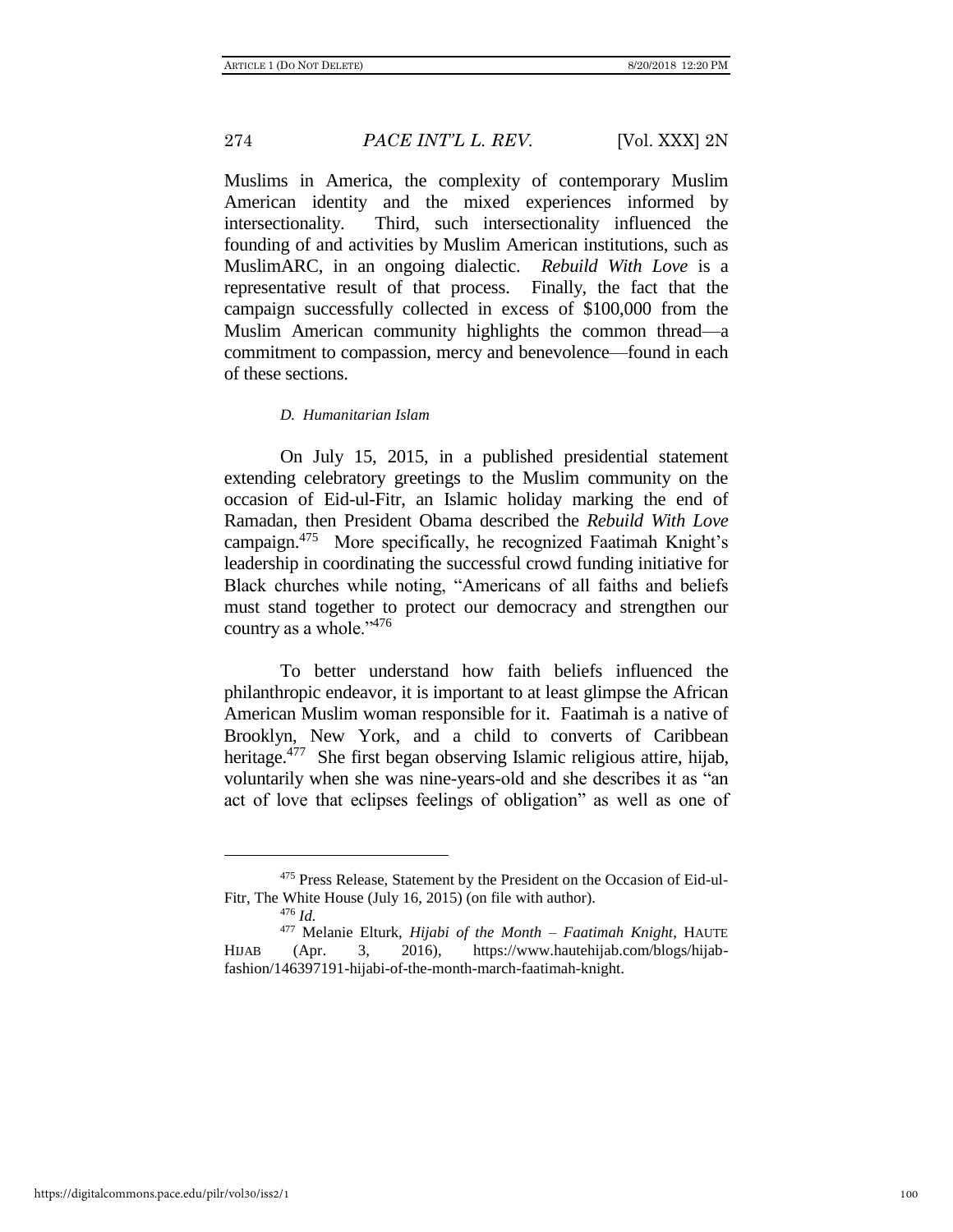Muslims in America, the complexity of contemporary Muslim American identity and the mixed experiences informed by intersectionality. Third, such intersectionality influenced the founding of and activities by Muslim American institutions, such as MuslimARC, in an ongoing dialectic. *Rebuild With Love* is a representative result of that process. Finally, the fact that the campaign successfully collected in excess of $100,000 from the Muslim American community highlights the common thread—a commitment to compassion, mercy and benevolence—found in each of these sections.

### *D. Humanitarian Islam*

On July 15, 2015, in a published presidential statement extending celebratory greetings to the Muslim community on the occasion of Eid-ul-Fitr, an Islamic holiday marking the end of Ramadan, then President Obama described the *Rebuild With Love* campaign.[475] More specifically, he recognized Faatimah Knight's leadership in coordinating the successful crowd funding initiative for Black churches while noting, "Americans of all faiths and beliefs must stand together to protect our democracy and strengthen our country as a whole."[476]

To better understand how faith beliefs influenced the philanthropic endeavor, it is important to at least glimpse the African American Muslim woman responsible for it. Faatimah is a native of Brooklyn, New York, and a child to converts of Caribbean heritage.[477] She first began observing Islamic religious attire, hijab, voluntarily when she was nine-years-old and she describes it as "an act of love that eclipses feelings of obligation" as well as one of

---

[475] Press Release, Statement by the President on the Occasion of Eid-ul-Fitr, The White House (July 16, 2015) (on file with author).

[476] *Id.*

[477] Melanie Elturk, *Hijabi of the Month – Faatimah Knight*, HAUTE HIJAB (Apr. 3, 2016), https://www.hautehijab.com/blogs/hijab-fashion/146397191-hijabi-of-the-month-march-faatimah-knight.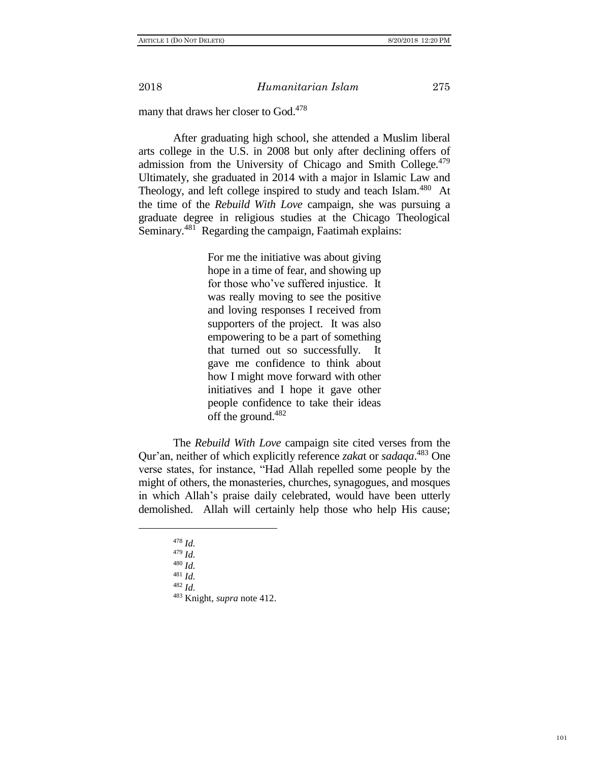many that draws her closer to God.[478]

After graduating high school, she attended a Muslim liberal arts college in the U.S. in 2008 but only after declining offers of admission from the University of Chicago and Smith College.[479] Ultimately, she graduated in 2014 with a major in Islamic Law and Theology, and left college inspired to study and teach Islam.[480] At the time of the *Rebuild With Love* campaign, she was pursuing a graduate degree in religious studies at the Chicago Theological Seminary.[481] Regarding the campaign, Faatimah explains:

> For me the initiative was about giving hope in a time of fear, and showing up for those who've suffered injustice. It was really moving to see the positive and loving responses I received from supporters of the project. It was also empowering to be a part of something that turned out so successfully. It gave me confidence to think about how I might move forward with other initiatives and I hope it gave other people confidence to take their ideas off the ground.[482]

The *Rebuild With Love* campaign site cited verses from the Qur'an, neither of which explicitly reference *zaka*t or *sadaqa*.[483] One verse states, for instance, "Had Allah repelled some people by the might of others, the monasteries, churches, synagogues, and mosques in which Allah's praise daily celebrated, would have been utterly demolished. Allah will certainly help those who help His cause;

[478] *Id.*
[479] *Id.*
[480] *Id.*
[481] *Id.*
[482] *Id.*
[483] Knight, *supra* note 412.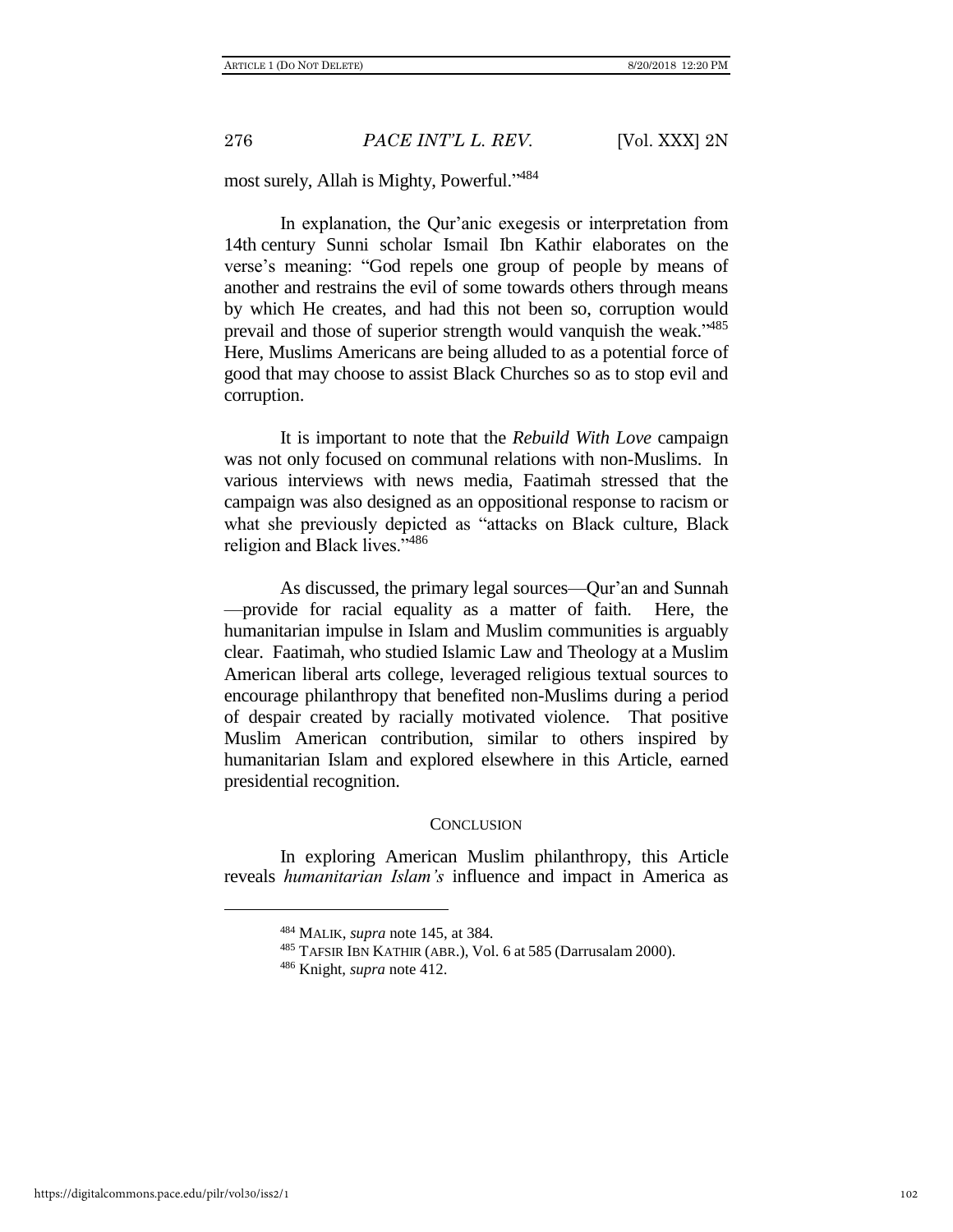most surely, Allah is Mighty, Powerful."[484]

In explanation, the Qur'anic exegesis or interpretation from 14th century Sunni scholar Ismail Ibn Kathir elaborates on the verse's meaning: "God repels one group of people by means of another and restrains the evil of some towards others through means by which He creates, and had this not been so, corruption would prevail and those of superior strength would vanquish the weak."[485] Here, Muslims Americans are being alluded to as a potential force of good that may choose to assist Black Churches so as to stop evil and corruption.

It is important to note that the *Rebuild With Love* campaign was not only focused on communal relations with non-Muslims. In various interviews with news media, Faatimah stressed that the campaign was also designed as an oppositional response to racism or what she previously depicted as "attacks on Black culture, Black religion and Black lives."[486]

As discussed, the primary legal sources—Qur'an and Sunnah—provide for racial equality as a matter of faith. Here, the humanitarian impulse in Islam and Muslim communities is arguably clear. Faatimah, who studied Islamic Law and Theology at a Muslim American liberal arts college, leveraged religious textual sources to encourage philanthropy that benefited non-Muslims during a period of despair created by racially motivated violence. That positive Muslim American contribution, similar to others inspired by humanitarian Islam and explored elsewhere in this Article, earned presidential recognition.

## CONCLUSION

In exploring American Muslim philanthropy, this Article reveals *humanitarian Islam's* influence and impact in America as

---

[484] MALIK, *supra* note 145, at 384.

[485] TAFSIR IBN KATHIR (ABR.), Vol. 6 at 585 (Darrusalam 2000).

[486] Knight, *supra* note 412.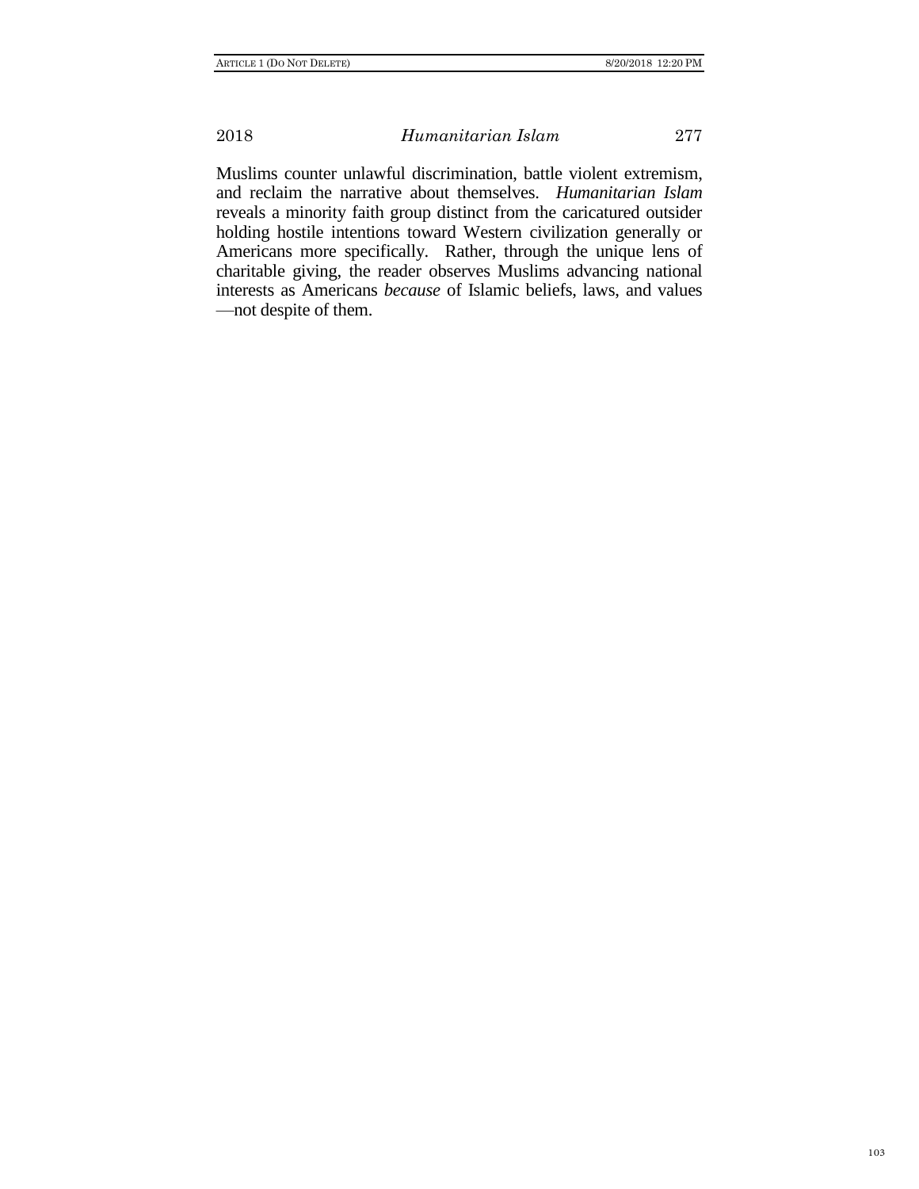Muslims counter unlawful discrimination, battle violent extremism, and reclaim the narrative about themselves. *Humanitarian Islam* reveals a minority faith group distinct from the caricatured outsider holding hostile intentions toward Western civilization generally or Americans more specifically. Rather, through the unique lens of charitable giving, the reader observes Muslims advancing national interests as Americans *because* of Islamic beliefs, laws, and values —not despite of them.